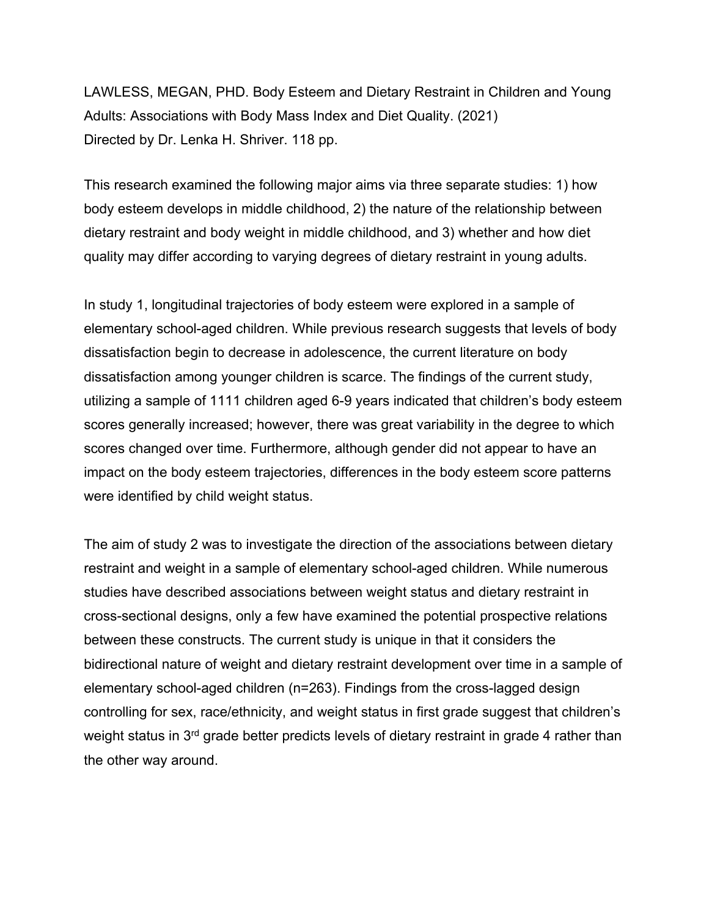LAWLESS, MEGAN, PHD. Body Esteem and Dietary Restraint in Children and Young Adults: Associations with Body Mass Index and Diet Quality. (2021)
Directed by Dr. Lenka H. Shriver. 118 pp.

This research examined the following major aims via three separate studies: 1) how body esteem develops in middle childhood, 2) the nature of the relationship between dietary restraint and body weight in middle childhood, and 3) whether and how diet quality may differ according to varying degrees of dietary restraint in young adults.

In study 1, longitudinal trajectories of body esteem were explored in a sample of elementary school-aged children. While previous research suggests that levels of body dissatisfaction begin to decrease in adolescence, the current literature on body dissatisfaction among younger children is scarce. The findings of the current study, utilizing a sample of 1111 children aged 6-9 years indicated that children's body esteem scores generally increased; however, there was great variability in the degree to which scores changed over time. Furthermore, although gender did not appear to have an impact on the body esteem trajectories, differences in the body esteem score patterns were identified by child weight status.

The aim of study 2 was to investigate the direction of the associations between dietary restraint and weight in a sample of elementary school-aged children. While numerous studies have described associations between weight status and dietary restraint in cross-sectional designs, only a few have examined the potential prospective relations between these constructs. The current study is unique in that it considers the bidirectional nature of weight and dietary restraint development over time in a sample of elementary school-aged children (n=263). Findings from the cross-lagged design controlling for sex, race/ethnicity, and weight status in first grade suggest that children's weight status in 3rd grade better predicts levels of dietary restraint in grade 4 rather than the other way around.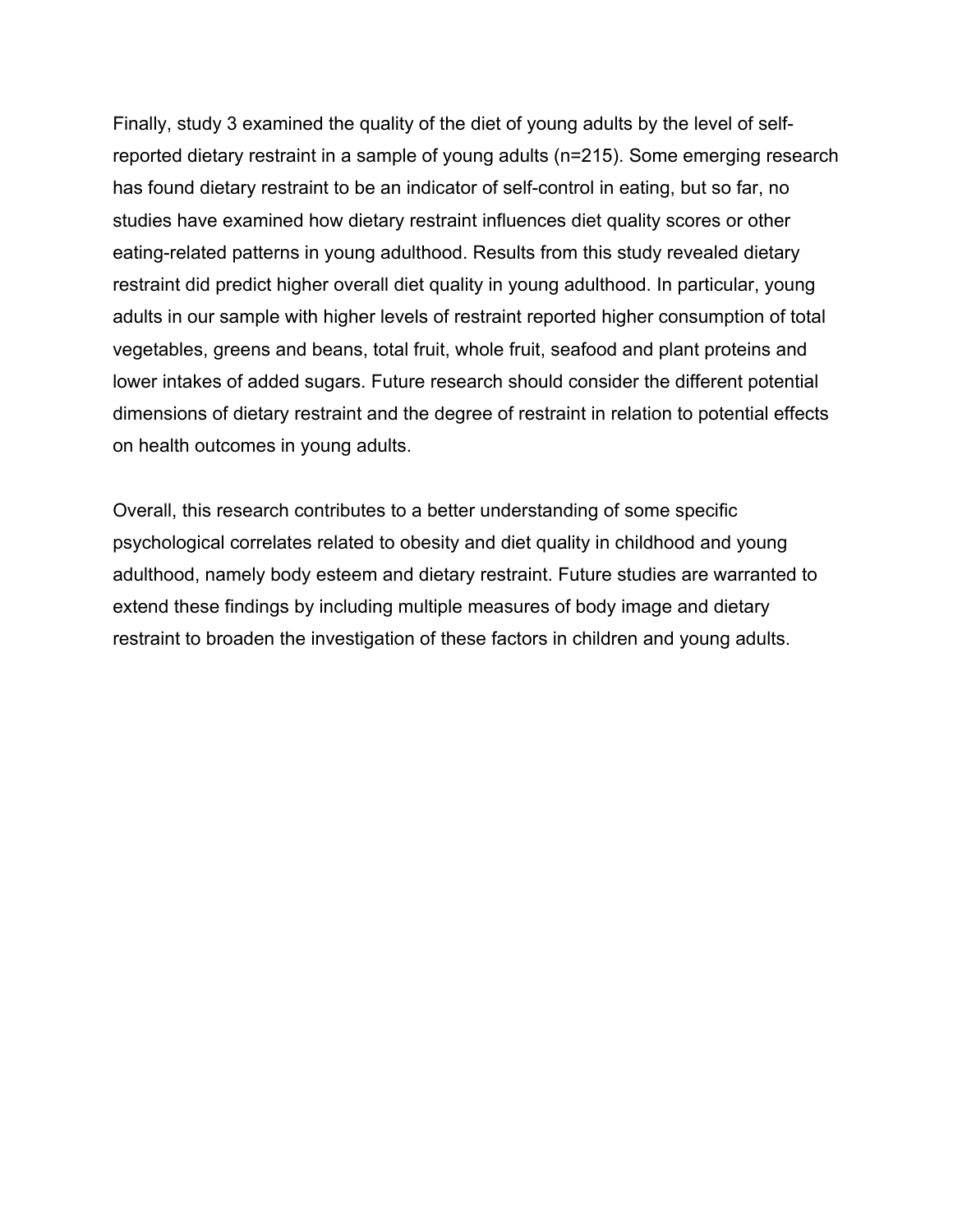Finally, study 3 examined the quality of the diet of young adults by the level of self-reported dietary restraint in a sample of young adults (n=215). Some emerging research has found dietary restraint to be an indicator of self-control in eating, but so far, no studies have examined how dietary restraint influences diet quality scores or other eating-related patterns in young adulthood. Results from this study revealed dietary restraint did predict higher overall diet quality in young adulthood. In particular, young adults in our sample with higher levels of restraint reported higher consumption of total vegetables, greens and beans, total fruit, whole fruit, seafood and plant proteins and lower intakes of added sugars. Future research should consider the different potential dimensions of dietary restraint and the degree of restraint in relation to potential effects on health outcomes in young adults.

Overall, this research contributes to a better understanding of some specific psychological correlates related to obesity and diet quality in childhood and young adulthood, namely body esteem and dietary restraint. Future studies are warranted to extend these findings by including multiple measures of body image and dietary restraint to broaden the investigation of these factors in children and young adults.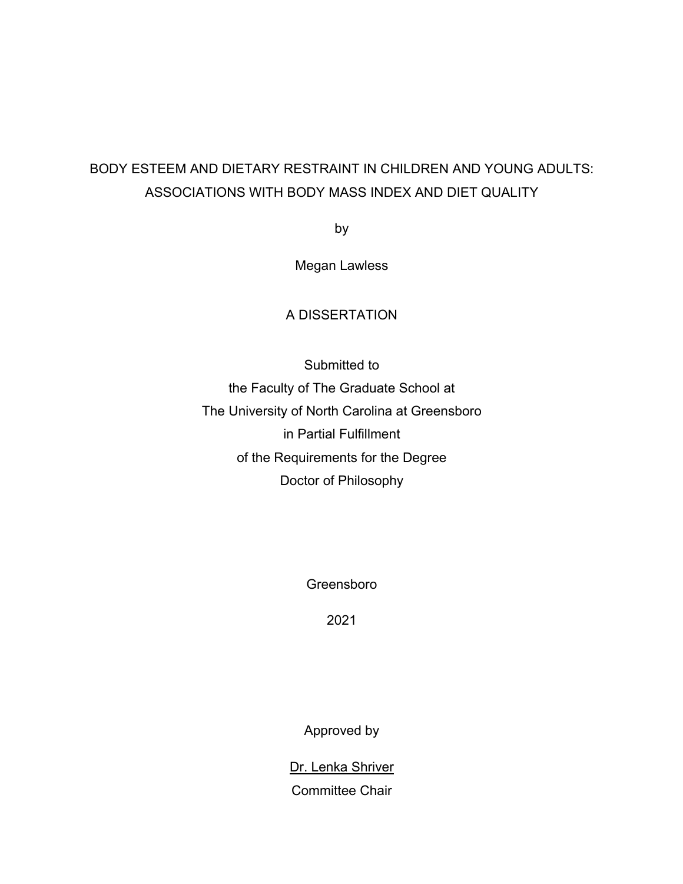BODY ESTEEM AND DIETARY RESTRAINT IN CHILDREN AND YOUNG ADULTS: ASSOCIATIONS WITH BODY MASS INDEX AND DIET QUALITY

by

Megan Lawless

A DISSERTATION

Submitted to
the Faculty of The Graduate School at
The University of North Carolina at Greensboro
in Partial Fulfillment
of the Requirements for the Degree
Doctor of Philosophy

Greensboro

2021

Approved by

Dr. Lenka Shriver
Committee Chair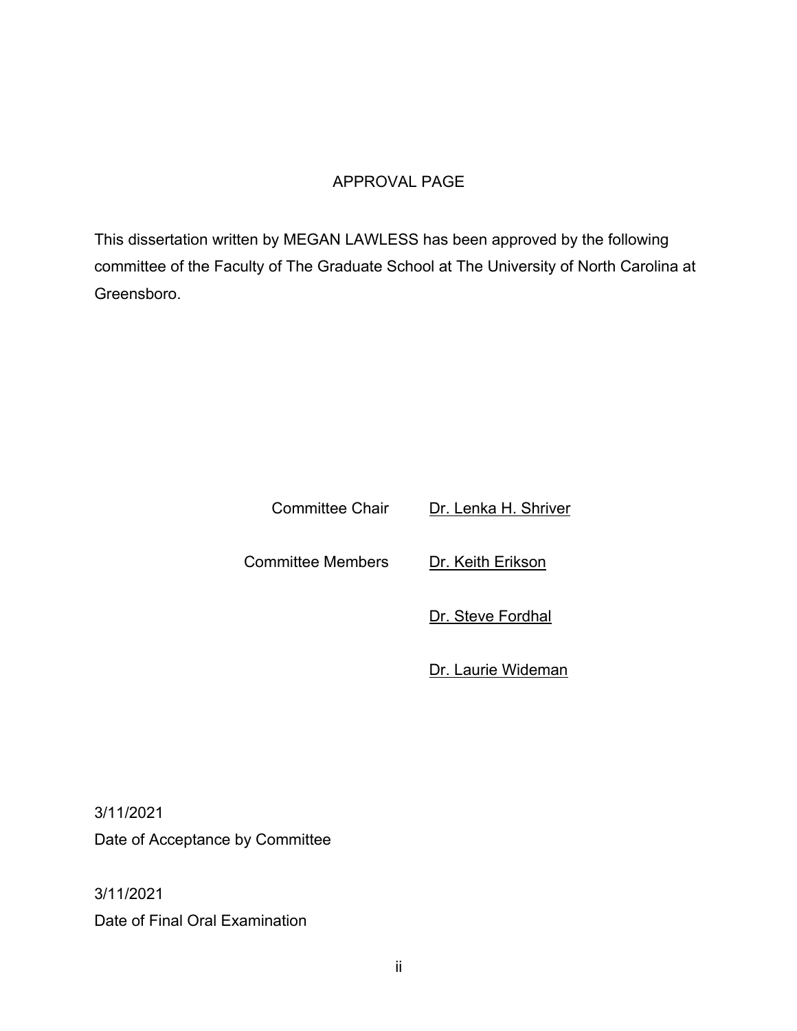# APPROVAL PAGE

This dissertation written by MEGAN LAWLESS has been approved by the following committee of the Faculty of The Graduate School at The University of North Carolina at Greensboro.

| | |
|---|---|
| Committee Chair | Dr. Lenka H. Shriver |
| Committee Members | Dr. Keith Erikson |
| | Dr. Steve Fordhal |
| | Dr. Laurie Wideman |

3/11/2021
Date of Acceptance by Committee

3/11/2021
Date of Final Oral Examination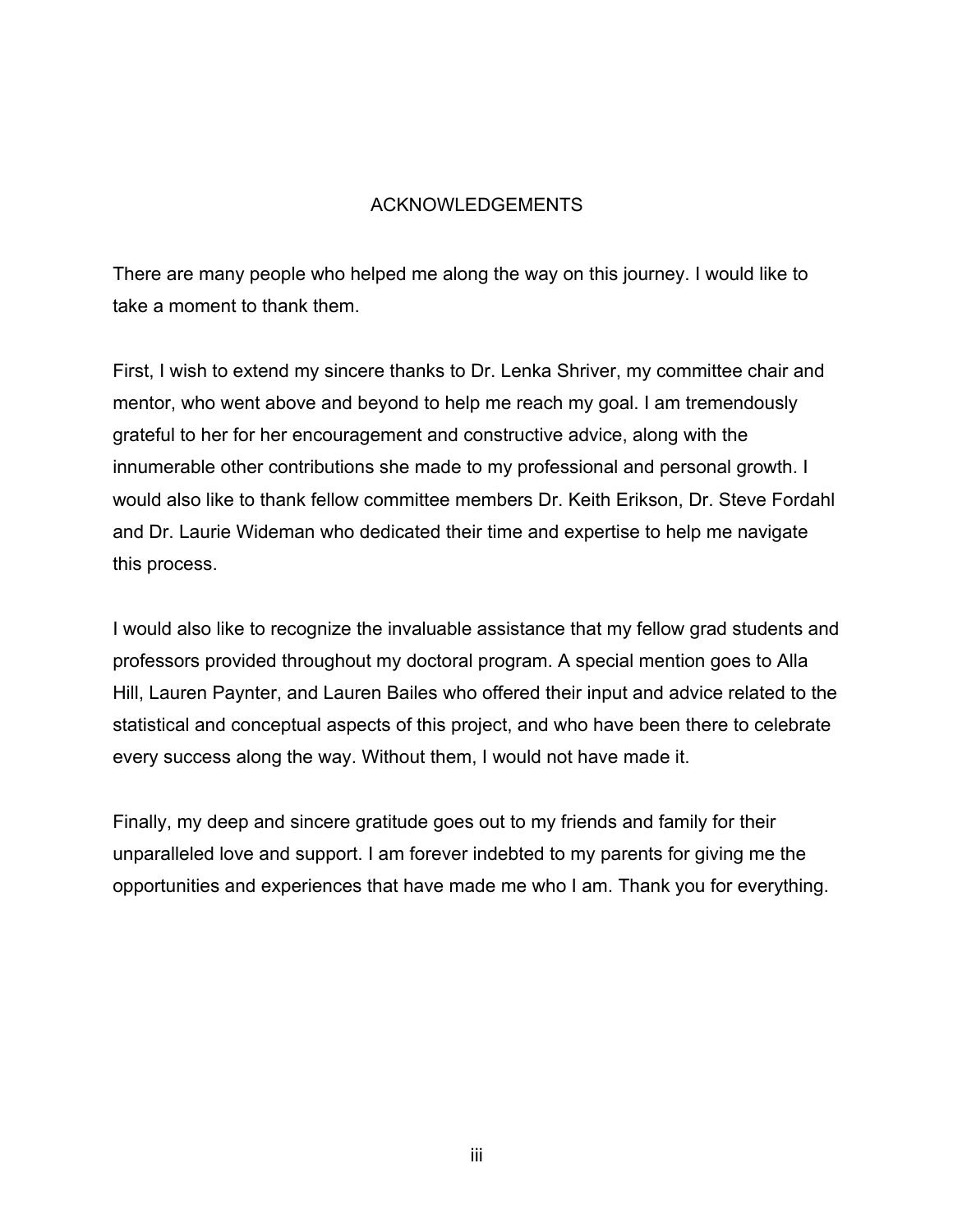# ACKNOWLEDGEMENTS

There are many people who helped me along the way on this journey. I would like to take a moment to thank them.

First, I wish to extend my sincere thanks to Dr. Lenka Shriver, my committee chair and mentor, who went above and beyond to help me reach my goal. I am tremendously grateful to her for her encouragement and constructive advice, along with the innumerable other contributions she made to my professional and personal growth. I would also like to thank fellow committee members Dr. Keith Erikson, Dr. Steve Fordahl and Dr. Laurie Wideman who dedicated their time and expertise to help me navigate this process.

I would also like to recognize the invaluable assistance that my fellow grad students and professors provided throughout my doctoral program. A special mention goes to Alla Hill, Lauren Paynter, and Lauren Bailes who offered their input and advice related to the statistical and conceptual aspects of this project, and who have been there to celebrate every success along the way. Without them, I would not have made it.

Finally, my deep and sincere gratitude goes out to my friends and family for their unparalleled love and support. I am forever indebted to my parents for giving me the opportunities and experiences that have made me who I am. Thank you for everything.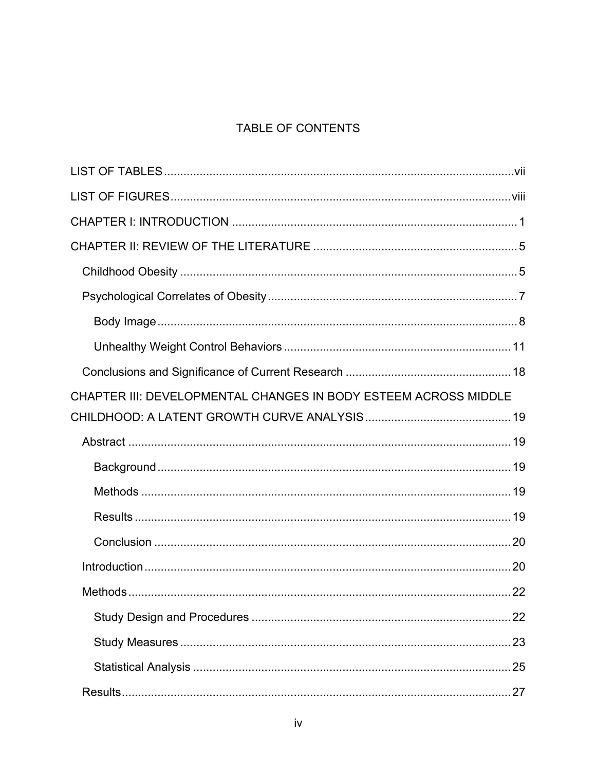# TABLE OF CONTENTS

LIST OF TABLES .......... vii

LIST OF FIGURES .......... viii

CHAPTER I: INTRODUCTION .......... 1

CHAPTER II: REVIEW OF THE LITERATURE .......... 5

- Childhood Obesity .......... 5
- Psychological Correlates of Obesity .......... 7
  - Body Image .......... 8
  - Unhealthy Weight Control Behaviors .......... 11
- Conclusions and Significance of Current Research .......... 18

CHAPTER III: DEVELOPMENTAL CHANGES IN BODY ESTEEM ACROSS MIDDLE CHILDHOOD: A LATENT GROWTH CURVE ANALYSIS .......... 19

- Abstract .......... 19
  - Background .......... 19
  - Methods .......... 19
  - Results .......... 19
  - Conclusion .......... 20
- Introduction .......... 20
- Methods .......... 22
  - Study Design and Procedures .......... 22
  - Study Measures .......... 23
  - Statistical Analysis .......... 25
- Results .......... 27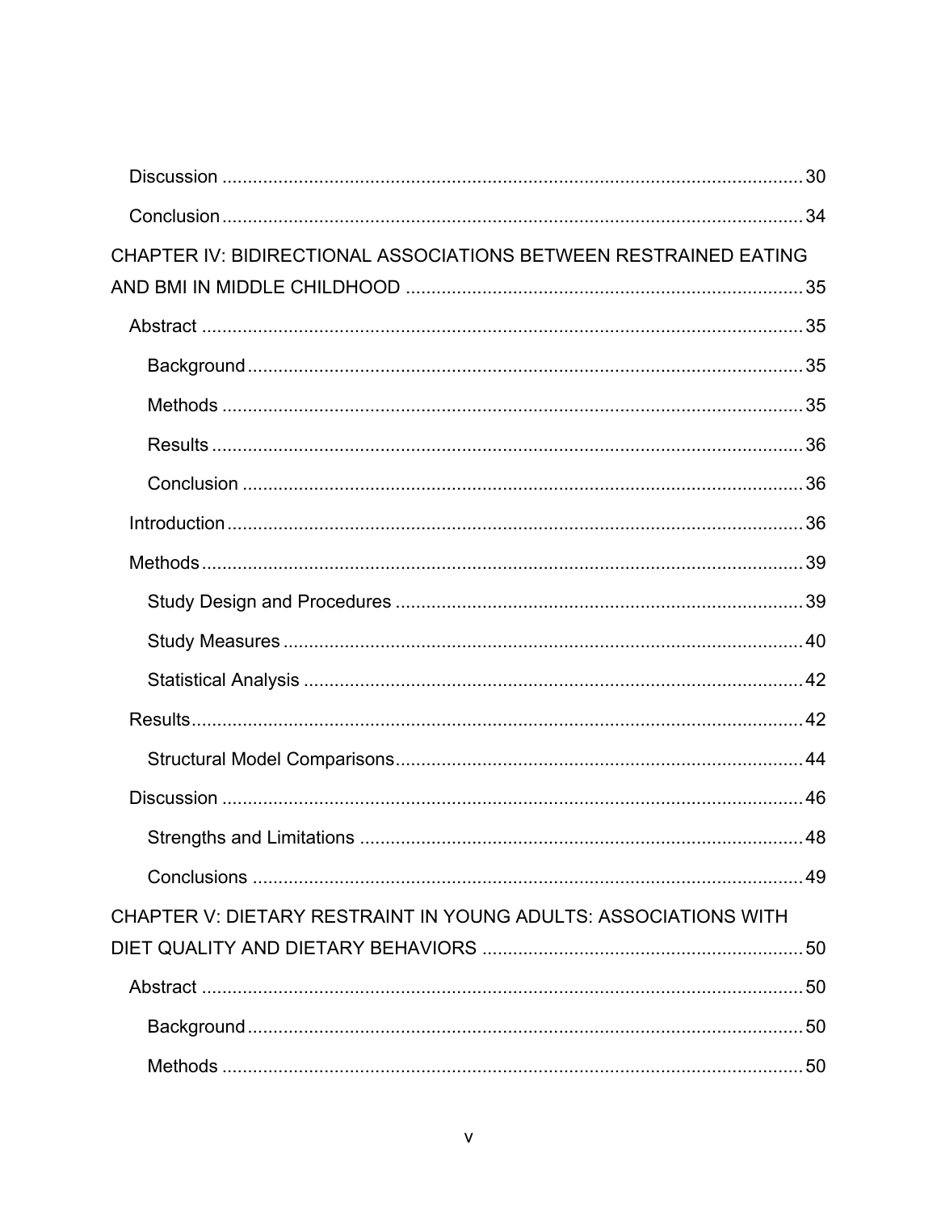Discussion .......... 30

Conclusion .......... 34

CHAPTER IV: BIDIRECTIONAL ASSOCIATIONS BETWEEN RESTRAINED EATING AND BMI IN MIDDLE CHILDHOOD .......... 35

Abstract .......... 35

Background .......... 35

Methods .......... 35

Results .......... 36

Conclusion .......... 36

Introduction .......... 36

Methods .......... 39

Study Design and Procedures .......... 39

Study Measures .......... 40

Statistical Analysis .......... 42

Results .......... 42

Structural Model Comparisons .......... 44

Discussion .......... 46

Strengths and Limitations .......... 48

Conclusions .......... 49

CHAPTER V: DIETARY RESTRAINT IN YOUNG ADULTS: ASSOCIATIONS WITH DIET QUALITY AND DIETARY BEHAVIORS .......... 50

Abstract .......... 50

Background .......... 50

Methods .......... 50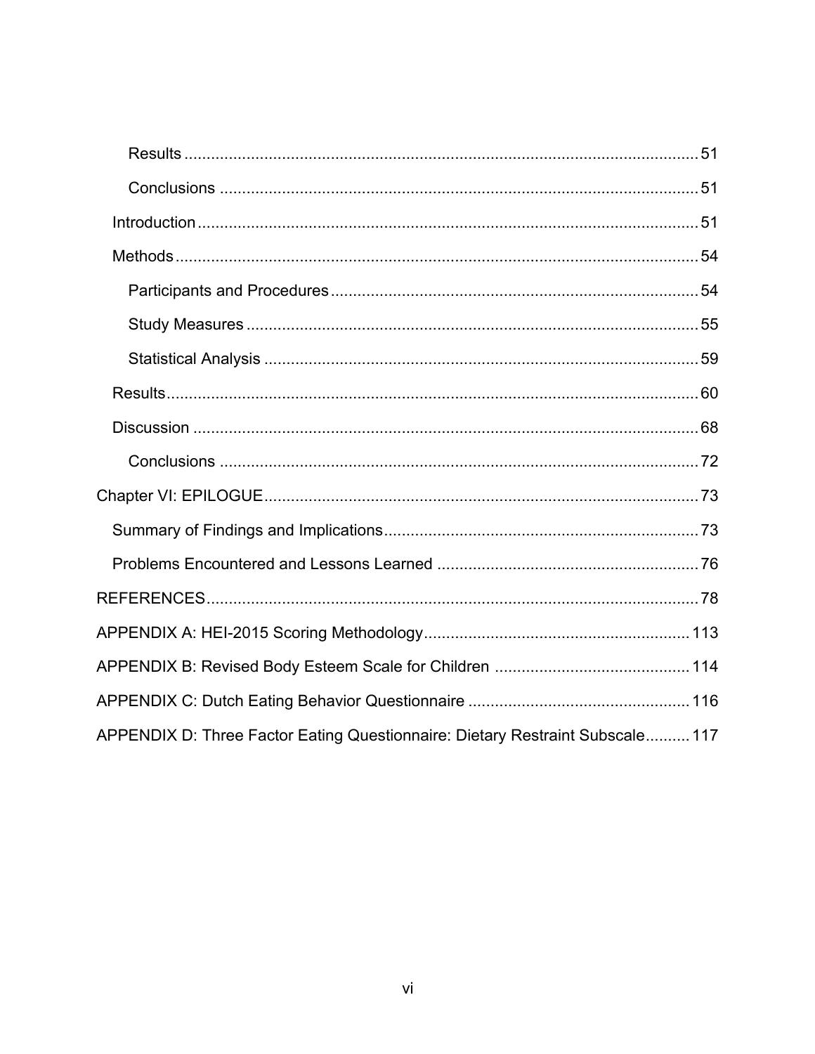- Results ... 51
- Conclusions ... 51

Introduction ... 51

Methods ... 54

- Participants and Procedures ... 54
- Study Measures ... 55
- Statistical Analysis ... 59

Results ... 60

Discussion ... 68

- Conclusions ... 72

Chapter VI: EPILOGUE ... 73

Summary of Findings and Implications ... 73

Problems Encountered and Lessons Learned ... 76

REFERENCES ... 78

APPENDIX A: HEI-2015 Scoring Methodology ... 113

APPENDIX B: Revised Body Esteem Scale for Children ... 114

APPENDIX C: Dutch Eating Behavior Questionnaire ... 116

APPENDIX D: Three Factor Eating Questionnaire: Dietary Restraint Subscale ... 117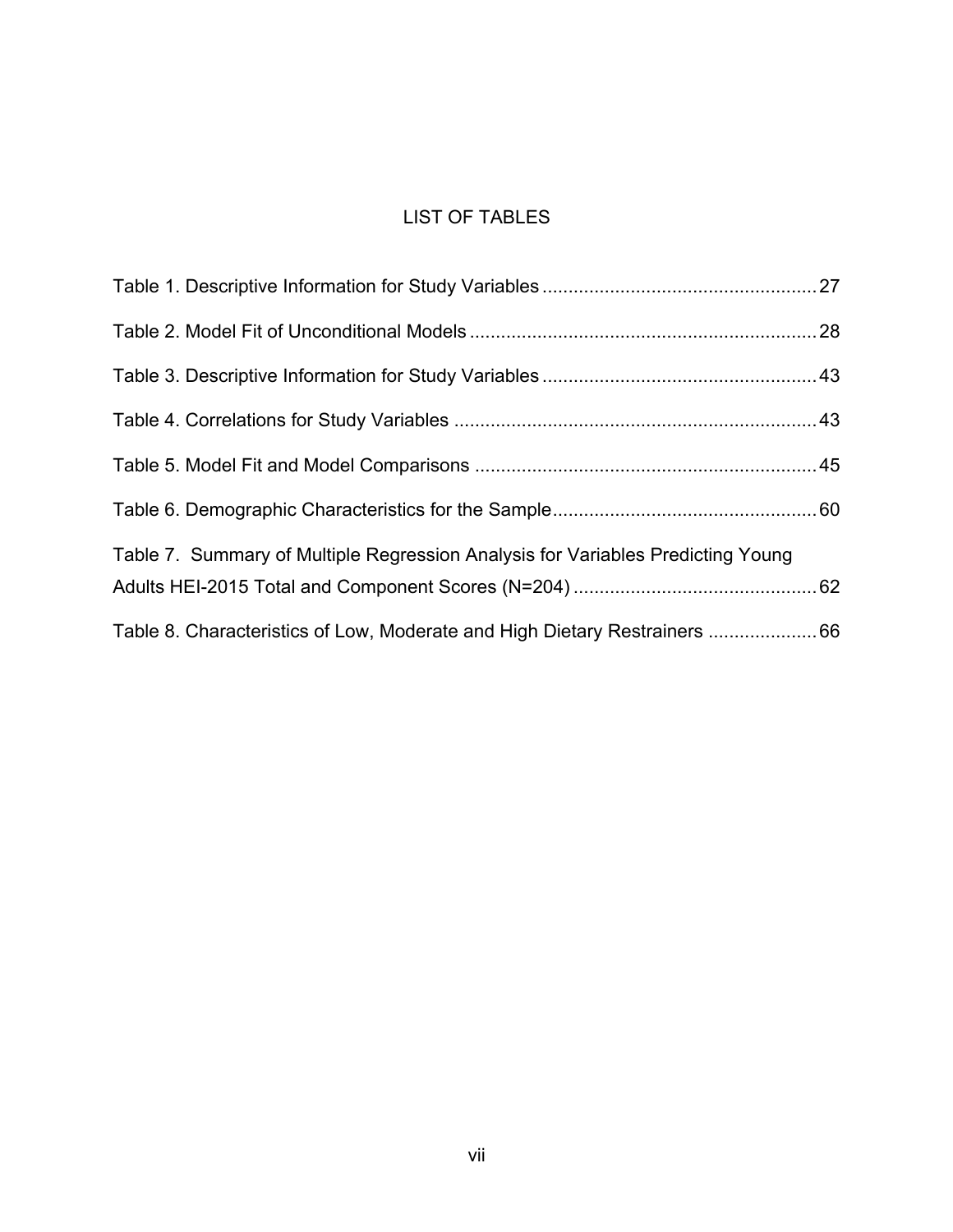# LIST OF TABLES

Table 1. Descriptive Information for Study Variables .................................................... 27

Table 2. Model Fit of Unconditional Models .................................................................. 28

Table 3. Descriptive Information for Study Variables .................................................... 43

Table 4. Correlations for Study Variables ..................................................................... 43

Table 5. Model Fit and Model Comparisons ................................................................. 45

Table 6. Demographic Characteristics for the Sample .................................................. 60

Table 7. Summary of Multiple Regression Analysis for Variables Predicting Young Adults HEI-2015 Total and Component Scores (N=204) .............................................. 62

Table 8. Characteristics of Low, Moderate and High Dietary Restrainers ..................... 66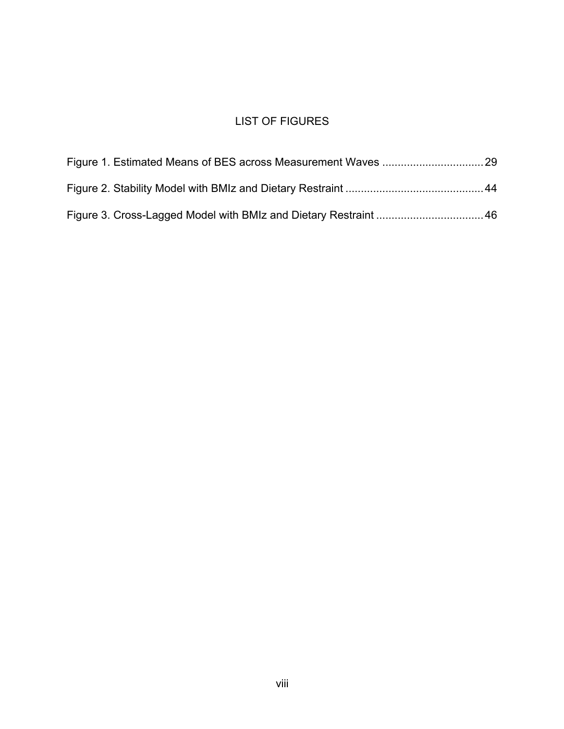# LIST OF FIGURES

Figure 1. Estimated Means of BES across Measurement Waves ................................ 29

Figure 2. Stability Model with BMIz and Dietary Restraint ............................................ 44

Figure 3. Cross-Lagged Model with BMIz and Dietary Restraint .................................. 46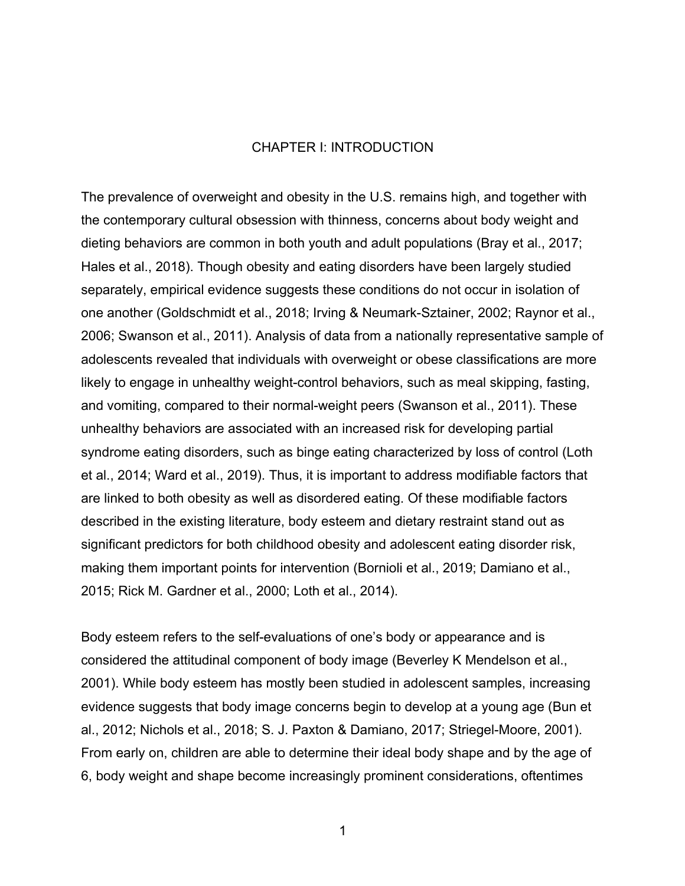# CHAPTER I: INTRODUCTION

The prevalence of overweight and obesity in the U.S. remains high, and together with the contemporary cultural obsession with thinness, concerns about body weight and dieting behaviors are common in both youth and adult populations (Bray et al., 2017; Hales et al., 2018). Though obesity and eating disorders have been largely studied separately, empirical evidence suggests these conditions do not occur in isolation of one another (Goldschmidt et al., 2018; Irving & Neumark-Sztainer, 2002; Raynor et al., 2006; Swanson et al., 2011). Analysis of data from a nationally representative sample of adolescents revealed that individuals with overweight or obese classifications are more likely to engage in unhealthy weight-control behaviors, such as meal skipping, fasting, and vomiting, compared to their normal-weight peers (Swanson et al., 2011). These unhealthy behaviors are associated with an increased risk for developing partial syndrome eating disorders, such as binge eating characterized by loss of control (Loth et al., 2014; Ward et al., 2019). Thus, it is important to address modifiable factors that are linked to both obesity as well as disordered eating. Of these modifiable factors described in the existing literature, body esteem and dietary restraint stand out as significant predictors for both childhood obesity and adolescent eating disorder risk, making them important points for intervention (Bornioli et al., 2019; Damiano et al., 2015; Rick M. Gardner et al., 2000; Loth et al., 2014).

Body esteem refers to the self-evaluations of one's body or appearance and is considered the attitudinal component of body image (Beverley K Mendelson et al., 2001). While body esteem has mostly been studied in adolescent samples, increasing evidence suggests that body image concerns begin to develop at a young age (Bun et al., 2012; Nichols et al., 2018; S. J. Paxton & Damiano, 2017; Striegel-Moore, 2001). From early on, children are able to determine their ideal body shape and by the age of 6, body weight and shape become increasingly prominent considerations, oftentimes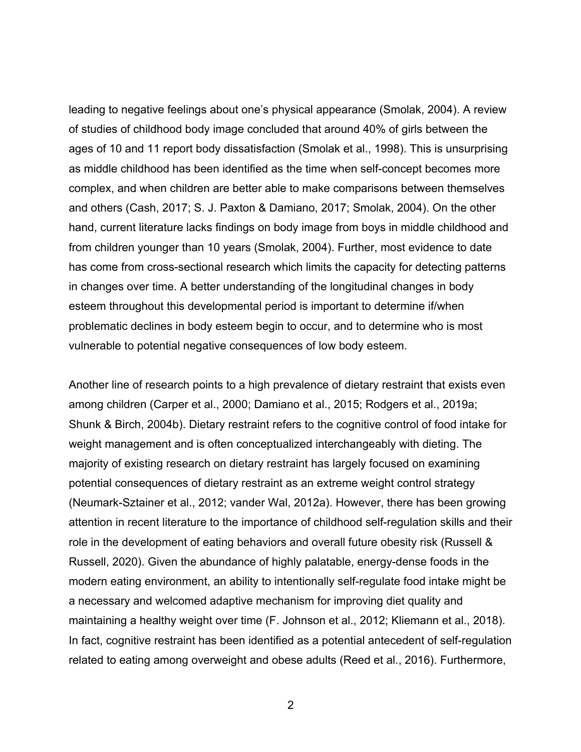leading to negative feelings about one's physical appearance (Smolak, 2004). A review of studies of childhood body image concluded that around 40% of girls between the ages of 10 and 11 report body dissatisfaction (Smolak et al., 1998). This is unsurprising as middle childhood has been identified as the time when self-concept becomes more complex, and when children are better able to make comparisons between themselves and others (Cash, 2017; S. J. Paxton & Damiano, 2017; Smolak, 2004). On the other hand, current literature lacks findings on body image from boys in middle childhood and from children younger than 10 years (Smolak, 2004). Further, most evidence to date has come from cross-sectional research which limits the capacity for detecting patterns in changes over time. A better understanding of the longitudinal changes in body esteem throughout this developmental period is important to determine if/when problematic declines in body esteem begin to occur, and to determine who is most vulnerable to potential negative consequences of low body esteem.

Another line of research points to a high prevalence of dietary restraint that exists even among children (Carper et al., 2000; Damiano et al., 2015; Rodgers et al., 2019a; Shunk & Birch, 2004b). Dietary restraint refers to the cognitive control of food intake for weight management and is often conceptualized interchangeably with dieting. The majority of existing research on dietary restraint has largely focused on examining potential consequences of dietary restraint as an extreme weight control strategy (Neumark-Sztainer et al., 2012; vander Wal, 2012a). However, there has been growing attention in recent literature to the importance of childhood self-regulation skills and their role in the development of eating behaviors and overall future obesity risk (Russell & Russell, 2020). Given the abundance of highly palatable, energy-dense foods in the modern eating environment, an ability to intentionally self-regulate food intake might be a necessary and welcomed adaptive mechanism for improving diet quality and maintaining a healthy weight over time (F. Johnson et al., 2012; Kliemann et al., 2018). In fact, cognitive restraint has been identified as a potential antecedent of self-regulation related to eating among overweight and obese adults (Reed et al., 2016). Furthermore,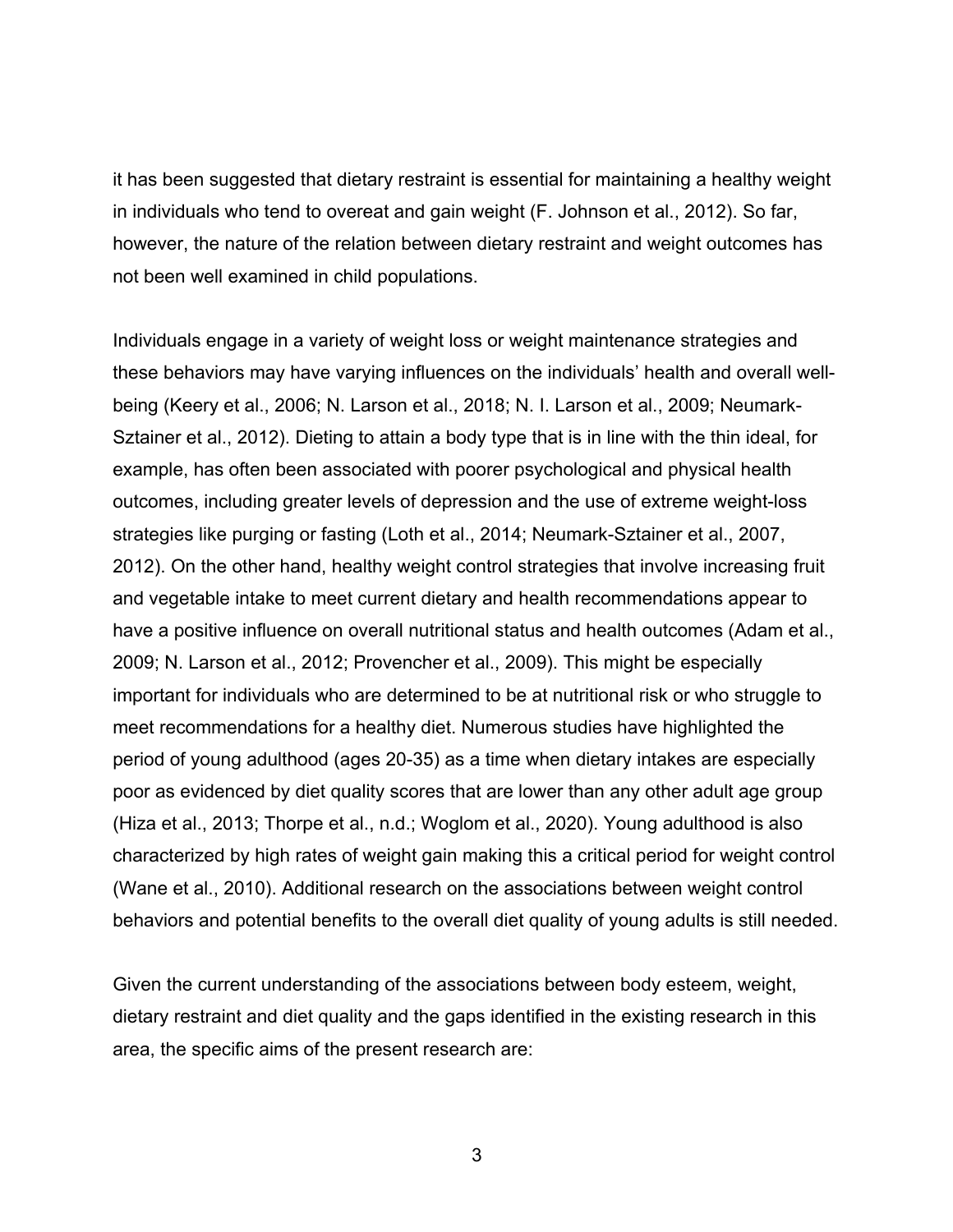it has been suggested that dietary restraint is essential for maintaining a healthy weight in individuals who tend to overeat and gain weight (F. Johnson et al., 2012). So far, however, the nature of the relation between dietary restraint and weight outcomes has not been well examined in child populations.

Individuals engage in a variety of weight loss or weight maintenance strategies and these behaviors may have varying influences on the individuals' health and overall well-being (Keery et al., 2006; N. Larson et al., 2018; N. I. Larson et al., 2009; Neumark-Sztainer et al., 2012). Dieting to attain a body type that is in line with the thin ideal, for example, has often been associated with poorer psychological and physical health outcomes, including greater levels of depression and the use of extreme weight-loss strategies like purging or fasting (Loth et al., 2014; Neumark-Sztainer et al., 2007, 2012). On the other hand, healthy weight control strategies that involve increasing fruit and vegetable intake to meet current dietary and health recommendations appear to have a positive influence on overall nutritional status and health outcomes (Adam et al., 2009; N. Larson et al., 2012; Provencher et al., 2009). This might be especially important for individuals who are determined to be at nutritional risk or who struggle to meet recommendations for a healthy diet. Numerous studies have highlighted the period of young adulthood (ages 20-35) as a time when dietary intakes are especially poor as evidenced by diet quality scores that are lower than any other adult age group (Hiza et al., 2013; Thorpe et al., n.d.; Woglom et al., 2020). Young adulthood is also characterized by high rates of weight gain making this a critical period for weight control (Wane et al., 2010). Additional research on the associations between weight control behaviors and potential benefits to the overall diet quality of young adults is still needed.

Given the current understanding of the associations between body esteem, weight, dietary restraint and diet quality and the gaps identified in the existing research in this area, the specific aims of the present research are: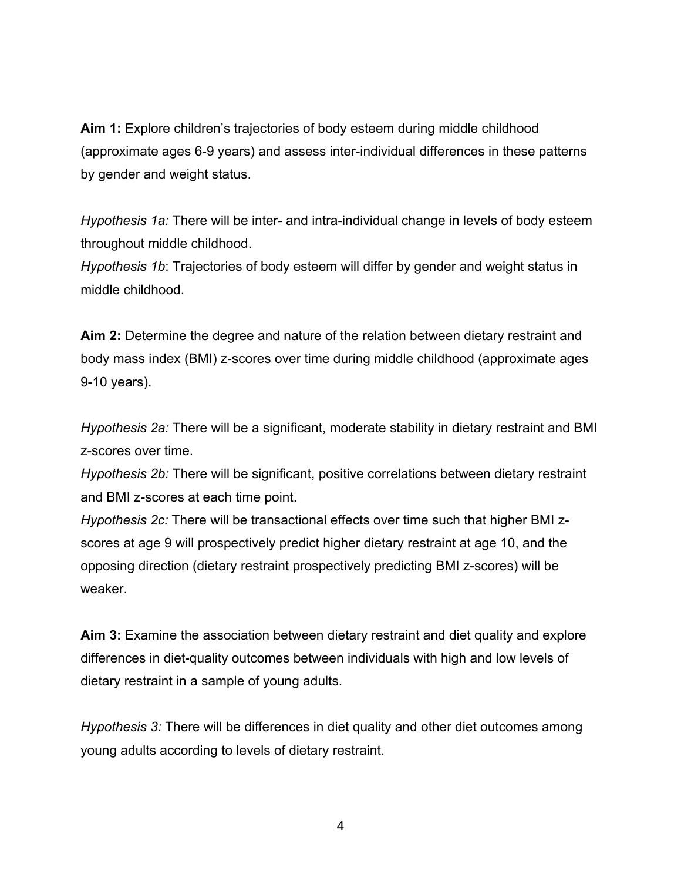**Aim 1:** Explore children's trajectories of body esteem during middle childhood (approximate ages 6-9 years) and assess inter-individual differences in these patterns by gender and weight status.

*Hypothesis 1a:* There will be inter- and intra-individual change in levels of body esteem throughout middle childhood.
*Hypothesis 1b*: Trajectories of body esteem will differ by gender and weight status in middle childhood.

**Aim 2:** Determine the degree and nature of the relation between dietary restraint and body mass index (BMI) z-scores over time during middle childhood (approximate ages 9-10 years).

*Hypothesis 2a:* There will be a significant, moderate stability in dietary restraint and BMI z-scores over time.
*Hypothesis 2b:* There will be significant, positive correlations between dietary restraint and BMI z-scores at each time point.
*Hypothesis 2c:* There will be transactional effects over time such that higher BMI z-scores at age 9 will prospectively predict higher dietary restraint at age 10, and the opposing direction (dietary restraint prospectively predicting BMI z-scores) will be weaker.

**Aim 3:** Examine the association between dietary restraint and diet quality and explore differences in diet-quality outcomes between individuals with high and low levels of dietary restraint in a sample of young adults.

*Hypothesis 3:* There will be differences in diet quality and other diet outcomes among young adults according to levels of dietary restraint.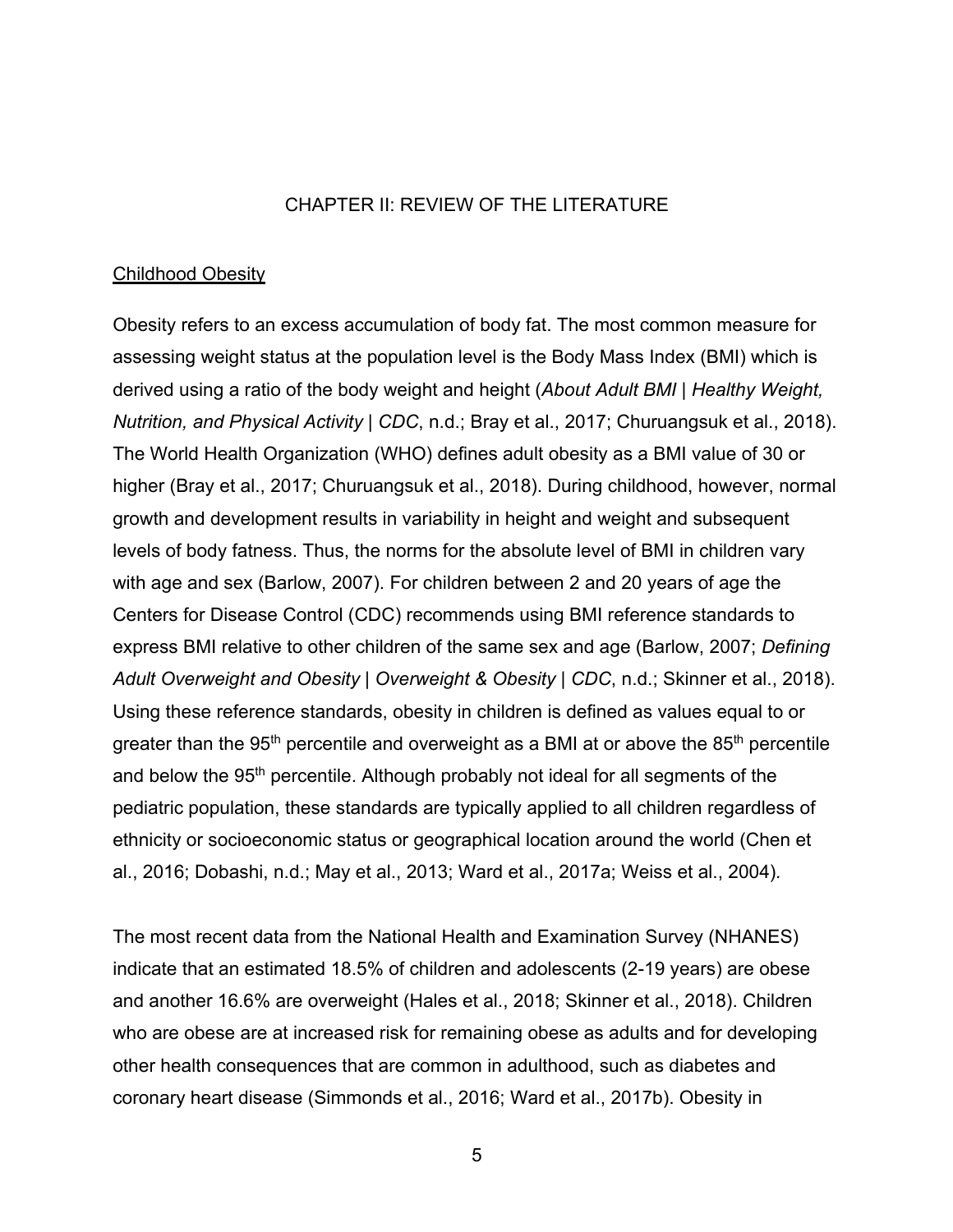# CHAPTER II: REVIEW OF THE LITERATURE

## Childhood Obesity

Obesity refers to an excess accumulation of body fat. The most common measure for assessing weight status at the population level is the Body Mass Index (BMI) which is derived using a ratio of the body weight and height (*About Adult BMI | Healthy Weight, Nutrition, and Physical Activity | CDC*, n.d.; Bray et al., 2017; Churuangsuk et al., 2018). The World Health Organization (WHO) defines adult obesity as a BMI value of 30 or higher (Bray et al., 2017; Churuangsuk et al., 2018). During childhood, however, normal growth and development results in variability in height and weight and subsequent levels of body fatness. Thus, the norms for the absolute level of BMI in children vary with age and sex (Barlow, 2007). For children between 2 and 20 years of age the Centers for Disease Control (CDC) recommends using BMI reference standards to express BMI relative to other children of the same sex and age (Barlow, 2007; *Defining Adult Overweight and Obesity | Overweight & Obesity | CDC*, n.d.; Skinner et al., 2018). Using these reference standards, obesity in children is defined as values equal to or greater than the 95th percentile and overweight as a BMI at or above the 85th percentile and below the 95th percentile. Although probably not ideal for all segments of the pediatric population, these standards are typically applied to all children regardless of ethnicity or socioeconomic status or geographical location around the world (Chen et al., 2016; Dobashi, n.d.; May et al., 2013; Ward et al., 2017a; Weiss et al., 2004).

The most recent data from the National Health and Examination Survey (NHANES) indicate that an estimated 18.5% of children and adolescents (2-19 years) are obese and another 16.6% are overweight (Hales et al., 2018; Skinner et al., 2018). Children who are obese are at increased risk for remaining obese as adults and for developing other health consequences that are common in adulthood, such as diabetes and coronary heart disease (Simmonds et al., 2016; Ward et al., 2017b). Obesity in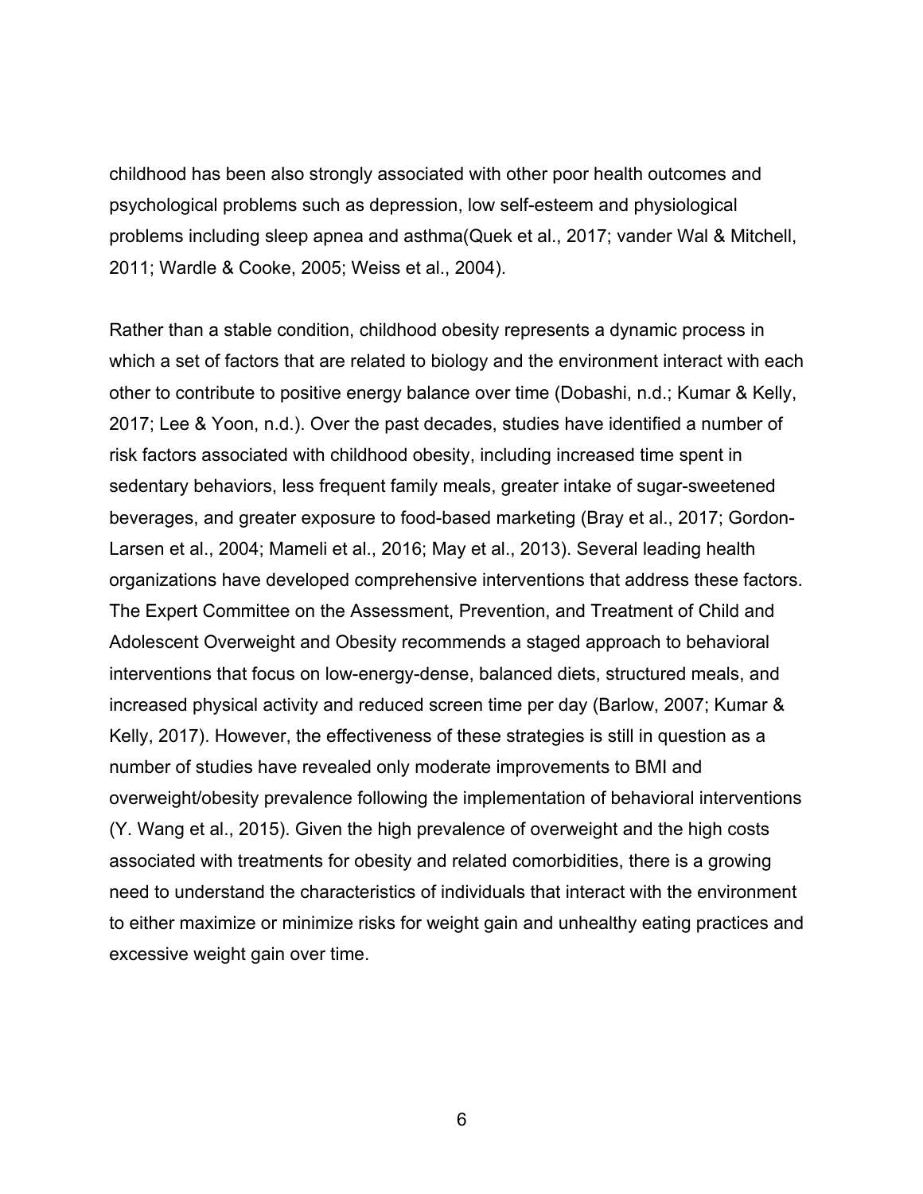childhood has been also strongly associated with other poor health outcomes and psychological problems such as depression, low self-esteem and physiological problems including sleep apnea and asthma(Quek et al., 2017; vander Wal & Mitchell, 2011; Wardle & Cooke, 2005; Weiss et al., 2004).

Rather than a stable condition, childhood obesity represents a dynamic process in which a set of factors that are related to biology and the environment interact with each other to contribute to positive energy balance over time (Dobashi, n.d.; Kumar & Kelly, 2017; Lee & Yoon, n.d.). Over the past decades, studies have identified a number of risk factors associated with childhood obesity, including increased time spent in sedentary behaviors, less frequent family meals, greater intake of sugar-sweetened beverages, and greater exposure to food-based marketing (Bray et al., 2017; Gordon-Larsen et al., 2004; Mameli et al., 2016; May et al., 2013). Several leading health organizations have developed comprehensive interventions that address these factors. The Expert Committee on the Assessment, Prevention, and Treatment of Child and Adolescent Overweight and Obesity recommends a staged approach to behavioral interventions that focus on low-energy-dense, balanced diets, structured meals, and increased physical activity and reduced screen time per day (Barlow, 2007; Kumar & Kelly, 2017). However, the effectiveness of these strategies is still in question as a number of studies have revealed only moderate improvements to BMI and overweight/obesity prevalence following the implementation of behavioral interventions (Y. Wang et al., 2015). Given the high prevalence of overweight and the high costs associated with treatments for obesity and related comorbidities, there is a growing need to understand the characteristics of individuals that interact with the environment to either maximize or minimize risks for weight gain and unhealthy eating practices and excessive weight gain over time.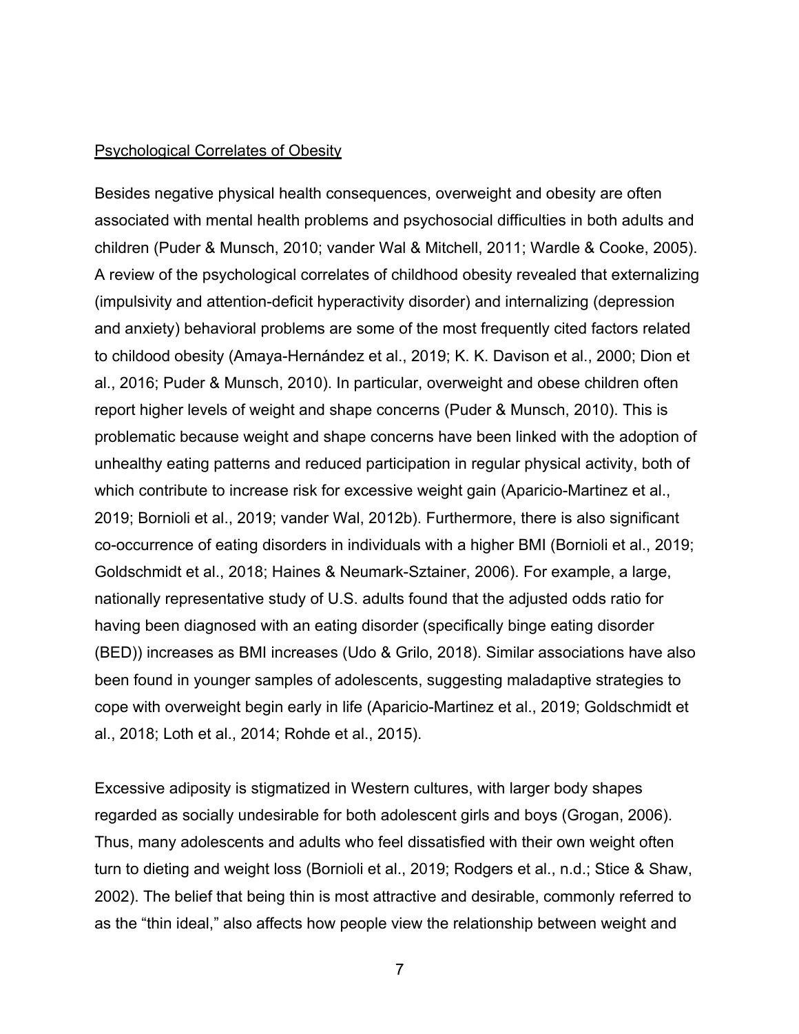<u>Psychological Correlates of Obesity</u>

Besides negative physical health consequences, overweight and obesity are often associated with mental health problems and psychosocial difficulties in both adults and children (Puder & Munsch, 2010; vander Wal & Mitchell, 2011; Wardle & Cooke, 2005). A review of the psychological correlates of childhood obesity revealed that externalizing (impulsivity and attention-deficit hyperactivity disorder) and internalizing (depression and anxiety) behavioral problems are some of the most frequently cited factors related to childood obesity (Amaya-Hernández et al., 2019; K. K. Davison et al., 2000; Dion et al., 2016; Puder & Munsch, 2010). In particular, overweight and obese children often report higher levels of weight and shape concerns (Puder & Munsch, 2010). This is problematic because weight and shape concerns have been linked with the adoption of unhealthy eating patterns and reduced participation in regular physical activity, both of which contribute to increase risk for excessive weight gain (Aparicio-Martinez et al., 2019; Bornioli et al., 2019; vander Wal, 2012b). Furthermore, there is also significant co-occurrence of eating disorders in individuals with a higher BMI (Bornioli et al., 2019; Goldschmidt et al., 2018; Haines & Neumark-Sztainer, 2006). For example, a large, nationally representative study of U.S. adults found that the adjusted odds ratio for having been diagnosed with an eating disorder (specifically binge eating disorder (BED)) increases as BMI increases (Udo & Grilo, 2018). Similar associations have also been found in younger samples of adolescents, suggesting maladaptive strategies to cope with overweight begin early in life (Aparicio-Martinez et al., 2019; Goldschmidt et al., 2018; Loth et al., 2014; Rohde et al., 2015).

Excessive adiposity is stigmatized in Western cultures, with larger body shapes regarded as socially undesirable for both adolescent girls and boys (Grogan, 2006). Thus, many adolescents and adults who feel dissatisfied with their own weight often turn to dieting and weight loss (Bornioli et al., 2019; Rodgers et al., n.d.; Stice & Shaw, 2002). The belief that being thin is most attractive and desirable, commonly referred to as the "thin ideal," also affects how people view the relationship between weight and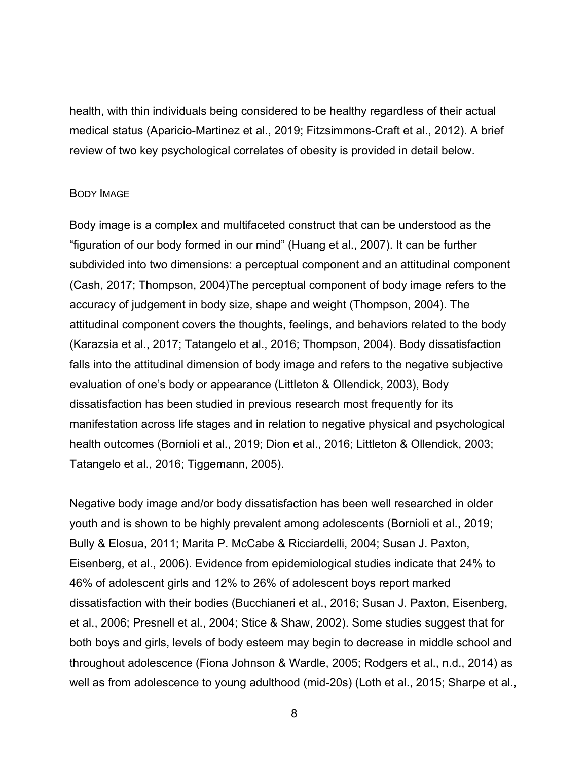health, with thin individuals being considered to be healthy regardless of their actual medical status (Aparicio-Martinez et al., 2019; Fitzsimmons-Craft et al., 2012). A brief review of two key psychological correlates of obesity is provided in detail below.

### Body Image

Body image is a complex and multifaceted construct that can be understood as the "figuration of our body formed in our mind" (Huang et al., 2007). It can be further subdivided into two dimensions: a perceptual component and an attitudinal component (Cash, 2017; Thompson, 2004)The perceptual component of body image refers to the accuracy of judgement in body size, shape and weight (Thompson, 2004). The attitudinal component covers the thoughts, feelings, and behaviors related to the body (Karazsia et al., 2017; Tatangelo et al., 2016; Thompson, 2004). Body dissatisfaction falls into the attitudinal dimension of body image and refers to the negative subjective evaluation of one's body or appearance (Littleton & Ollendick, 2003), Body dissatisfaction has been studied in previous research most frequently for its manifestation across life stages and in relation to negative physical and psychological health outcomes (Bornioli et al., 2019; Dion et al., 2016; Littleton & Ollendick, 2003; Tatangelo et al., 2016; Tiggemann, 2005).

Negative body image and/or body dissatisfaction has been well researched in older youth and is shown to be highly prevalent among adolescents (Bornioli et al., 2019; Bully & Elosua, 2011; Marita P. McCabe & Ricciardelli, 2004; Susan J. Paxton, Eisenberg, et al., 2006). Evidence from epidemiological studies indicate that 24% to 46% of adolescent girls and 12% to 26% of adolescent boys report marked dissatisfaction with their bodies (Bucchianeri et al., 2016; Susan J. Paxton, Eisenberg, et al., 2006; Presnell et al., 2004; Stice & Shaw, 2002). Some studies suggest that for both boys and girls, levels of body esteem may begin to decrease in middle school and throughout adolescence (Fiona Johnson & Wardle, 2005; Rodgers et al., n.d., 2014) as well as from adolescence to young adulthood (mid-20s) (Loth et al., 2015; Sharpe et al.,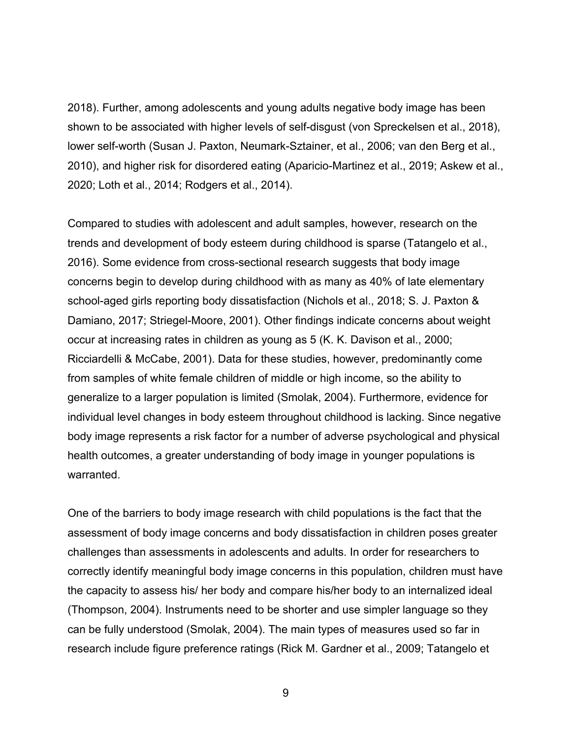2018). Further, among adolescents and young adults negative body image has been shown to be associated with higher levels of self-disgust (von Spreckelsen et al., 2018), lower self-worth (Susan J. Paxton, Neumark-Sztainer, et al., 2006; van den Berg et al., 2010), and higher risk for disordered eating (Aparicio-Martinez et al., 2019; Askew et al., 2020; Loth et al., 2014; Rodgers et al., 2014).

Compared to studies with adolescent and adult samples, however, research on the trends and development of body esteem during childhood is sparse (Tatangelo et al., 2016). Some evidence from cross-sectional research suggests that body image concerns begin to develop during childhood with as many as 40% of late elementary school-aged girls reporting body dissatisfaction (Nichols et al., 2018; S. J. Paxton & Damiano, 2017; Striegel-Moore, 2001). Other findings indicate concerns about weight occur at increasing rates in children as young as 5 (K. K. Davison et al., 2000; Ricciardelli & McCabe, 2001). Data for these studies, however, predominantly come from samples of white female children of middle or high income, so the ability to generalize to a larger population is limited (Smolak, 2004). Furthermore, evidence for individual level changes in body esteem throughout childhood is lacking. Since negative body image represents a risk factor for a number of adverse psychological and physical health outcomes, a greater understanding of body image in younger populations is warranted.

One of the barriers to body image research with child populations is the fact that the assessment of body image concerns and body dissatisfaction in children poses greater challenges than assessments in adolescents and adults. In order for researchers to correctly identify meaningful body image concerns in this population, children must have the capacity to assess his/ her body and compare his/her body to an internalized ideal (Thompson, 2004). Instruments need to be shorter and use simpler language so they can be fully understood (Smolak, 2004). The main types of measures used so far in research include figure preference ratings (Rick M. Gardner et al., 2009; Tatangelo et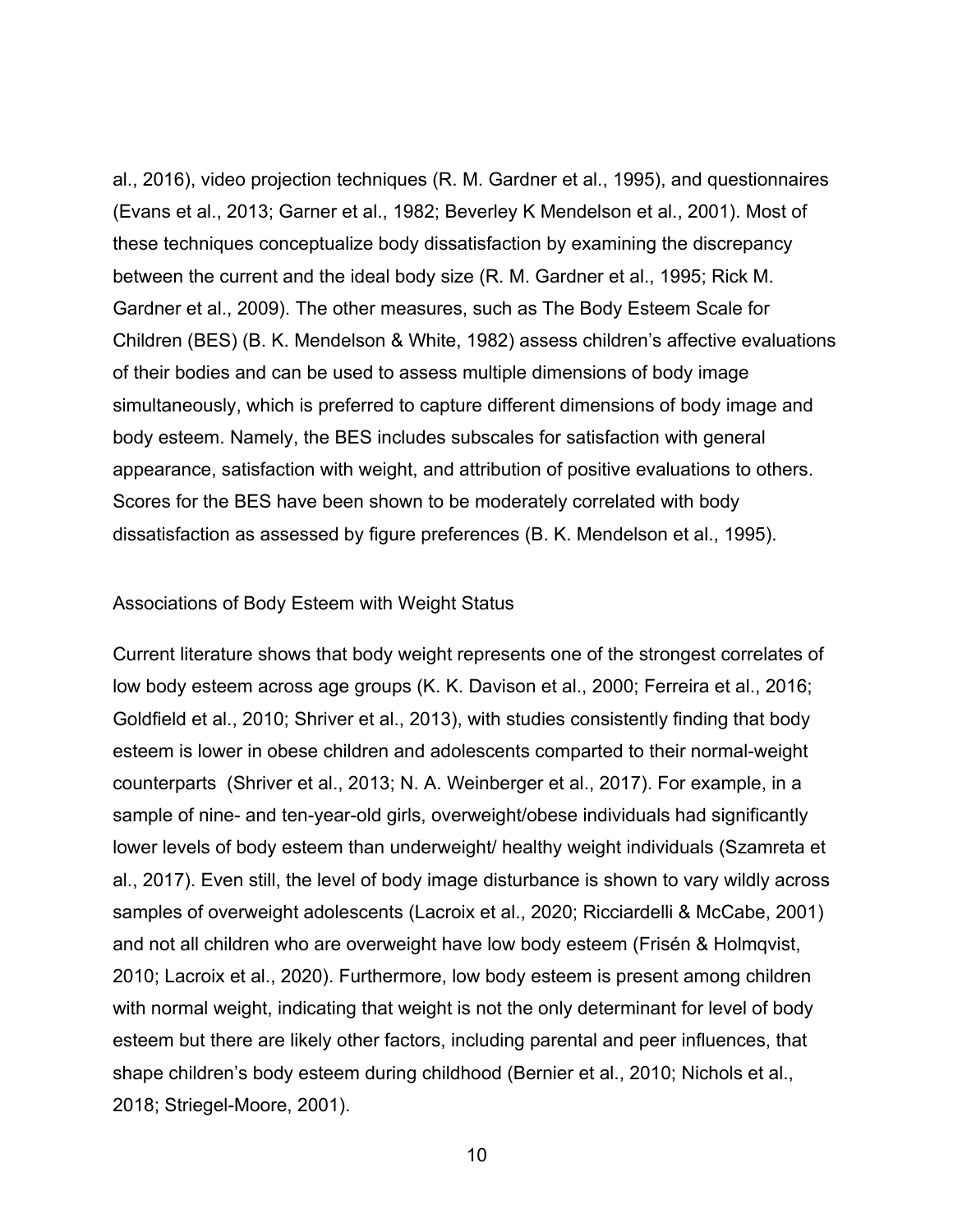al., 2016), video projection techniques (R. M. Gardner et al., 1995), and questionnaires (Evans et al., 2013; Garner et al., 1982; Beverley K Mendelson et al., 2001). Most of these techniques conceptualize body dissatisfaction by examining the discrepancy between the current and the ideal body size (R. M. Gardner et al., 1995; Rick M. Gardner et al., 2009). The other measures, such as The Body Esteem Scale for Children (BES) (B. K. Mendelson & White, 1982) assess children's affective evaluations of their bodies and can be used to assess multiple dimensions of body image simultaneously, which is preferred to capture different dimensions of body image and body esteem. Namely, the BES includes subscales for satisfaction with general appearance, satisfaction with weight, and attribution of positive evaluations to others. Scores for the BES have been shown to be moderately correlated with body dissatisfaction as assessed by figure preferences (B. K. Mendelson et al., 1995).

## Associations of Body Esteem with Weight Status

Current literature shows that body weight represents one of the strongest correlates of low body esteem across age groups (K. K. Davison et al., 2000; Ferreira et al., 2016; Goldfield et al., 2010; Shriver et al., 2013), with studies consistently finding that body esteem is lower in obese children and adolescents comparted to their normal-weight counterparts (Shriver et al., 2013; N. A. Weinberger et al., 2017). For example, in a sample of nine- and ten-year-old girls, overweight/obese individuals had significantly lower levels of body esteem than underweight/ healthy weight individuals (Szamreta et al., 2017). Even still, the level of body image disturbance is shown to vary wildly across samples of overweight adolescents (Lacroix et al., 2020; Ricciardelli & McCabe, 2001) and not all children who are overweight have low body esteem (Frisén & Holmqvist, 2010; Lacroix et al., 2020). Furthermore, low body esteem is present among children with normal weight, indicating that weight is not the only determinant for level of body esteem but there are likely other factors, including parental and peer influences, that shape children's body esteem during childhood (Bernier et al., 2010; Nichols et al., 2018; Striegel-Moore, 2001).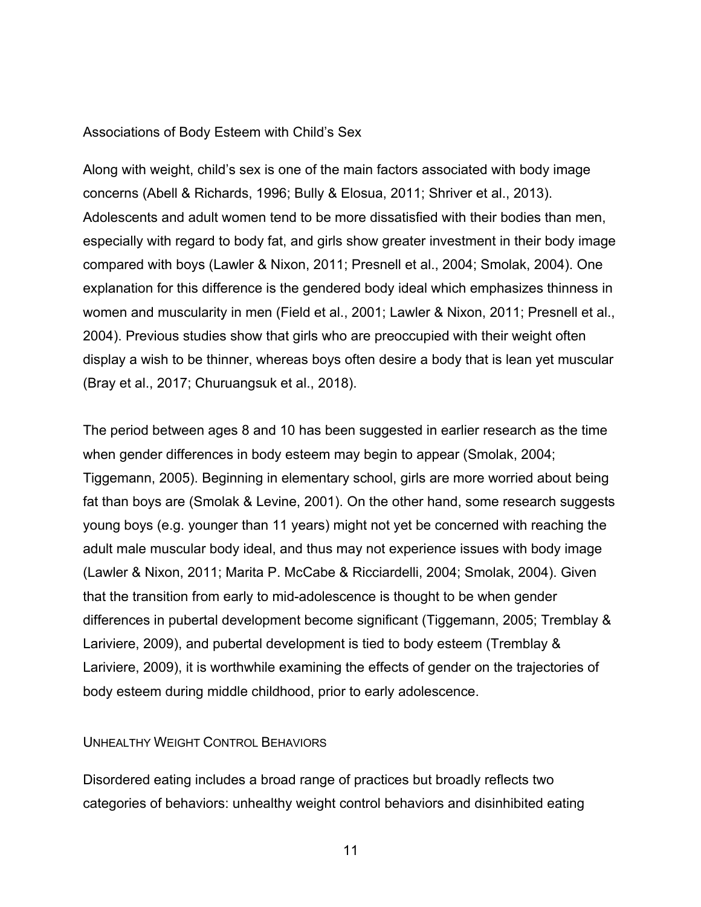### Associations of Body Esteem with Child's Sex

Along with weight, child's sex is one of the main factors associated with body image concerns (Abell & Richards, 1996; Bully & Elosua, 2011; Shriver et al., 2013). Adolescents and adult women tend to be more dissatisfied with their bodies than men, especially with regard to body fat, and girls show greater investment in their body image compared with boys (Lawler & Nixon, 2011; Presnell et al., 2004; Smolak, 2004). One explanation for this difference is the gendered body ideal which emphasizes thinness in women and muscularity in men (Field et al., 2001; Lawler & Nixon, 2011; Presnell et al., 2004). Previous studies show that girls who are preoccupied with their weight often display a wish to be thinner, whereas boys often desire a body that is lean yet muscular (Bray et al., 2017; Churuangsuk et al., 2018).

The period between ages 8 and 10 has been suggested in earlier research as the time when gender differences in body esteem may begin to appear (Smolak, 2004; Tiggemann, 2005). Beginning in elementary school, girls are more worried about being fat than boys are (Smolak & Levine, 2001). On the other hand, some research suggests young boys (e.g. younger than 11 years) might not yet be concerned with reaching the adult male muscular body ideal, and thus may not experience issues with body image (Lawler & Nixon, 2011; Marita P. McCabe & Ricciardelli, 2004; Smolak, 2004). Given that the transition from early to mid-adolescence is thought to be when gender differences in pubertal development become significant (Tiggemann, 2005; Tremblay & Lariviere, 2009), and pubertal development is tied to body esteem (Tremblay & Lariviere, 2009), it is worthwhile examining the effects of gender on the trajectories of body esteem during middle childhood, prior to early adolescence.

## Unhealthy Weight Control Behaviors

Disordered eating includes a broad range of practices but broadly reflects two categories of behaviors: unhealthy weight control behaviors and disinhibited eating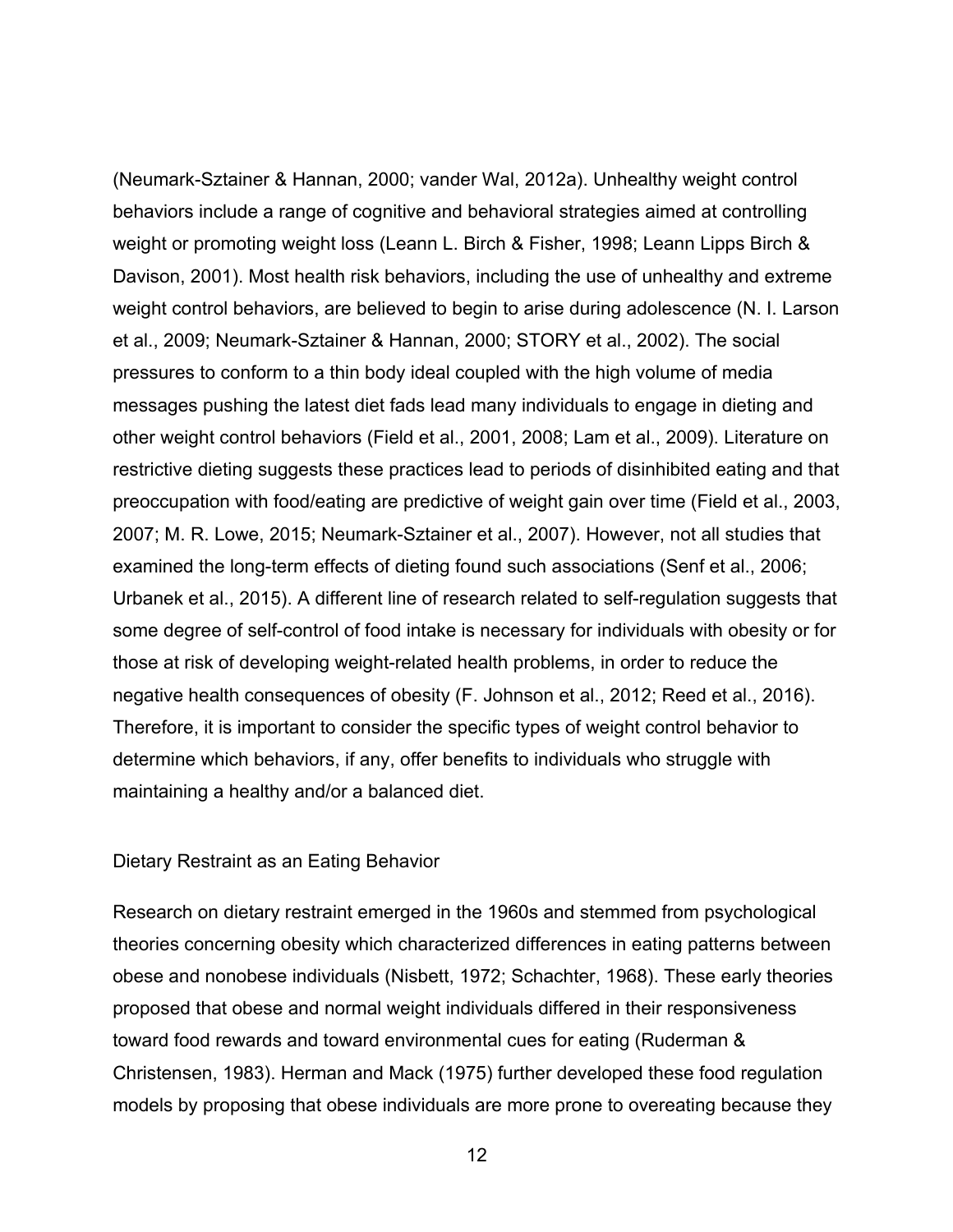(Neumark-Sztainer & Hannan, 2000; vander Wal, 2012a). Unhealthy weight control behaviors include a range of cognitive and behavioral strategies aimed at controlling weight or promoting weight loss (Leann L. Birch & Fisher, 1998; Leann Lipps Birch & Davison, 2001). Most health risk behaviors, including the use of unhealthy and extreme weight control behaviors, are believed to begin to arise during adolescence (N. I. Larson et al., 2009; Neumark-Sztainer & Hannan, 2000; STORY et al., 2002). The social pressures to conform to a thin body ideal coupled with the high volume of media messages pushing the latest diet fads lead many individuals to engage in dieting and other weight control behaviors (Field et al., 2001, 2008; Lam et al., 2009). Literature on restrictive dieting suggests these practices lead to periods of disinhibited eating and that preoccupation with food/eating are predictive of weight gain over time (Field et al., 2003, 2007; M. R. Lowe, 2015; Neumark-Sztainer et al., 2007). However, not all studies that examined the long-term effects of dieting found such associations (Senf et al., 2006; Urbanek et al., 2015). A different line of research related to self-regulation suggests that some degree of self-control of food intake is necessary for individuals with obesity or for those at risk of developing weight-related health problems, in order to reduce the negative health consequences of obesity (F. Johnson et al., 2012; Reed et al., 2016). Therefore, it is important to consider the specific types of weight control behavior to determine which behaviors, if any, offer benefits to individuals who struggle with maintaining a healthy and/or a balanced diet.

## Dietary Restraint as an Eating Behavior

Research on dietary restraint emerged in the 1960s and stemmed from psychological theories concerning obesity which characterized differences in eating patterns between obese and nonobese individuals (Nisbett, 1972; Schachter, 1968). These early theories proposed that obese and normal weight individuals differed in their responsiveness toward food rewards and toward environmental cues for eating (Ruderman & Christensen, 1983). Herman and Mack (1975) further developed these food regulation models by proposing that obese individuals are more prone to overeating because they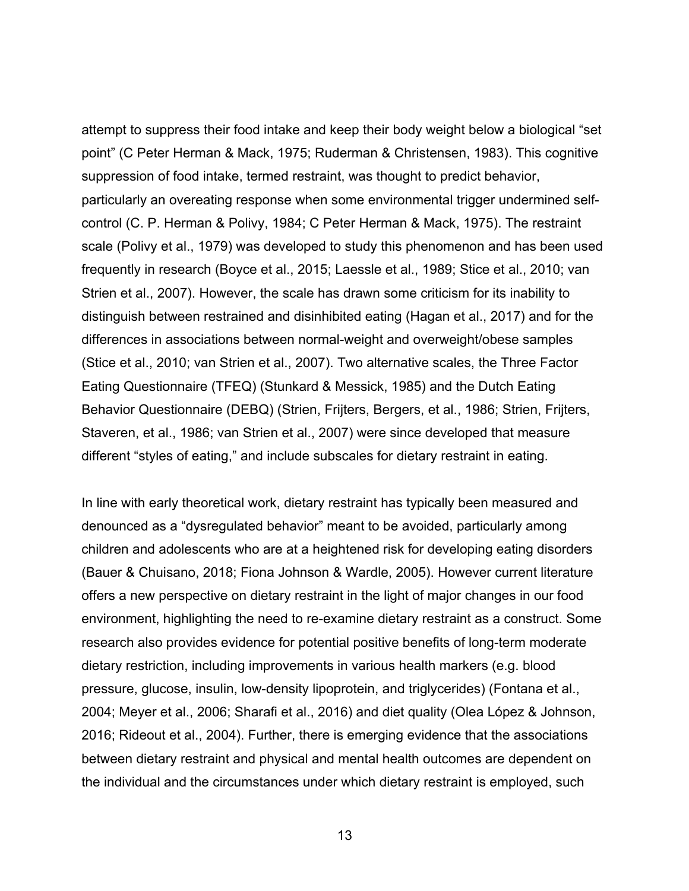attempt to suppress their food intake and keep their body weight below a biological “set point” (C Peter Herman & Mack, 1975; Ruderman & Christensen, 1983). This cognitive suppression of food intake, termed restraint, was thought to predict behavior, particularly an overeating response when some environmental trigger undermined self-control (C. P. Herman & Polivy, 1984; C Peter Herman & Mack, 1975). The restraint scale (Polivy et al., 1979) was developed to study this phenomenon and has been used frequently in research (Boyce et al., 2015; Laessle et al., 1989; Stice et al., 2010; van Strien et al., 2007). However, the scale has drawn some criticism for its inability to distinguish between restrained and disinhibited eating (Hagan et al., 2017) and for the differences in associations between normal-weight and overweight/obese samples (Stice et al., 2010; van Strien et al., 2007). Two alternative scales, the Three Factor Eating Questionnaire (TFEQ) (Stunkard & Messick, 1985) and the Dutch Eating Behavior Questionnaire (DEBQ) (Strien, Frijters, Bergers, et al., 1986; Strien, Frijters, Staveren, et al., 1986; van Strien et al., 2007) were since developed that measure different “styles of eating,” and include subscales for dietary restraint in eating.

In line with early theoretical work, dietary restraint has typically been measured and denounced as a “dysregulated behavior” meant to be avoided, particularly among children and adolescents who are at a heightened risk for developing eating disorders (Bauer & Chuisano, 2018; Fiona Johnson & Wardle, 2005). However current literature offers a new perspective on dietary restraint in the light of major changes in our food environment, highlighting the need to re-examine dietary restraint as a construct. Some research also provides evidence for potential positive benefits of long-term moderate dietary restriction, including improvements in various health markers (e.g. blood pressure, glucose, insulin, low-density lipoprotein, and triglycerides) (Fontana et al., 2004; Meyer et al., 2006; Sharafi et al., 2016) and diet quality (Olea López & Johnson, 2016; Rideout et al., 2004). Further, there is emerging evidence that the associations between dietary restraint and physical and mental health outcomes are dependent on the individual and the circumstances under which dietary restraint is employed, such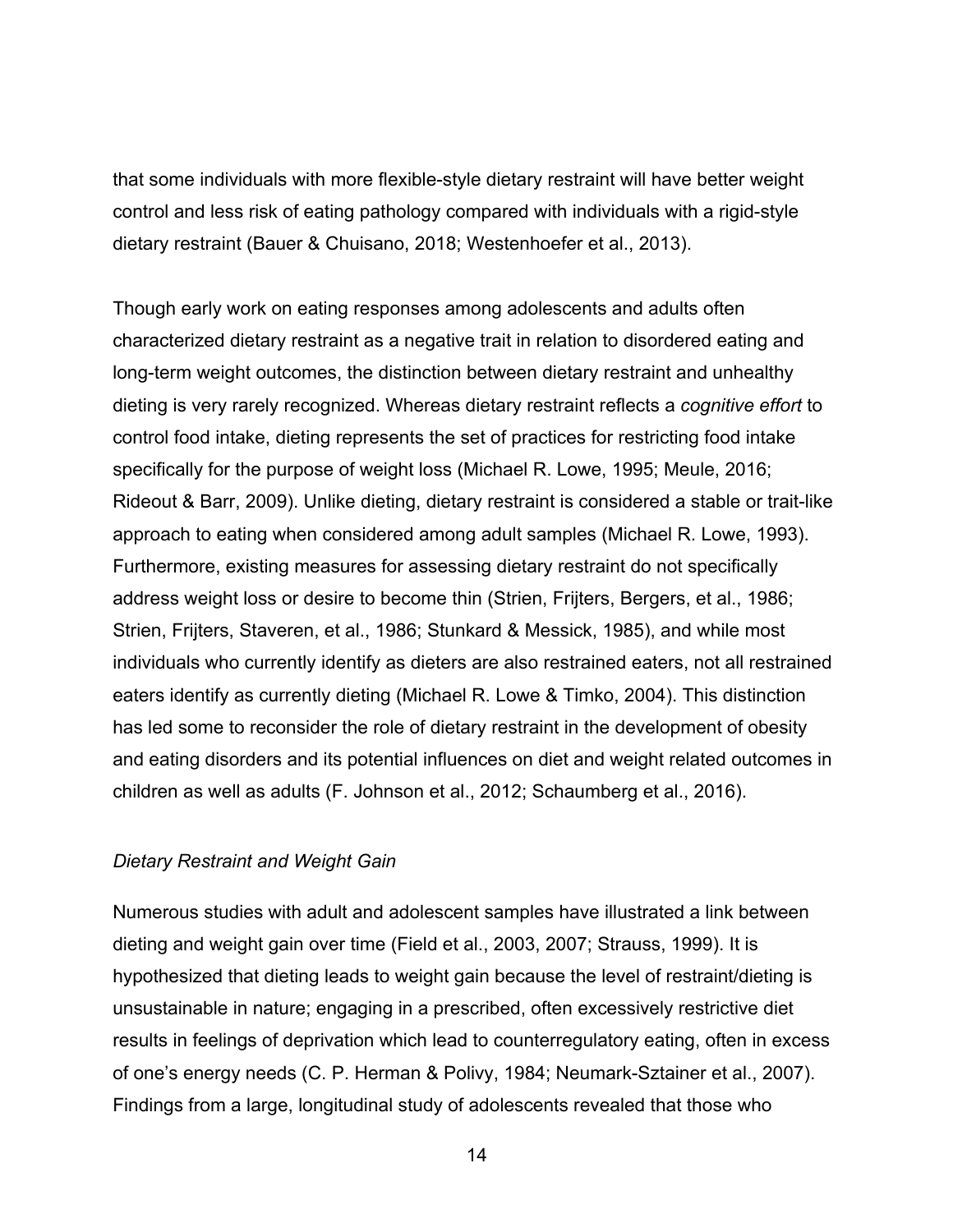that some individuals with more flexible-style dietary restraint will have better weight control and less risk of eating pathology compared with individuals with a rigid-style dietary restraint (Bauer & Chuisano, 2018; Westenhoefer et al., 2013).

Though early work on eating responses among adolescents and adults often characterized dietary restraint as a negative trait in relation to disordered eating and long-term weight outcomes, the distinction between dietary restraint and unhealthy dieting is very rarely recognized. Whereas dietary restraint reflects a *cognitive effort* to control food intake, dieting represents the set of practices for restricting food intake specifically for the purpose of weight loss (Michael R. Lowe, 1995; Meule, 2016; Rideout & Barr, 2009). Unlike dieting, dietary restraint is considered a stable or trait-like approach to eating when considered among adult samples (Michael R. Lowe, 1993). Furthermore, existing measures for assessing dietary restraint do not specifically address weight loss or desire to become thin (Strien, Frijters, Bergers, et al., 1986; Strien, Frijters, Staveren, et al., 1986; Stunkard & Messick, 1985), and while most individuals who currently identify as dieters are also restrained eaters, not all restrained eaters identify as currently dieting (Michael R. Lowe & Timko, 2004). This distinction has led some to reconsider the role of dietary restraint in the development of obesity and eating disorders and its potential influences on diet and weight related outcomes in children as well as adults (F. Johnson et al., 2012; Schaumberg et al., 2016).

### *Dietary Restraint and Weight Gain*

Numerous studies with adult and adolescent samples have illustrated a link between dieting and weight gain over time (Field et al., 2003, 2007; Strauss, 1999). It is hypothesized that dieting leads to weight gain because the level of restraint/dieting is unsustainable in nature; engaging in a prescribed, often excessively restrictive diet results in feelings of deprivation which lead to counterregulatory eating, often in excess of one's energy needs (C. P. Herman & Polivy, 1984; Neumark-Sztainer et al., 2007). Findings from a large, longitudinal study of adolescents revealed that those who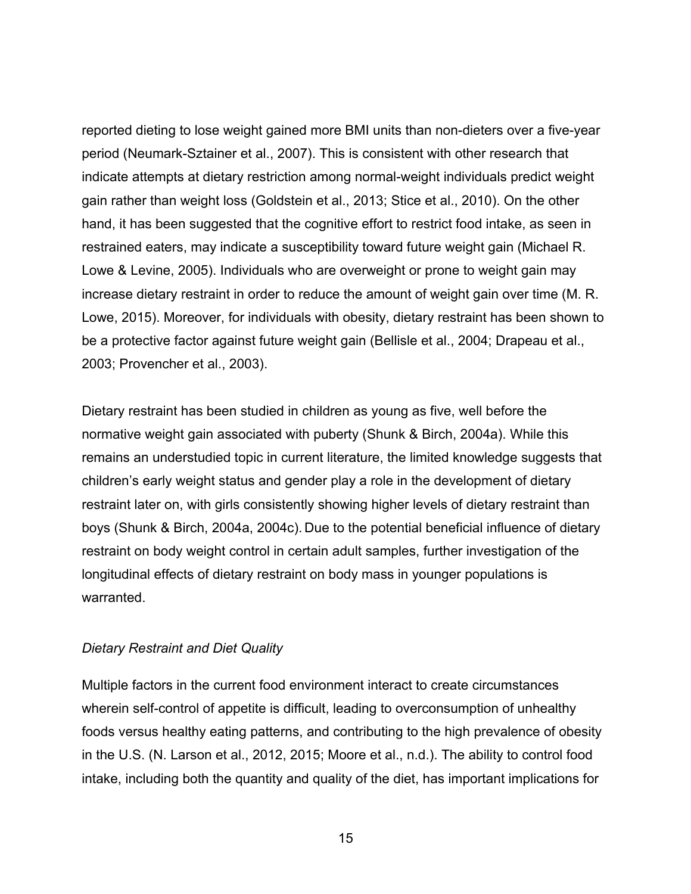reported dieting to lose weight gained more BMI units than non-dieters over a five-year period (Neumark-Sztainer et al., 2007). This is consistent with other research that indicate attempts at dietary restriction among normal-weight individuals predict weight gain rather than weight loss (Goldstein et al., 2013; Stice et al., 2010). On the other hand, it has been suggested that the cognitive effort to restrict food intake, as seen in restrained eaters, may indicate a susceptibility toward future weight gain (Michael R. Lowe & Levine, 2005). Individuals who are overweight or prone to weight gain may increase dietary restraint in order to reduce the amount of weight gain over time (M. R. Lowe, 2015). Moreover, for individuals with obesity, dietary restraint has been shown to be a protective factor against future weight gain (Bellisle et al., 2004; Drapeau et al., 2003; Provencher et al., 2003).

Dietary restraint has been studied in children as young as five, well before the normative weight gain associated with puberty (Shunk & Birch, 2004a). While this remains an understudied topic in current literature, the limited knowledge suggests that children's early weight status and gender play a role in the development of dietary restraint later on, with girls consistently showing higher levels of dietary restraint than boys (Shunk & Birch, 2004a, 2004c). Due to the potential beneficial influence of dietary restraint on body weight control in certain adult samples, further investigation of the longitudinal effects of dietary restraint on body mass in younger populations is warranted.

*Dietary Restraint and Diet Quality*

Multiple factors in the current food environment interact to create circumstances wherein self-control of appetite is difficult, leading to overconsumption of unhealthy foods versus healthy eating patterns, and contributing to the high prevalence of obesity in the U.S. (N. Larson et al., 2012, 2015; Moore et al., n.d.). The ability to control food intake, including both the quantity and quality of the diet, has important implications for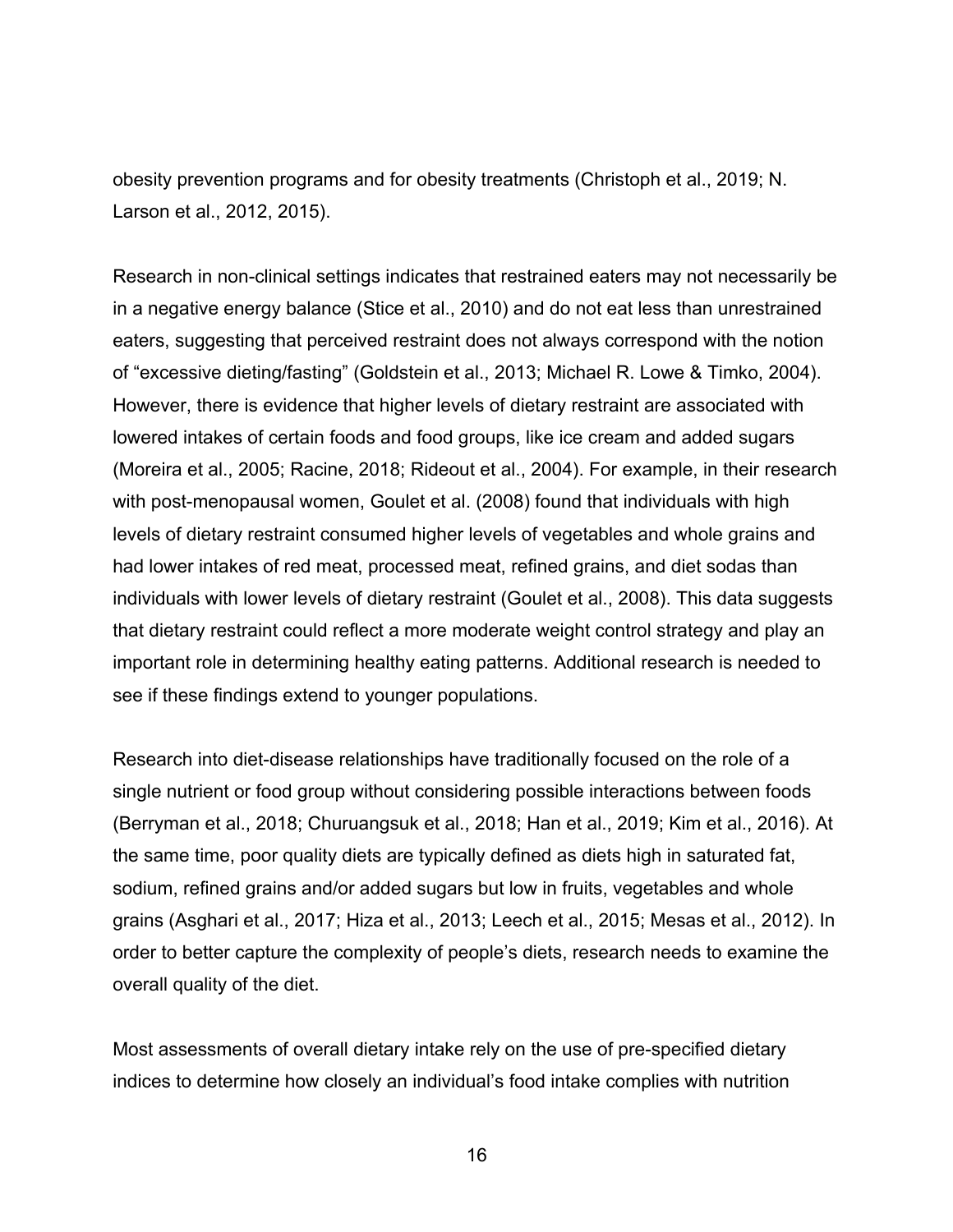obesity prevention programs and for obesity treatments (Christoph et al., 2019; N. Larson et al., 2012, 2015).

Research in non-clinical settings indicates that restrained eaters may not necessarily be in a negative energy balance (Stice et al., 2010) and do not eat less than unrestrained eaters, suggesting that perceived restraint does not always correspond with the notion of "excessive dieting/fasting" (Goldstein et al., 2013; Michael R. Lowe & Timko, 2004). However, there is evidence that higher levels of dietary restraint are associated with lowered intakes of certain foods and food groups, like ice cream and added sugars (Moreira et al., 2005; Racine, 2018; Rideout et al., 2004). For example, in their research with post-menopausal women, Goulet et al. (2008) found that individuals with high levels of dietary restraint consumed higher levels of vegetables and whole grains and had lower intakes of red meat, processed meat, refined grains, and diet sodas than individuals with lower levels of dietary restraint (Goulet et al., 2008). This data suggests that dietary restraint could reflect a more moderate weight control strategy and play an important role in determining healthy eating patterns. Additional research is needed to see if these findings extend to younger populations.

Research into diet-disease relationships have traditionally focused on the role of a single nutrient or food group without considering possible interactions between foods (Berryman et al., 2018; Churuangsuk et al., 2018; Han et al., 2019; Kim et al., 2016). At the same time, poor quality diets are typically defined as diets high in saturated fat, sodium, refined grains and/or added sugars but low in fruits, vegetables and whole grains (Asghari et al., 2017; Hiza et al., 2013; Leech et al., 2015; Mesas et al., 2012). In order to better capture the complexity of people's diets, research needs to examine the overall quality of the diet.

Most assessments of overall dietary intake rely on the use of pre-specified dietary indices to determine how closely an individual's food intake complies with nutrition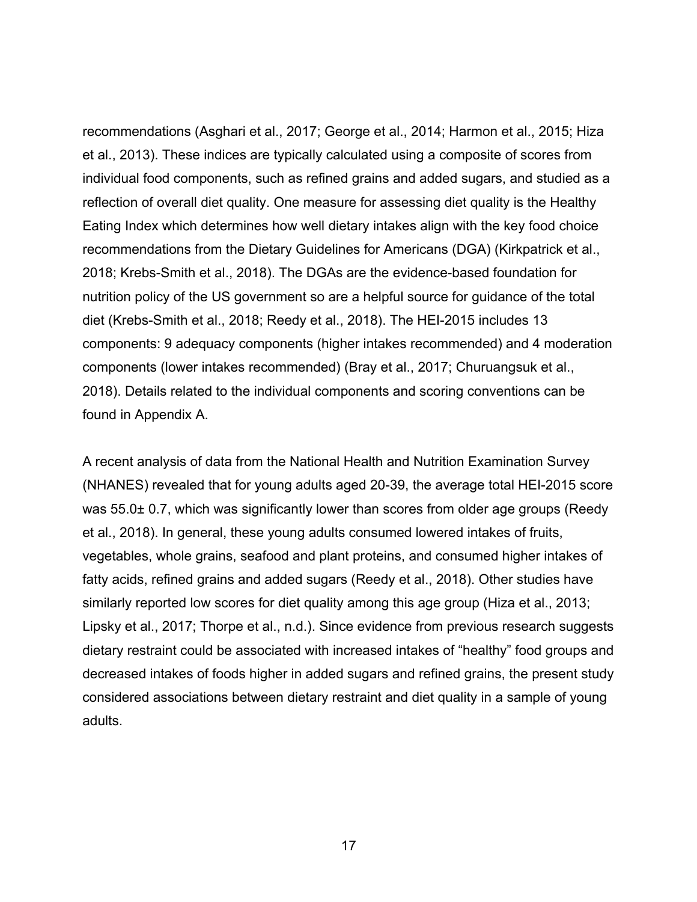recommendations (Asghari et al., 2017; George et al., 2014; Harmon et al., 2015; Hiza et al., 2013). These indices are typically calculated using a composite of scores from individual food components, such as refined grains and added sugars, and studied as a reflection of overall diet quality. One measure for assessing diet quality is the Healthy Eating Index which determines how well dietary intakes align with the key food choice recommendations from the Dietary Guidelines for Americans (DGA) (Kirkpatrick et al., 2018; Krebs-Smith et al., 2018). The DGAs are the evidence-based foundation for nutrition policy of the US government so are a helpful source for guidance of the total diet (Krebs-Smith et al., 2018; Reedy et al., 2018). The HEI-2015 includes 13 components: 9 adequacy components (higher intakes recommended) and 4 moderation components (lower intakes recommended) (Bray et al., 2017; Churuangsuk et al., 2018). Details related to the individual components and scoring conventions can be found in Appendix A.

A recent analysis of data from the National Health and Nutrition Examination Survey (NHANES) revealed that for young adults aged 20-39, the average total HEI-2015 score was 55.0± 0.7, which was significantly lower than scores from older age groups (Reedy et al., 2018). In general, these young adults consumed lowered intakes of fruits, vegetables, whole grains, seafood and plant proteins, and consumed higher intakes of fatty acids, refined grains and added sugars (Reedy et al., 2018). Other studies have similarly reported low scores for diet quality among this age group (Hiza et al., 2013; Lipsky et al., 2017; Thorpe et al., n.d.). Since evidence from previous research suggests dietary restraint could be associated with increased intakes of "healthy" food groups and decreased intakes of foods higher in added sugars and refined grains, the present study considered associations between dietary restraint and diet quality in a sample of young adults.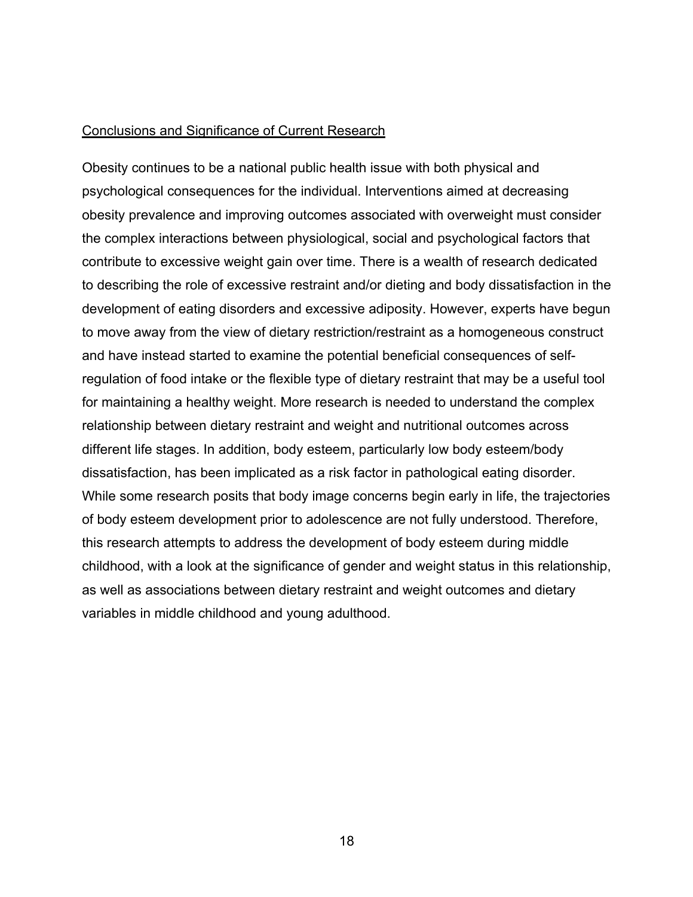## Conclusions and Significance of Current Research

Obesity continues to be a national public health issue with both physical and psychological consequences for the individual. Interventions aimed at decreasing obesity prevalence and improving outcomes associated with overweight must consider the complex interactions between physiological, social and psychological factors that contribute to excessive weight gain over time. There is a wealth of research dedicated to describing the role of excessive restraint and/or dieting and body dissatisfaction in the development of eating disorders and excessive adiposity. However, experts have begun to move away from the view of dietary restriction/restraint as a homogeneous construct and have instead started to examine the potential beneficial consequences of self-regulation of food intake or the flexible type of dietary restraint that may be a useful tool for maintaining a healthy weight. More research is needed to understand the complex relationship between dietary restraint and weight and nutritional outcomes across different life stages. In addition, body esteem, particularly low body esteem/body dissatisfaction, has been implicated as a risk factor in pathological eating disorder. While some research posits that body image concerns begin early in life, the trajectories of body esteem development prior to adolescence are not fully understood. Therefore, this research attempts to address the development of body esteem during middle childhood, with a look at the significance of gender and weight status in this relationship, as well as associations between dietary restraint and weight outcomes and dietary variables in middle childhood and young adulthood.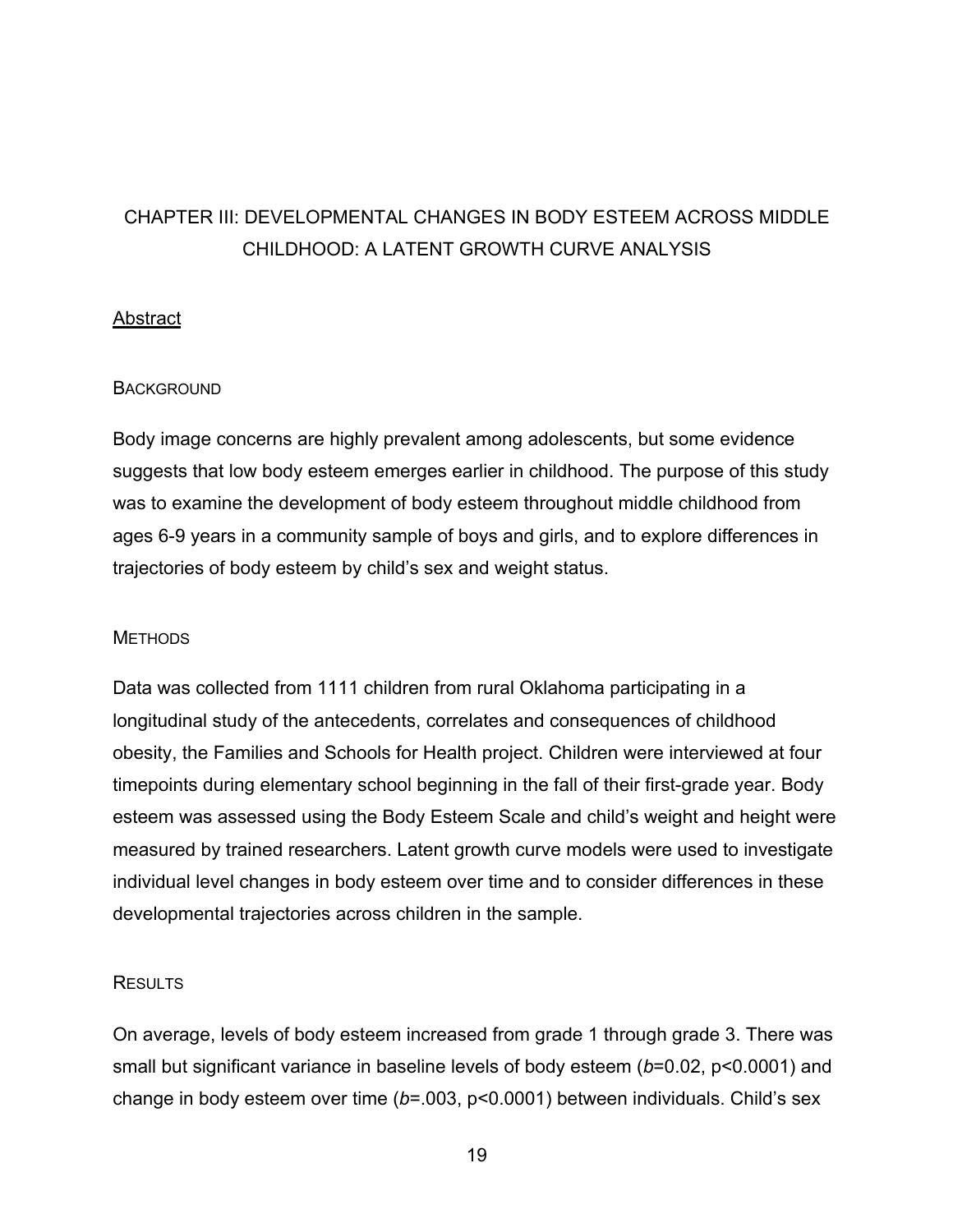# CHAPTER III: DEVELOPMENTAL CHANGES IN BODY ESTEEM ACROSS MIDDLE CHILDHOOD: A LATENT GROWTH CURVE ANALYSIS

## Abstract

### Background

Body image concerns are highly prevalent among adolescents, but some evidence suggests that low body esteem emerges earlier in childhood. The purpose of this study was to examine the development of body esteem throughout middle childhood from ages 6-9 years in a community sample of boys and girls, and to explore differences in trajectories of body esteem by child's sex and weight status.

### Methods

Data was collected from 1111 children from rural Oklahoma participating in a longitudinal study of the antecedents, correlates and consequences of childhood obesity, the Families and Schools for Health project. Children were interviewed at four timepoints during elementary school beginning in the fall of their first-grade year. Body esteem was assessed using the Body Esteem Scale and child's weight and height were measured by trained researchers. Latent growth curve models were used to investigate individual level changes in body esteem over time and to consider differences in these developmental trajectories across children in the sample.

### Results

On average, levels of body esteem increased from grade 1 through grade 3. There was small but significant variance in baseline levels of body esteem ($b$=0.02, $p<0.0001$) and change in body esteem over time ($b$=.003, $p<0.0001$) between individuals. Child's sex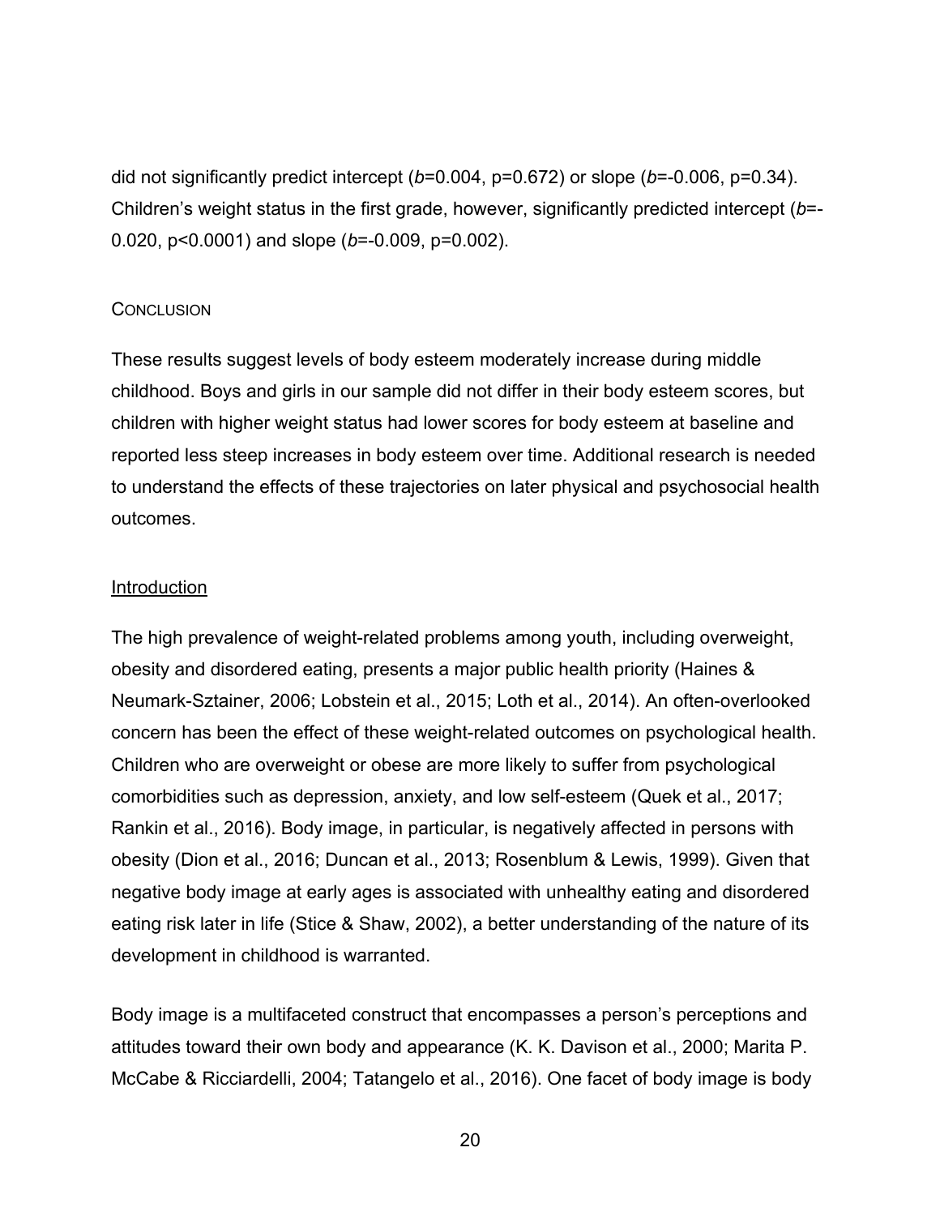did not significantly predict intercept (*b*=0.004, p=0.672) or slope (*b*=-0.006, p=0.34). Children's weight status in the first grade, however, significantly predicted intercept (*b*=-0.020, p<0.0001) and slope (*b*=-0.009, p=0.002).

CONCLUSION

These results suggest levels of body esteem moderately increase during middle childhood. Boys and girls in our sample did not differ in their body esteem scores, but children with higher weight status had lower scores for body esteem at baseline and reported less steep increases in body esteem over time. Additional research is needed to understand the effects of these trajectories on later physical and psychosocial health outcomes.

## Introduction

The high prevalence of weight-related problems among youth, including overweight, obesity and disordered eating, presents a major public health priority (Haines & Neumark-Sztainer, 2006; Lobstein et al., 2015; Loth et al., 2014). An often-overlooked concern has been the effect of these weight-related outcomes on psychological health. Children who are overweight or obese are more likely to suffer from psychological comorbidities such as depression, anxiety, and low self-esteem (Quek et al., 2017; Rankin et al., 2016). Body image, in particular, is negatively affected in persons with obesity (Dion et al., 2016; Duncan et al., 2013; Rosenblum & Lewis, 1999). Given that negative body image at early ages is associated with unhealthy eating and disordered eating risk later in life (Stice & Shaw, 2002), a better understanding of the nature of its development in childhood is warranted.

Body image is a multifaceted construct that encompasses a person's perceptions and attitudes toward their own body and appearance (K. K. Davison et al., 2000; Marita P. McCabe & Ricciardelli, 2004; Tatangelo et al., 2016). One facet of body image is body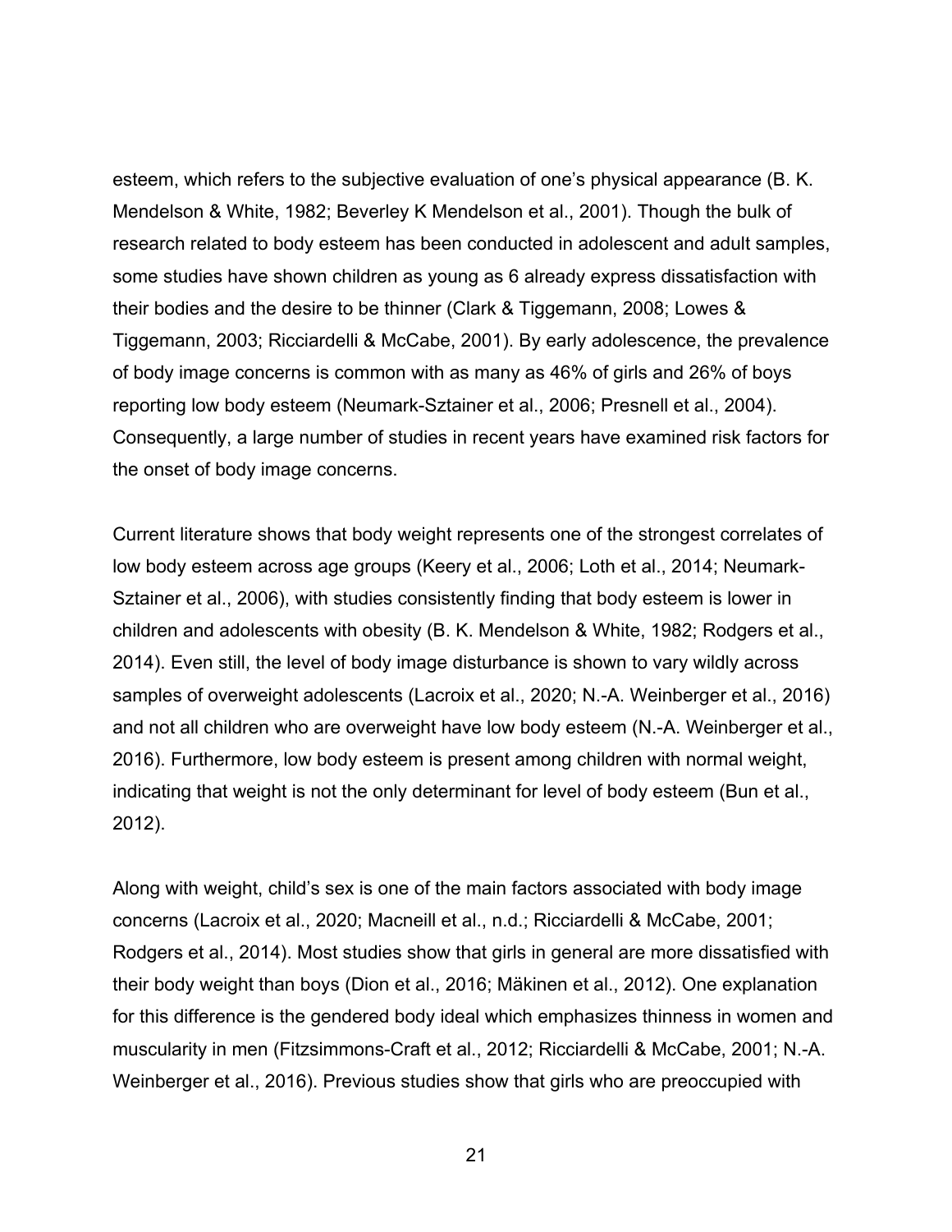esteem, which refers to the subjective evaluation of one's physical appearance (B. K. Mendelson & White, 1982; Beverley K Mendelson et al., 2001). Though the bulk of research related to body esteem has been conducted in adolescent and adult samples, some studies have shown children as young as 6 already express dissatisfaction with their bodies and the desire to be thinner (Clark & Tiggemann, 2008; Lowes & Tiggemann, 2003; Ricciardelli & McCabe, 2001). By early adolescence, the prevalence of body image concerns is common with as many as 46% of girls and 26% of boys reporting low body esteem (Neumark-Sztainer et al., 2006; Presnell et al., 2004). Consequently, a large number of studies in recent years have examined risk factors for the onset of body image concerns.

Current literature shows that body weight represents one of the strongest correlates of low body esteem across age groups (Keery et al., 2006; Loth et al., 2014; Neumark-Sztainer et al., 2006), with studies consistently finding that body esteem is lower in children and adolescents with obesity (B. K. Mendelson & White, 1982; Rodgers et al., 2014). Even still, the level of body image disturbance is shown to vary wildly across samples of overweight adolescents (Lacroix et al., 2020; N.-A. Weinberger et al., 2016) and not all children who are overweight have low body esteem (N.-A. Weinberger et al., 2016). Furthermore, low body esteem is present among children with normal weight, indicating that weight is not the only determinant for level of body esteem (Bun et al., 2012).

Along with weight, child's sex is one of the main factors associated with body image concerns (Lacroix et al., 2020; Macneill et al., n.d.; Ricciardelli & McCabe, 2001; Rodgers et al., 2014). Most studies show that girls in general are more dissatisfied with their body weight than boys (Dion et al., 2016; Mäkinen et al., 2012). One explanation for this difference is the gendered body ideal which emphasizes thinness in women and muscularity in men (Fitzsimmons-Craft et al., 2012; Ricciardelli & McCabe, 2001; N.-A. Weinberger et al., 2016). Previous studies show that girls who are preoccupied with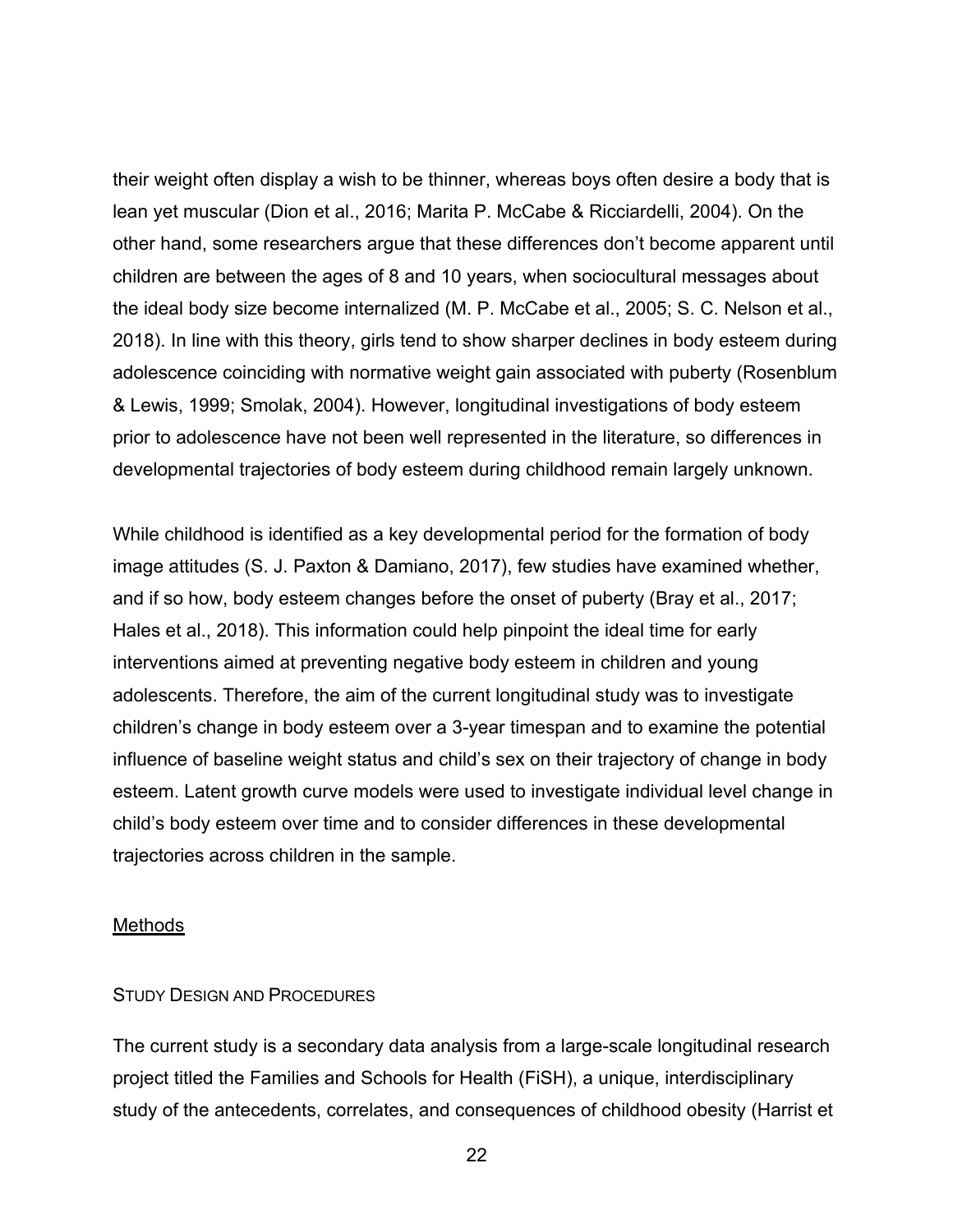their weight often display a wish to be thinner, whereas boys often desire a body that is lean yet muscular (Dion et al., 2016; Marita P. McCabe & Ricciardelli, 2004). On the other hand, some researchers argue that these differences don't become apparent until children are between the ages of 8 and 10 years, when sociocultural messages about the ideal body size become internalized (M. P. McCabe et al., 2005; S. C. Nelson et al., 2018). In line with this theory, girls tend to show sharper declines in body esteem during adolescence coinciding with normative weight gain associated with puberty (Rosenblum & Lewis, 1999; Smolak, 2004). However, longitudinal investigations of body esteem prior to adolescence have not been well represented in the literature, so differences in developmental trajectories of body esteem during childhood remain largely unknown.

While childhood is identified as a key developmental period for the formation of body image attitudes (S. J. Paxton & Damiano, 2017), few studies have examined whether, and if so how, body esteem changes before the onset of puberty (Bray et al., 2017; Hales et al., 2018). This information could help pinpoint the ideal time for early interventions aimed at preventing negative body esteem in children and young adolescents. Therefore, the aim of the current longitudinal study was to investigate children's change in body esteem over a 3-year timespan and to examine the potential influence of baseline weight status and child's sex on their trajectory of change in body esteem. Latent growth curve models were used to investigate individual level change in child's body esteem over time and to consider differences in these developmental trajectories across children in the sample.

## Methods

### Study Design and Procedures

The current study is a secondary data analysis from a large-scale longitudinal research project titled the Families and Schools for Health (FiSH), a unique, interdisciplinary study of the antecedents, correlates, and consequences of childhood obesity (Harrist et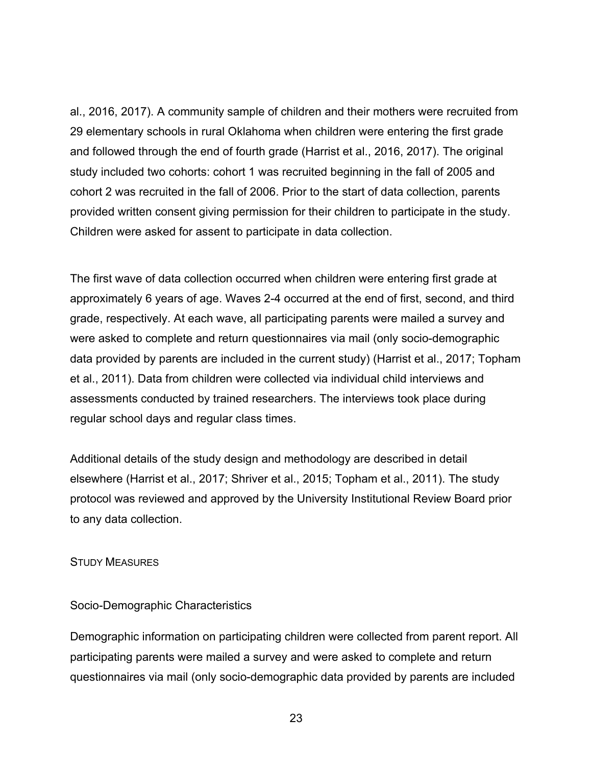al., 2016, 2017). A community sample of children and their mothers were recruited from 29 elementary schools in rural Oklahoma when children were entering the first grade and followed through the end of fourth grade (Harrist et al., 2016, 2017). The original study included two cohorts: cohort 1 was recruited beginning in the fall of 2005 and cohort 2 was recruited in the fall of 2006. Prior to the start of data collection, parents provided written consent giving permission for their children to participate in the study. Children were asked for assent to participate in data collection.

The first wave of data collection occurred when children were entering first grade at approximately 6 years of age. Waves 2-4 occurred at the end of first, second, and third grade, respectively. At each wave, all participating parents were mailed a survey and were asked to complete and return questionnaires via mail (only socio-demographic data provided by parents are included in the current study) (Harrist et al., 2017; Topham et al., 2011). Data from children were collected via individual child interviews and assessments conducted by trained researchers. The interviews took place during regular school days and regular class times.

Additional details of the study design and methodology are described in detail elsewhere (Harrist et al., 2017; Shriver et al., 2015; Topham et al., 2011). The study protocol was reviewed and approved by the University Institutional Review Board prior to any data collection.

## Study Measures

### Socio-Demographic Characteristics

Demographic information on participating children were collected from parent report. All participating parents were mailed a survey and were asked to complete and return questionnaires via mail (only socio-demographic data provided by parents are included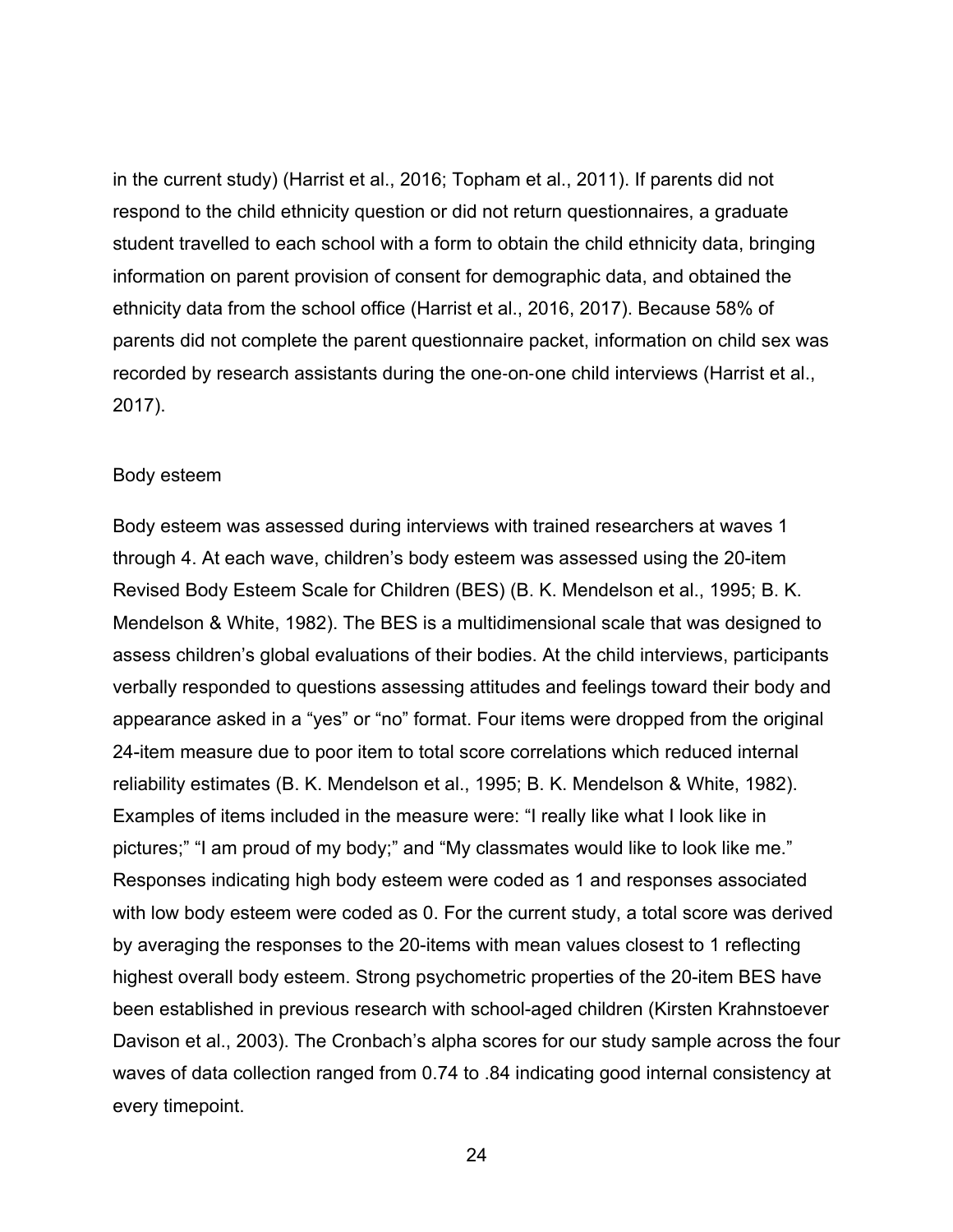in the current study) (Harrist et al., 2016; Topham et al., 2011). If parents did not respond to the child ethnicity question or did not return questionnaires, a graduate student travelled to each school with a form to obtain the child ethnicity data, bringing information on parent provision of consent for demographic data, and obtained the ethnicity data from the school office (Harrist et al., 2016, 2017). Because 58% of parents did not complete the parent questionnaire packet, information on child sex was recorded by research assistants during the one-on-one child interviews (Harrist et al., 2017).

### Body esteem

Body esteem was assessed during interviews with trained researchers at waves 1 through 4. At each wave, children's body esteem was assessed using the 20-item Revised Body Esteem Scale for Children (BES) (B. K. Mendelson et al., 1995; B. K. Mendelson & White, 1982). The BES is a multidimensional scale that was designed to assess children's global evaluations of their bodies. At the child interviews, participants verbally responded to questions assessing attitudes and feelings toward their body and appearance asked in a "yes" or "no" format. Four items were dropped from the original 24-item measure due to poor item to total score correlations which reduced internal reliability estimates (B. K. Mendelson et al., 1995; B. K. Mendelson & White, 1982). Examples of items included in the measure were: "I really like what I look like in pictures;" "I am proud of my body;" and "My classmates would like to look like me." Responses indicating high body esteem were coded as 1 and responses associated with low body esteem were coded as 0. For the current study, a total score was derived by averaging the responses to the 20-items with mean values closest to 1 reflecting highest overall body esteem. Strong psychometric properties of the 20-item BES have been established in previous research with school-aged children (Kirsten Krahnstoever Davison et al., 2003). The Cronbach's alpha scores for our study sample across the four waves of data collection ranged from 0.74 to .84 indicating good internal consistency at every timepoint.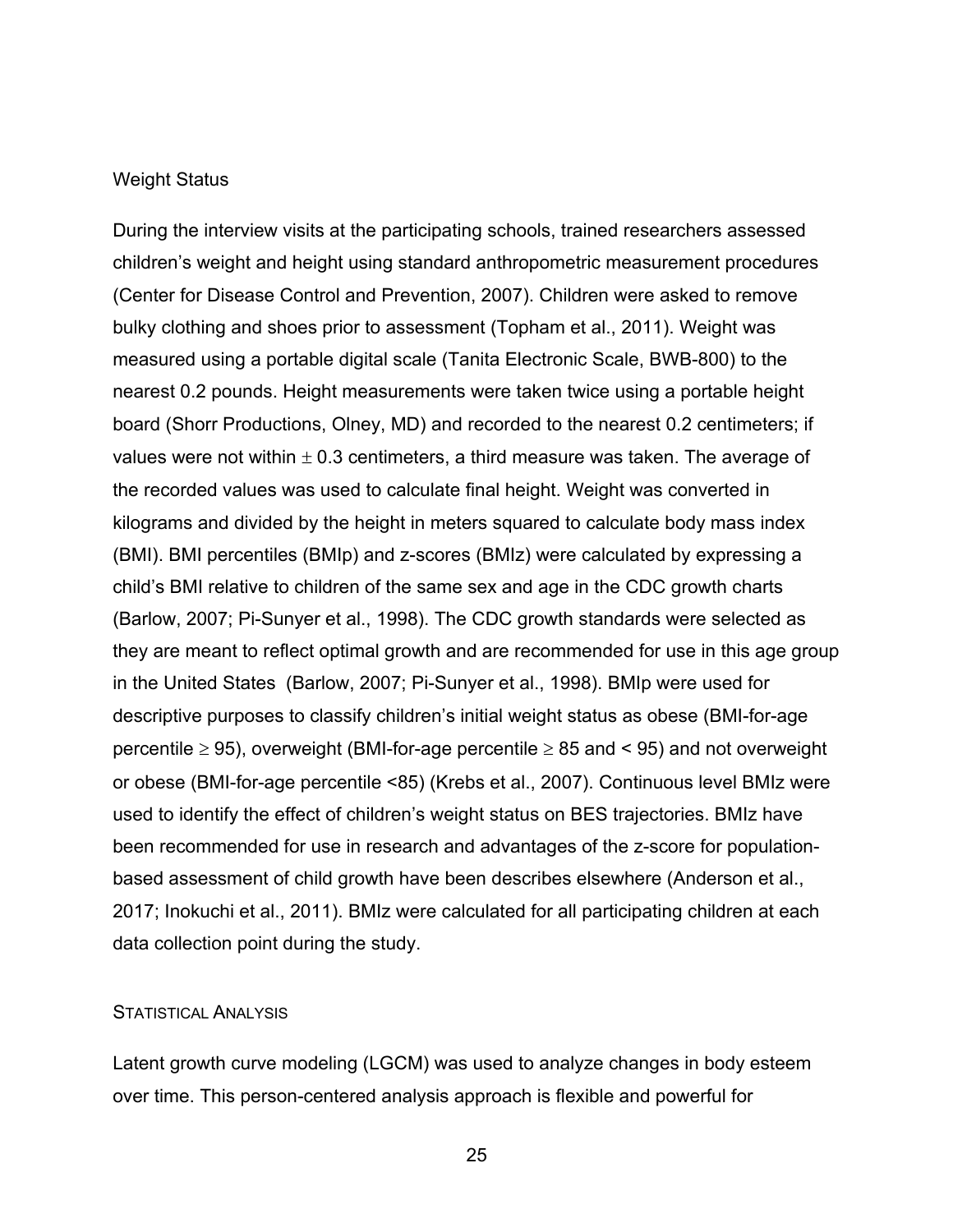### Weight Status

During the interview visits at the participating schools, trained researchers assessed children's weight and height using standard anthropometric measurement procedures (Center for Disease Control and Prevention, 2007). Children were asked to remove bulky clothing and shoes prior to assessment (Topham et al., 2011). Weight was measured using a portable digital scale (Tanita Electronic Scale, BWB-800) to the nearest 0.2 pounds. Height measurements were taken twice using a portable height board (Shorr Productions, Olney, MD) and recorded to the nearest 0.2 centimeters; if values were not within $\pm$ 0.3 centimeters, a third measure was taken. The average of the recorded values was used to calculate final height. Weight was converted in kilograms and divided by the height in meters squared to calculate body mass index (BMI). BMI percentiles (BMIp) and z-scores (BMIz) were calculated by expressing a child's BMI relative to children of the same sex and age in the CDC growth charts (Barlow, 2007; Pi-Sunyer et al., 1998). The CDC growth standards were selected as they are meant to reflect optimal growth and are recommended for use in this age group in the United States (Barlow, 2007; Pi-Sunyer et al., 1998). BMIp were used for descriptive purposes to classify children's initial weight status as obese (BMI-for-age percentile $\geq$ 95), overweight (BMI-for-age percentile $\geq$ 85 and < 95) and not overweight or obese (BMI-for-age percentile <85) (Krebs et al., 2007). Continuous level BMIz were used to identify the effect of children's weight status on BES trajectories. BMIz have been recommended for use in research and advantages of the z-score for population-based assessment of child growth have been describes elsewhere (Anderson et al., 2017; Inokuchi et al., 2011). BMIz were calculated for all participating children at each data collection point during the study.

## Statistical Analysis

Latent growth curve modeling (LGCM) was used to analyze changes in body esteem over time. This person-centered analysis approach is flexible and powerful for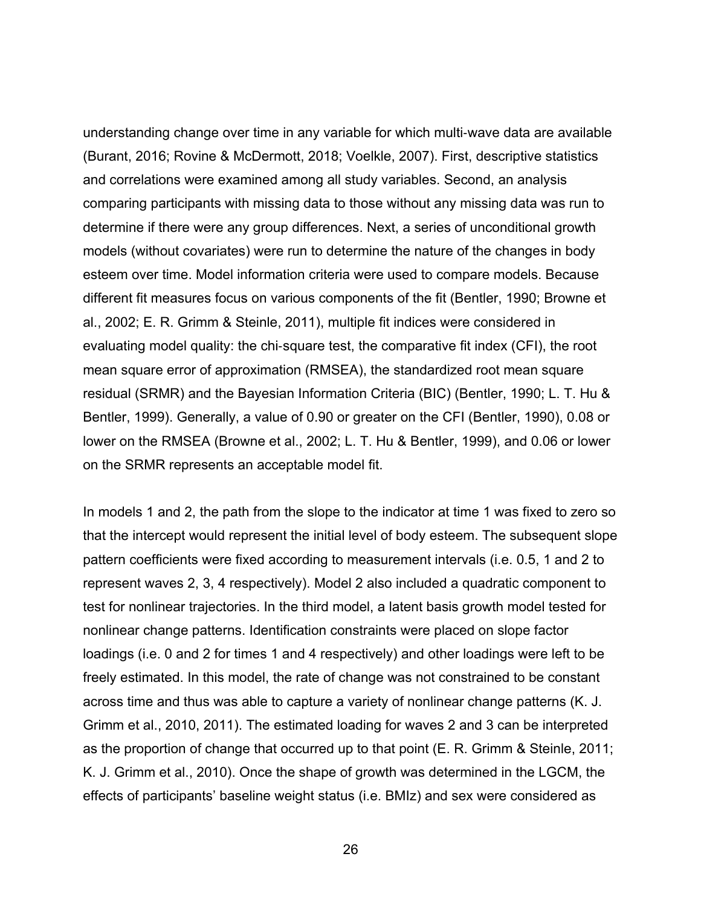understanding change over time in any variable for which multi-wave data are available (Burant, 2016; Rovine & McDermott, 2018; Voelkle, 2007). First, descriptive statistics and correlations were examined among all study variables. Second, an analysis comparing participants with missing data to those without any missing data was run to determine if there were any group differences. Next, a series of unconditional growth models (without covariates) were run to determine the nature of the changes in body esteem over time. Model information criteria were used to compare models. Because different fit measures focus on various components of the fit (Bentler, 1990; Browne et al., 2002; E. R. Grimm & Steinle, 2011), multiple fit indices were considered in evaluating model quality: the chi-square test, the comparative fit index (CFI), the root mean square error of approximation (RMSEA), the standardized root mean square residual (SRMR) and the Bayesian Information Criteria (BIC) (Bentler, 1990; L. T. Hu & Bentler, 1999). Generally, a value of 0.90 or greater on the CFI (Bentler, 1990), 0.08 or lower on the RMSEA (Browne et al., 2002; L. T. Hu & Bentler, 1999), and 0.06 or lower on the SRMR represents an acceptable model fit.

In models 1 and 2, the path from the slope to the indicator at time 1 was fixed to zero so that the intercept would represent the initial level of body esteem. The subsequent slope pattern coefficients were fixed according to measurement intervals (i.e. 0.5, 1 and 2 to represent waves 2, 3, 4 respectively). Model 2 also included a quadratic component to test for nonlinear trajectories. In the third model, a latent basis growth model tested for nonlinear change patterns. Identification constraints were placed on slope factor loadings (i.e. 0 and 2 for times 1 and 4 respectively) and other loadings were left to be freely estimated. In this model, the rate of change was not constrained to be constant across time and thus was able to capture a variety of nonlinear change patterns (K. J. Grimm et al., 2010, 2011). The estimated loading for waves 2 and 3 can be interpreted as the proportion of change that occurred up to that point (E. R. Grimm & Steinle, 2011; K. J. Grimm et al., 2010). Once the shape of growth was determined in the LGCM, the effects of participants' baseline weight status (i.e. BMIz) and sex were considered as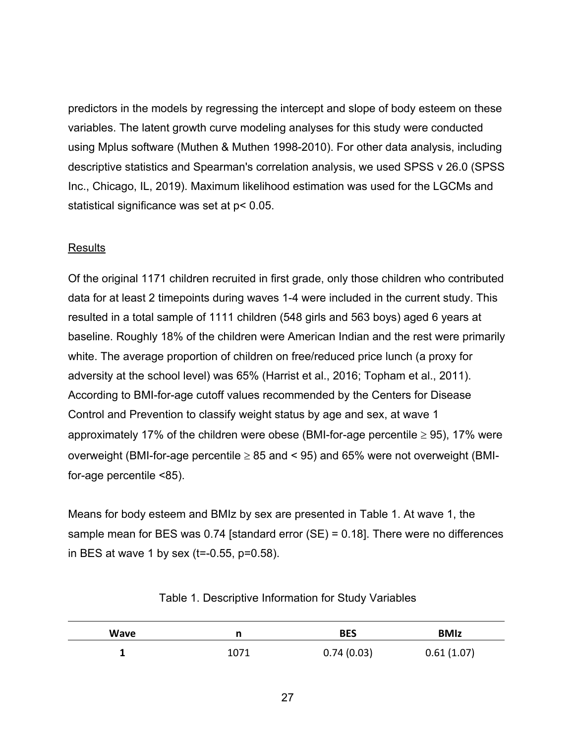predictors in the models by regressing the intercept and slope of body esteem on these variables. The latent growth curve modeling analyses for this study were conducted using Mplus software (Muthen & Muthen 1998-2010). For other data analysis, including descriptive statistics and Spearman's correlation analysis, we used SPSS v 26.0 (SPSS Inc., Chicago, IL, 2019). Maximum likelihood estimation was used for the LGCMs and statistical significance was set at $p < 0.05$.

## Results

Of the original 1171 children recruited in first grade, only those children who contributed data for at least 2 timepoints during waves 1-4 were included in the current study. This resulted in a total sample of 1111 children (548 girls and 563 boys) aged 6 years at baseline. Roughly 18% of the children were American Indian and the rest were primarily white. The average proportion of children on free/reduced price lunch (a proxy for adversity at the school level) was 65% (Harrist et al., 2016; Topham et al., 2011). According to BMI-for-age cutoff values recommended by the Centers for Disease Control and Prevention to classify weight status by age and sex, at wave 1 approximately 17% of the children were obese (BMI-for-age percentile $\geq$ 95), 17% were overweight (BMI-for-age percentile $\geq$ 85 and < 95) and 65% were not overweight (BMI-for-age percentile <85).

Means for body esteem and BMIz by sex are presented in Table 1. At wave 1, the sample mean for BES was 0.74 [standard error (SE) = 0.18]. There were no differences in BES at wave 1 by sex ($t$=-0.55, $p$=0.58).

Table 1. Descriptive Information for Study Variables

| Wave | n | BES | BMIz |
|---|---|---|---|
| **1** | 1071 | 0.74 (0.03) | 0.61 (1.07) |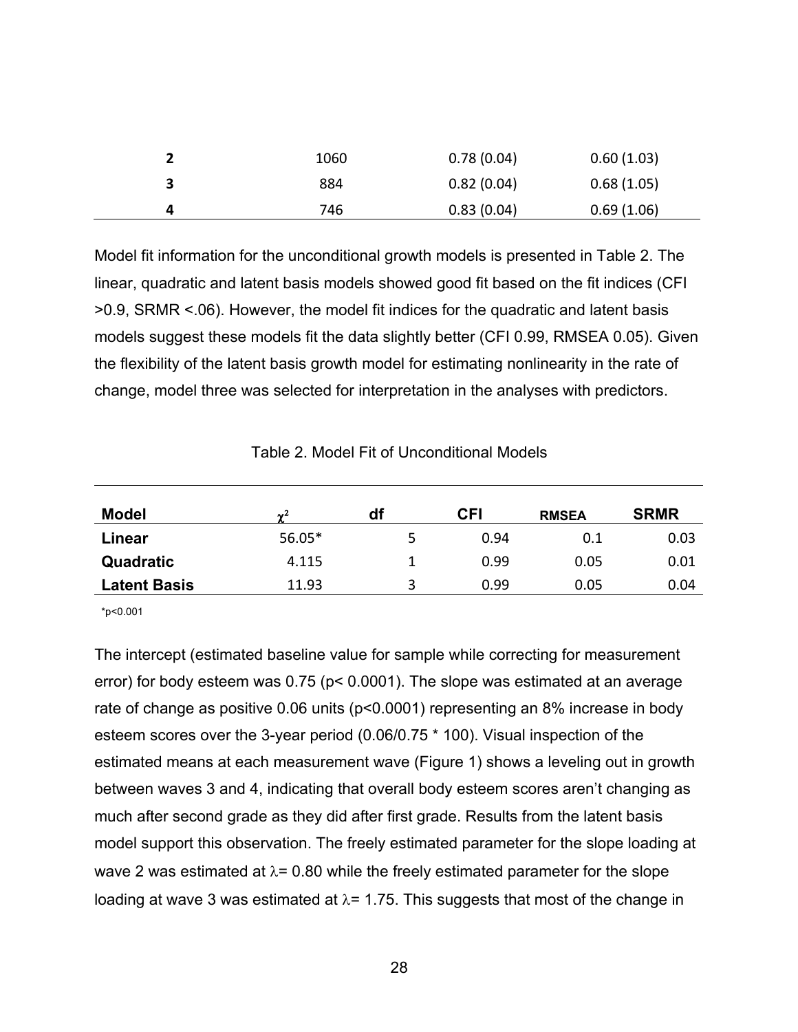| | | | |
|---|---|---|---|
| **2** | 1060 | 0.78 (0.04) | 0.60 (1.03) |
| **3** | 884 | 0.82 (0.04) | 0.68 (1.05) |
| **4** | 746 | 0.83 (0.04) | 0.69 (1.06) |

Model fit information for the unconditional growth models is presented in Table 2. The linear, quadratic and latent basis models showed good fit based on the fit indices (CFI >0.9, SRMR <.06). However, the model fit indices for the quadratic and latent basis models suggest these models fit the data slightly better (CFI 0.99, RMSEA 0.05). Given the flexibility of the latent basis growth model for estimating nonlinearity in the rate of change, model three was selected for interpretation in the analyses with predictors.

Table 2. Model Fit of Unconditional Models

| Model | $\chi^2$ | df | CFI | RMSEA | SRMR |
|---|---|---|---|---|---|
| **Linear** | 56.05* | 5 | 0.94 | 0.1 | 0.03 |
| **Quadratic** | 4.115 | 1 | 0.99 | 0.05 | 0.01 |
| **Latent Basis** | 11.93 | 3 | 0.99 | 0.05 | 0.04 |

*p<0.001

The intercept (estimated baseline value for sample while correcting for measurement error) for body esteem was 0.75 ($p < 0.0001$). The slope was estimated at an average rate of change as positive 0.06 units ($p<0.0001$) representing an 8% increase in body esteem scores over the 3-year period (0.06/0.75 * 100). Visual inspection of the estimated means at each measurement wave (Figure 1) shows a leveling out in growth between waves 3 and 4, indicating that overall body esteem scores aren't changing as much after second grade as they did after first grade. Results from the latent basis model support this observation. The freely estimated parameter for the slope loading at wave 2 was estimated at $\lambda = 0.80$ while the freely estimated parameter for the slope loading at wave 3 was estimated at $\lambda = 1.75$. This suggests that most of the change in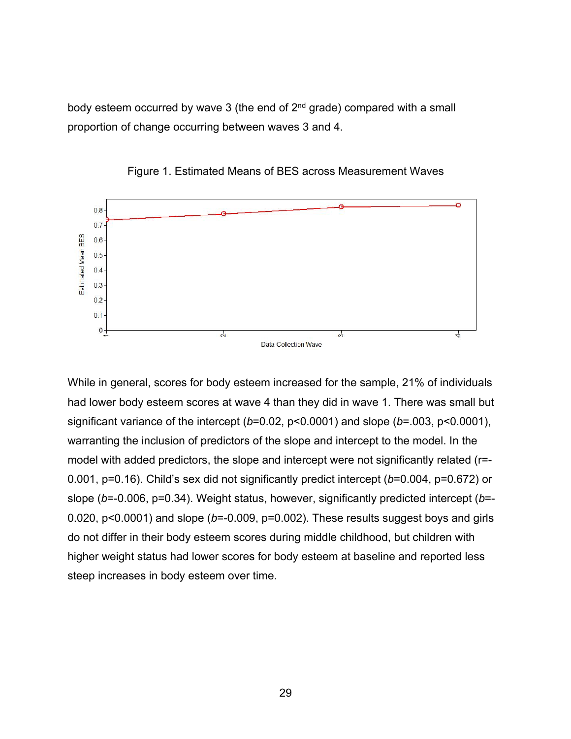body esteem occurred by wave 3 (the end of 2nd grade) compared with a small proportion of change occurring between waves 3 and 4.

Figure 1. Estimated Means of BES across Measurement Waves

While in general, scores for body esteem increased for the sample, 21% of individuals had lower body esteem scores at wave 4 than they did in wave 1. There was small but significant variance of the intercept ($b$=0.02, p<0.0001) and slope ($b$=.003, p<0.0001), warranting the inclusion of predictors of the slope and intercept to the model. In the model with added predictors, the slope and intercept were not significantly related (r=-0.001, p=0.16). Child's sex did not significantly predict intercept ($b$=0.004, p=0.672) or slope ($b$=-0.006, p=0.34). Weight status, however, significantly predicted intercept ($b$=-0.020, p<0.0001) and slope ($b$=-0.009, p=0.002). These results suggest boys and girls do not differ in their body esteem scores during middle childhood, but children with higher weight status had lower scores for body esteem at baseline and reported less steep increases in body esteem over time.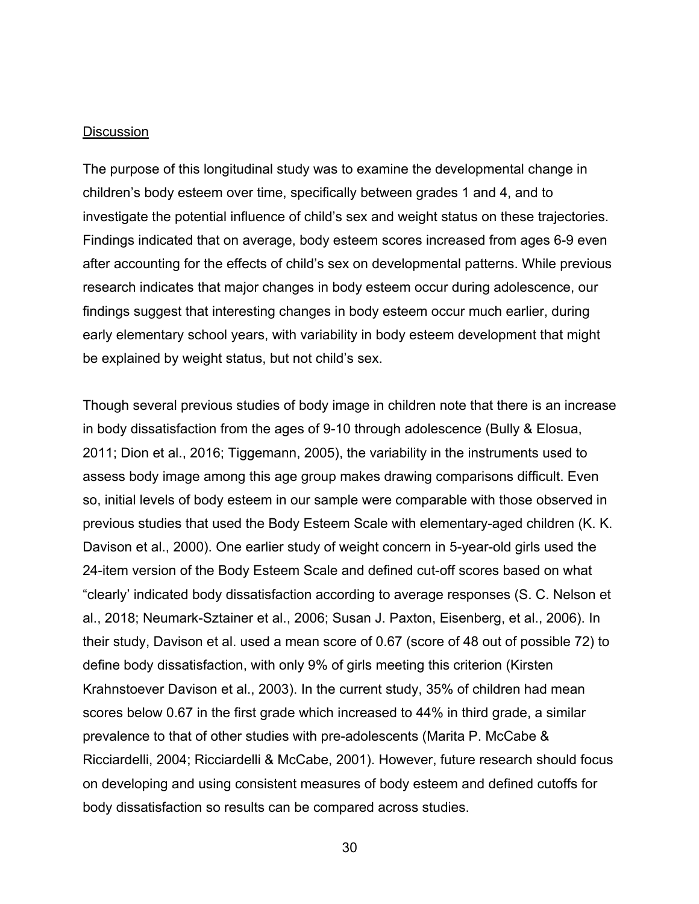## Discussion

The purpose of this longitudinal study was to examine the developmental change in children's body esteem over time, specifically between grades 1 and 4, and to investigate the potential influence of child's sex and weight status on these trajectories. Findings indicated that on average, body esteem scores increased from ages 6-9 even after accounting for the effects of child's sex on developmental patterns. While previous research indicates that major changes in body esteem occur during adolescence, our findings suggest that interesting changes in body esteem occur much earlier, during early elementary school years, with variability in body esteem development that might be explained by weight status, but not child's sex.

Though several previous studies of body image in children note that there is an increase in body dissatisfaction from the ages of 9-10 through adolescence (Bully & Elosua, 2011; Dion et al., 2016; Tiggemann, 2005), the variability in the instruments used to assess body image among this age group makes drawing comparisons difficult. Even so, initial levels of body esteem in our sample were comparable with those observed in previous studies that used the Body Esteem Scale with elementary-aged children (K. K. Davison et al., 2000). One earlier study of weight concern in 5-year-old girls used the 24-item version of the Body Esteem Scale and defined cut-off scores based on what "clearly' indicated body dissatisfaction according to average responses (S. C. Nelson et al., 2018; Neumark-Sztainer et al., 2006; Susan J. Paxton, Eisenberg, et al., 2006). In their study, Davison et al. used a mean score of 0.67 (score of 48 out of possible 72) to define body dissatisfaction, with only 9% of girls meeting this criterion (Kirsten Krahnstoever Davison et al., 2003). In the current study, 35% of children had mean scores below 0.67 in the first grade which increased to 44% in third grade, a similar prevalence to that of other studies with pre-adolescents (Marita P. McCabe & Ricciardelli, 2004; Ricciardelli & McCabe, 2001). However, future research should focus on developing and using consistent measures of body esteem and defined cutoffs for body dissatisfaction so results can be compared across studies.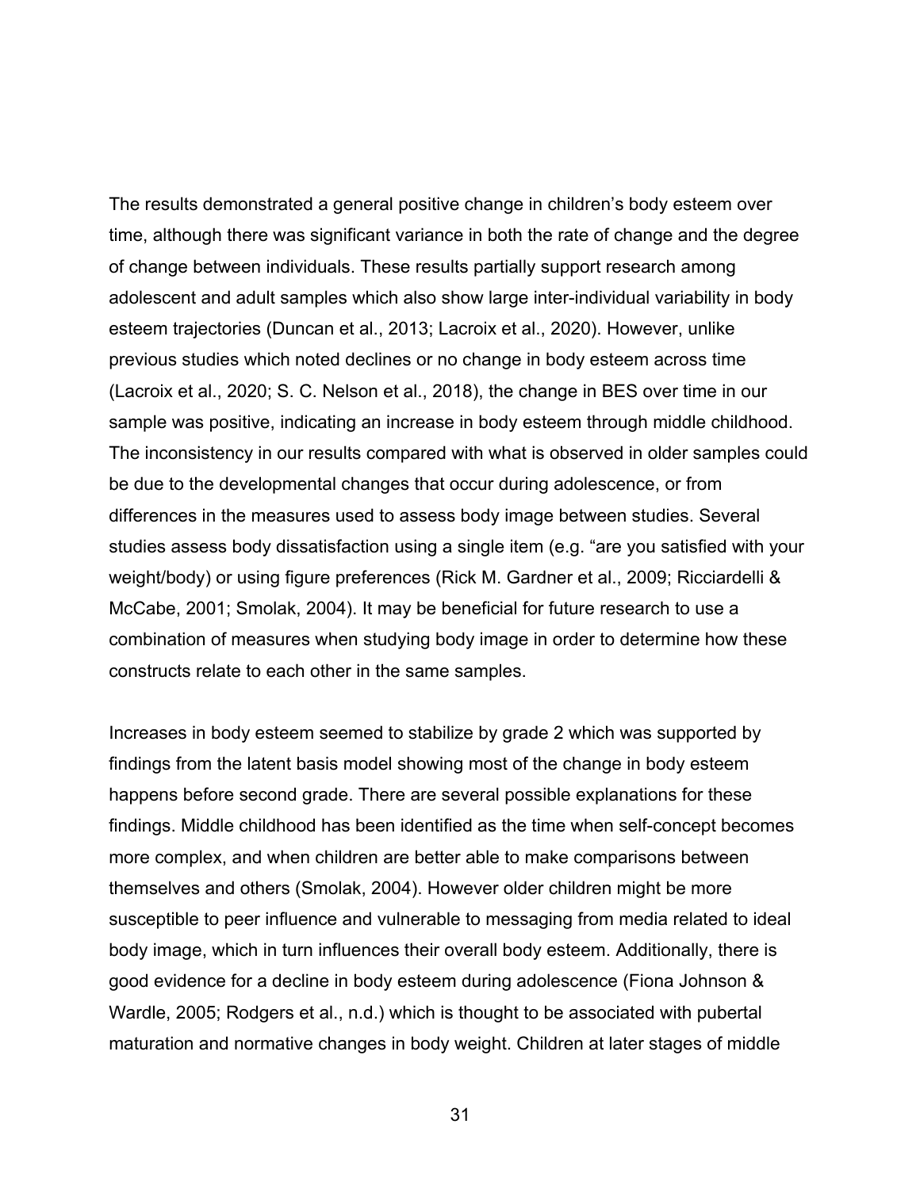The results demonstrated a general positive change in children's body esteem over time, although there was significant variance in both the rate of change and the degree of change between individuals. These results partially support research among adolescent and adult samples which also show large inter-individual variability in body esteem trajectories (Duncan et al., 2013; Lacroix et al., 2020). However, unlike previous studies which noted declines or no change in body esteem across time (Lacroix et al., 2020; S. C. Nelson et al., 2018), the change in BES over time in our sample was positive, indicating an increase in body esteem through middle childhood. The inconsistency in our results compared with what is observed in older samples could be due to the developmental changes that occur during adolescence, or from differences in the measures used to assess body image between studies. Several studies assess body dissatisfaction using a single item (e.g. "are you satisfied with your weight/body) or using figure preferences (Rick M. Gardner et al., 2009; Ricciardelli & McCabe, 2001; Smolak, 2004). It may be beneficial for future research to use a combination of measures when studying body image in order to determine how these constructs relate to each other in the same samples.

Increases in body esteem seemed to stabilize by grade 2 which was supported by findings from the latent basis model showing most of the change in body esteem happens before second grade. There are several possible explanations for these findings. Middle childhood has been identified as the time when self-concept becomes more complex, and when children are better able to make comparisons between themselves and others (Smolak, 2004). However older children might be more susceptible to peer influence and vulnerable to messaging from media related to ideal body image, which in turn influences their overall body esteem. Additionally, there is good evidence for a decline in body esteem during adolescence (Fiona Johnson & Wardle, 2005; Rodgers et al., n.d.) which is thought to be associated with pubertal maturation and normative changes in body weight. Children at later stages of middle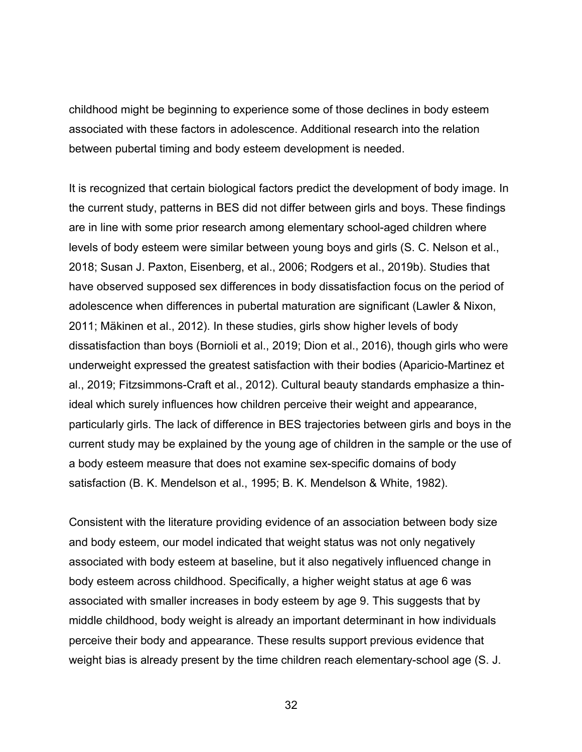childhood might be beginning to experience some of those declines in body esteem associated with these factors in adolescence. Additional research into the relation between pubertal timing and body esteem development is needed.

It is recognized that certain biological factors predict the development of body image. In the current study, patterns in BES did not differ between girls and boys. These findings are in line with some prior research among elementary school-aged children where levels of body esteem were similar between young boys and girls (S. C. Nelson et al., 2018; Susan J. Paxton, Eisenberg, et al., 2006; Rodgers et al., 2019b). Studies that have observed supposed sex differences in body dissatisfaction focus on the period of adolescence when differences in pubertal maturation are significant (Lawler & Nixon, 2011; Mäkinen et al., 2012). In these studies, girls show higher levels of body dissatisfaction than boys (Bornioli et al., 2019; Dion et al., 2016), though girls who were underweight expressed the greatest satisfaction with their bodies (Aparicio-Martinez et al., 2019; Fitzsimmons-Craft et al., 2012). Cultural beauty standards emphasize a thin-ideal which surely influences how children perceive their weight and appearance, particularly girls. The lack of difference in BES trajectories between girls and boys in the current study may be explained by the young age of children in the sample or the use of a body esteem measure that does not examine sex-specific domains of body satisfaction (B. K. Mendelson et al., 1995; B. K. Mendelson & White, 1982).

Consistent with the literature providing evidence of an association between body size and body esteem, our model indicated that weight status was not only negatively associated with body esteem at baseline, but it also negatively influenced change in body esteem across childhood. Specifically, a higher weight status at age 6 was associated with smaller increases in body esteem by age 9. This suggests that by middle childhood, body weight is already an important determinant in how individuals perceive their body and appearance. These results support previous evidence that weight bias is already present by the time children reach elementary-school age (S. J.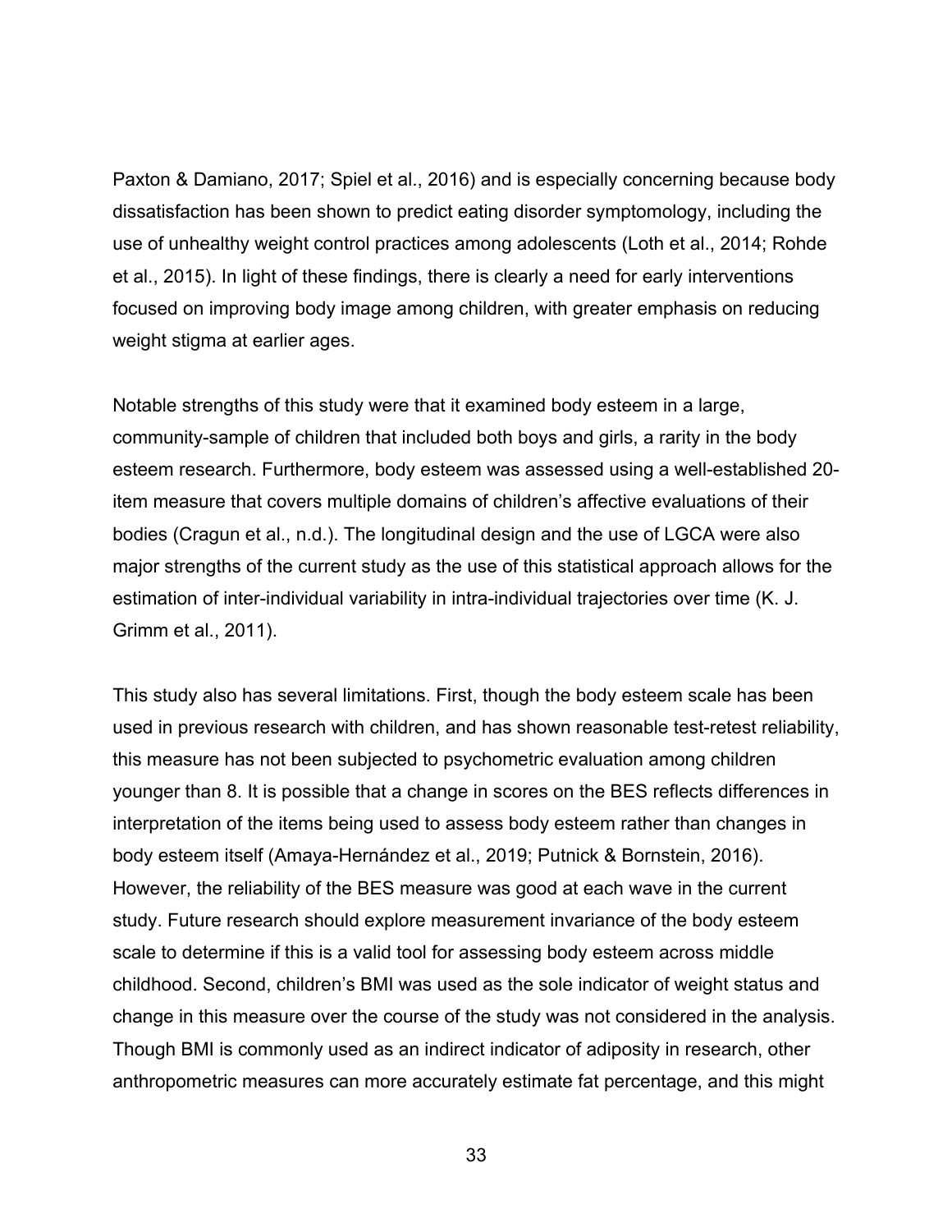Paxton & Damiano, 2017; Spiel et al., 2016) and is especially concerning because body dissatisfaction has been shown to predict eating disorder symptomology, including the use of unhealthy weight control practices among adolescents (Loth et al., 2014; Rohde et al., 2015). In light of these findings, there is clearly a need for early interventions focused on improving body image among children, with greater emphasis on reducing weight stigma at earlier ages.

Notable strengths of this study were that it examined body esteem in a large, community-sample of children that included both boys and girls, a rarity in the body esteem research. Furthermore, body esteem was assessed using a well-established 20-item measure that covers multiple domains of children's affective evaluations of their bodies (Cragun et al., n.d.). The longitudinal design and the use of LGCA were also major strengths of the current study as the use of this statistical approach allows for the estimation of inter-individual variability in intra-individual trajectories over time (K. J. Grimm et al., 2011).

This study also has several limitations. First, though the body esteem scale has been used in previous research with children, and has shown reasonable test-retest reliability, this measure has not been subjected to psychometric evaluation among children younger than 8. It is possible that a change in scores on the BES reflects differences in interpretation of the items being used to assess body esteem rather than changes in body esteem itself (Amaya-Hernández et al., 2019; Putnick & Bornstein, 2016). However, the reliability of the BES measure was good at each wave in the current study. Future research should explore measurement invariance of the body esteem scale to determine if this is a valid tool for assessing body esteem across middle childhood. Second, children's BMI was used as the sole indicator of weight status and change in this measure over the course of the study was not considered in the analysis. Though BMI is commonly used as an indirect indicator of adiposity in research, other anthropometric measures can more accurately estimate fat percentage, and this might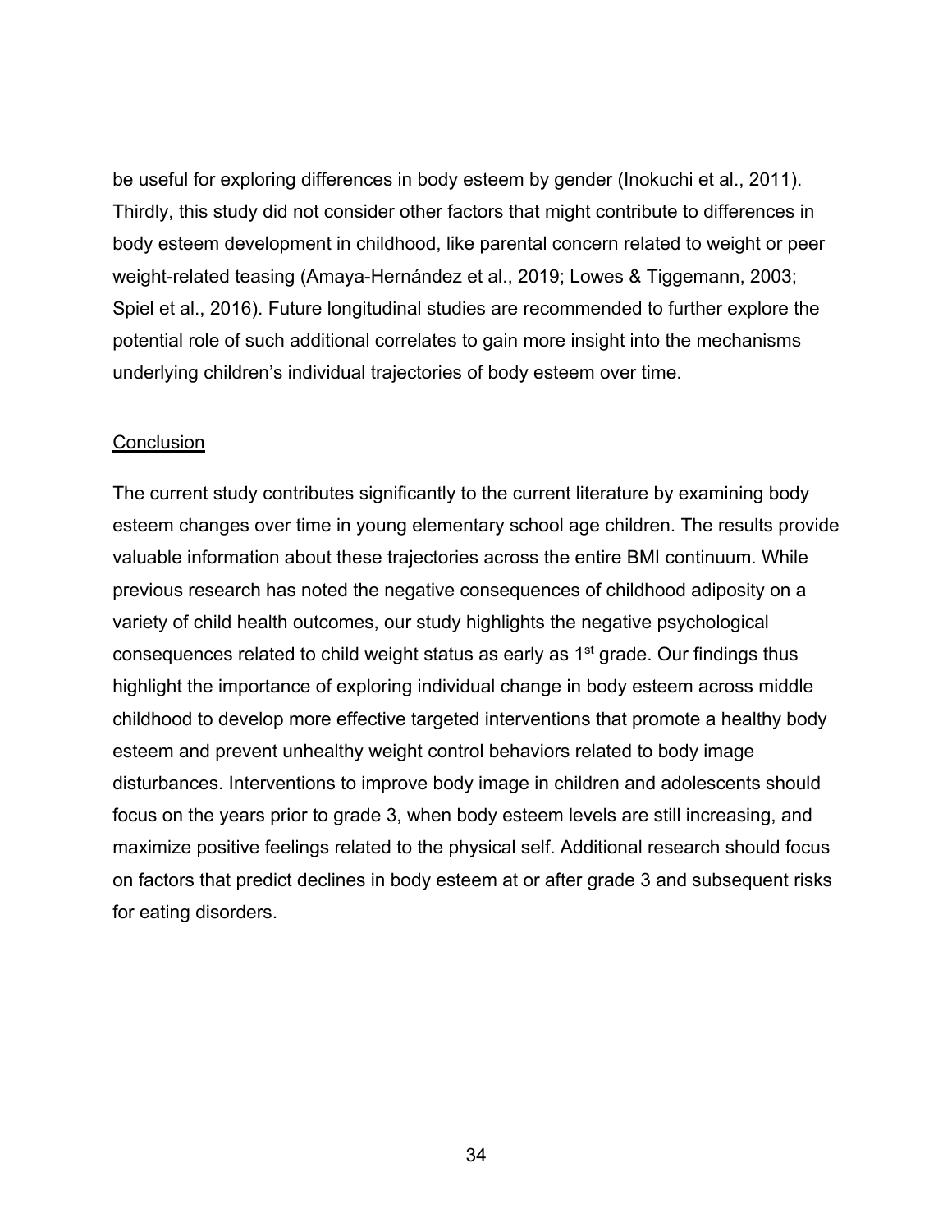be useful for exploring differences in body esteem by gender (Inokuchi et al., 2011). Thirdly, this study did not consider other factors that might contribute to differences in body esteem development in childhood, like parental concern related to weight or peer weight-related teasing (Amaya-Hernández et al., 2019; Lowes & Tiggemann, 2003; Spiel et al., 2016). Future longitudinal studies are recommended to further explore the potential role of such additional correlates to gain more insight into the mechanisms underlying children's individual trajectories of body esteem over time.

## Conclusion

The current study contributes significantly to the current literature by examining body esteem changes over time in young elementary school age children. The results provide valuable information about these trajectories across the entire BMI continuum. While previous research has noted the negative consequences of childhood adiposity on a variety of child health outcomes, our study highlights the negative psychological consequences related to child weight status as early as 1st grade. Our findings thus highlight the importance of exploring individual change in body esteem across middle childhood to develop more effective targeted interventions that promote a healthy body esteem and prevent unhealthy weight control behaviors related to body image disturbances. Interventions to improve body image in children and adolescents should focus on the years prior to grade 3, when body esteem levels are still increasing, and maximize positive feelings related to the physical self. Additional research should focus on factors that predict declines in body esteem at or after grade 3 and subsequent risks for eating disorders.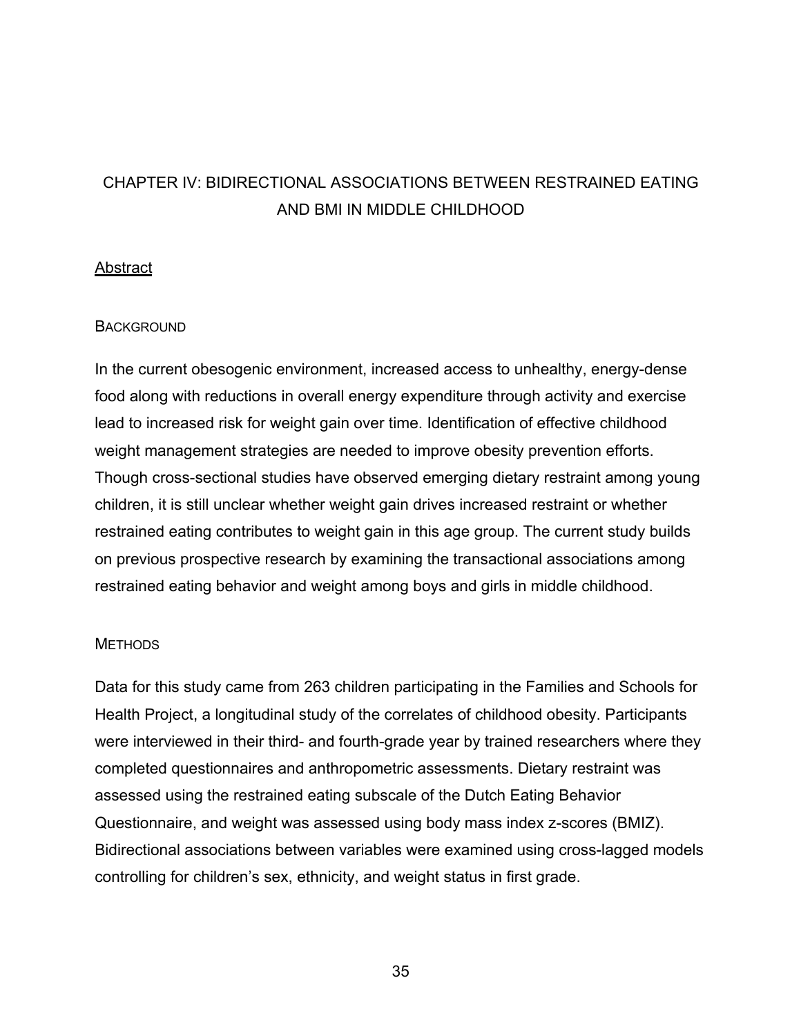# CHAPTER IV: BIDIRECTIONAL ASSOCIATIONS BETWEEN RESTRAINED EATING AND BMI IN MIDDLE CHILDHOOD

## Abstract

### Background

In the current obesogenic environment, increased access to unhealthy, energy-dense food along with reductions in overall energy expenditure through activity and exercise lead to increased risk for weight gain over time. Identification of effective childhood weight management strategies are needed to improve obesity prevention efforts. Though cross-sectional studies have observed emerging dietary restraint among young children, it is still unclear whether weight gain drives increased restraint or whether restrained eating contributes to weight gain in this age group. The current study builds on previous prospective research by examining the transactional associations among restrained eating behavior and weight among boys and girls in middle childhood.

### Methods

Data for this study came from 263 children participating in the Families and Schools for Health Project, a longitudinal study of the correlates of childhood obesity. Participants were interviewed in their third- and fourth-grade year by trained researchers where they completed questionnaires and anthropometric assessments. Dietary restraint was assessed using the restrained eating subscale of the Dutch Eating Behavior Questionnaire, and weight was assessed using body mass index z-scores (BMIZ). Bidirectional associations between variables were examined using cross-lagged models controlling for children's sex, ethnicity, and weight status in first grade.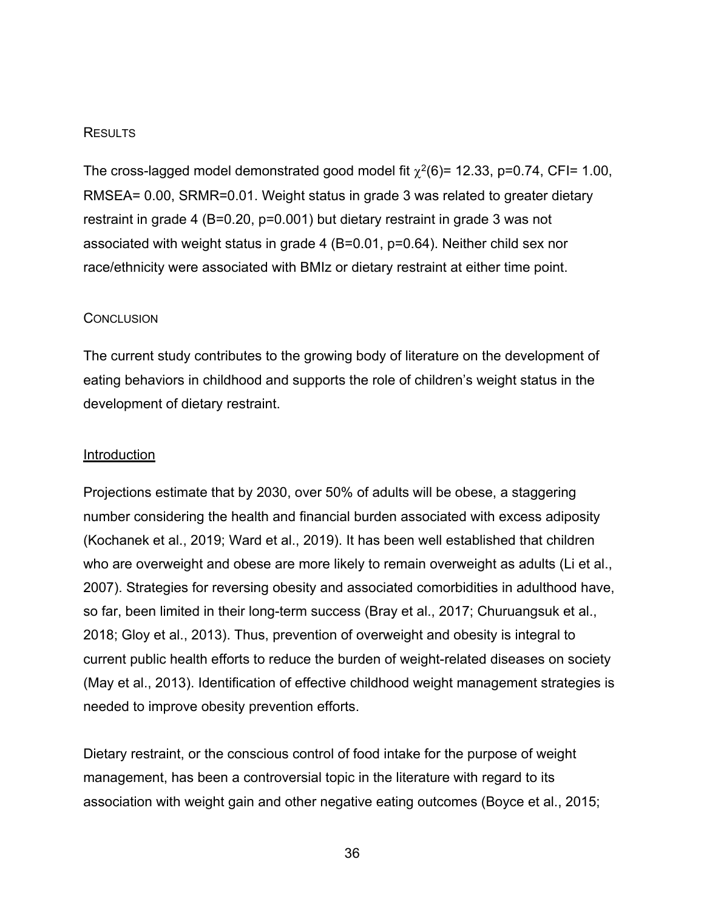### Results

The cross-lagged model demonstrated good model fit $\chi^2(6)= 12.33$, $p=0.74$, CFI= 1.00, RMSEA= 0.00, SRMR=0.01. Weight status in grade 3 was related to greater dietary restraint in grade 4 (B=0.20, $p=0.001$) but dietary restraint in grade 3 was not associated with weight status in grade 4 (B=0.01, $p=0.64$). Neither child sex nor race/ethnicity were associated with BMIz or dietary restraint at either time point.

### Conclusion

The current study contributes to the growing body of literature on the development of eating behaviors in childhood and supports the role of children's weight status in the development of dietary restraint.

## Introduction

Projections estimate that by 2030, over 50% of adults will be obese, a staggering number considering the health and financial burden associated with excess adiposity (Kochanek et al., 2019; Ward et al., 2019). It has been well established that children who are overweight and obese are more likely to remain overweight as adults (Li et al., 2007). Strategies for reversing obesity and associated comorbidities in adulthood have, so far, been limited in their long-term success (Bray et al., 2017; Churuangsuk et al., 2018; Gloy et al., 2013). Thus, prevention of overweight and obesity is integral to current public health efforts to reduce the burden of weight-related diseases on society (May et al., 2013). Identification of effective childhood weight management strategies is needed to improve obesity prevention efforts.

Dietary restraint, or the conscious control of food intake for the purpose of weight management, has been a controversial topic in the literature with regard to its association with weight gain and other negative eating outcomes (Boyce et al., 2015;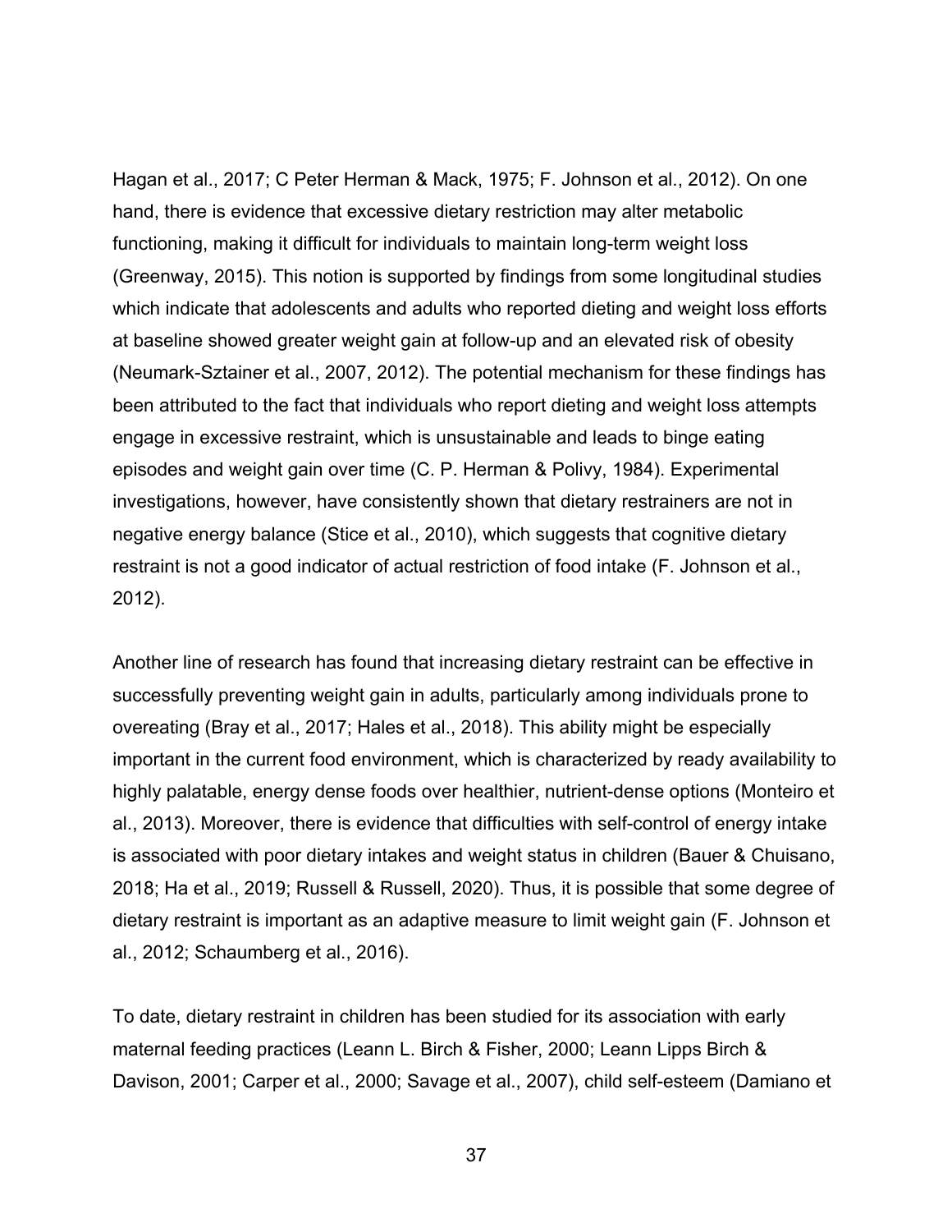Hagan et al., 2017; C Peter Herman & Mack, 1975; F. Johnson et al., 2012). On one hand, there is evidence that excessive dietary restriction may alter metabolic functioning, making it difficult for individuals to maintain long-term weight loss (Greenway, 2015). This notion is supported by findings from some longitudinal studies which indicate that adolescents and adults who reported dieting and weight loss efforts at baseline showed greater weight gain at follow-up and an elevated risk of obesity (Neumark-Sztainer et al., 2007, 2012). The potential mechanism for these findings has been attributed to the fact that individuals who report dieting and weight loss attempts engage in excessive restraint, which is unsustainable and leads to binge eating episodes and weight gain over time (C. P. Herman & Polivy, 1984). Experimental investigations, however, have consistently shown that dietary restrainers are not in negative energy balance (Stice et al., 2010), which suggests that cognitive dietary restraint is not a good indicator of actual restriction of food intake (F. Johnson et al., 2012).

Another line of research has found that increasing dietary restraint can be effective in successfully preventing weight gain in adults, particularly among individuals prone to overeating (Bray et al., 2017; Hales et al., 2018). This ability might be especially important in the current food environment, which is characterized by ready availability to highly palatable, energy dense foods over healthier, nutrient-dense options (Monteiro et al., 2013). Moreover, there is evidence that difficulties with self-control of energy intake is associated with poor dietary intakes and weight status in children (Bauer & Chuisano, 2018; Ha et al., 2019; Russell & Russell, 2020). Thus, it is possible that some degree of dietary restraint is important as an adaptive measure to limit weight gain (F. Johnson et al., 2012; Schaumberg et al., 2016).

To date, dietary restraint in children has been studied for its association with early maternal feeding practices (Leann L. Birch & Fisher, 2000; Leann Lipps Birch & Davison, 2001; Carper et al., 2000; Savage et al., 2007), child self-esteem (Damiano et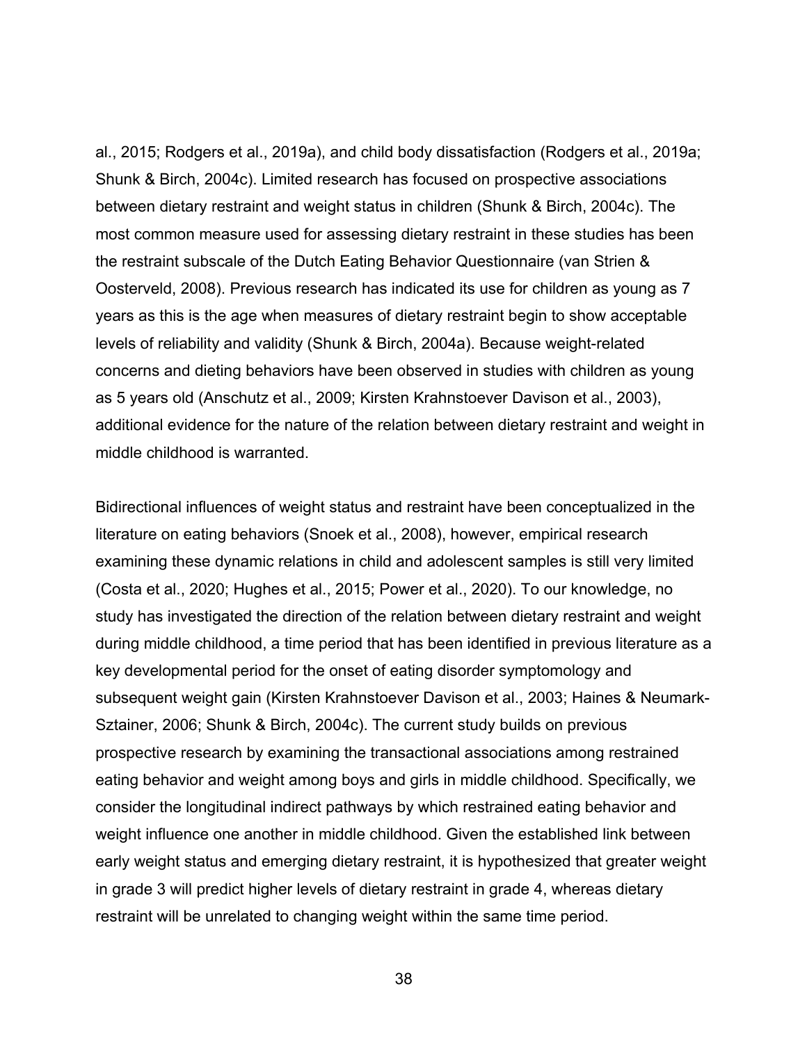al., 2015; Rodgers et al., 2019a), and child body dissatisfaction (Rodgers et al., 2019a; Shunk & Birch, 2004c). Limited research has focused on prospective associations between dietary restraint and weight status in children (Shunk & Birch, 2004c). The most common measure used for assessing dietary restraint in these studies has been the restraint subscale of the Dutch Eating Behavior Questionnaire (van Strien & Oosterveld, 2008). Previous research has indicated its use for children as young as 7 years as this is the age when measures of dietary restraint begin to show acceptable levels of reliability and validity (Shunk & Birch, 2004a). Because weight-related concerns and dieting behaviors have been observed in studies with children as young as 5 years old (Anschutz et al., 2009; Kirsten Krahnstoever Davison et al., 2003), additional evidence for the nature of the relation between dietary restraint and weight in middle childhood is warranted.

Bidirectional influences of weight status and restraint have been conceptualized in the literature on eating behaviors (Snoek et al., 2008), however, empirical research examining these dynamic relations in child and adolescent samples is still very limited (Costa et al., 2020; Hughes et al., 2015; Power et al., 2020). To our knowledge, no study has investigated the direction of the relation between dietary restraint and weight during middle childhood, a time period that has been identified in previous literature as a key developmental period for the onset of eating disorder symptomology and subsequent weight gain (Kirsten Krahnstoever Davison et al., 2003; Haines & Neumark-Sztainer, 2006; Shunk & Birch, 2004c). The current study builds on previous prospective research by examining the transactional associations among restrained eating behavior and weight among boys and girls in middle childhood. Specifically, we consider the longitudinal indirect pathways by which restrained eating behavior and weight influence one another in middle childhood. Given the established link between early weight status and emerging dietary restraint, it is hypothesized that greater weight in grade 3 will predict higher levels of dietary restraint in grade 4, whereas dietary restraint will be unrelated to changing weight within the same time period.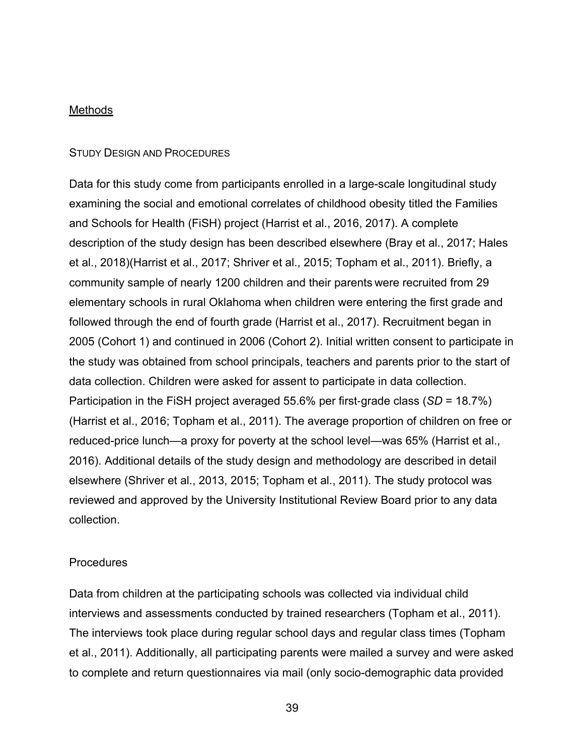## Methods

### Study Design and Procedures

Data for this study come from participants enrolled in a large-scale longitudinal study examining the social and emotional correlates of childhood obesity titled the Families and Schools for Health (FiSH) project (Harrist et al., 2016, 2017). A complete description of the study design has been described elsewhere (Bray et al., 2017; Hales et al., 2018)(Harrist et al., 2017; Shriver et al., 2015; Topham et al., 2011). Briefly, a community sample of nearly 1200 children and their parents were recruited from 29 elementary schools in rural Oklahoma when children were entering the first grade and followed through the end of fourth grade (Harrist et al., 2017). Recruitment began in 2005 (Cohort 1) and continued in 2006 (Cohort 2). Initial written consent to participate in the study was obtained from school principals, teachers and parents prior to the start of data collection. Children were asked for assent to participate in data collection. Participation in the FiSH project averaged 55.6% per first-grade class (*SD* = 18.7%) (Harrist et al., 2016; Topham et al., 2011). The average proportion of children on free or reduced-price lunch—a proxy for poverty at the school level—was 65% (Harrist et al., 2016). Additional details of the study design and methodology are described in detail elsewhere (Shriver et al., 2013, 2015; Topham et al., 2011). The study protocol was reviewed and approved by the University Institutional Review Board prior to any data collection.

### Procedures

Data from children at the participating schools was collected via individual child interviews and assessments conducted by trained researchers (Topham et al., 2011). The interviews took place during regular school days and regular class times (Topham et al., 2011). Additionally, all participating parents were mailed a survey and were asked to complete and return questionnaires via mail (only socio-demographic data provided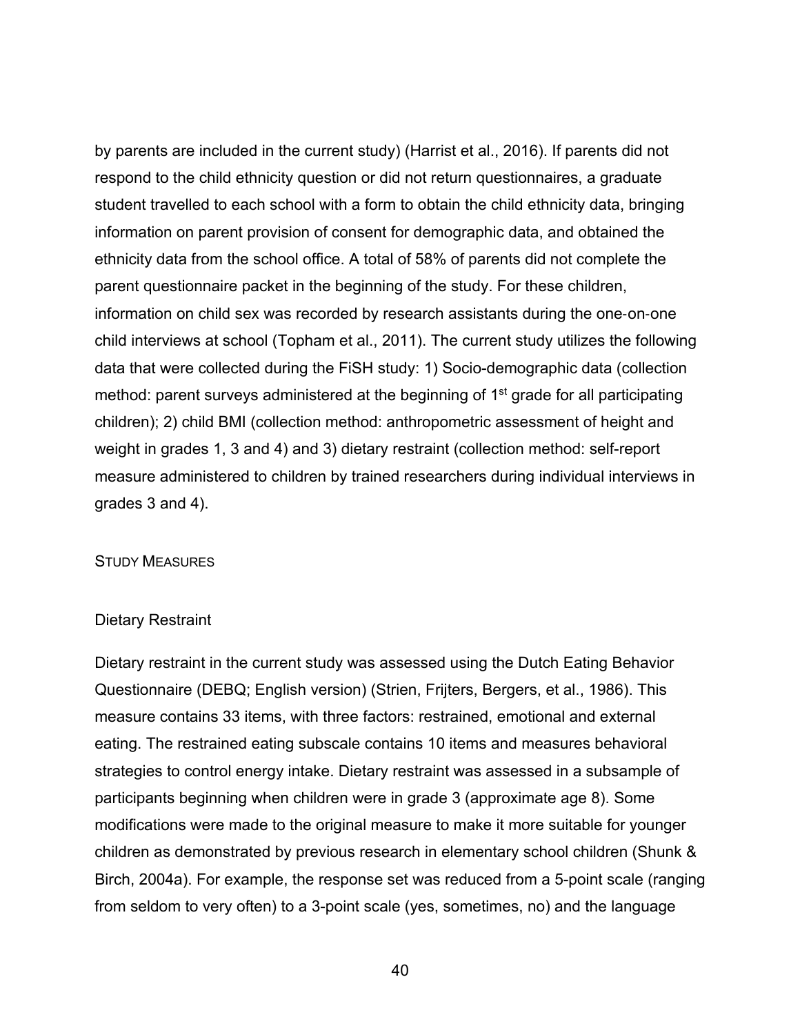by parents are included in the current study) (Harrist et al., 2016). If parents did not respond to the child ethnicity question or did not return questionnaires, a graduate student travelled to each school with a form to obtain the child ethnicity data, bringing information on parent provision of consent for demographic data, and obtained the ethnicity data from the school office. A total of 58% of parents did not complete the parent questionnaire packet in the beginning of the study. For these children, information on child sex was recorded by research assistants during the one-on-one child interviews at school (Topham et al., 2011). The current study utilizes the following data that were collected during the FiSH study: 1) Socio-demographic data (collection method: parent surveys administered at the beginning of 1st grade for all participating children); 2) child BMI (collection method: anthropometric assessment of height and weight in grades 1, 3 and 4) and 3) dietary restraint (collection method: self-report measure administered to children by trained researchers during individual interviews in grades 3 and 4).

## Study Measures

### Dietary Restraint

Dietary restraint in the current study was assessed using the Dutch Eating Behavior Questionnaire (DEBQ; English version) (Strien, Frijters, Bergers, et al., 1986). This measure contains 33 items, with three factors: restrained, emotional and external eating. The restrained eating subscale contains 10 items and measures behavioral strategies to control energy intake. Dietary restraint was assessed in a subsample of participants beginning when children were in grade 3 (approximate age 8). Some modifications were made to the original measure to make it more suitable for younger children as demonstrated by previous research in elementary school children (Shunk & Birch, 2004a). For example, the response set was reduced from a 5-point scale (ranging from seldom to very often) to a 3-point scale (yes, sometimes, no) and the language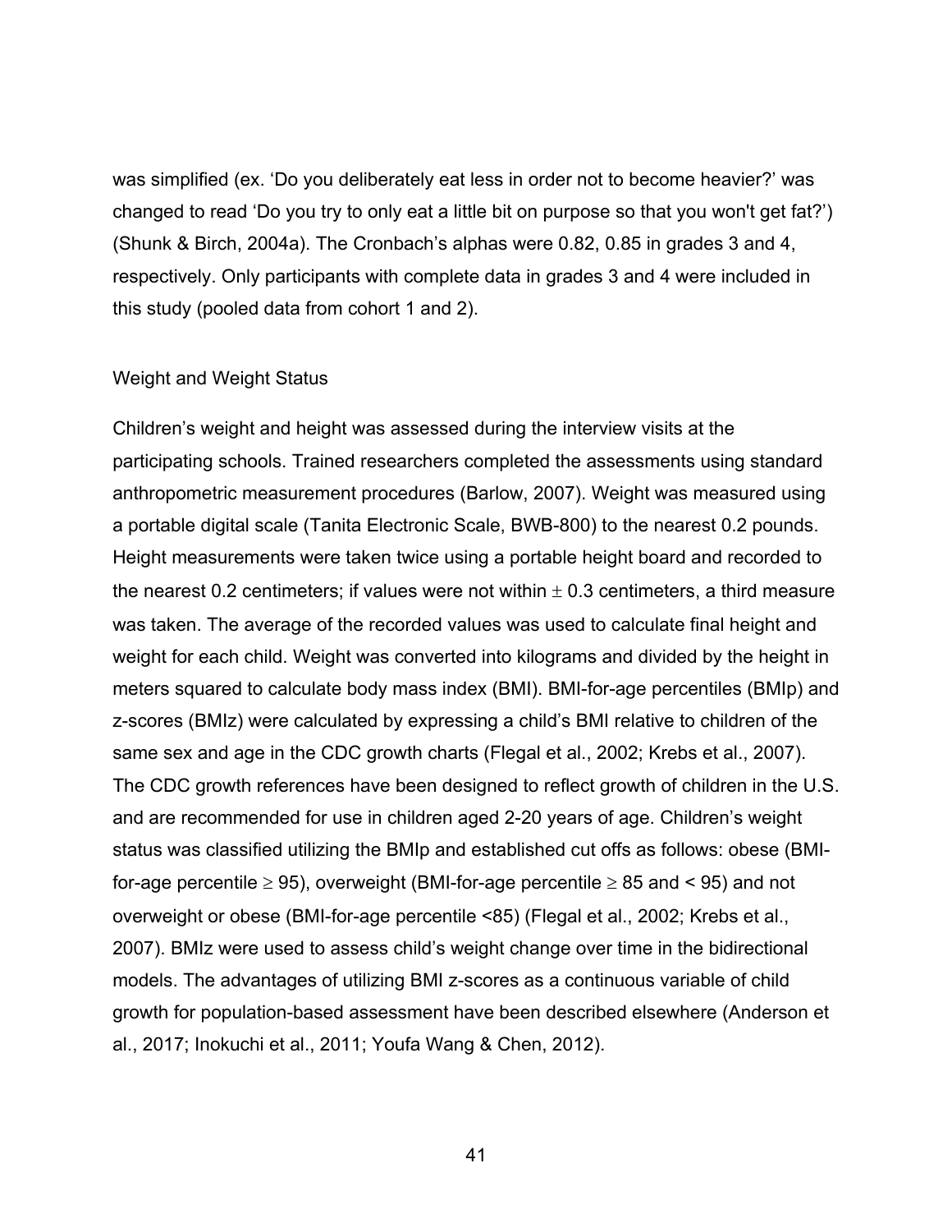was simplified (ex. 'Do you deliberately eat less in order not to become heavier?' was changed to read 'Do you try to only eat a little bit on purpose so that you won't get fat?') (Shunk & Birch, 2004a). The Cronbach's alphas were 0.82, 0.85 in grades 3 and 4, respectively. Only participants with complete data in grades 3 and 4 were included in this study (pooled data from cohort 1 and 2).

### Weight and Weight Status

Children's weight and height was assessed during the interview visits at the participating schools. Trained researchers completed the assessments using standard anthropometric measurement procedures (Barlow, 2007). Weight was measured using a portable digital scale (Tanita Electronic Scale, BWB-800) to the nearest 0.2 pounds. Height measurements were taken twice using a portable height board and recorded to the nearest 0.2 centimeters; if values were not within $\pm$ 0.3 centimeters, a third measure was taken. The average of the recorded values was used to calculate final height and weight for each child. Weight was converted into kilograms and divided by the height in meters squared to calculate body mass index (BMI). BMI-for-age percentiles (BMIp) and z-scores (BMIz) were calculated by expressing a child's BMI relative to children of the same sex and age in the CDC growth charts (Flegal et al., 2002; Krebs et al., 2007). The CDC growth references have been designed to reflect growth of children in the U.S. and are recommended for use in children aged 2-20 years of age. Children's weight status was classified utilizing the BMIp and established cut offs as follows: obese (BMI-for-age percentile $\geq$ 95), overweight (BMI-for-age percentile $\geq$ 85 and < 95) and not overweight or obese (BMI-for-age percentile <85) (Flegal et al., 2002; Krebs et al., 2007). BMIz were used to assess child's weight change over time in the bidirectional models. The advantages of utilizing BMI z-scores as a continuous variable of child growth for population-based assessment have been described elsewhere (Anderson et al., 2017; Inokuchi et al., 2011; Youfa Wang & Chen, 2012).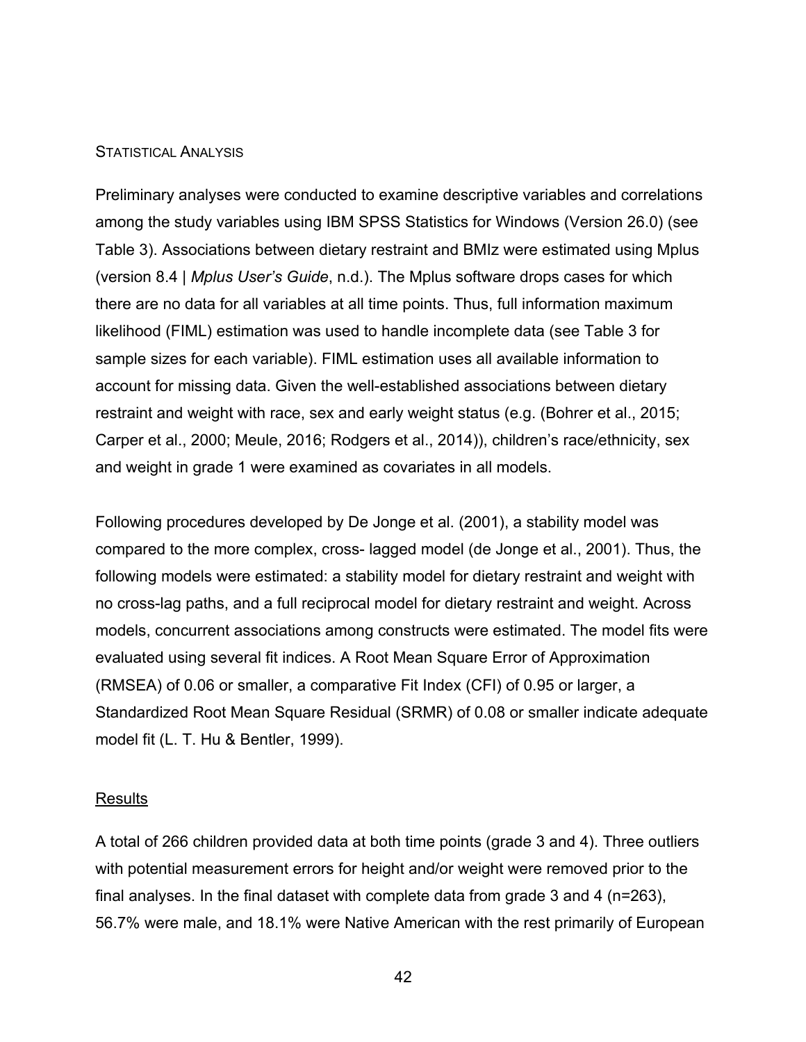### STATISTICAL ANALYSIS

Preliminary analyses were conducted to examine descriptive variables and correlations among the study variables using IBM SPSS Statistics for Windows (Version 26.0) (see Table 3). Associations between dietary restraint and BMIz were estimated using Mplus (version 8.4 | *Mplus User's Guide*, n.d.). The Mplus software drops cases for which there are no data for all variables at all time points. Thus, full information maximum likelihood (FIML) estimation was used to handle incomplete data (see Table 3 for sample sizes for each variable). FIML estimation uses all available information to account for missing data. Given the well-established associations between dietary restraint and weight with race, sex and early weight status (e.g. (Bohrer et al., 2015; Carper et al., 2000; Meule, 2016; Rodgers et al., 2014)), children's race/ethnicity, sex and weight in grade 1 were examined as covariates in all models.

Following procedures developed by De Jonge et al. (2001), a stability model was compared to the more complex, cross- lagged model (de Jonge et al., 2001). Thus, the following models were estimated: a stability model for dietary restraint and weight with no cross-lag paths, and a full reciprocal model for dietary restraint and weight. Across models, concurrent associations among constructs were estimated. The model fits were evaluated using several fit indices. A Root Mean Square Error of Approximation (RMSEA) of 0.06 or smaller, a comparative Fit Index (CFI) of 0.95 or larger, a Standardized Root Mean Square Residual (SRMR) of 0.08 or smaller indicate adequate model fit (L. T. Hu & Bentler, 1999).

### Results

A total of 266 children provided data at both time points (grade 3 and 4). Three outliers with potential measurement errors for height and/or weight were removed prior to the final analyses. In the final dataset with complete data from grade 3 and 4 (n=263), 56.7% were male, and 18.1% were Native American with the rest primarily of European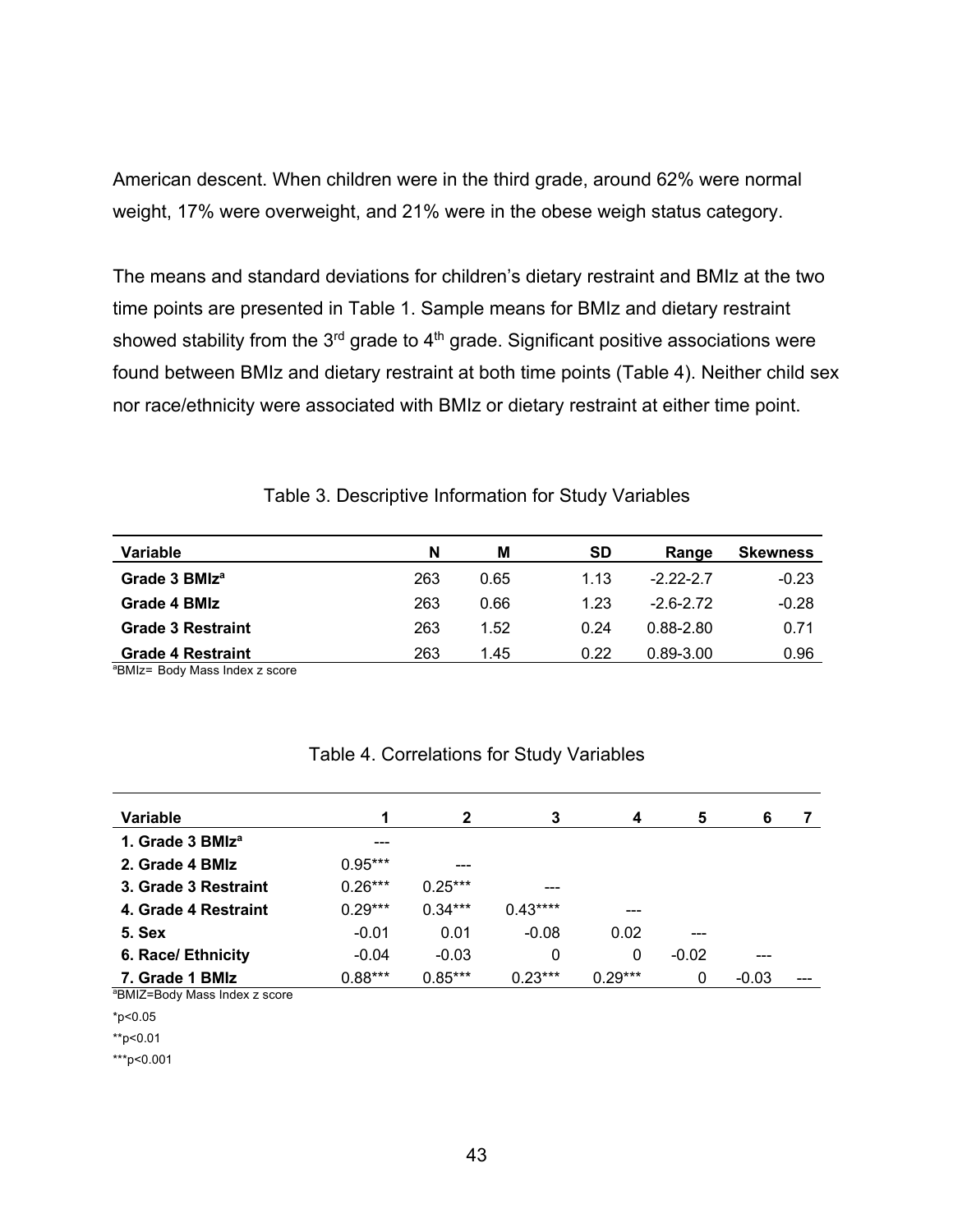American descent. When children were in the third grade, around 62% were normal weight, 17% were overweight, and 21% were in the obese weigh status category.

The means and standard deviations for children's dietary restraint and BMIz at the two time points are presented in Table 1. Sample means for BMIz and dietary restraint showed stability from the 3rd grade to 4th grade. Significant positive associations were found between BMIz and dietary restraint at both time points (Table 4). Neither child sex nor race/ethnicity were associated with BMIz or dietary restraint at either time point.

Table 3. Descriptive Information for Study Variables

| Variable | N | M | SD | Range | Skewness |
|---|---|---|---|---|---|
| **Grade 3 BMIz[a]** | 263 | 0.65 | 1.13 | -2.22-2.7 | -0.23 |
| **Grade 4 BMIz** | 263 | 0.66 | 1.23 | -2.6-2.72 | -0.28 |
| **Grade 3 Restraint** | 263 | 1.52 | 0.24 | 0.88-2.80 | 0.71 |
| **Grade 4 Restraint** | 263 | 1.45 | 0.22 | 0.89-3.00 | 0.96 |

[a]BMIz= Body Mass Index z score

Table 4. Correlations for Study Variables

| Variable | 1 | 2 | 3 | 4 | 5 | 6 | 7 |
|---|---|---|---|---|---|---|---|
| **1. Grade 3 BMIz[a]** | --- | | | | | | |
| **2. Grade 4 BMIz** | 0.95*** | --- | | | | | |
| **3. Grade 3 Restraint** | 0.26*** | 0.25*** | --- | | | | |
| **4. Grade 4 Restraint** | 0.29*** | 0.34*** | 0.43**** | --- | | | |
| **5. Sex** | -0.01 | 0.01 | -0.08 | 0.02 | --- | | |
| **6. Race/ Ethnicity** | -0.04 | -0.03 | 0 | 0 | -0.02 | --- | |
| **7. Grade 1 BMIz** | 0.88*** | 0.85*** | 0.23*** | 0.29*** | 0 | -0.03 | --- |

[a]BMIZ=Body Mass Index z score

*p<0.05

**p<0.01

***p<0.001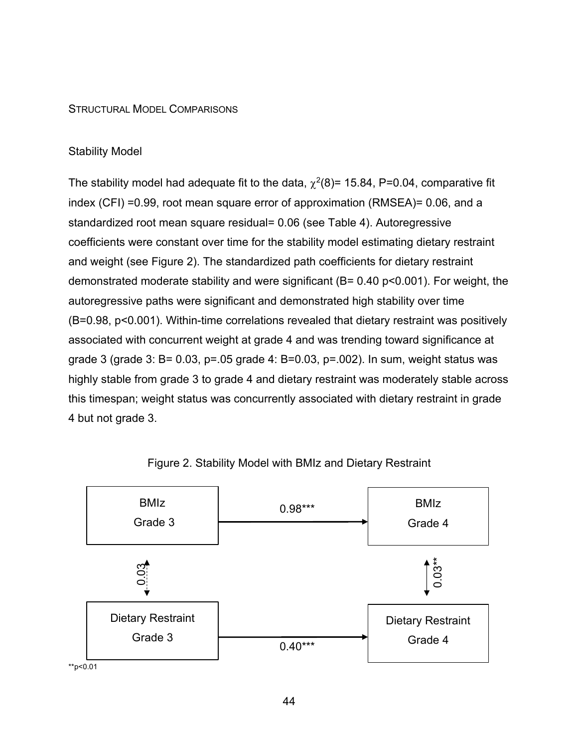## Structural Model Comparisons

### Stability Model

The stability model had adequate fit to the data, $\chi^2(8)$= 15.84, P=0.04, comparative fit index (CFI) =0.99, root mean square error of approximation (RMSEA)= 0.06, and a standardized root mean square residual= 0.06 (see Table 4). Autoregressive coefficients were constant over time for the stability model estimating dietary restraint and weight (see Figure 2). The standardized path coefficients for dietary restraint demonstrated moderate stability and were significant (B= 0.40 p<0.001). For weight, the autoregressive paths were significant and demonstrated high stability over time (B=0.98, p<0.001). Within-time correlations revealed that dietary restraint was positively associated with concurrent weight at grade 4 and was trending toward significance at grade 3 (grade 3: B= 0.03, p=.05 grade 4: B=0.03, p=.002). In sum, weight status was highly stable from grade 3 to grade 4 and dietary restraint was moderately stable across this timespan; weight status was concurrently associated with dietary restraint in grade 4 but not grade 3.

Figure 2. Stability Model with BMIz and Dietary Restraint

**p<0.01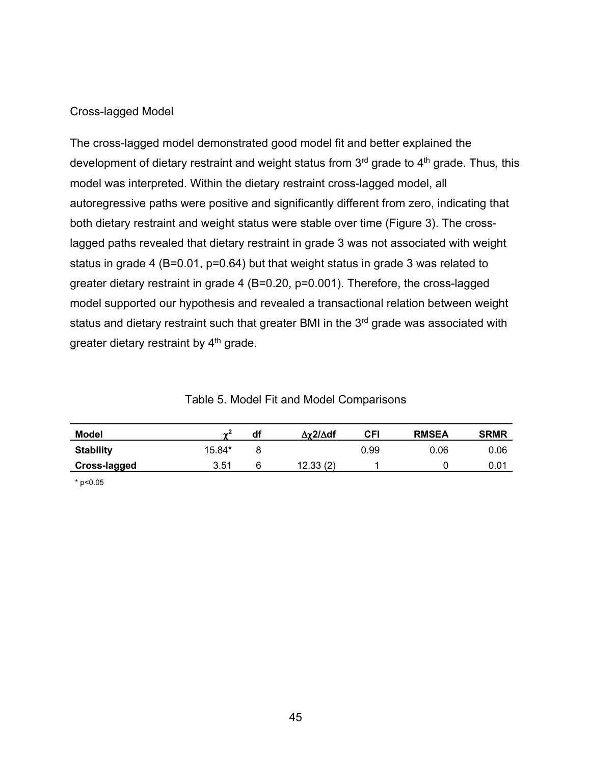Cross-lagged Model

The cross-lagged model demonstrated good model fit and better explained the development of dietary restraint and weight status from 3rd grade to 4th grade. Thus, this model was interpreted. Within the dietary restraint cross-lagged model, all autoregressive paths were positive and significantly different from zero, indicating that both dietary restraint and weight status were stable over time (Figure 3). The cross-lagged paths revealed that dietary restraint in grade 3 was not associated with weight status in grade 4 (B=0.01, p=0.64) but that weight status in grade 3 was related to greater dietary restraint in grade 4 (B=0.20, p=0.001). Therefore, the cross-lagged model supported our hypothesis and revealed a transactional relation between weight status and dietary restraint such that greater BMI in the 3rd grade was associated with greater dietary restraint by 4th grade.

Table 5. Model Fit and Model Comparisons

| Model | $\chi^2$ | df | $\Delta\chi 2/\Delta df$ | CFI | RMSEA | SRMR |
|---|---|---|---|---|---|---|
| **Stability** | 15.84* | 8 | | 0.99 | 0.06 | 0.06 |
| **Cross-lagged** | 3.51 | 6 | 12.33 (2) | 1 | 0 | 0.01 |

* p<0.05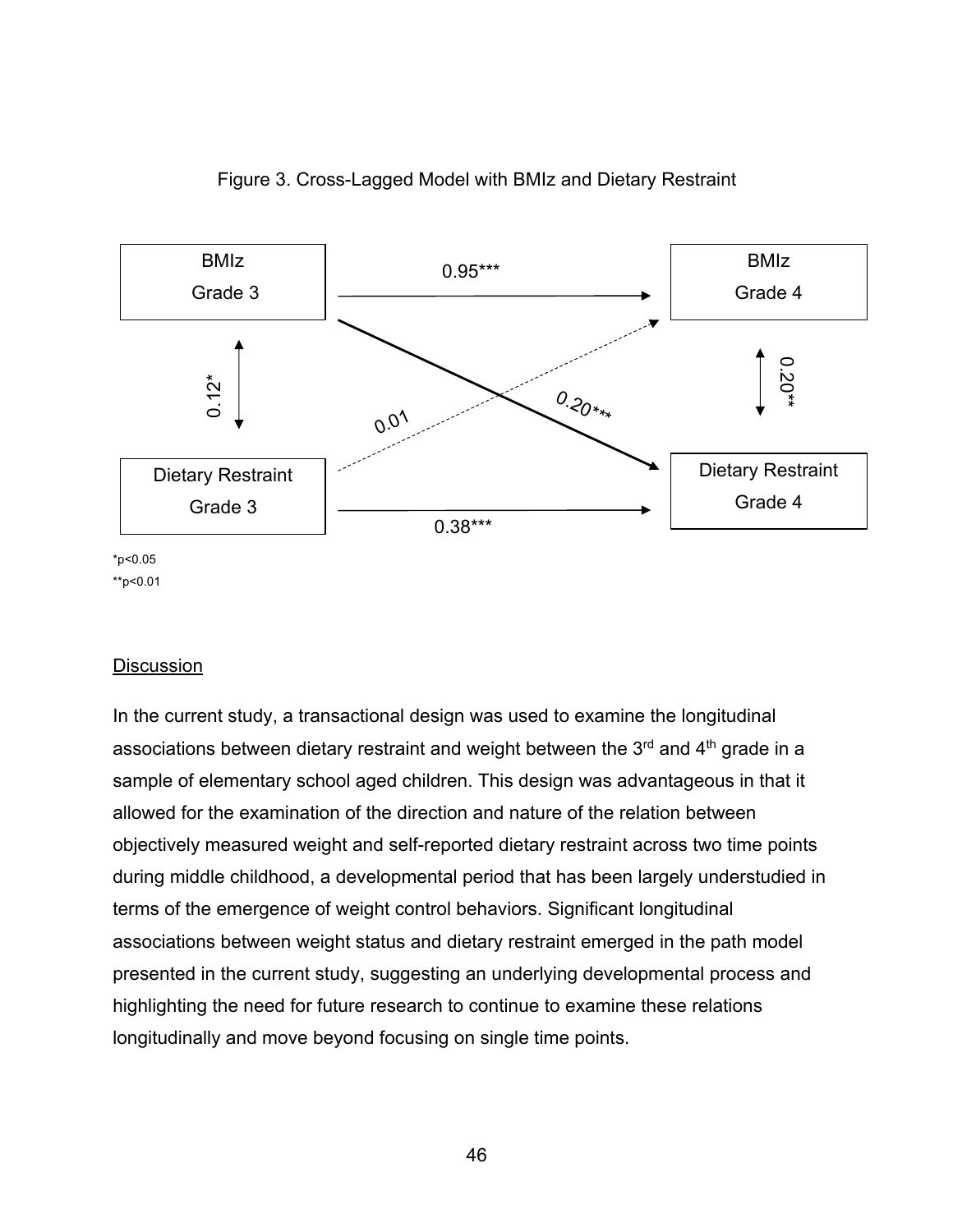Figure 3. Cross-Lagged Model with BMIz and Dietary Restraint

| | | |
|---|---|---|
| BMIz Grade 3 | → 0.95*** → | BMIz Grade 4 |
| ↕ 0.12* | BMIz Grade 3 → Dietary Restraint Grade 4: 0.20***; Dietary Restraint Grade 3 → BMIz Grade 4: 0.01 | ↕ 0.20** |
| Dietary Restraint Grade 3 | → 0.38*** → | Dietary Restraint Grade 4 |

*p<0.05

**p<0.01

## Discussion

In the current study, a transactional design was used to examine the longitudinal associations between dietary restraint and weight between the 3rd and 4th grade in a sample of elementary school aged children. This design was advantageous in that it allowed for the examination of the direction and nature of the relation between objectively measured weight and self-reported dietary restraint across two time points during middle childhood, a developmental period that has been largely understudied in terms of the emergence of weight control behaviors. Significant longitudinal associations between weight status and dietary restraint emerged in the path model presented in the current study, suggesting an underlying developmental process and highlighting the need for future research to continue to examine these relations longitudinally and move beyond focusing on single time points.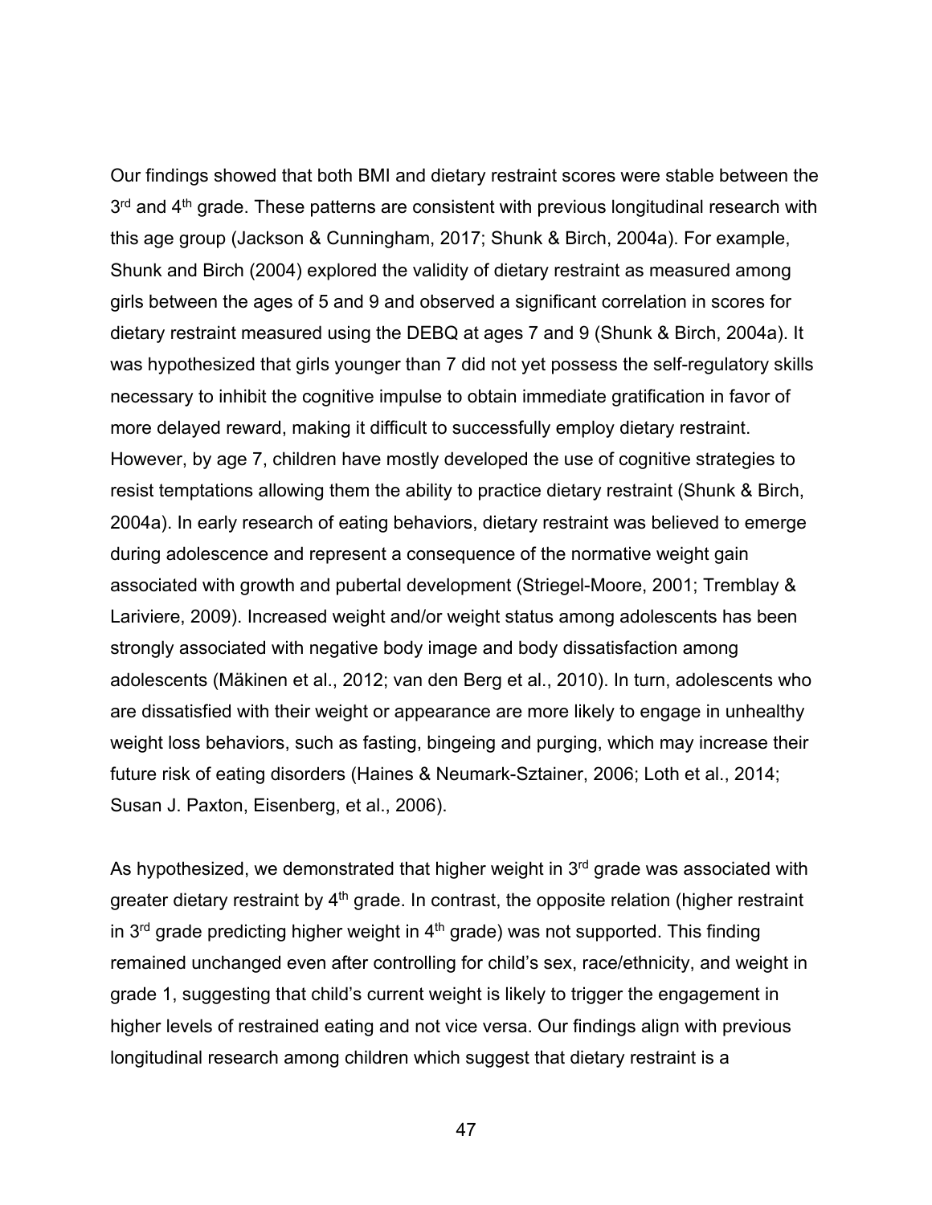Our findings showed that both BMI and dietary restraint scores were stable between the 3rd and 4th grade. These patterns are consistent with previous longitudinal research with this age group (Jackson & Cunningham, 2017; Shunk & Birch, 2004a). For example, Shunk and Birch (2004) explored the validity of dietary restraint as measured among girls between the ages of 5 and 9 and observed a significant correlation in scores for dietary restraint measured using the DEBQ at ages 7 and 9 (Shunk & Birch, 2004a). It was hypothesized that girls younger than 7 did not yet possess the self-regulatory skills necessary to inhibit the cognitive impulse to obtain immediate gratification in favor of more delayed reward, making it difficult to successfully employ dietary restraint. However, by age 7, children have mostly developed the use of cognitive strategies to resist temptations allowing them the ability to practice dietary restraint (Shunk & Birch, 2004a). In early research of eating behaviors, dietary restraint was believed to emerge during adolescence and represent a consequence of the normative weight gain associated with growth and pubertal development (Striegel-Moore, 2001; Tremblay & Lariviere, 2009). Increased weight and/or weight status among adolescents has been strongly associated with negative body image and body dissatisfaction among adolescents (Mäkinen et al., 2012; van den Berg et al., 2010). In turn, adolescents who are dissatisfied with their weight or appearance are more likely to engage in unhealthy weight loss behaviors, such as fasting, bingeing and purging, which may increase their future risk of eating disorders (Haines & Neumark-Sztainer, 2006; Loth et al., 2014; Susan J. Paxton, Eisenberg, et al., 2006).

As hypothesized, we demonstrated that higher weight in 3rd grade was associated with greater dietary restraint by 4th grade. In contrast, the opposite relation (higher restraint in 3rd grade predicting higher weight in 4th grade) was not supported. This finding remained unchanged even after controlling for child's sex, race/ethnicity, and weight in grade 1, suggesting that child's current weight is likely to trigger the engagement in higher levels of restrained eating and not vice versa. Our findings align with previous longitudinal research among children which suggest that dietary restraint is a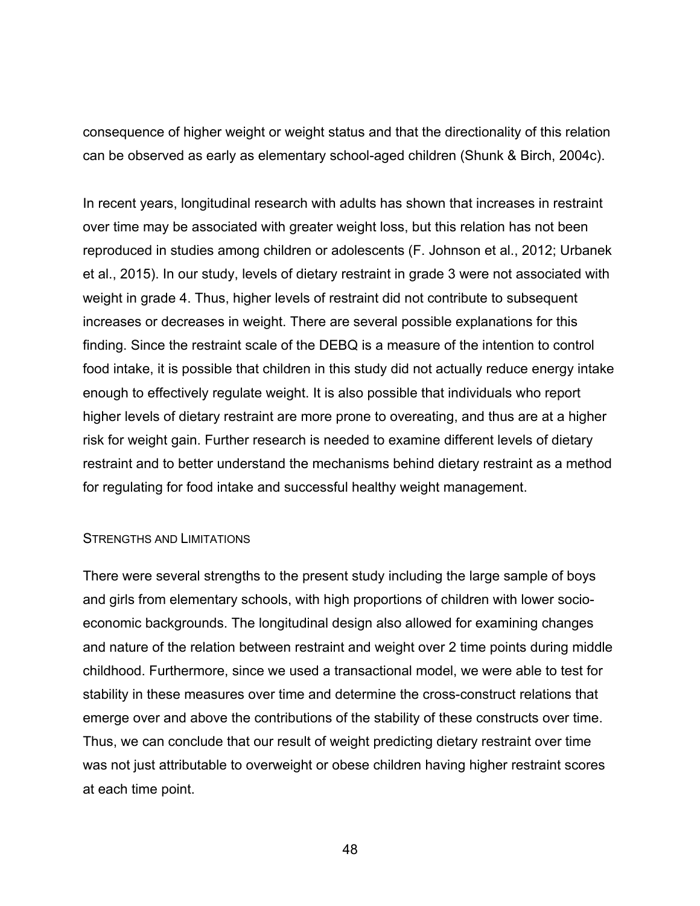consequence of higher weight or weight status and that the directionality of this relation can be observed as early as elementary school-aged children (Shunk & Birch, 2004c).

In recent years, longitudinal research with adults has shown that increases in restraint over time may be associated with greater weight loss, but this relation has not been reproduced in studies among children or adolescents (F. Johnson et al., 2012; Urbanek et al., 2015). In our study, levels of dietary restraint in grade 3 were not associated with weight in grade 4. Thus, higher levels of restraint did not contribute to subsequent increases or decreases in weight. There are several possible explanations for this finding. Since the restraint scale of the DEBQ is a measure of the intention to control food intake, it is possible that children in this study did not actually reduce energy intake enough to effectively regulate weight. It is also possible that individuals who report higher levels of dietary restraint are more prone to overeating, and thus are at a higher risk for weight gain. Further research is needed to examine different levels of dietary restraint and to better understand the mechanisms behind dietary restraint as a method for regulating for food intake and successful healthy weight management.

### Strengths and Limitations

There were several strengths to the present study including the large sample of boys and girls from elementary schools, with high proportions of children with lower socio-economic backgrounds. The longitudinal design also allowed for examining changes and nature of the relation between restraint and weight over 2 time points during middle childhood. Furthermore, since we used a transactional model, we were able to test for stability in these measures over time and determine the cross-construct relations that emerge over and above the contributions of the stability of these constructs over time. Thus, we can conclude that our result of weight predicting dietary restraint over time was not just attributable to overweight or obese children having higher restraint scores at each time point.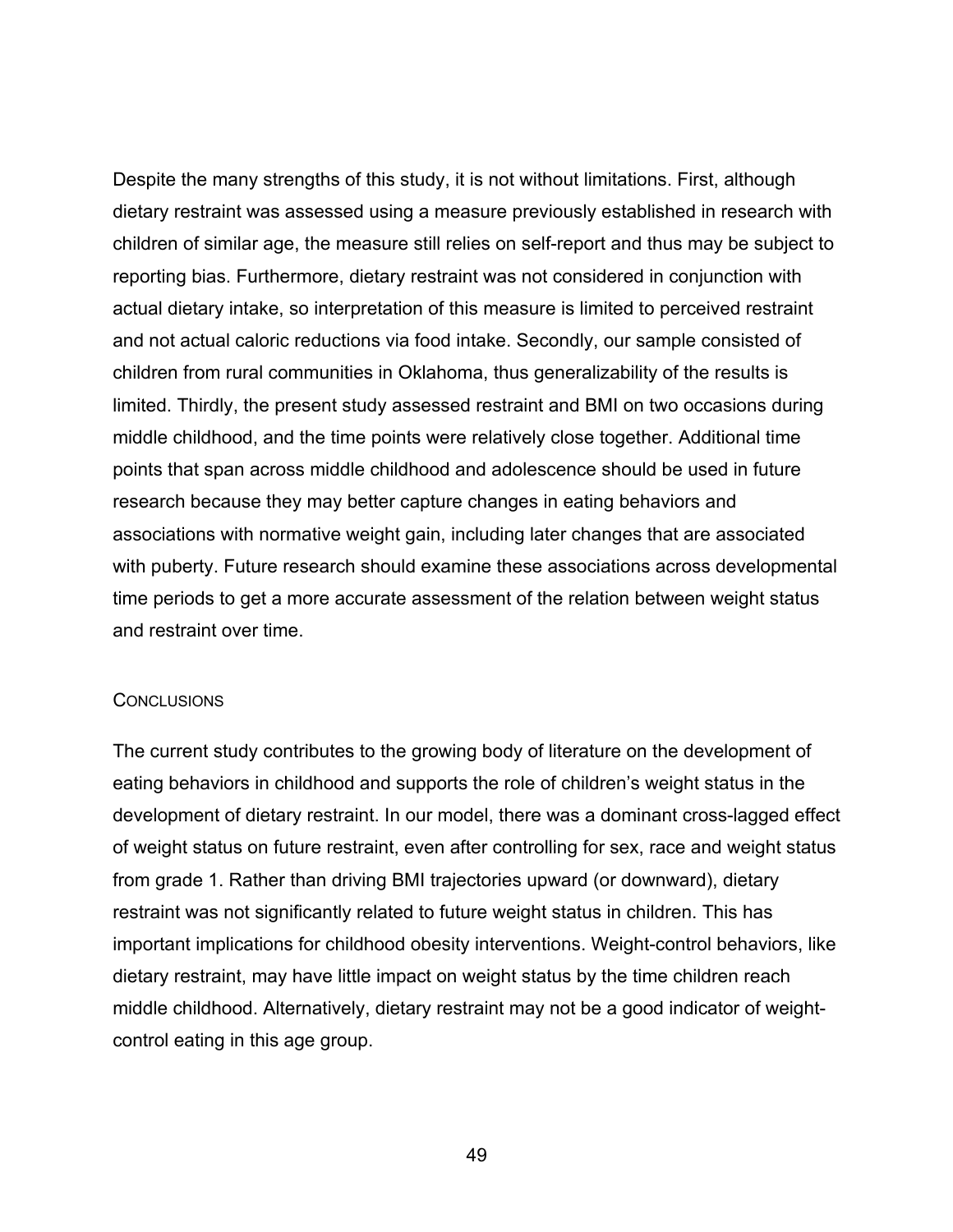Despite the many strengths of this study, it is not without limitations. First, although dietary restraint was assessed using a measure previously established in research with children of similar age, the measure still relies on self-report and thus may be subject to reporting bias. Furthermore, dietary restraint was not considered in conjunction with actual dietary intake, so interpretation of this measure is limited to perceived restraint and not actual caloric reductions via food intake. Secondly, our sample consisted of children from rural communities in Oklahoma, thus generalizability of the results is limited. Thirdly, the present study assessed restraint and BMI on two occasions during middle childhood, and the time points were relatively close together. Additional time points that span across middle childhood and adolescence should be used in future research because they may better capture changes in eating behaviors and associations with normative weight gain, including later changes that are associated with puberty. Future research should examine these associations across developmental time periods to get a more accurate assessment of the relation between weight status and restraint over time.

## Conclusions

The current study contributes to the growing body of literature on the development of eating behaviors in childhood and supports the role of children's weight status in the development of dietary restraint. In our model, there was a dominant cross-lagged effect of weight status on future restraint, even after controlling for sex, race and weight status from grade 1. Rather than driving BMI trajectories upward (or downward), dietary restraint was not significantly related to future weight status in children. This has important implications for childhood obesity interventions. Weight-control behaviors, like dietary restraint, may have little impact on weight status by the time children reach middle childhood. Alternatively, dietary restraint may not be a good indicator of weight-control eating in this age group.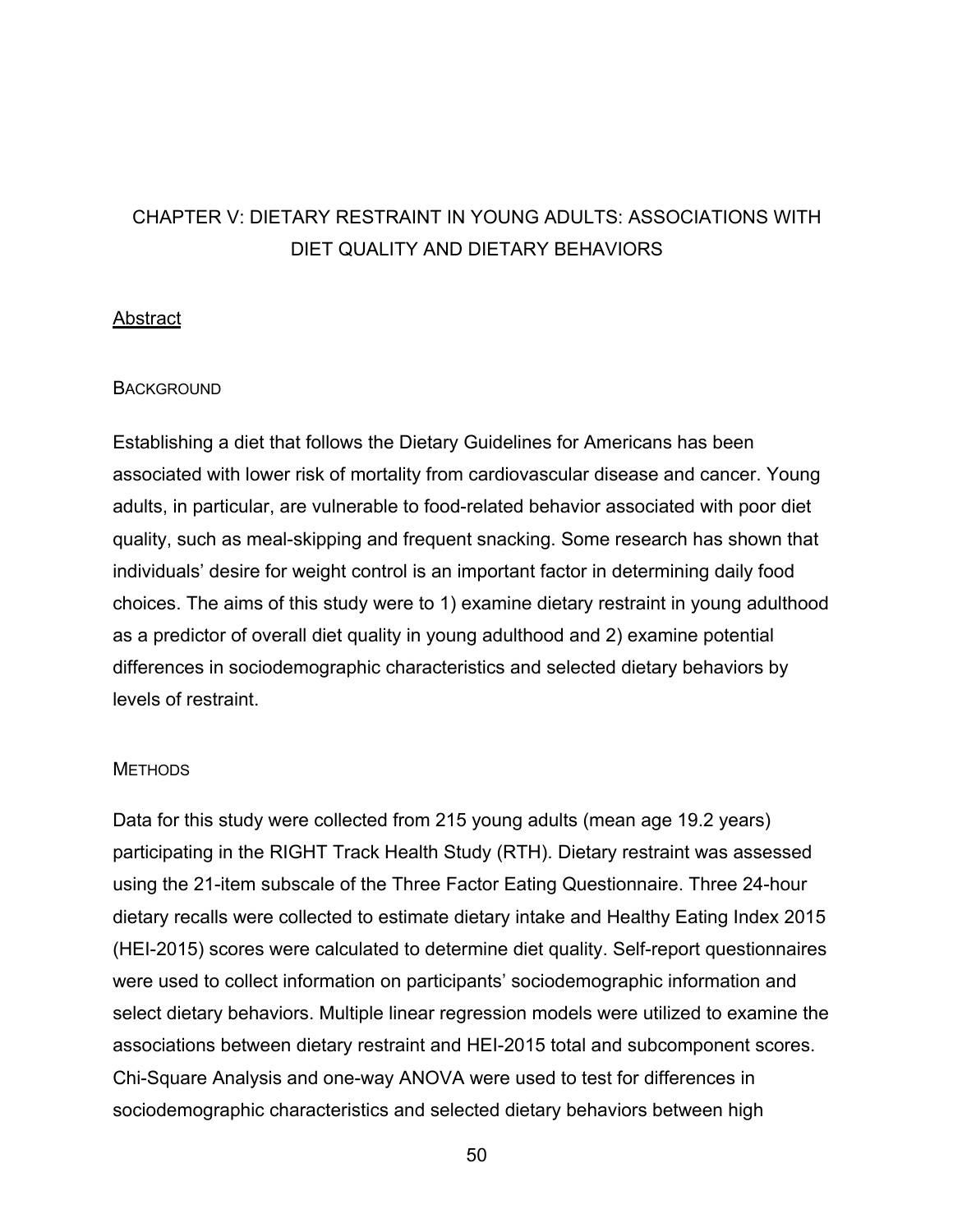# CHAPTER V: DIETARY RESTRAINT IN YOUNG ADULTS: ASSOCIATIONS WITH DIET QUALITY AND DIETARY BEHAVIORS

## Abstract

### Background

Establishing a diet that follows the Dietary Guidelines for Americans has been associated with lower risk of mortality from cardiovascular disease and cancer. Young adults, in particular, are vulnerable to food-related behavior associated with poor diet quality, such as meal-skipping and frequent snacking. Some research has shown that individuals' desire for weight control is an important factor in determining daily food choices. The aims of this study were to 1) examine dietary restraint in young adulthood as a predictor of overall diet quality in young adulthood and 2) examine potential differences in sociodemographic characteristics and selected dietary behaviors by levels of restraint.

### Methods

Data for this study were collected from 215 young adults (mean age 19.2 years) participating in the RIGHT Track Health Study (RTH). Dietary restraint was assessed using the 21-item subscale of the Three Factor Eating Questionnaire. Three 24-hour dietary recalls were collected to estimate dietary intake and Healthy Eating Index 2015 (HEI-2015) scores were calculated to determine diet quality. Self-report questionnaires were used to collect information on participants' sociodemographic information and select dietary behaviors. Multiple linear regression models were utilized to examine the associations between dietary restraint and HEI-2015 total and subcomponent scores. Chi-Square Analysis and one-way ANOVA were used to test for differences in sociodemographic characteristics and selected dietary behaviors between high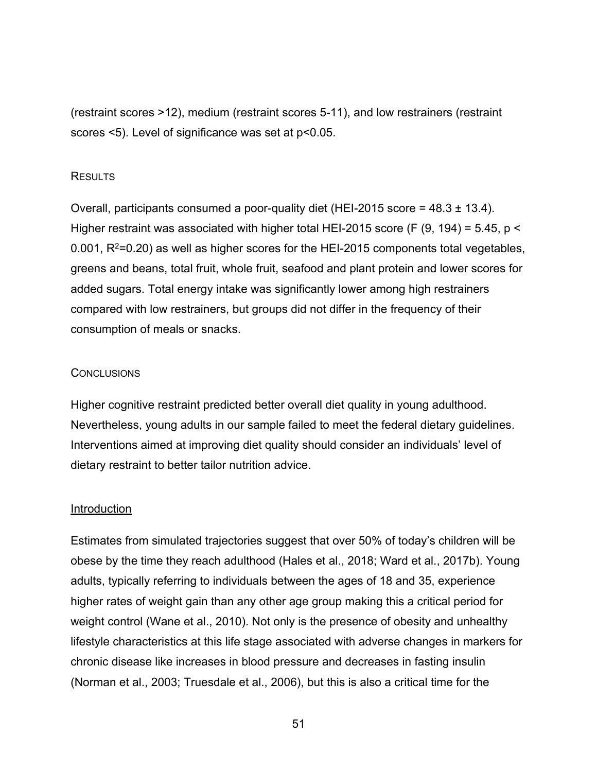(restraint scores >12), medium (restraint scores 5-11), and low restrainers (restraint scores <5). Level of significance was set at $p<0.05$.

### Results

Overall, participants consumed a poor-quality diet (HEI-2015 score = 48.3 ± 13.4). Higher restraint was associated with higher total HEI-2015 score ($F(9, 194) = 5.45$, $p < 0.001$, $R^2=0.20$) as well as higher scores for the HEI-2015 components total vegetables, greens and beans, total fruit, whole fruit, seafood and plant protein and lower scores for added sugars. Total energy intake was significantly lower among high restrainers compared with low restrainers, but groups did not differ in the frequency of their consumption of meals or snacks.

### Conclusions

Higher cognitive restraint predicted better overall diet quality in young adulthood. Nevertheless, young adults in our sample failed to meet the federal dietary guidelines. Interventions aimed at improving diet quality should consider an individuals' level of dietary restraint to better tailor nutrition advice.

## Introduction

Estimates from simulated trajectories suggest that over 50% of today's children will be obese by the time they reach adulthood (Hales et al., 2018; Ward et al., 2017b). Young adults, typically referring to individuals between the ages of 18 and 35, experience higher rates of weight gain than any other age group making this a critical period for weight control (Wane et al., 2010). Not only is the presence of obesity and unhealthy lifestyle characteristics at this life stage associated with adverse changes in markers for chronic disease like increases in blood pressure and decreases in fasting insulin (Norman et al., 2003; Truesdale et al., 2006), but this is also a critical time for the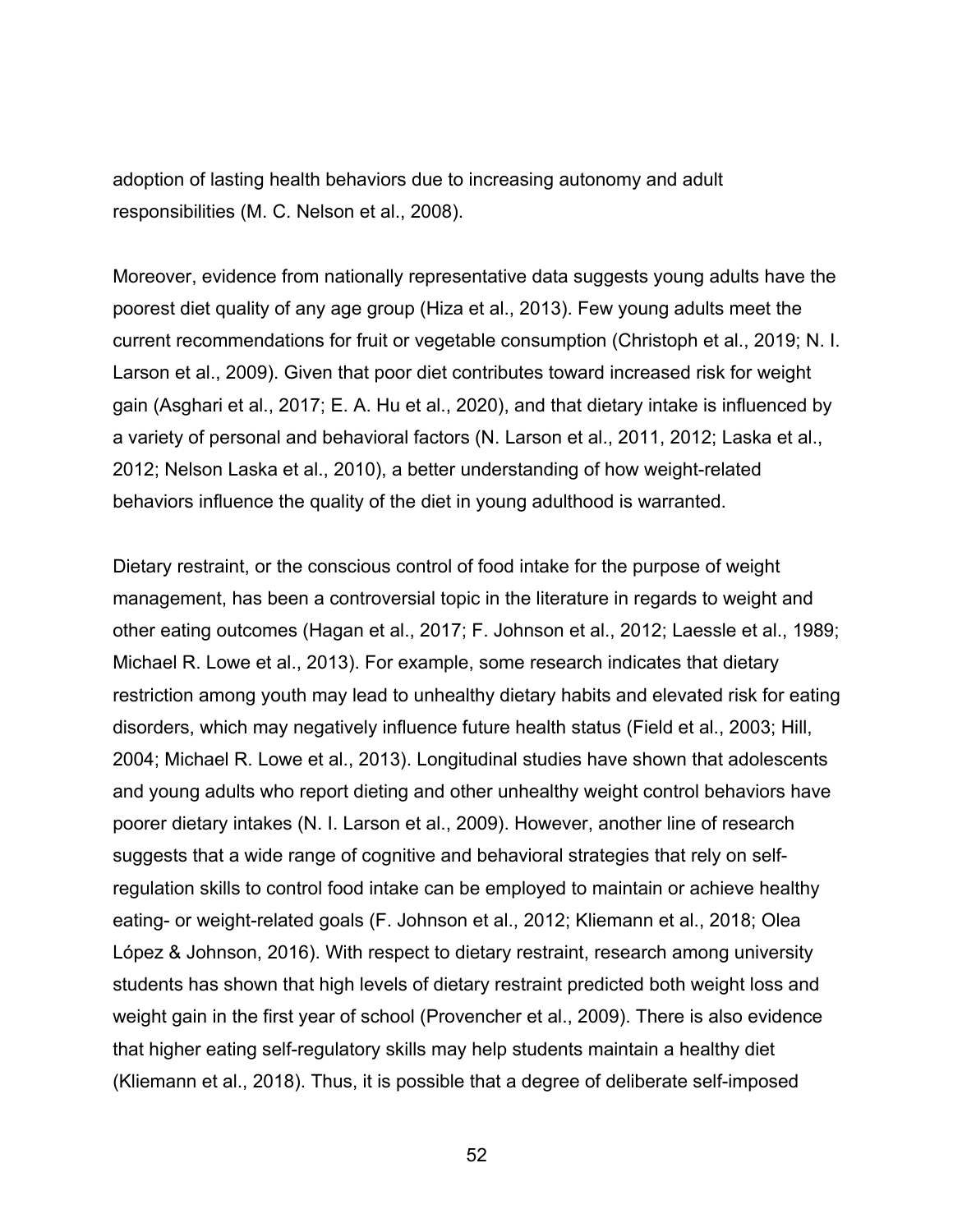adoption of lasting health behaviors due to increasing autonomy and adult responsibilities (M. C. Nelson et al., 2008).

Moreover, evidence from nationally representative data suggests young adults have the poorest diet quality of any age group (Hiza et al., 2013). Few young adults meet the current recommendations for fruit or vegetable consumption (Christoph et al., 2019; N. I. Larson et al., 2009). Given that poor diet contributes toward increased risk for weight gain (Asghari et al., 2017; E. A. Hu et al., 2020), and that dietary intake is influenced by a variety of personal and behavioral factors (N. Larson et al., 2011, 2012; Laska et al., 2012; Nelson Laska et al., 2010), a better understanding of how weight-related behaviors influence the quality of the diet in young adulthood is warranted.

Dietary restraint, or the conscious control of food intake for the purpose of weight management, has been a controversial topic in the literature in regards to weight and other eating outcomes (Hagan et al., 2017; F. Johnson et al., 2012; Laessle et al., 1989; Michael R. Lowe et al., 2013). For example, some research indicates that dietary restriction among youth may lead to unhealthy dietary habits and elevated risk for eating disorders, which may negatively influence future health status (Field et al., 2003; Hill, 2004; Michael R. Lowe et al., 2013). Longitudinal studies have shown that adolescents and young adults who report dieting and other unhealthy weight control behaviors have poorer dietary intakes (N. I. Larson et al., 2009). However, another line of research suggests that a wide range of cognitive and behavioral strategies that rely on self-regulation skills to control food intake can be employed to maintain or achieve healthy eating- or weight-related goals (F. Johnson et al., 2012; Kliemann et al., 2018; Olea López & Johnson, 2016). With respect to dietary restraint, research among university students has shown that high levels of dietary restraint predicted both weight loss and weight gain in the first year of school (Provencher et al., 2009). There is also evidence that higher eating self-regulatory skills may help students maintain a healthy diet (Kliemann et al., 2018). Thus, it is possible that a degree of deliberate self-imposed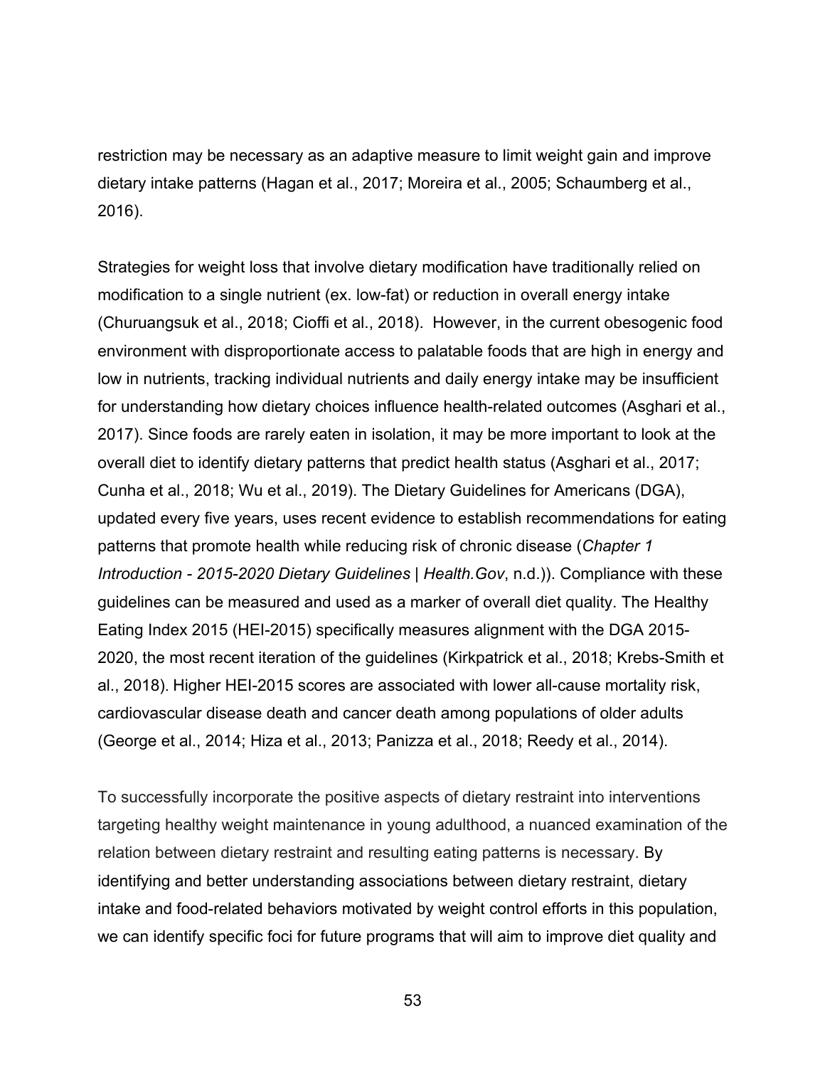restriction may be necessary as an adaptive measure to limit weight gain and improve dietary intake patterns (Hagan et al., 2017; Moreira et al., 2005; Schaumberg et al., 2016).

Strategies for weight loss that involve dietary modification have traditionally relied on modification to a single nutrient (ex. low-fat) or reduction in overall energy intake (Churuangsuk et al., 2018; Cioffi et al., 2018). However, in the current obesogenic food environment with disproportionate access to palatable foods that are high in energy and low in nutrients, tracking individual nutrients and daily energy intake may be insufficient for understanding how dietary choices influence health-related outcomes (Asghari et al., 2017). Since foods are rarely eaten in isolation, it may be more important to look at the overall diet to identify dietary patterns that predict health status (Asghari et al., 2017; Cunha et al., 2018; Wu et al., 2019). The Dietary Guidelines for Americans (DGA), updated every five years, uses recent evidence to establish recommendations for eating patterns that promote health while reducing risk of chronic disease (*Chapter 1 Introduction - 2015-2020 Dietary Guidelines | Health.Gov*, n.d.)). Compliance with these guidelines can be measured and used as a marker of overall diet quality. The Healthy Eating Index 2015 (HEI-2015) specifically measures alignment with the DGA 2015-2020, the most recent iteration of the guidelines (Kirkpatrick et al., 2018; Krebs-Smith et al., 2018). Higher HEI-2015 scores are associated with lower all-cause mortality risk, cardiovascular disease death and cancer death among populations of older adults (George et al., 2014; Hiza et al., 2013; Panizza et al., 2018; Reedy et al., 2014).

To successfully incorporate the positive aspects of dietary restraint into interventions targeting healthy weight maintenance in young adulthood, a nuanced examination of the relation between dietary restraint and resulting eating patterns is necessary. By identifying and better understanding associations between dietary restraint, dietary intake and food-related behaviors motivated by weight control efforts in this population, we can identify specific foci for future programs that will aim to improve diet quality and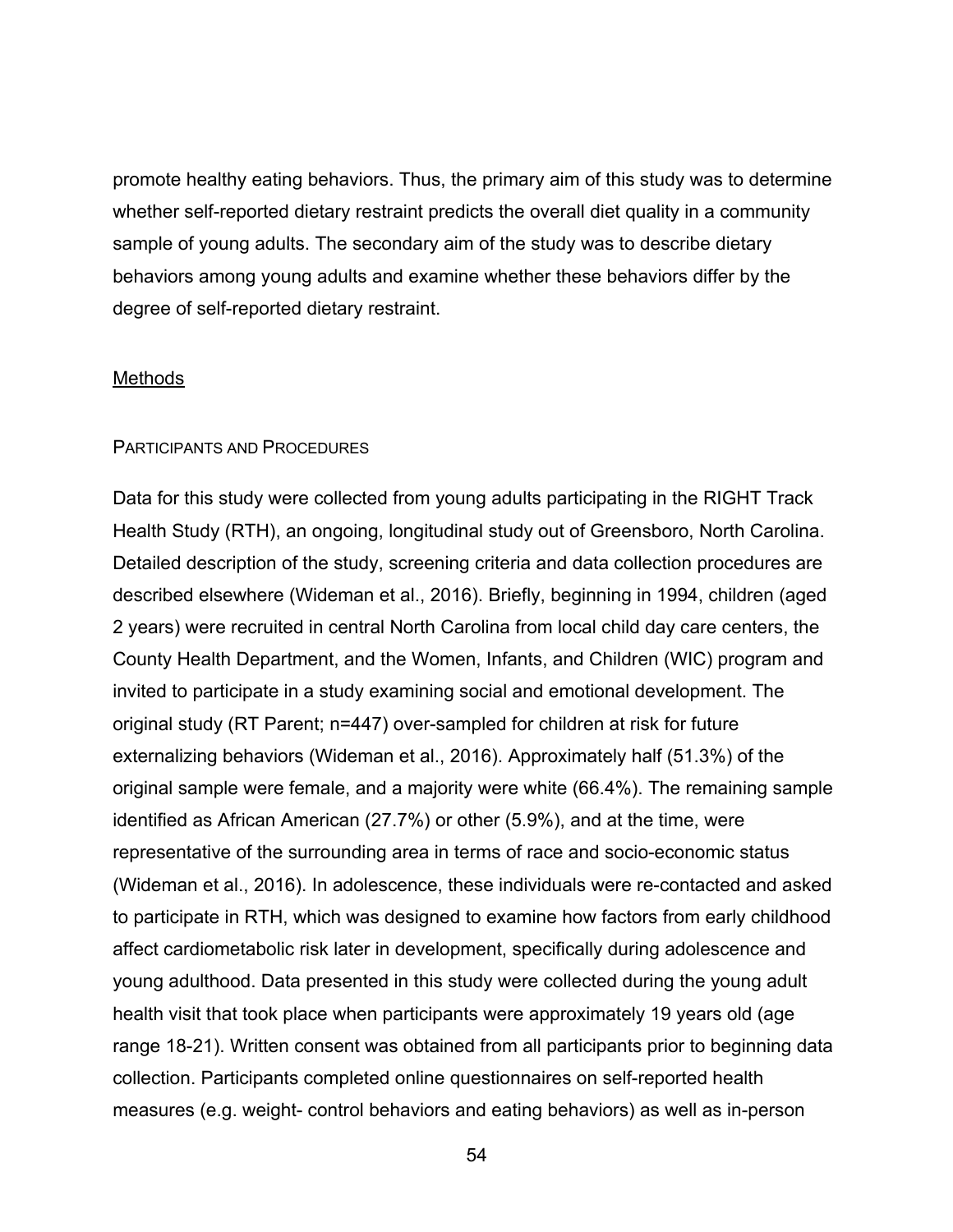promote healthy eating behaviors. Thus, the primary aim of this study was to determine whether self-reported dietary restraint predicts the overall diet quality in a community sample of young adults. The secondary aim of the study was to describe dietary behaviors among young adults and examine whether these behaviors differ by the degree of self-reported dietary restraint.

## Methods

### Participants and Procedures

Data for this study were collected from young adults participating in the RIGHT Track Health Study (RTH), an ongoing, longitudinal study out of Greensboro, North Carolina. Detailed description of the study, screening criteria and data collection procedures are described elsewhere (Wideman et al., 2016). Briefly, beginning in 1994, children (aged 2 years) were recruited in central North Carolina from local child day care centers, the County Health Department, and the Women, Infants, and Children (WIC) program and invited to participate in a study examining social and emotional development. The original study (RT Parent; n=447) over-sampled for children at risk for future externalizing behaviors (Wideman et al., 2016). Approximately half (51.3%) of the original sample were female, and a majority were white (66.4%). The remaining sample identified as African American (27.7%) or other (5.9%), and at the time, were representative of the surrounding area in terms of race and socio-economic status (Wideman et al., 2016). In adolescence, these individuals were re-contacted and asked to participate in RTH, which was designed to examine how factors from early childhood affect cardiometabolic risk later in development, specifically during adolescence and young adulthood. Data presented in this study were collected during the young adult health visit that took place when participants were approximately 19 years old (age range 18-21). Written consent was obtained from all participants prior to beginning data collection. Participants completed online questionnaires on self-reported health measures (e.g. weight- control behaviors and eating behaviors) as well as in-person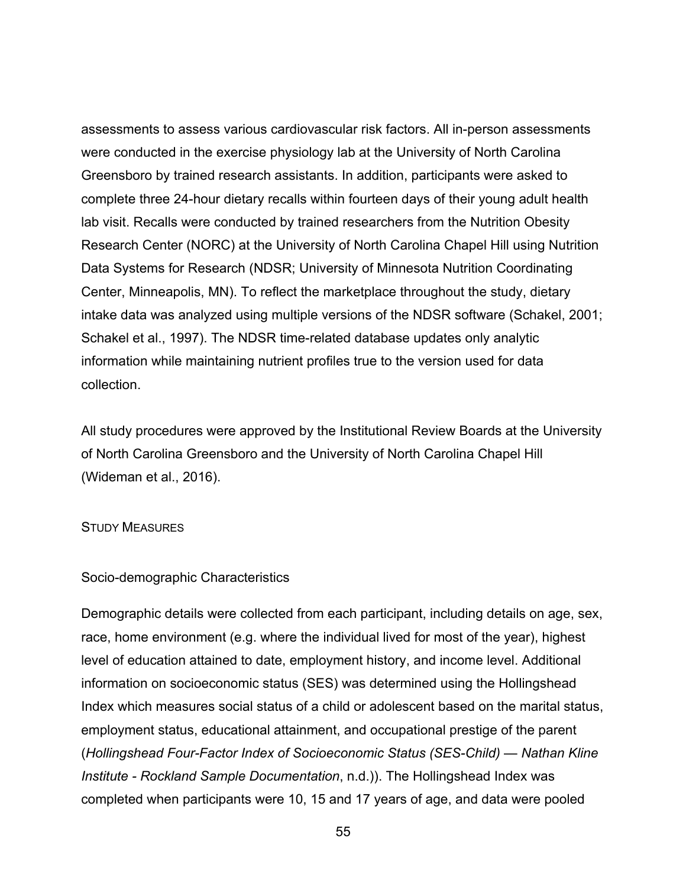assessments to assess various cardiovascular risk factors. All in-person assessments were conducted in the exercise physiology lab at the University of North Carolina Greensboro by trained research assistants. In addition, participants were asked to complete three 24-hour dietary recalls within fourteen days of their young adult health lab visit. Recalls were conducted by trained researchers from the Nutrition Obesity Research Center (NORC) at the University of North Carolina Chapel Hill using Nutrition Data Systems for Research (NDSR; University of Minnesota Nutrition Coordinating Center, Minneapolis, MN). To reflect the marketplace throughout the study, dietary intake data was analyzed using multiple versions of the NDSR software (Schakel, 2001; Schakel et al., 1997). The NDSR time-related database updates only analytic information while maintaining nutrient profiles true to the version used for data collection.

All study procedures were approved by the Institutional Review Boards at the University of North Carolina Greensboro and the University of North Carolina Chapel Hill (Wideman et al., 2016).

### STUDY MEASURES

#### Socio-demographic Characteristics

Demographic details were collected from each participant, including details on age, sex, race, home environment (e.g. where the individual lived for most of the year), highest level of education attained to date, employment history, and income level. Additional information on socioeconomic status (SES) was determined using the Hollingshead Index which measures social status of a child or adolescent based on the marital status, employment status, educational attainment, and occupational prestige of the parent (*Hollingshead Four-Factor Index of Socioeconomic Status (SES-Child) — Nathan Kline Institute - Rockland Sample Documentation*, n.d.)). The Hollingshead Index was completed when participants were 10, 15 and 17 years of age, and data were pooled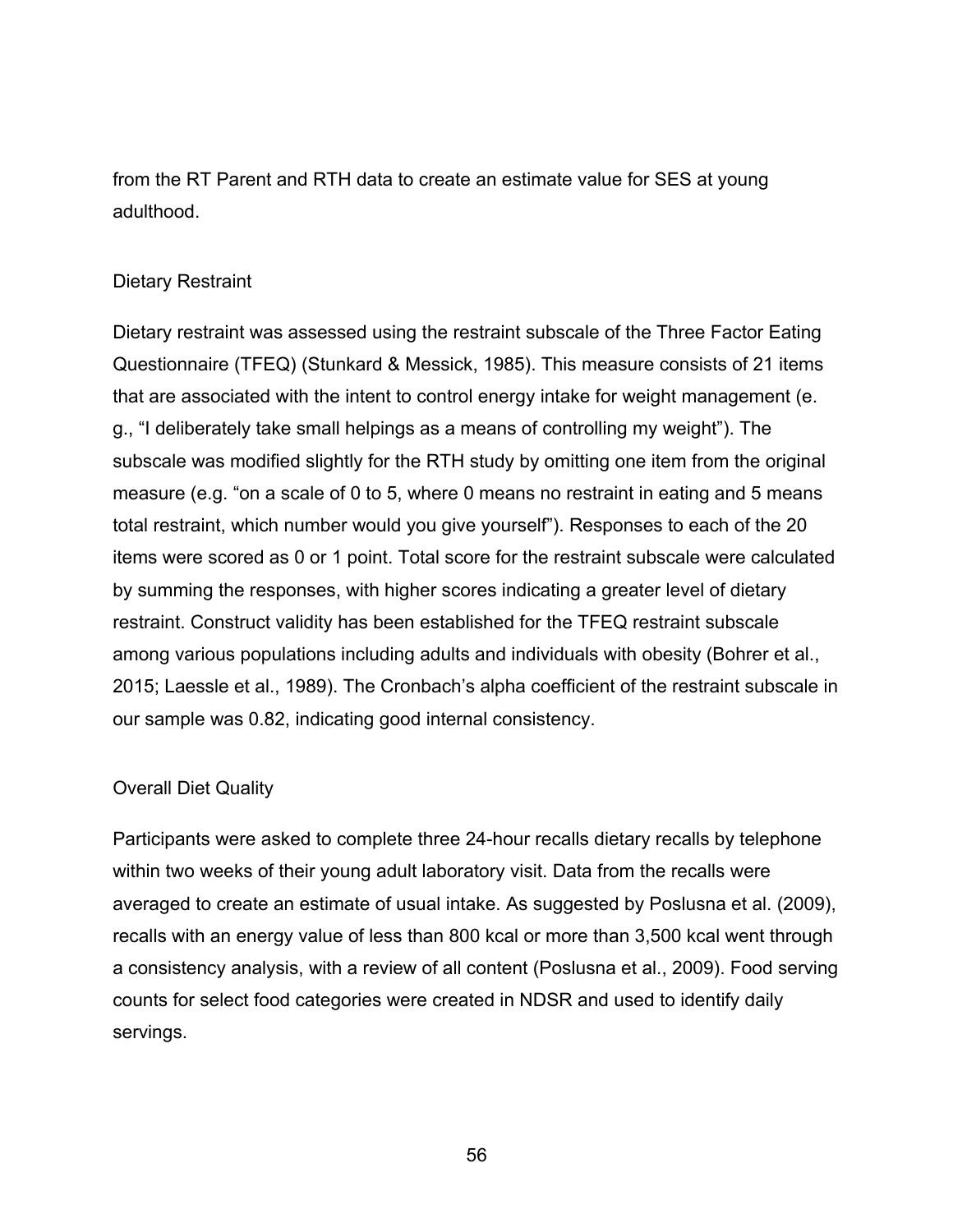from the RT Parent and RTH data to create an estimate value for SES at young adulthood.

### Dietary Restraint

Dietary restraint was assessed using the restraint subscale of the Three Factor Eating Questionnaire (TFEQ) (Stunkard & Messick, 1985). This measure consists of 21 items that are associated with the intent to control energy intake for weight management (e. g., “I deliberately take small helpings as a means of controlling my weight”). The subscale was modified slightly for the RTH study by omitting one item from the original measure (e.g. “on a scale of 0 to 5, where 0 means no restraint in eating and 5 means total restraint, which number would you give yourself”). Responses to each of the 20 items were scored as 0 or 1 point. Total score for the restraint subscale were calculated by summing the responses, with higher scores indicating a greater level of dietary restraint. Construct validity has been established for the TFEQ restraint subscale among various populations including adults and individuals with obesity (Bohrer et al., 2015; Laessle et al., 1989). The Cronbach’s alpha coefficient of the restraint subscale in our sample was 0.82, indicating good internal consistency.

### Overall Diet Quality

Participants were asked to complete three 24-hour recalls dietary recalls by telephone within two weeks of their young adult laboratory visit. Data from the recalls were averaged to create an estimate of usual intake. As suggested by Poslusna et al. (2009), recalls with an energy value of less than 800 kcal or more than 3,500 kcal went through a consistency analysis, with a review of all content (Poslusna et al., 2009). Food serving counts for select food categories were created in NDSR and used to identify daily servings.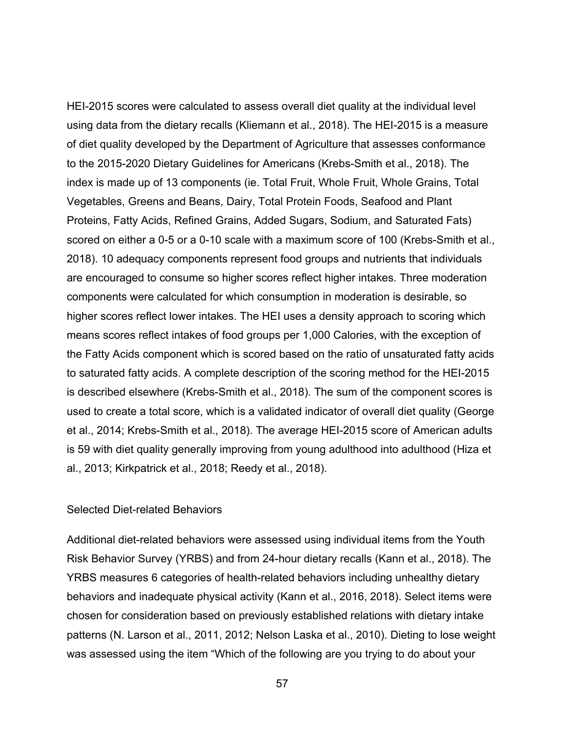HEI-2015 scores were calculated to assess overall diet quality at the individual level using data from the dietary recalls (Kliemann et al., 2018). The HEI-2015 is a measure of diet quality developed by the Department of Agriculture that assesses conformance to the 2015-2020 Dietary Guidelines for Americans (Krebs-Smith et al., 2018). The index is made up of 13 components (ie. Total Fruit, Whole Fruit, Whole Grains, Total Vegetables, Greens and Beans, Dairy, Total Protein Foods, Seafood and Plant Proteins, Fatty Acids, Refined Grains, Added Sugars, Sodium, and Saturated Fats) scored on either a 0-5 or a 0-10 scale with a maximum score of 100 (Krebs-Smith et al., 2018). 10 adequacy components represent food groups and nutrients that individuals are encouraged to consume so higher scores reflect higher intakes. Three moderation components were calculated for which consumption in moderation is desirable, so higher scores reflect lower intakes. The HEI uses a density approach to scoring which means scores reflect intakes of food groups per 1,000 Calories, with the exception of the Fatty Acids component which is scored based on the ratio of unsaturated fatty acids to saturated fatty acids. A complete description of the scoring method for the HEI-2015 is described elsewhere (Krebs-Smith et al., 2018). The sum of the component scores is used to create a total score, which is a validated indicator of overall diet quality (George et al., 2014; Krebs-Smith et al., 2018). The average HEI-2015 score of American adults is 59 with diet quality generally improving from young adulthood into adulthood (Hiza et al., 2013; Kirkpatrick et al., 2018; Reedy et al., 2018).

Selected Diet-related Behaviors

Additional diet-related behaviors were assessed using individual items from the Youth Risk Behavior Survey (YRBS) and from 24-hour dietary recalls (Kann et al., 2018). The YRBS measures 6 categories of health-related behaviors including unhealthy dietary behaviors and inadequate physical activity (Kann et al., 2016, 2018). Select items were chosen for consideration based on previously established relations with dietary intake patterns (N. Larson et al., 2011, 2012; Nelson Laska et al., 2010). Dieting to lose weight was assessed using the item "Which of the following are you trying to do about your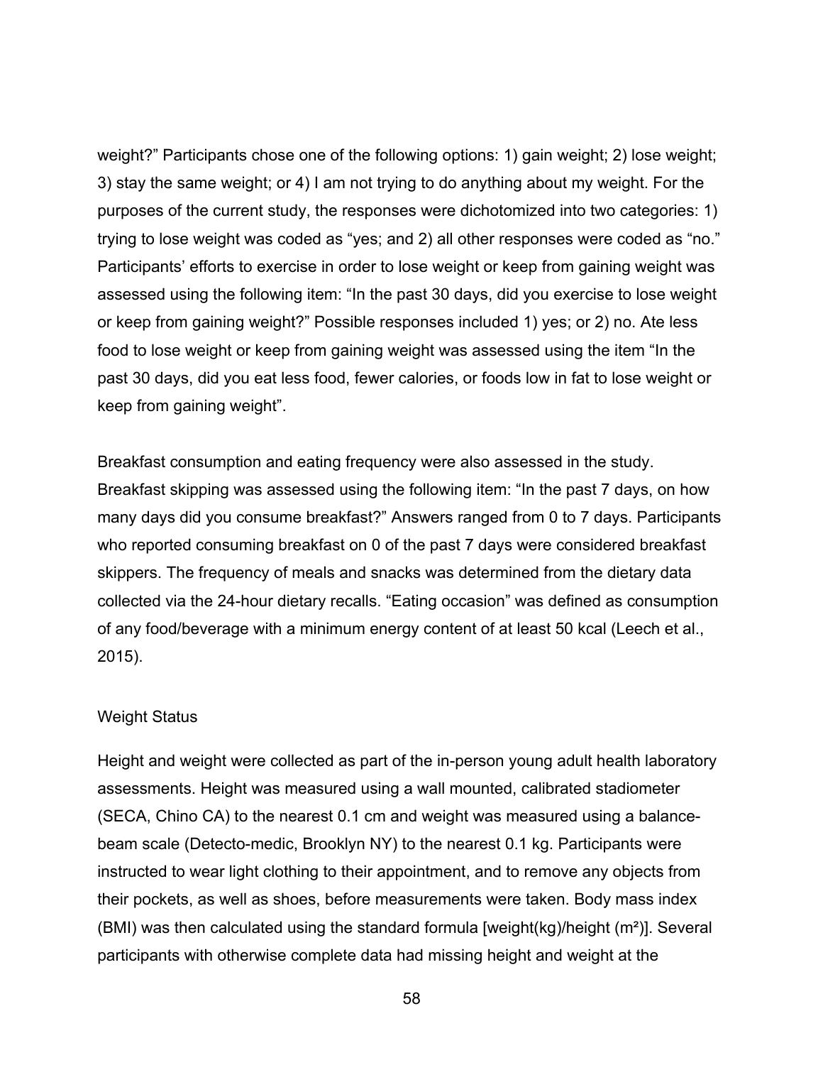weight?" Participants chose one of the following options: 1) gain weight; 2) lose weight; 3) stay the same weight; or 4) I am not trying to do anything about my weight. For the purposes of the current study, the responses were dichotomized into two categories: 1) trying to lose weight was coded as "yes; and 2) all other responses were coded as "no." Participants' efforts to exercise in order to lose weight or keep from gaining weight was assessed using the following item: "In the past 30 days, did you exercise to lose weight or keep from gaining weight?" Possible responses included 1) yes; or 2) no. Ate less food to lose weight or keep from gaining weight was assessed using the item "In the past 30 days, did you eat less food, fewer calories, or foods low in fat to lose weight or keep from gaining weight".

Breakfast consumption and eating frequency were also assessed in the study. Breakfast skipping was assessed using the following item: "In the past 7 days, on how many days did you consume breakfast?" Answers ranged from 0 to 7 days. Participants who reported consuming breakfast on 0 of the past 7 days were considered breakfast skippers. The frequency of meals and snacks was determined from the dietary data collected via the 24-hour dietary recalls. "Eating occasion" was defined as consumption of any food/beverage with a minimum energy content of at least 50 kcal (Leech et al., 2015).

### Weight Status

Height and weight were collected as part of the in-person young adult health laboratory assessments. Height was measured using a wall mounted, calibrated stadiometer (SECA, Chino CA) to the nearest 0.1 cm and weight was measured using a balance-beam scale (Detecto-medic, Brooklyn NY) to the nearest 0.1 kg. Participants were instructed to wear light clothing to their appointment, and to remove any objects from their pockets, as well as shoes, before measurements were taken. Body mass index (BMI) was then calculated using the standard formula [weight(kg)/height ($m^2$)]. Several participants with otherwise complete data had missing height and weight at the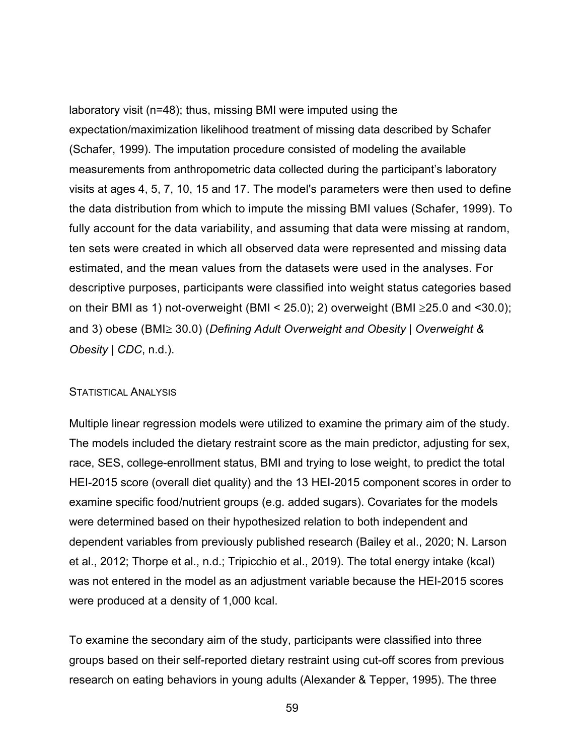laboratory visit (n=48); thus, missing BMI were imputed using the expectation/maximization likelihood treatment of missing data described by Schafer (Schafer, 1999). The imputation procedure consisted of modeling the available measurements from anthropometric data collected during the participant's laboratory visits at ages 4, 5, 7, 10, 15 and 17. The model's parameters were then used to define the data distribution from which to impute the missing BMI values (Schafer, 1999). To fully account for the data variability, and assuming that data were missing at random, ten sets were created in which all observed data were represented and missing data estimated, and the mean values from the datasets were used in the analyses. For descriptive purposes, participants were classified into weight status categories based on their BMI as 1) not-overweight (BMI < 25.0); 2) overweight (BMI ≥25.0 and <30.0); and 3) obese (BMI≥ 30.0) (*Defining Adult Overweight and Obesity | Overweight & Obesity | CDC*, n.d.).

### Statistical Analysis

Multiple linear regression models were utilized to examine the primary aim of the study. The models included the dietary restraint score as the main predictor, adjusting for sex, race, SES, college-enrollment status, BMI and trying to lose weight, to predict the total HEI-2015 score (overall diet quality) and the 13 HEI-2015 component scores in order to examine specific food/nutrient groups (e.g. added sugars). Covariates for the models were determined based on their hypothesized relation to both independent and dependent variables from previously published research (Bailey et al., 2020; N. Larson et al., 2012; Thorpe et al., n.d.; Tripicchio et al., 2019). The total energy intake (kcal) was not entered in the model as an adjustment variable because the HEI-2015 scores were produced at a density of 1,000 kcal.

To examine the secondary aim of the study, participants were classified into three groups based on their self-reported dietary restraint using cut-off scores from previous research on eating behaviors in young adults (Alexander & Tepper, 1995). The three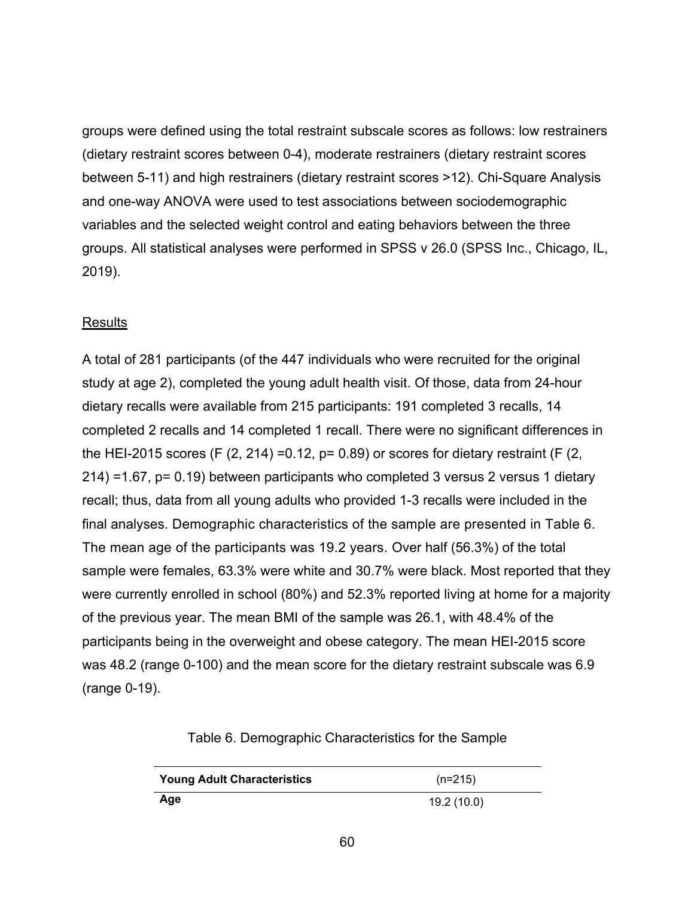groups were defined using the total restraint subscale scores as follows: low restrainers (dietary restraint scores between 0-4), moderate restrainers (dietary restraint scores between 5-11) and high restrainers (dietary restraint scores >12). Chi-Square Analysis and one-way ANOVA were used to test associations between sociodemographic variables and the selected weight control and eating behaviors between the three groups. All statistical analyses were performed in SPSS v 26.0 (SPSS Inc., Chicago, IL, 2019).

## Results

A total of 281 participants (of the 447 individuals who were recruited for the original study at age 2), completed the young adult health visit. Of those, data from 24-hour dietary recalls were available from 215 participants: 191 completed 3 recalls, 14 completed 2 recalls and 14 completed 1 recall. There were no significant differences in the HEI-2015 scores ($F (2, 214) = 0.12$, $p = 0.89$) or scores for dietary restraint ($F (2, 214) = 1.67$, $p = 0.19$) between participants who completed 3 versus 2 versus 1 dietary recall; thus, data from all young adults who provided 1-3 recalls were included in the final analyses. Demographic characteristics of the sample are presented in Table 6. The mean age of the participants was 19.2 years. Over half (56.3%) of the total sample were females, 63.3% were white and 30.7% were black. Most reported that they were currently enrolled in school (80%) and 52.3% reported living at home for a majority of the previous year. The mean BMI of the sample was 26.1, with 48.4% of the participants being in the overweight and obese category. The mean HEI-2015 score was 48.2 (range 0-100) and the mean score for the dietary restraint subscale was 6.9 (range 0-19).

Table 6. Demographic Characteristics for the Sample

| **Young Adult Characteristics** | (n=215) |
|---|---|
| **Age** | 19.2 (10.0) |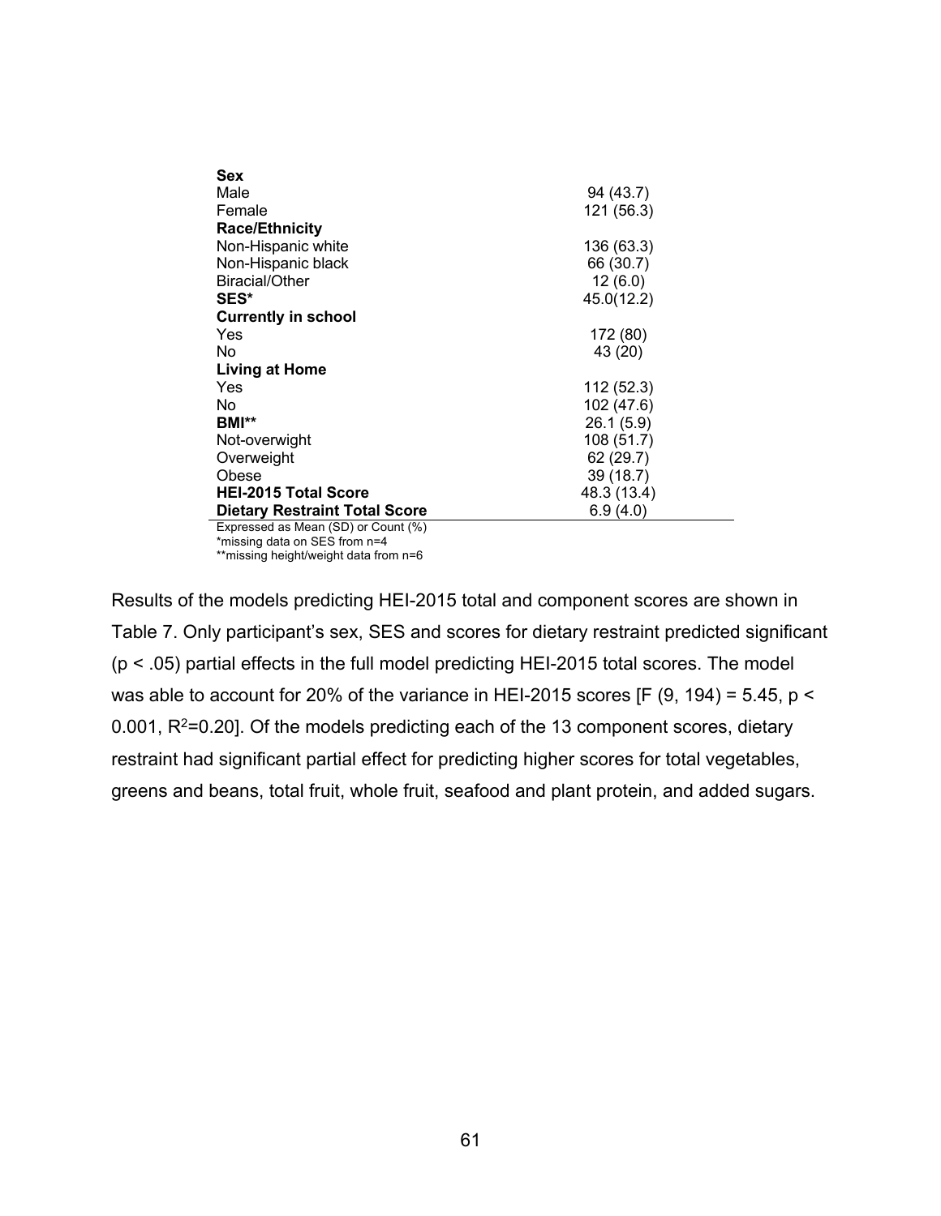| | |
|---|---|
| **Sex** | |
| Male | 94 (43.7) |
| Female | 121 (56.3) |
| **Race/Ethnicity** | |
| Non-Hispanic white | 136 (63.3) |
| Non-Hispanic black | 66 (30.7) |
| Biracial/Other | 12 (6.0) |
| **SES*** | 45.0(12.2) |
| **Currently in school** | |
| Yes | 172 (80) |
| No | 43 (20) |
| **Living at Home** | |
| Yes | 112 (52.3) |
| No | 102 (47.6) |
| **BMI**** | 26.1 (5.9) |
| Not-overwight | 108 (51.7) |
| Overweight | 62 (29.7) |
| Obese | 39 (18.7) |
| **HEI-2015 Total Score** | 48.3 (13.4) |
| **Dietary Restraint Total Score** | 6.9 (4.0) |

Expressed as Mean (SD) or Count (%)
*missing data on SES from n=4
**missing height/weight data from n=6

Results of the models predicting HEI-2015 total and component scores are shown in Table 7. Only participant's sex, SES and scores for dietary restraint predicted significant ($p < .05$) partial effects in the full model predicting HEI-2015 total scores. The model was able to account for 20% of the variance in HEI-2015 scores [$F$ (9, 194) = 5.45, $p <$ 0.001, $R^2$=0.20]. Of the models predicting each of the 13 component scores, dietary restraint had significant partial effect for predicting higher scores for total vegetables, greens and beans, total fruit, whole fruit, seafood and plant protein, and added sugars.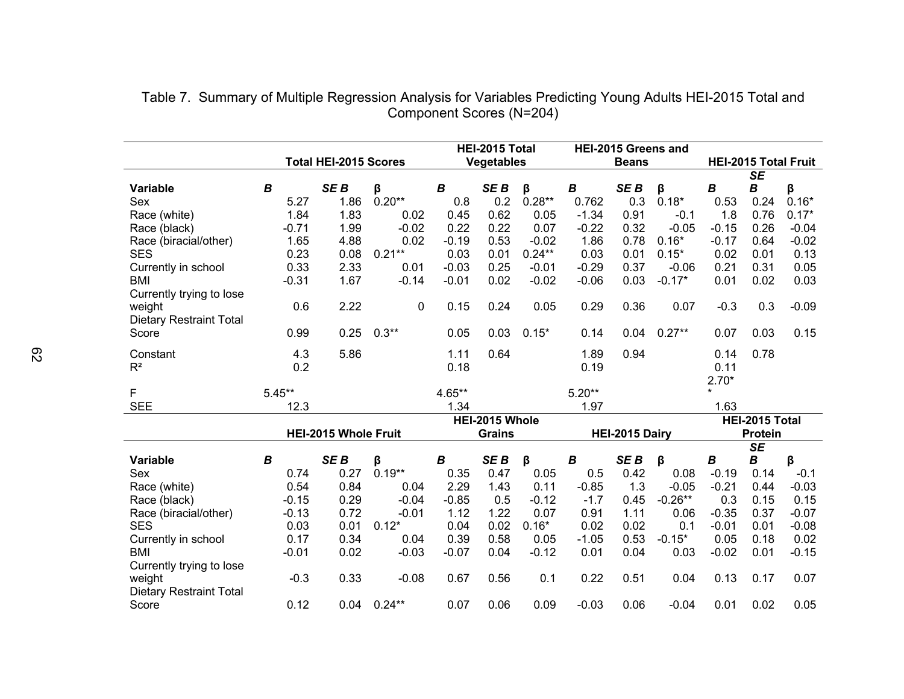Table 7. Summary of Multiple Regression Analysis for Variables Predicting Young Adults HEI-2015 Total and Component Scores (N=204)

| | Total HEI-2015 Scores | | | HEI-2015 Total Vegetables | | | HEI-2015 Greens and Beans | | | HEI-2015 Total Fruit | | |
|---|---|---|---|---|---|---|---|---|---|---|---|---|
| **Variable** | ***B*** | ***SE B*** | **β** | ***B*** | ***SE B*** | **β** | ***B*** | ***SE B*** | **β** | ***B*** | ***SE B*** | **β** |
| Sex | 5.27 | 1.86 | 0.20** | 0.8 | 0.2 | 0.28** | 0.762 | 0.3 | 0.18* | 0.53 | 0.24 | 0.16* |
| Race (white) | 1.84 | 1.83 | 0.02 | 0.45 | 0.62 | 0.05 | -1.34 | 0.91 | -0.1 | 1.8 | 0.76 | 0.17* |
| Race (black) | -0.71 | 1.99 | -0.02 | 0.22 | 0.22 | 0.07 | -0.22 | 0.32 | -0.05 | -0.15 | 0.26 | -0.04 |
| Race (biracial/other) | 1.65 | 4.88 | 0.02 | -0.19 | 0.53 | -0.02 | 1.86 | 0.78 | 0.16* | -0.17 | 0.64 | -0.02 |
| SES | 0.23 | 0.08 | 0.21** | 0.03 | 0.01 | 0.24** | 0.03 | 0.01 | 0.15* | 0.02 | 0.01 | 0.13 |
| Currently in school | 0.33 | 2.33 | 0.01 | -0.03 | 0.25 | -0.01 | -0.29 | 0.37 | -0.06 | 0.21 | 0.31 | 0.05 |
| BMI | -0.31 | 1.67 | -0.14 | -0.01 | 0.02 | -0.02 | -0.06 | 0.03 | -0.17* | 0.01 | 0.02 | 0.03 |
| Currently trying to lose weight | 0.6 | 2.22 | 0 | 0.15 | 0.24 | 0.05 | 0.29 | 0.36 | 0.07 | -0.3 | 0.3 | -0.09 |
| Dietary Restraint Total Score | 0.99 | 0.25 | 0.3** | 0.05 | 0.03 | 0.15* | 0.14 | 0.04 | 0.27** | 0.07 | 0.03 | 0.15 |
| Constant | 4.3 | 5.86 | | 1.11 | 0.64 | | 1.89 | 0.94 | | 0.14 | 0.78 | |
| $R^2$ | 0.2 | | | 0.18 | | | 0.19 | | | 0.11 | | |
| F | 5.45** | | | 4.65** | | | 5.20** | | | 2.70** | | |
| SEE | 12.3 | | | 1.34 | | | 1.97 | | | 1.63 | | |

| | HEI-2015 Whole Fruit | | | HEI-2015 Whole Grains | | | HEI-2015 Dairy | | | HEI-2015 Total Protein | | |
|---|---|---|---|---|---|---|---|---|---|---|---|---|
| **Variable** | ***B*** | ***SE B*** | **β** | ***B*** | ***SE B*** | **β** | ***B*** | ***SE B*** | **β** | ***B*** | ***SE B*** | **β** |
| Sex | 0.74 | 0.27 | 0.19** | 0.35 | 0.47 | 0.05 | 0.5 | 0.42 | 0.08 | -0.19 | 0.14 | -0.1 |
| Race (white) | 0.54 | 0.84 | 0.04 | 2.29 | 1.43 | 0.11 | -0.85 | 1.3 | -0.05 | -0.21 | 0.44 | -0.03 |
| Race (black) | -0.15 | 0.29 | -0.04 | -0.85 | 0.5 | -0.12 | -1.7 | 0.45 | -0.26** | 0.3 | 0.15 | 0.15 |
| Race (biracial/other) | -0.13 | 0.72 | -0.01 | 1.12 | 1.22 | 0.07 | 0.91 | 1.11 | 0.06 | -0.35 | 0.37 | -0.07 |
| SES | 0.03 | 0.01 | 0.12* | 0.04 | 0.02 | 0.16* | 0.02 | 0.02 | 0.1 | -0.01 | 0.01 | -0.08 |
| Currently in school | 0.17 | 0.34 | 0.04 | 0.39 | 0.58 | 0.05 | -1.05 | 0.53 | -0.15* | 0.05 | 0.18 | 0.02 |
| BMI | -0.01 | 0.02 | -0.03 | -0.07 | 0.04 | -0.12 | 0.01 | 0.04 | 0.03 | -0.02 | 0.01 | -0.15 |
| Currently trying to lose weight | -0.3 | 0.33 | -0.08 | 0.67 | 0.56 | 0.1 | 0.22 | 0.51 | 0.04 | 0.13 | 0.17 | 0.07 |
| Dietary Restraint Total Score | 0.12 | 0.04 | 0.24** | 0.07 | 0.06 | 0.09 | -0.03 | 0.06 | -0.04 | 0.01 | 0.02 | 0.05 |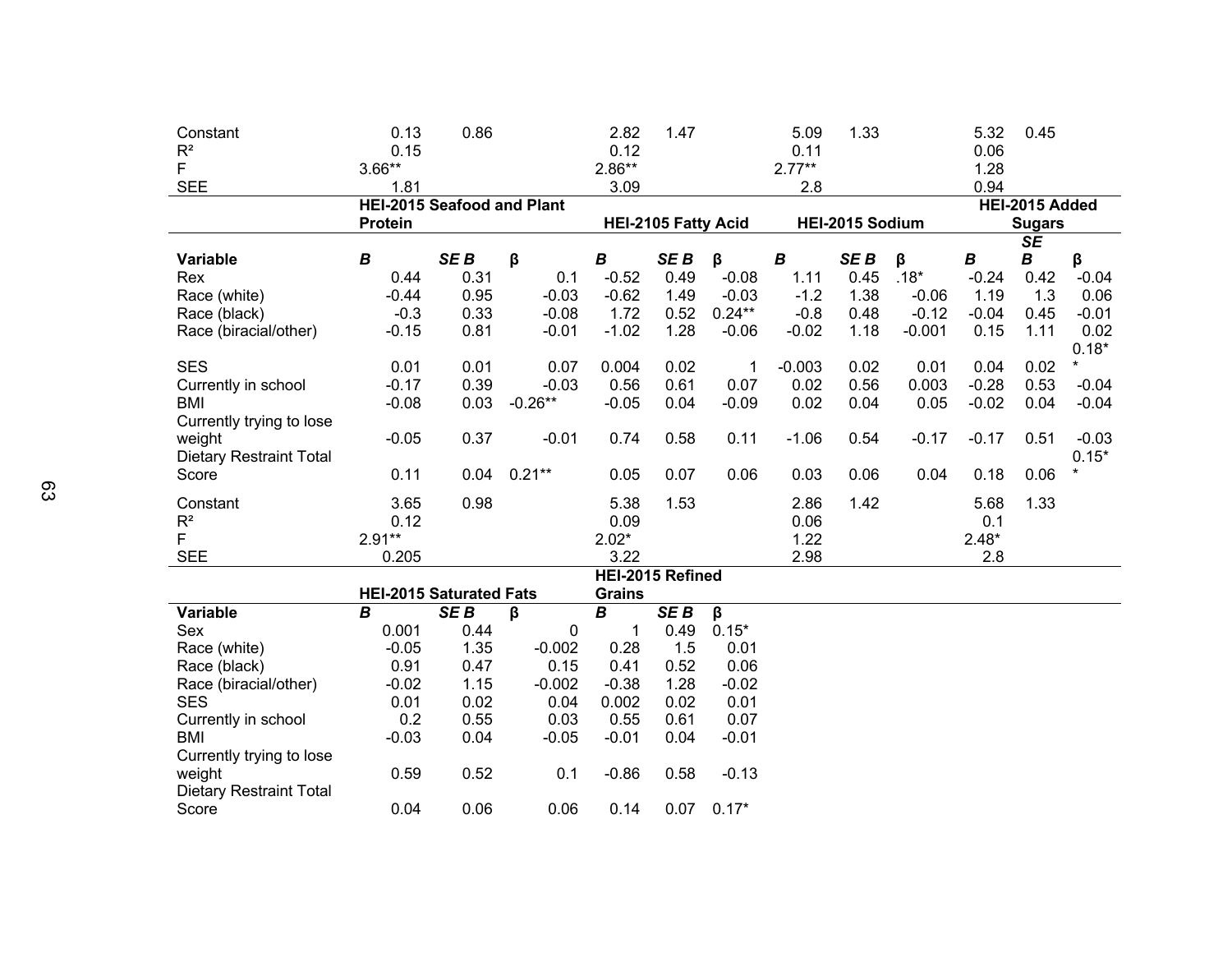| | | | | | | | | | | | | |
|---|---|---|---|---|---|---|---|---|---|---|---|---|
| Constant | 0.13 | 0.86 | | 2.82 | 1.47 | | 5.09 | 1.33 | | 5.32 | 0.45 | |
| $R^2$ | 0.15 | | | 0.12 | | | 0.11 | | | 0.06 | | |
| F | 3.66** | | | 2.86** | | | 2.77** | | | 1.28 | | |
| SEE | 1.81 | | | 3.09 | | | 2.8 | | | 0.94 | | |

| | HEI-2015 Seafood and Plant Protein | | | HEI-2105 Fatty Acid | | | HEI-2015 Sodium | | | HEI-2015 Added Sugars | | |
|---|---|---|---|---|---|---|---|---|---|---|---|---|
| **Variable** | ***B*** | ***SE B*** | **β** | ***B*** | ***SE B*** | **β** | ***B*** | ***SE B*** | **β** | ***B*** | ***SE B*** | **β** |
| Rex | 0.44 | 0.31 | 0.1 | -0.52 | 0.49 | -0.08 | 1.11 | 0.45 | .18* | -0.24 | 0.42 | -0.04 |
| Race (white) | -0.44 | 0.95 | -0.03 | -0.62 | 1.49 | -0.03 | -1.2 | 1.38 | -0.06 | 1.19 | 1.3 | 0.06 |
| Race (black) | -0.3 | 0.33 | -0.08 | 1.72 | 0.52 | 0.24** | -0.8 | 0.48 | -0.12 | -0.04 | 0.45 | -0.01 |
| Race (biracial/other) | -0.15 | 0.81 | -0.01 | -1.02 | 1.28 | -0.06 | -0.02 | 1.18 | -0.001 | 0.15 | 1.11 | 0.02 |
| SES | 0.01 | 0.01 | 0.07 | 0.004 | 0.02 | 1 | -0.003 | 0.02 | 0.01 | 0.04 | 0.02 | 0.18** |
| Currently in school | -0.17 | 0.39 | -0.03 | 0.56 | 0.61 | 0.07 | 0.02 | 0.56 | 0.003 | -0.28 | 0.53 | -0.04 |
| BMI | -0.08 | 0.03 | -0.26** | -0.05 | 0.04 | -0.09 | 0.02 | 0.04 | 0.05 | -0.02 | 0.04 | -0.04 |
| Currently trying to lose weight | -0.05 | 0.37 | -0.01 | 0.74 | 0.58 | 0.11 | -1.06 | 0.54 | -0.17 | -0.17 | 0.51 | -0.03 |
| Dietary Restraint Total Score | 0.11 | 0.04 | 0.21** | 0.05 | 0.07 | 0.06 | 0.03 | 0.06 | 0.04 | 0.18 | 0.06 | 0.15** |
| Constant | 3.65 | 0.98 | | 5.38 | 1.53 | | 2.86 | 1.42 | | 5.68 | 1.33 | |
| $R^2$ | 0.12 | | | 0.09 | | | 0.06 | | | 0.1 | | |
| F | 2.91** | | | 2.02* | | | 1.22 | | | 2.48* | | |
| SEE | 0.205 | | | 3.22 | | | 2.98 | | | 2.8 | | |

| | HEI-2015 Saturated Fats | | | HEI-2015 Refined Grains | | |
|---|---|---|---|---|---|---|
| **Variable** | ***B*** | ***SE B*** | **β** | ***B*** | ***SE B*** | **β** |
| Sex | 0.001 | 0.44 | 0 | 1 | 0.49 | 0.15* |
| Race (white) | -0.05 | 1.35 | -0.002 | 0.28 | 1.5 | 0.01 |
| Race (black) | 0.91 | 0.47 | 0.15 | 0.41 | 0.52 | 0.06 |
| Race (biracial/other) | -0.02 | 1.15 | -0.002 | -0.38 | 1.28 | -0.02 |
| SES | 0.01 | 0.02 | 0.04 | 0.002 | 0.02 | 0.01 |
| Currently in school | 0.2 | 0.55 | 0.03 | 0.55 | 0.61 | 0.07 |
| BMI | -0.03 | 0.04 | -0.05 | -0.01 | 0.04 | -0.01 |
| Currently trying to lose weight | 0.59 | 0.52 | 0.1 | -0.86 | 0.58 | -0.13 |
| Dietary Restraint Total Score | 0.04 | 0.06 | 0.06 | 0.14 | 0.07 | 0.17* |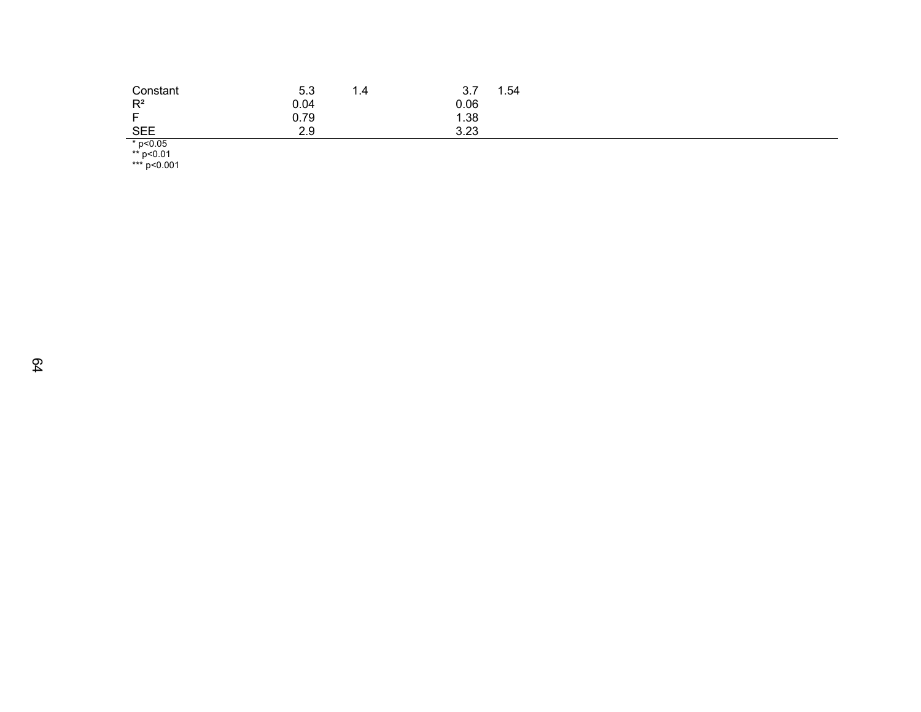|  |  |  |  |  |
|---|---|---|---|---|
| Constant | 5.3 | 1.4 | 3.7 | 1.54 |
| $R^2$ | 0.04 |  | 0.06 |  |
| F | 0.79 |  | 1.38 |  |
| SEE | 2.9 |  | 3.23 |  |

* $p<0.05$
** $p<0.01$
*** $p<0.001$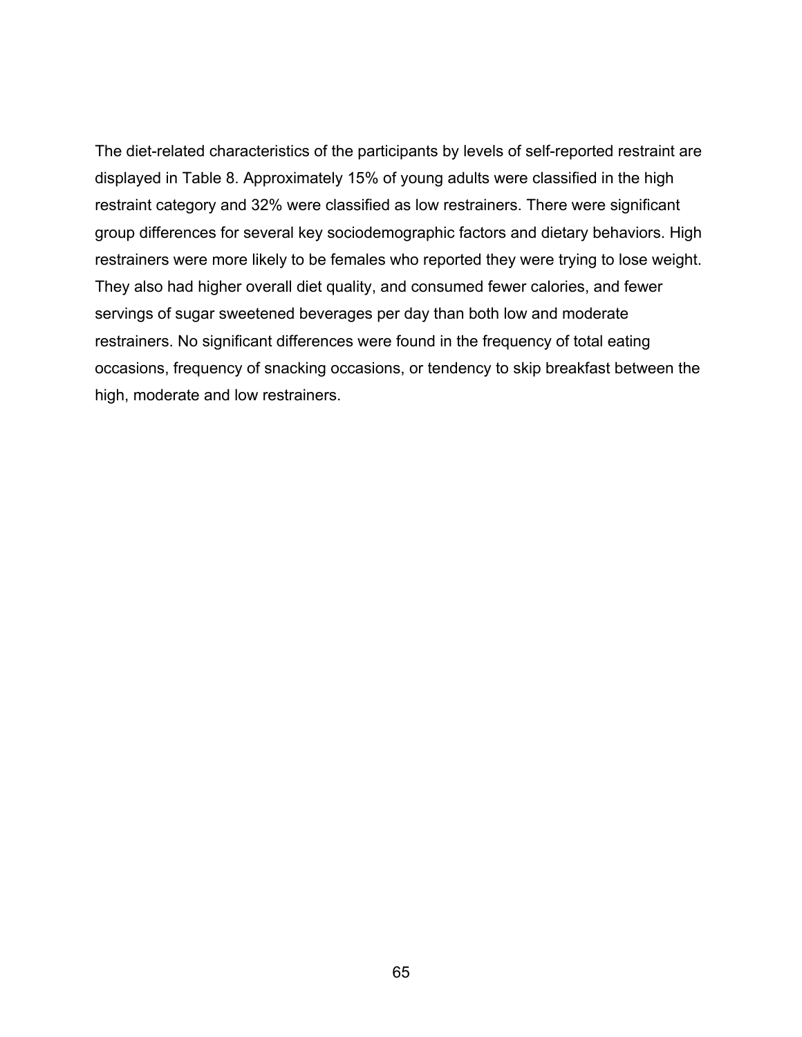The diet-related characteristics of the participants by levels of self-reported restraint are displayed in Table 8. Approximately 15% of young adults were classified in the high restraint category and 32% were classified as low restrainers. There were significant group differences for several key sociodemographic factors and dietary behaviors. High restrainers were more likely to be females who reported they were trying to lose weight. They also had higher overall diet quality, and consumed fewer calories, and fewer servings of sugar sweetened beverages per day than both low and moderate restrainers. No significant differences were found in the frequency of total eating occasions, frequency of snacking occasions, or tendency to skip breakfast between the high, moderate and low restrainers.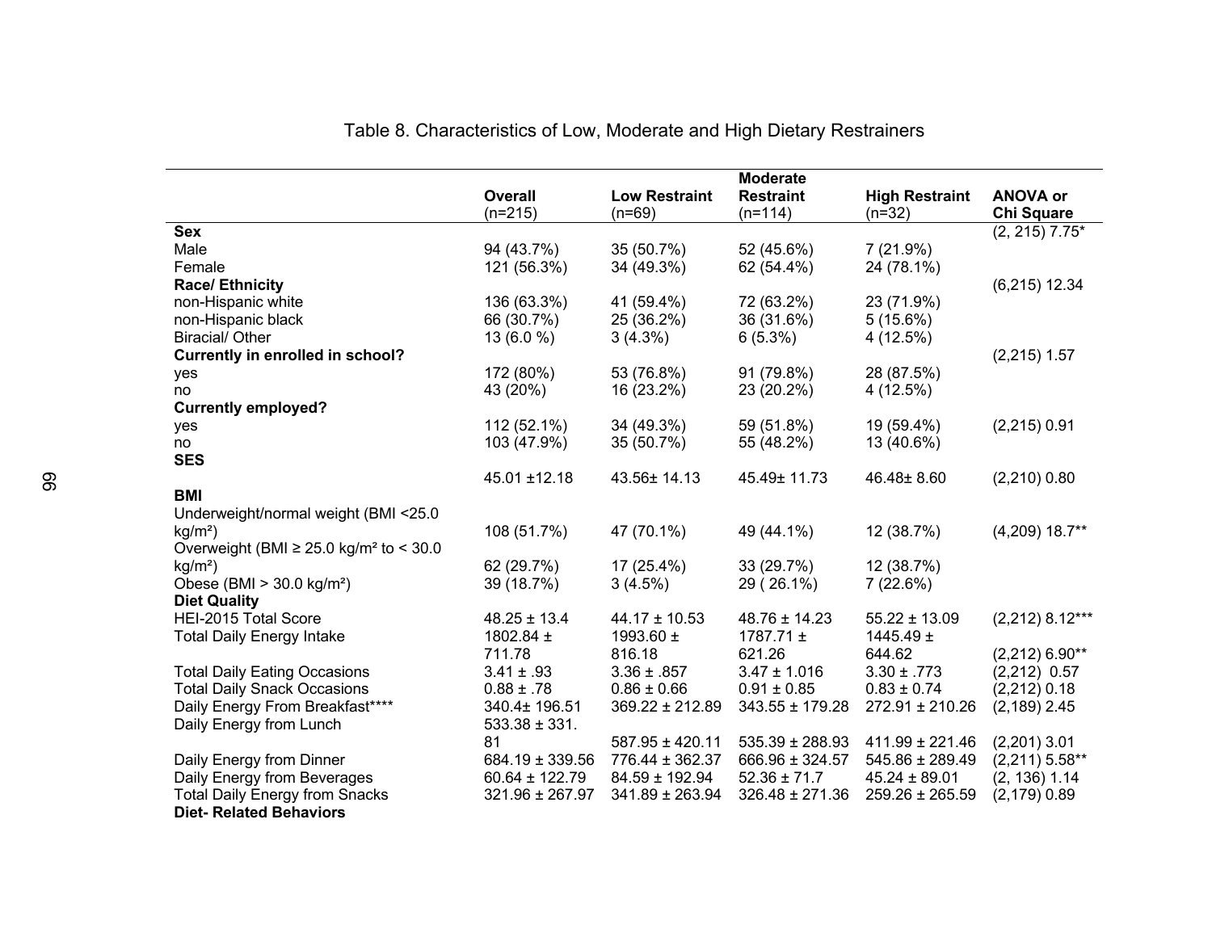Table 8. Characteristics of Low, Moderate and High Dietary Restrainers

| | Overall (n=215) | Low Restraint (n=69) | Moderate Restraint (n=114) | High Restraint (n=32) | ANOVA or Chi Square |
|---|---|---|---|---|---|
| **Sex** | | | | | (2, 215) 7.75* |
| Male | 94 (43.7%) | 35 (50.7%) | 52 (45.6%) | 7 (21.9%) | |
| Female | 121 (56.3%) | 34 (49.3%) | 62 (54.4%) | 24 (78.1%) | |
| **Race/ Ethnicity** | | | | | (6,215) 12.34 |
| non-Hispanic white | 136 (63.3%) | 41 (59.4%) | 72 (63.2%) | 23 (71.9%) | |
| non-Hispanic black | 66 (30.7%) | 25 (36.2%) | 36 (31.6%) | 5 (15.6%) | |
| Biracial/ Other | 13 (6.0 %) | 3 (4.3%) | 6 (5.3%) | 4 (12.5%) | |
| **Currently in enrolled in school?** | | | | | (2,215) 1.57 |
| yes | 172 (80%) | 53 (76.8%) | 91 (79.8%) | 28 (87.5%) | |
| no | 43 (20%) | 16 (23.2%) | 23 (20.2%) | 4 (12.5%) | |
| **Currently employed?** | | | | | |
| yes | 112 (52.1%) | 34 (49.3%) | 59 (51.8%) | 19 (59.4%) | (2,215) 0.91 |
| no | 103 (47.9%) | 35 (50.7%) | 55 (48.2%) | 13 (40.6%) | |
| **SES** | 45.01 ±12.18 | 43.56± 14.13 | 45.49± 11.73 | 46.48± 8.60 | (2,210) 0.80 |
| **BMI** | | | | | |
| Underweight/normal weight (BMI <25.0 kg/m²) | 108 (51.7%) | 47 (70.1%) | 49 (44.1%) | 12 (38.7%) | (4,209) 18.7** |
| Overweight (BMI ≥ 25.0 kg/m² to < 30.0 kg/m²) | 62 (29.7%) | 17 (25.4%) | 33 (29.7%) | 12 (38.7%) | |
| Obese (BMI > 30.0 kg/m²) | 39 (18.7%) | 3 (4.5%) | 29 ( 26.1%) | 7 (22.6%) | |
| **Diet Quality** | | | | | |
| HEI-2015 Total Score | 48.25 ± 13.4 | 44.17 ± 10.53 | 48.76 ± 14.23 | 55.22 ± 13.09 | (2,212) 8.12*** |
| Total Daily Energy Intake | 1802.84 ± 711.78 | 1993.60 ± 816.18 | 1787.71 ± 621.26 | 1445.49 ± 644.62 | (2,212) 6.90** |
| Total Daily Eating Occasions | 3.41 ± .93 | 3.36 ± .857 | 3.47 ± 1.016 | 3.30 ± .773 | (2,212) 0.57 |
| Total Daily Snack Occasions | 0.88 ± .78 | 0.86 ± 0.66 | 0.91 ± 0.85 | 0.83 ± 0.74 | (2,212) 0.18 |
| Daily Energy From Breakfast**** | 340.4± 196.51 | 369.22 ± 212.89 | 343.55 ± 179.28 | 272.91 ± 210.26 | (2,189) 2.45 |
| Daily Energy from Lunch | 533.38 ± 331.81 | 587.95 ± 420.11 | 535.39 ± 288.93 | 411.99 ± 221.46 | (2,201) 3.01 |
| Daily Energy from Dinner | 684.19 ± 339.56 | 776.44 ± 362.37 | 666.96 ± 324.57 | 545.86 ± 289.49 | (2,211) 5.58** |
| Daily Energy from Beverages | 60.64 ± 122.79 | 84.59 ± 192.94 | 52.36 ± 71.7 | 45.24 ± 89.01 | (2, 136) 1.14 |
| Total Daily Energy from Snacks | 321.96 ± 267.97 | 341.89 ± 263.94 | 326.48 ± 271.36 | 259.26 ± 265.59 | (2,179) 0.89 |
| **Diet- Related Behaviors** | | | | | |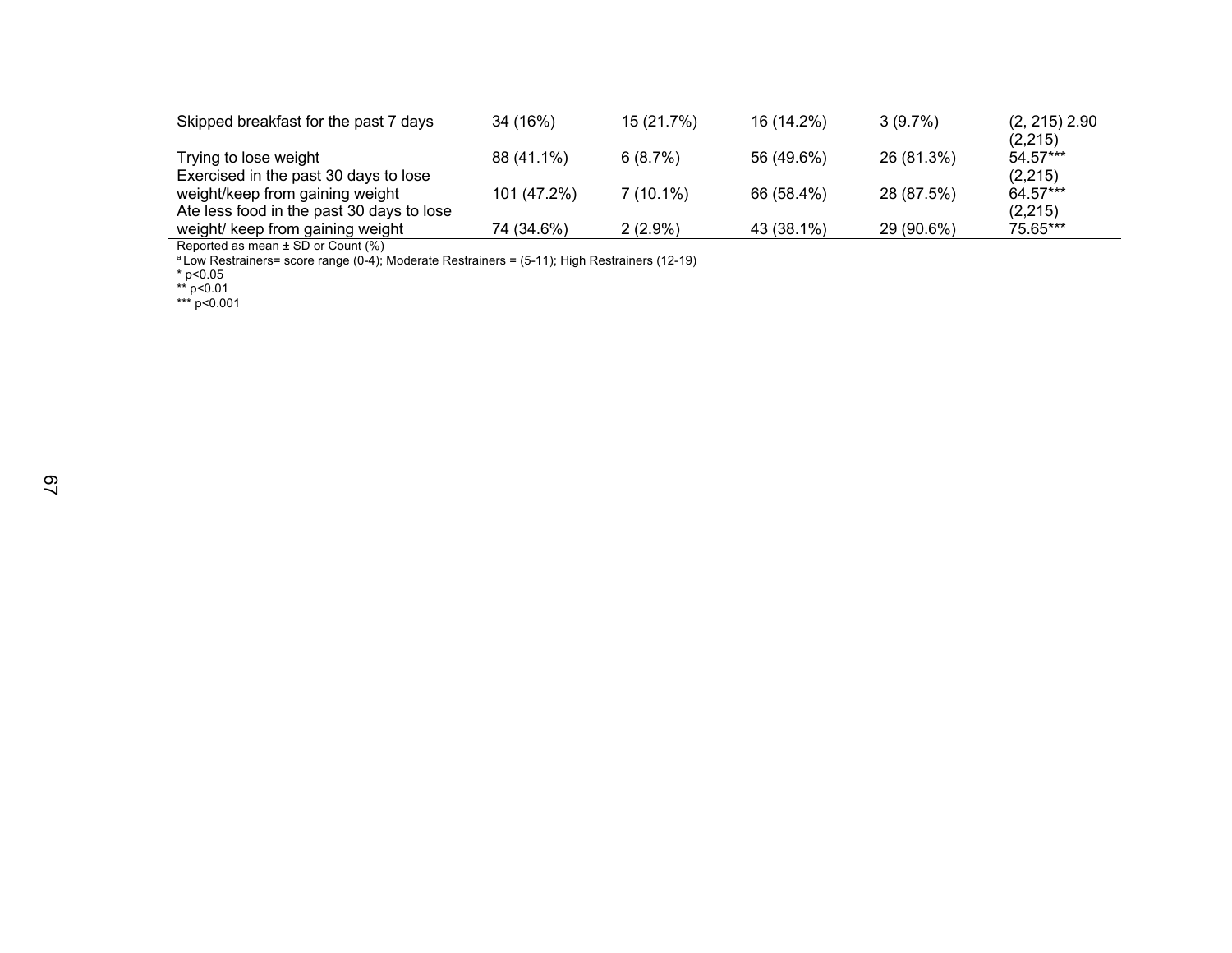| | | | | | |
|---|---|---|---|---|---|
| Skipped breakfast for the past 7 days | 34 (16%) | 15 (21.7%) | 16 (14.2%) | 3 (9.7%) | (2, 215) 2.90 |
| Trying to lose weight | 88 (41.1%) | 6 (8.7%) | 56 (49.6%) | 26 (81.3%) | (2,215) 54.57*** |
| Exercised in the past 30 days to lose weight/keep from gaining weight | 101 (47.2%) | 7 (10.1%) | 66 (58.4%) | 28 (87.5%) | (2,215) 64.57*** |
| Ate less food in the past 30 days to lose weight/ keep from gaining weight | 74 (34.6%) | 2 (2.9%) | 43 (38.1%) | 29 (90.6%) | (2,215) 75.65*** |

Reported as mean ± SD or Count (%)

[a] Low Restrainers= score range (0-4); Moderate Restrainers = (5-11); High Restrainers (12-19)

* p<0.05

** p<0.01

*** p<0.001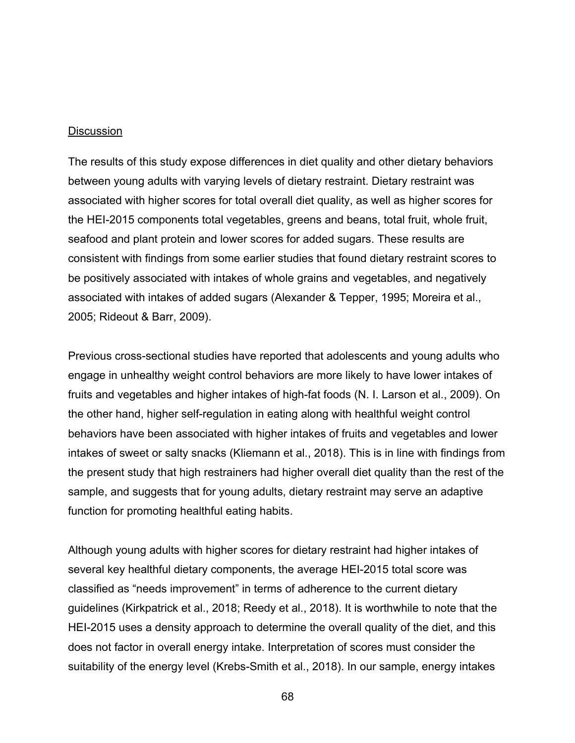<u>Discussion</u>

The results of this study expose differences in diet quality and other dietary behaviors between young adults with varying levels of dietary restraint. Dietary restraint was associated with higher scores for total overall diet quality, as well as higher scores for the HEI-2015 components total vegetables, greens and beans, total fruit, whole fruit, seafood and plant protein and lower scores for added sugars. These results are consistent with findings from some earlier studies that found dietary restraint scores to be positively associated with intakes of whole grains and vegetables, and negatively associated with intakes of added sugars (Alexander & Tepper, 1995; Moreira et al., 2005; Rideout & Barr, 2009).

Previous cross-sectional studies have reported that adolescents and young adults who engage in unhealthy weight control behaviors are more likely to have lower intakes of fruits and vegetables and higher intakes of high-fat foods (N. I. Larson et al., 2009). On the other hand, higher self-regulation in eating along with healthful weight control behaviors have been associated with higher intakes of fruits and vegetables and lower intakes of sweet or salty snacks (Kliemann et al., 2018). This is in line with findings from the present study that high restrainers had higher overall diet quality than the rest of the sample, and suggests that for young adults, dietary restraint may serve an adaptive function for promoting healthful eating habits.

Although young adults with higher scores for dietary restraint had higher intakes of several key healthful dietary components, the average HEI-2015 total score was classified as “needs improvement” in terms of adherence to the current dietary guidelines (Kirkpatrick et al., 2018; Reedy et al., 2018). It is worthwhile to note that the HEI-2015 uses a density approach to determine the overall quality of the diet, and this does not factor in overall energy intake. Interpretation of scores must consider the suitability of the energy level (Krebs-Smith et al., 2018). In our sample, energy intakes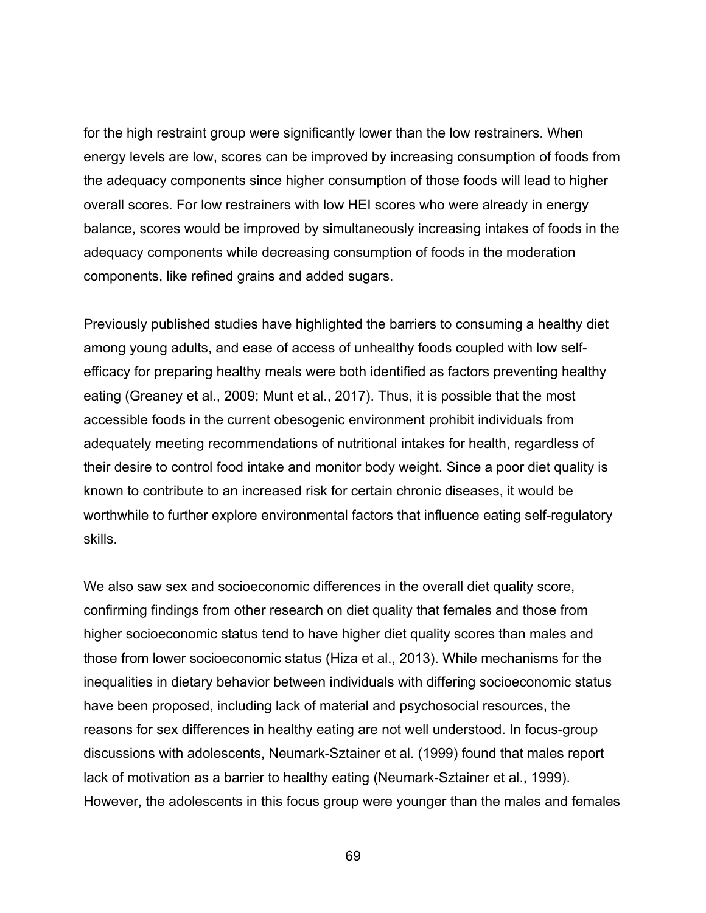for the high restraint group were significantly lower than the low restrainers. When energy levels are low, scores can be improved by increasing consumption of foods from the adequacy components since higher consumption of those foods will lead to higher overall scores. For low restrainers with low HEI scores who were already in energy balance, scores would be improved by simultaneously increasing intakes of foods in the adequacy components while decreasing consumption of foods in the moderation components, like refined grains and added sugars.

Previously published studies have highlighted the barriers to consuming a healthy diet among young adults, and ease of access of unhealthy foods coupled with low self-efficacy for preparing healthy meals were both identified as factors preventing healthy eating (Greaney et al., 2009; Munt et al., 2017). Thus, it is possible that the most accessible foods in the current obesogenic environment prohibit individuals from adequately meeting recommendations of nutritional intakes for health, regardless of their desire to control food intake and monitor body weight. Since a poor diet quality is known to contribute to an increased risk for certain chronic diseases, it would be worthwhile to further explore environmental factors that influence eating self-regulatory skills.

We also saw sex and socioeconomic differences in the overall diet quality score, confirming findings from other research on diet quality that females and those from higher socioeconomic status tend to have higher diet quality scores than males and those from lower socioeconomic status (Hiza et al., 2013). While mechanisms for the inequalities in dietary behavior between individuals with differing socioeconomic status have been proposed, including lack of material and psychosocial resources, the reasons for sex differences in healthy eating are not well understood. In focus-group discussions with adolescents, Neumark-Sztainer et al. (1999) found that males report lack of motivation as a barrier to healthy eating (Neumark-Sztainer et al., 1999). However, the adolescents in this focus group were younger than the males and females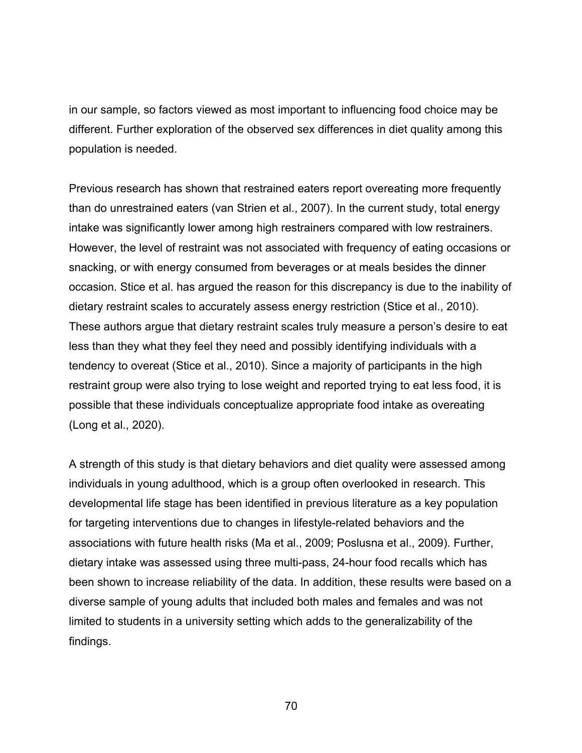in our sample, so factors viewed as most important to influencing food choice may be different. Further exploration of the observed sex differences in diet quality among this population is needed.

Previous research has shown that restrained eaters report overeating more frequently than do unrestrained eaters (van Strien et al., 2007). In the current study, total energy intake was significantly lower among high restrainers compared with low restrainers. However, the level of restraint was not associated with frequency of eating occasions or snacking, or with energy consumed from beverages or at meals besides the dinner occasion. Stice et al. has argued the reason for this discrepancy is due to the inability of dietary restraint scales to accurately assess energy restriction (Stice et al., 2010). These authors argue that dietary restraint scales truly measure a person's desire to eat less than they what they feel they need and possibly identifying individuals with a tendency to overeat (Stice et al., 2010). Since a majority of participants in the high restraint group were also trying to lose weight and reported trying to eat less food, it is possible that these individuals conceptualize appropriate food intake as overeating (Long et al., 2020).

A strength of this study is that dietary behaviors and diet quality were assessed among individuals in young adulthood, which is a group often overlooked in research. This developmental life stage has been identified in previous literature as a key population for targeting interventions due to changes in lifestyle-related behaviors and the associations with future health risks (Ma et al., 2009; Poslusna et al., 2009). Further, dietary intake was assessed using three multi-pass, 24-hour food recalls which has been shown to increase reliability of the data. In addition, these results were based on a diverse sample of young adults that included both males and females and was not limited to students in a university setting which adds to the generalizability of the findings.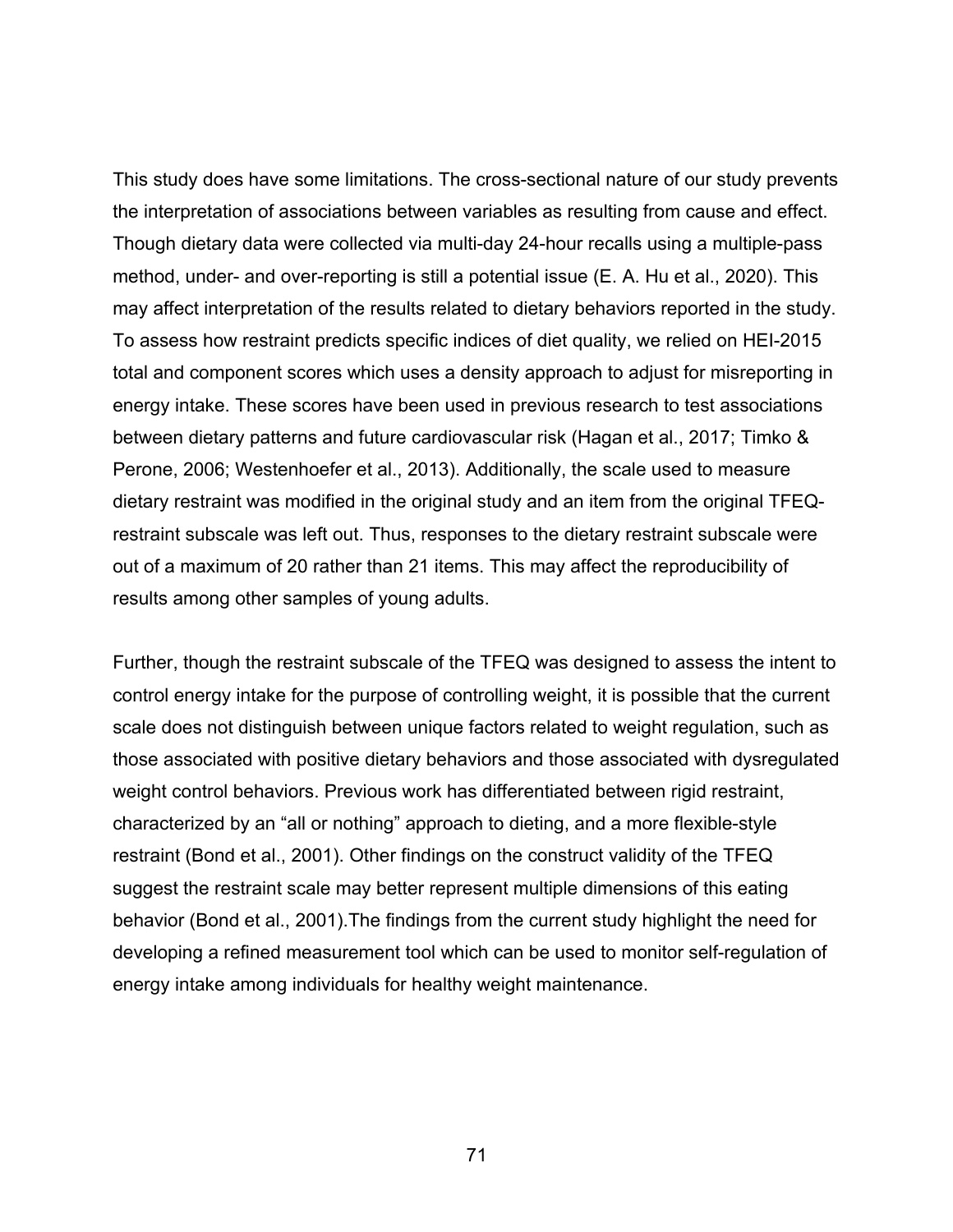This study does have some limitations. The cross-sectional nature of our study prevents the interpretation of associations between variables as resulting from cause and effect. Though dietary data were collected via multi-day 24-hour recalls using a multiple-pass method, under- and over-reporting is still a potential issue (E. A. Hu et al., 2020). This may affect interpretation of the results related to dietary behaviors reported in the study. To assess how restraint predicts specific indices of diet quality, we relied on HEI-2015 total and component scores which uses a density approach to adjust for misreporting in energy intake. These scores have been used in previous research to test associations between dietary patterns and future cardiovascular risk (Hagan et al., 2017; Timko & Perone, 2006; Westenhoefer et al., 2013). Additionally, the scale used to measure dietary restraint was modified in the original study and an item from the original TFEQ-restraint subscale was left out. Thus, responses to the dietary restraint subscale were out of a maximum of 20 rather than 21 items. This may affect the reproducibility of results among other samples of young adults.

Further, though the restraint subscale of the TFEQ was designed to assess the intent to control energy intake for the purpose of controlling weight, it is possible that the current scale does not distinguish between unique factors related to weight regulation, such as those associated with positive dietary behaviors and those associated with dysregulated weight control behaviors. Previous work has differentiated between rigid restraint, characterized by an "all or nothing" approach to dieting, and a more flexible-style restraint (Bond et al., 2001). Other findings on the construct validity of the TFEQ suggest the restraint scale may better represent multiple dimensions of this eating behavior (Bond et al., 2001).The findings from the current study highlight the need for developing a refined measurement tool which can be used to monitor self-regulation of energy intake among individuals for healthy weight maintenance.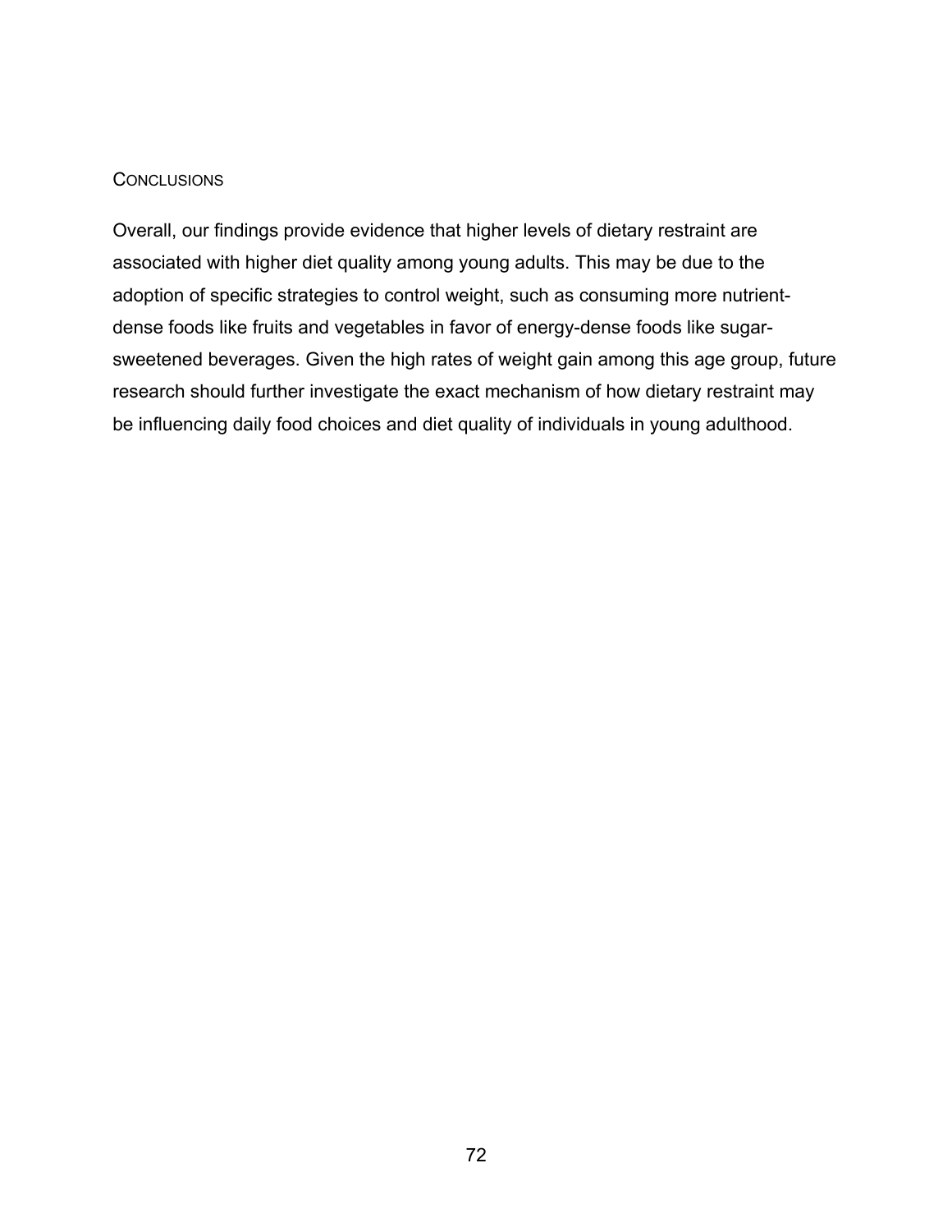## Conclusions

Overall, our findings provide evidence that higher levels of dietary restraint are associated with higher diet quality among young adults. This may be due to the adoption of specific strategies to control weight, such as consuming more nutrient-dense foods like fruits and vegetables in favor of energy-dense foods like sugar-sweetened beverages. Given the high rates of weight gain among this age group, future research should further investigate the exact mechanism of how dietary restraint may be influencing daily food choices and diet quality of individuals in young adulthood.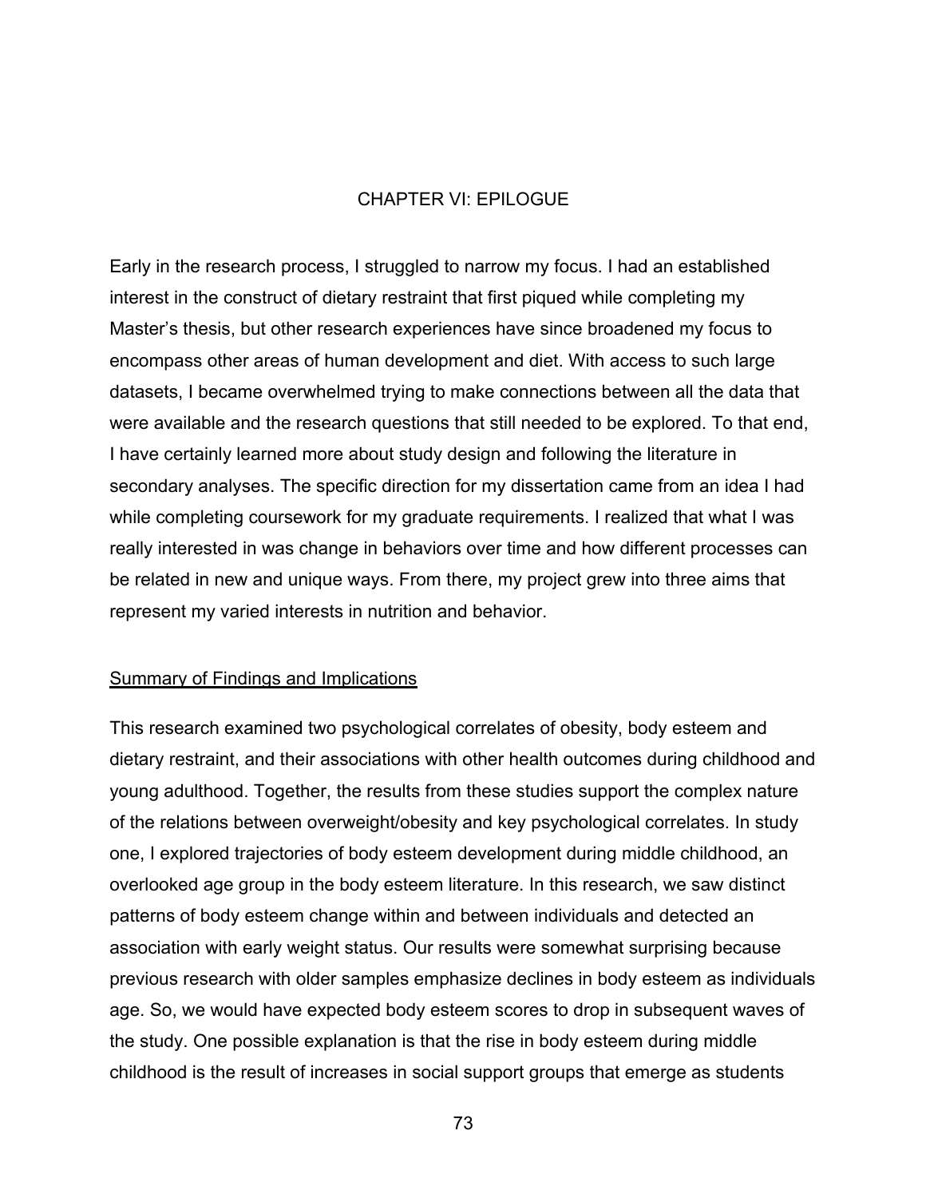# CHAPTER VI: EPILOGUE

Early in the research process, I struggled to narrow my focus. I had an established interest in the construct of dietary restraint that first piqued while completing my Master's thesis, but other research experiences have since broadened my focus to encompass other areas of human development and diet. With access to such large datasets, I became overwhelmed trying to make connections between all the data that were available and the research questions that still needed to be explored. To that end, I have certainly learned more about study design and following the literature in secondary analyses. The specific direction for my dissertation came from an idea I had while completing coursework for my graduate requirements. I realized that what I was really interested in was change in behaviors over time and how different processes can be related in new and unique ways. From there, my project grew into three aims that represent my varied interests in nutrition and behavior.

## Summary of Findings and Implications

This research examined two psychological correlates of obesity, body esteem and dietary restraint, and their associations with other health outcomes during childhood and young adulthood. Together, the results from these studies support the complex nature of the relations between overweight/obesity and key psychological correlates. In study one, I explored trajectories of body esteem development during middle childhood, an overlooked age group in the body esteem literature. In this research, we saw distinct patterns of body esteem change within and between individuals and detected an association with early weight status. Our results were somewhat surprising because previous research with older samples emphasize declines in body esteem as individuals age. So, we would have expected body esteem scores to drop in subsequent waves of the study. One possible explanation is that the rise in body esteem during middle childhood is the result of increases in social support groups that emerge as students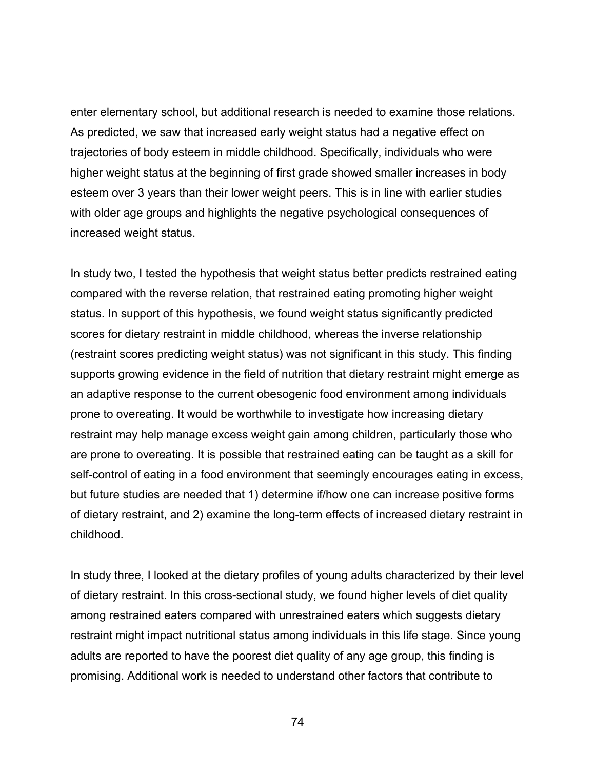enter elementary school, but additional research is needed to examine those relations. As predicted, we saw that increased early weight status had a negative effect on trajectories of body esteem in middle childhood. Specifically, individuals who were higher weight status at the beginning of first grade showed smaller increases in body esteem over 3 years than their lower weight peers. This is in line with earlier studies with older age groups and highlights the negative psychological consequences of increased weight status.

In study two, I tested the hypothesis that weight status better predicts restrained eating compared with the reverse relation, that restrained eating promoting higher weight status. In support of this hypothesis, we found weight status significantly predicted scores for dietary restraint in middle childhood, whereas the inverse relationship (restraint scores predicting weight status) was not significant in this study. This finding supports growing evidence in the field of nutrition that dietary restraint might emerge as an adaptive response to the current obesogenic food environment among individuals prone to overeating. It would be worthwhile to investigate how increasing dietary restraint may help manage excess weight gain among children, particularly those who are prone to overeating. It is possible that restrained eating can be taught as a skill for self-control of eating in a food environment that seemingly encourages eating in excess, but future studies are needed that 1) determine if/how one can increase positive forms of dietary restraint, and 2) examine the long-term effects of increased dietary restraint in childhood.

In study three, I looked at the dietary profiles of young adults characterized by their level of dietary restraint. In this cross-sectional study, we found higher levels of diet quality among restrained eaters compared with unrestrained eaters which suggests dietary restraint might impact nutritional status among individuals in this life stage. Since young adults are reported to have the poorest diet quality of any age group, this finding is promising. Additional work is needed to understand other factors that contribute to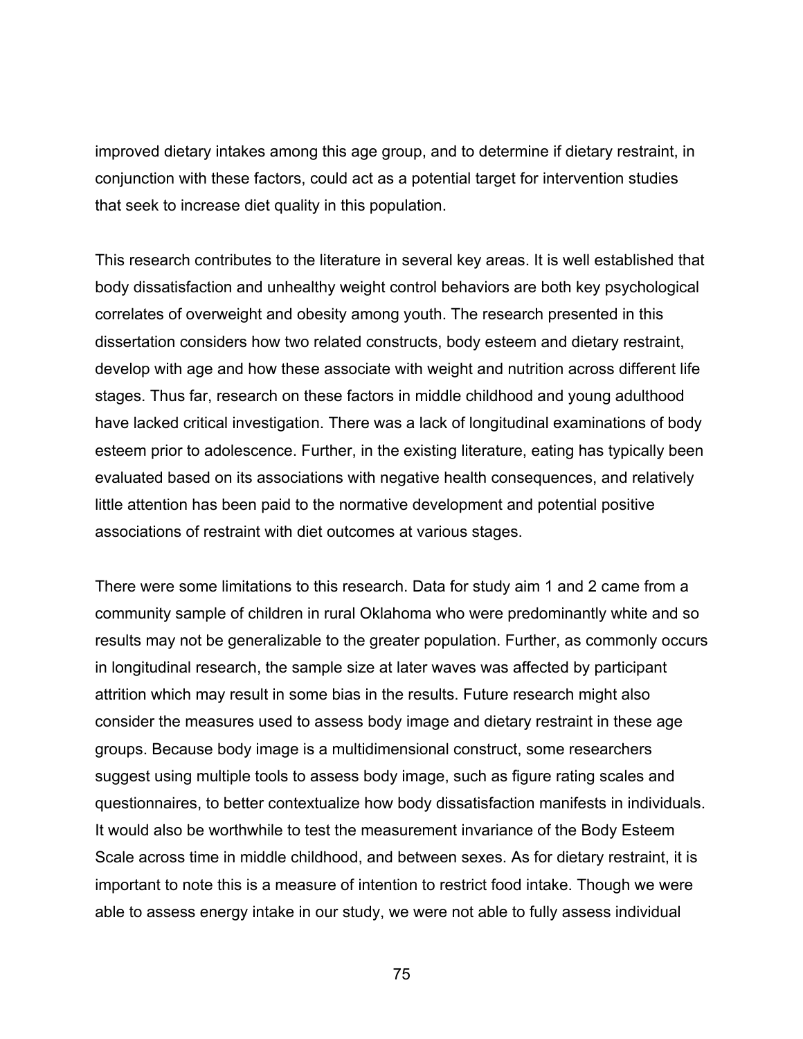improved dietary intakes among this age group, and to determine if dietary restraint, in conjunction with these factors, could act as a potential target for intervention studies that seek to increase diet quality in this population.

This research contributes to the literature in several key areas. It is well established that body dissatisfaction and unhealthy weight control behaviors are both key psychological correlates of overweight and obesity among youth. The research presented in this dissertation considers how two related constructs, body esteem and dietary restraint, develop with age and how these associate with weight and nutrition across different life stages. Thus far, research on these factors in middle childhood and young adulthood have lacked critical investigation. There was a lack of longitudinal examinations of body esteem prior to adolescence. Further, in the existing literature, eating has typically been evaluated based on its associations with negative health consequences, and relatively little attention has been paid to the normative development and potential positive associations of restraint with diet outcomes at various stages.

There were some limitations to this research. Data for study aim 1 and 2 came from a community sample of children in rural Oklahoma who were predominantly white and so results may not be generalizable to the greater population. Further, as commonly occurs in longitudinal research, the sample size at later waves was affected by participant attrition which may result in some bias in the results. Future research might also consider the measures used to assess body image and dietary restraint in these age groups. Because body image is a multidimensional construct, some researchers suggest using multiple tools to assess body image, such as figure rating scales and questionnaires, to better contextualize how body dissatisfaction manifests in individuals. It would also be worthwhile to test the measurement invariance of the Body Esteem Scale across time in middle childhood, and between sexes. As for dietary restraint, it is important to note this is a measure of intention to restrict food intake. Though we were able to assess energy intake in our study, we were not able to fully assess individual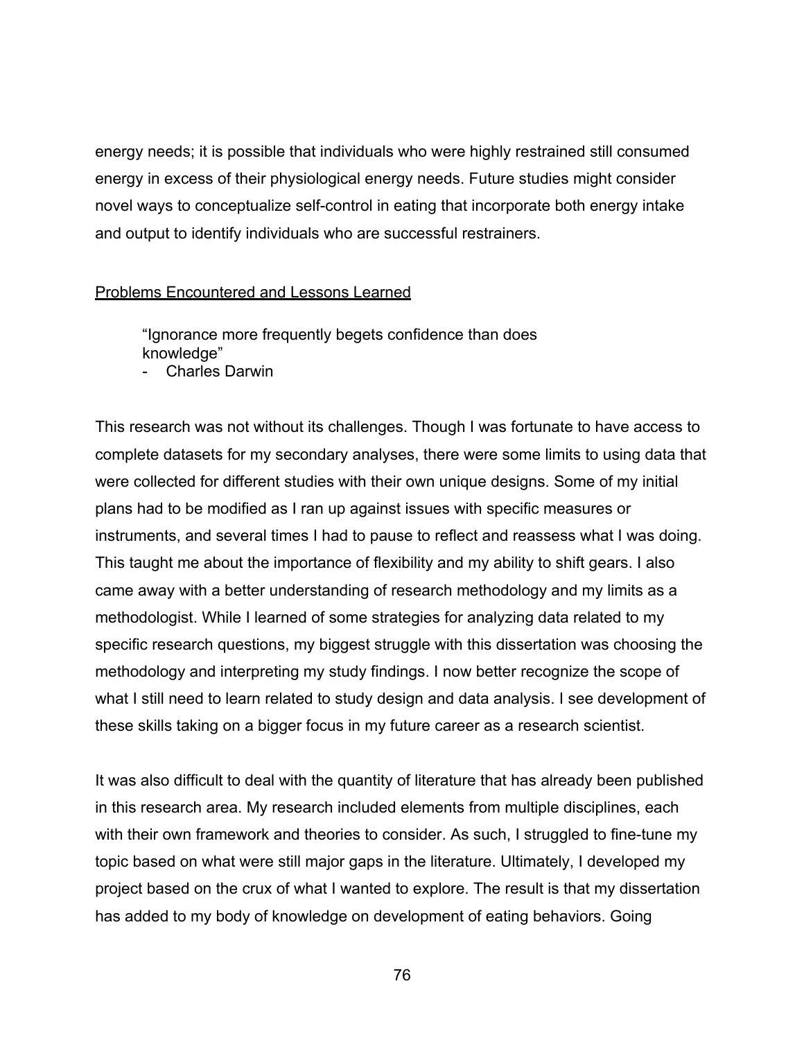energy needs; it is possible that individuals who were highly restrained still consumed energy in excess of their physiological energy needs. Future studies might consider novel ways to conceptualize self-control in eating that incorporate both energy intake and output to identify individuals who are successful restrainers.

## Problems Encountered and Lessons Learned

> "Ignorance more frequently begets confidence than does knowledge"
> - Charles Darwin

This research was not without its challenges. Though I was fortunate to have access to complete datasets for my secondary analyses, there were some limits to using data that were collected for different studies with their own unique designs. Some of my initial plans had to be modified as I ran up against issues with specific measures or instruments, and several times I had to pause to reflect and reassess what I was doing. This taught me about the importance of flexibility and my ability to shift gears. I also came away with a better understanding of research methodology and my limits as a methodologist. While I learned of some strategies for analyzing data related to my specific research questions, my biggest struggle with this dissertation was choosing the methodology and interpreting my study findings. I now better recognize the scope of what I still need to learn related to study design and data analysis. I see development of these skills taking on a bigger focus in my future career as a research scientist.

It was also difficult to deal with the quantity of literature that has already been published in this research area. My research included elements from multiple disciplines, each with their own framework and theories to consider. As such, I struggled to fine-tune my topic based on what were still major gaps in the literature. Ultimately, I developed my project based on the crux of what I wanted to explore. The result is that my dissertation has added to my body of knowledge on development of eating behaviors. Going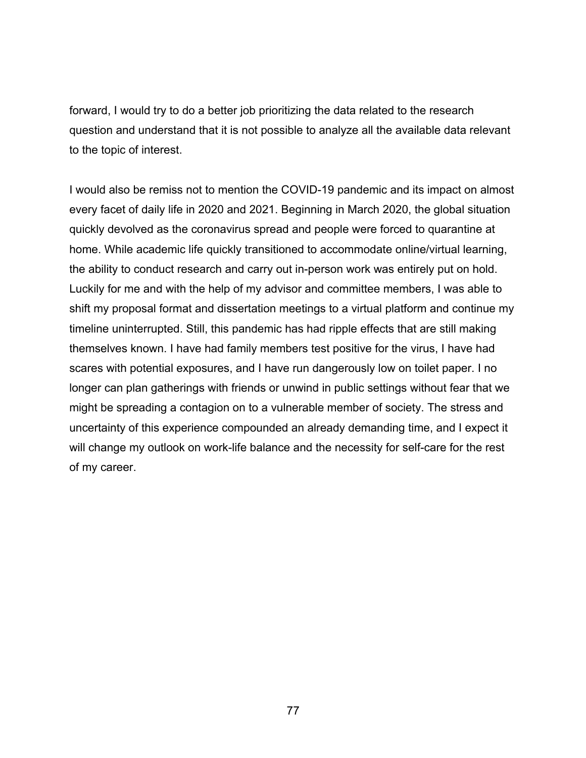forward, I would try to do a better job prioritizing the data related to the research question and understand that it is not possible to analyze all the available data relevant to the topic of interest.

I would also be remiss not to mention the COVID-19 pandemic and its impact on almost every facet of daily life in 2020 and 2021. Beginning in March 2020, the global situation quickly devolved as the coronavirus spread and people were forced to quarantine at home. While academic life quickly transitioned to accommodate online/virtual learning, the ability to conduct research and carry out in-person work was entirely put on hold. Luckily for me and with the help of my advisor and committee members, I was able to shift my proposal format and dissertation meetings to a virtual platform and continue my timeline uninterrupted. Still, this pandemic has had ripple effects that are still making themselves known. I have had family members test positive for the virus, I have had scares with potential exposures, and I have run dangerously low on toilet paper. I no longer can plan gatherings with friends or unwind in public settings without fear that we might be spreading a contagion on to a vulnerable member of society. The stress and uncertainty of this experience compounded an already demanding time, and I expect it will change my outlook on work-life balance and the necessity for self-care for the rest of my career.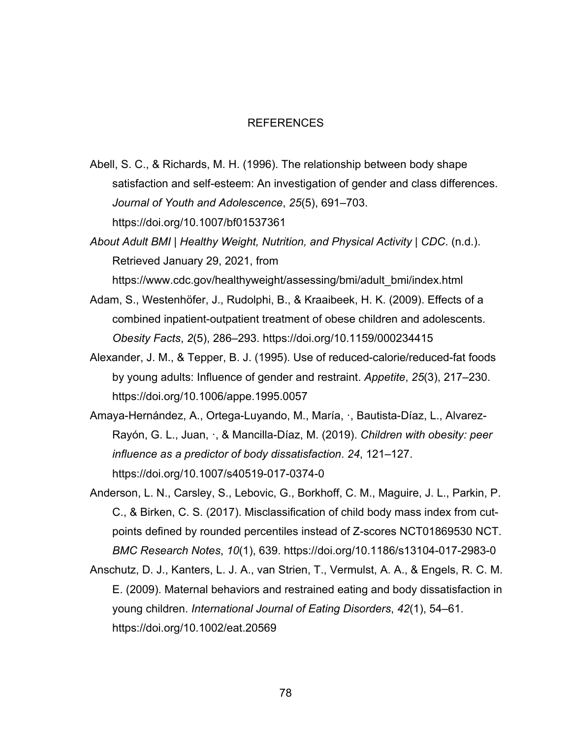# REFERENCES

Abell, S. C., & Richards, M. H. (1996). The relationship between body shape satisfaction and self-esteem: An investigation of gender and class differences. *Journal of Youth and Adolescence*, *25*(5), 691–703. https://doi.org/10.1007/bf01537361

*About Adult BMI | Healthy Weight, Nutrition, and Physical Activity | CDC*. (n.d.). Retrieved January 29, 2021, from https://www.cdc.gov/healthyweight/assessing/bmi/adult_bmi/index.html

Adam, S., Westenhöfer, J., Rudolphi, B., & Kraaibeek, H. K. (2009). Effects of a combined inpatient-outpatient treatment of obese children and adolescents. *Obesity Facts*, *2*(5), 286–293. https://doi.org/10.1159/000234415

Alexander, J. M., & Tepper, B. J. (1995). Use of reduced-calorie/reduced-fat foods by young adults: Influence of gender and restraint. *Appetite*, *25*(3), 217–230. https://doi.org/10.1006/appe.1995.0057

Amaya-Hernández, A., Ortega-Luyando, M., María, ·, Bautista-Díaz, L., Alvarez-Rayón, G. L., Juan, ·, & Mancilla-Díaz, M. (2019). *Children with obesity: peer influence as a predictor of body dissatisfaction*. *24*, 121–127. https://doi.org/10.1007/s40519-017-0374-0

Anderson, L. N., Carsley, S., Lebovic, G., Borkhoff, C. M., Maguire, J. L., Parkin, P. C., & Birken, C. S. (2017). Misclassification of child body mass index from cut-points defined by rounded percentiles instead of Z-scores NCT01869530 NCT. *BMC Research Notes*, *10*(1), 639. https://doi.org/10.1186/s13104-017-2983-0

Anschutz, D. J., Kanters, L. J. A., van Strien, T., Vermulst, A. A., & Engels, R. C. M. E. (2009). Maternal behaviors and restrained eating and body dissatisfaction in young children. *International Journal of Eating Disorders*, *42*(1), 54–61. https://doi.org/10.1002/eat.20569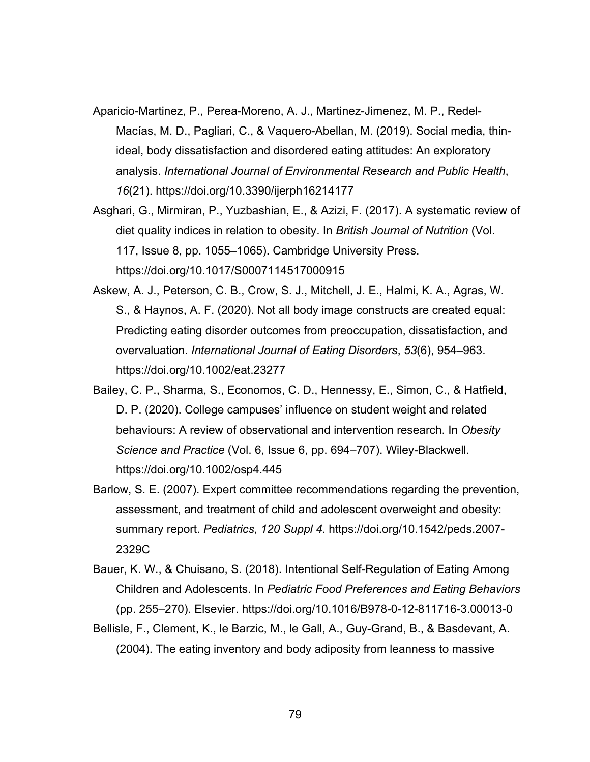Aparicio-Martinez, P., Perea-Moreno, A. J., Martinez-Jimenez, M. P., Redel-Macías, M. D., Pagliari, C., & Vaquero-Abellan, M. (2019). Social media, thin-ideal, body dissatisfaction and disordered eating attitudes: An exploratory analysis. *International Journal of Environmental Research and Public Health*, *16*(21). https://doi.org/10.3390/ijerph16214177

Asghari, G., Mirmiran, P., Yuzbashian, E., & Azizi, F. (2017). A systematic review of diet quality indices in relation to obesity. In *British Journal of Nutrition* (Vol. 117, Issue 8, pp. 1055–1065). Cambridge University Press. https://doi.org/10.1017/S0007114517000915

Askew, A. J., Peterson, C. B., Crow, S. J., Mitchell, J. E., Halmi, K. A., Agras, W. S., & Haynos, A. F. (2020). Not all body image constructs are created equal: Predicting eating disorder outcomes from preoccupation, dissatisfaction, and overvaluation. *International Journal of Eating Disorders*, *53*(6), 954–963. https://doi.org/10.1002/eat.23277

Bailey, C. P., Sharma, S., Economos, C. D., Hennessy, E., Simon, C., & Hatfield, D. P. (2020). College campuses' influence on student weight and related behaviours: A review of observational and intervention research. In *Obesity Science and Practice* (Vol. 6, Issue 6, pp. 694–707). Wiley-Blackwell. https://doi.org/10.1002/osp4.445

Barlow, S. E. (2007). Expert committee recommendations regarding the prevention, assessment, and treatment of child and adolescent overweight and obesity: summary report. *Pediatrics*, *120 Suppl 4*. https://doi.org/10.1542/peds.2007-2329C

Bauer, K. W., & Chuisano, S. (2018). Intentional Self-Regulation of Eating Among Children and Adolescents. In *Pediatric Food Preferences and Eating Behaviors* (pp. 255–270). Elsevier. https://doi.org/10.1016/B978-0-12-811716-3.00013-0

Bellisle, F., Clement, K., le Barzic, M., le Gall, A., Guy-Grand, B., & Basdevant, A. (2004). The eating inventory and body adiposity from leanness to massive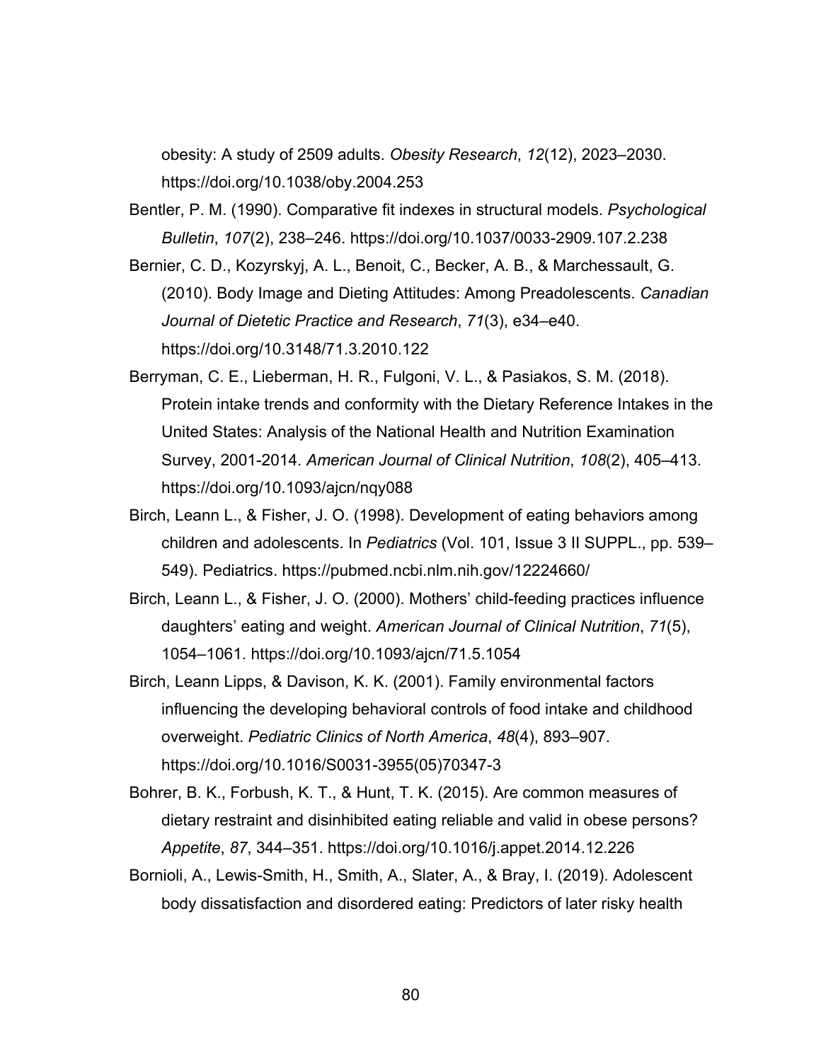obesity: A study of 2509 adults. *Obesity Research*, *12*(12), 2023–2030. https://doi.org/10.1038/oby.2004.253

Bentler, P. M. (1990). Comparative fit indexes in structural models. *Psychological Bulletin*, *107*(2), 238–246. https://doi.org/10.1037/0033-2909.107.2.238

Bernier, C. D., Kozyrskyj, A. L., Benoit, C., Becker, A. B., & Marchessault, G. (2010). Body Image and Dieting Attitudes: Among Preadolescents. *Canadian Journal of Dietetic Practice and Research*, *71*(3), e34–e40. https://doi.org/10.3148/71.3.2010.122

Berryman, C. E., Lieberman, H. R., Fulgoni, V. L., & Pasiakos, S. M. (2018). Protein intake trends and conformity with the Dietary Reference Intakes in the United States: Analysis of the National Health and Nutrition Examination Survey, 2001-2014. *American Journal of Clinical Nutrition*, *108*(2), 405–413. https://doi.org/10.1093/ajcn/nqy088

Birch, Leann L., & Fisher, J. O. (1998). Development of eating behaviors among children and adolescents. In *Pediatrics* (Vol. 101, Issue 3 II SUPPL., pp. 539–549). Pediatrics. https://pubmed.ncbi.nlm.nih.gov/12224660/

Birch, Leann L., & Fisher, J. O. (2000). Mothers' child-feeding practices influence daughters' eating and weight. *American Journal of Clinical Nutrition*, *71*(5), 1054–1061. https://doi.org/10.1093/ajcn/71.5.1054

Birch, Leann Lipps, & Davison, K. K. (2001). Family environmental factors influencing the developing behavioral controls of food intake and childhood overweight. *Pediatric Clinics of North America*, *48*(4), 893–907. https://doi.org/10.1016/S0031-3955(05)70347-3

Bohrer, B. K., Forbush, K. T., & Hunt, T. K. (2015). Are common measures of dietary restraint and disinhibited eating reliable and valid in obese persons? *Appetite*, *87*, 344–351. https://doi.org/10.1016/j.appet.2014.12.226

Bornioli, A., Lewis-Smith, H., Smith, A., Slater, A., & Bray, I. (2019). Adolescent body dissatisfaction and disordered eating: Predictors of later risky health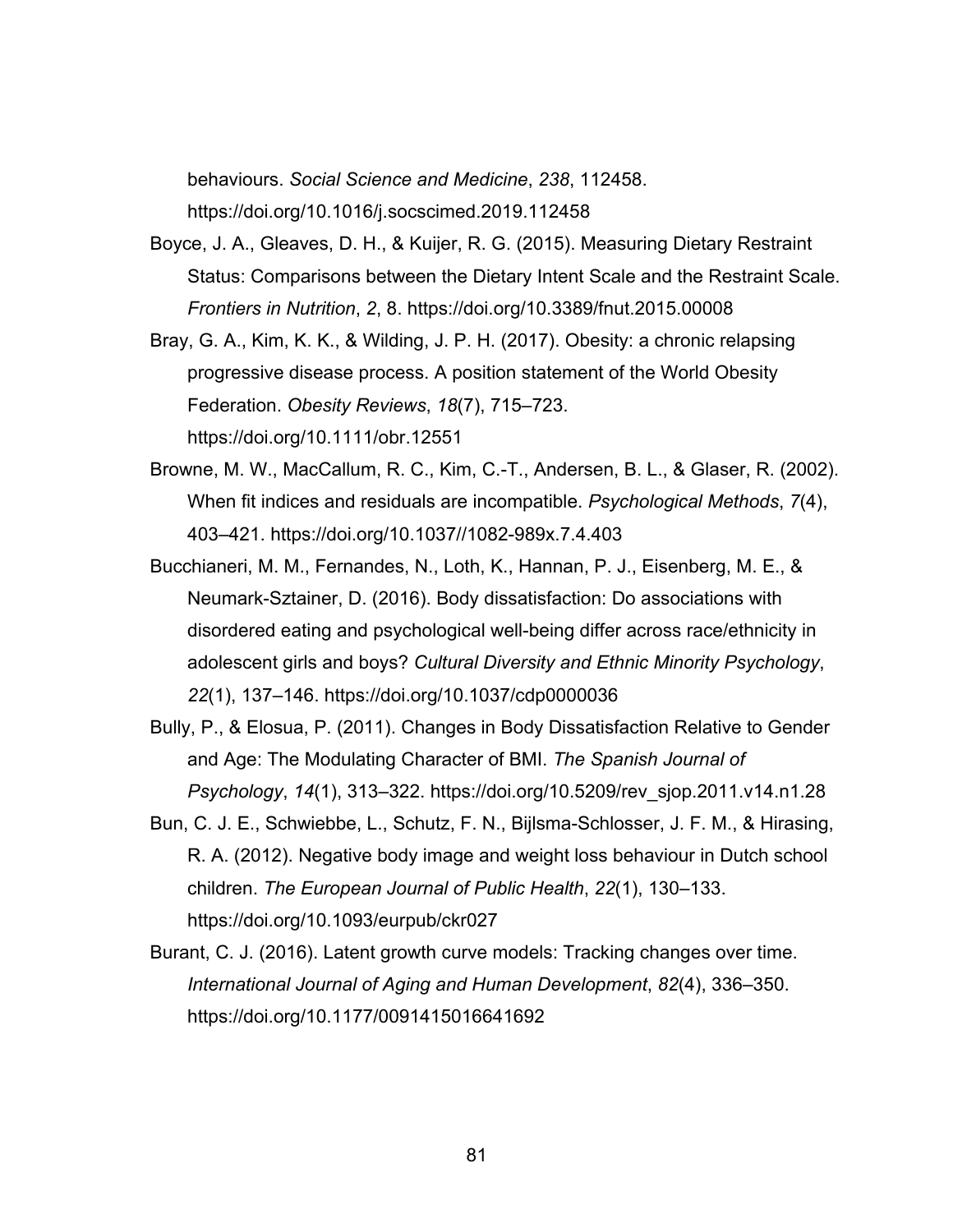behaviours. *Social Science and Medicine*, *238*, 112458. https://doi.org/10.1016/j.socscimed.2019.112458

Boyce, J. A., Gleaves, D. H., & Kuijer, R. G. (2015). Measuring Dietary Restraint Status: Comparisons between the Dietary Intent Scale and the Restraint Scale. *Frontiers in Nutrition*, *2*, 8. https://doi.org/10.3389/fnut.2015.00008

Bray, G. A., Kim, K. K., & Wilding, J. P. H. (2017). Obesity: a chronic relapsing progressive disease process. A position statement of the World Obesity Federation. *Obesity Reviews*, *18*(7), 715–723. https://doi.org/10.1111/obr.12551

Browne, M. W., MacCallum, R. C., Kim, C.-T., Andersen, B. L., & Glaser, R. (2002). When fit indices and residuals are incompatible. *Psychological Methods*, *7*(4), 403–421. https://doi.org/10.1037//1082-989x.7.4.403

Bucchianeri, M. M., Fernandes, N., Loth, K., Hannan, P. J., Eisenberg, M. E., & Neumark-Sztainer, D. (2016). Body dissatisfaction: Do associations with disordered eating and psychological well-being differ across race/ethnicity in adolescent girls and boys? *Cultural Diversity and Ethnic Minority Psychology*, *22*(1), 137–146. https://doi.org/10.1037/cdp0000036

Bully, P., & Elosua, P. (2011). Changes in Body Dissatisfaction Relative to Gender and Age: The Modulating Character of BMI. *The Spanish Journal of Psychology*, *14*(1), 313–322. https://doi.org/10.5209/rev_sjop.2011.v14.n1.28

Bun, C. J. E., Schwiebbe, L., Schutz, F. N., Bijlsma-Schlosser, J. F. M., & Hirasing, R. A. (2012). Negative body image and weight loss behaviour in Dutch school children. *The European Journal of Public Health*, *22*(1), 130–133. https://doi.org/10.1093/eurpub/ckr027

Burant, C. J. (2016). Latent growth curve models: Tracking changes over time. *International Journal of Aging and Human Development*, *82*(4), 336–350. https://doi.org/10.1177/0091415016641692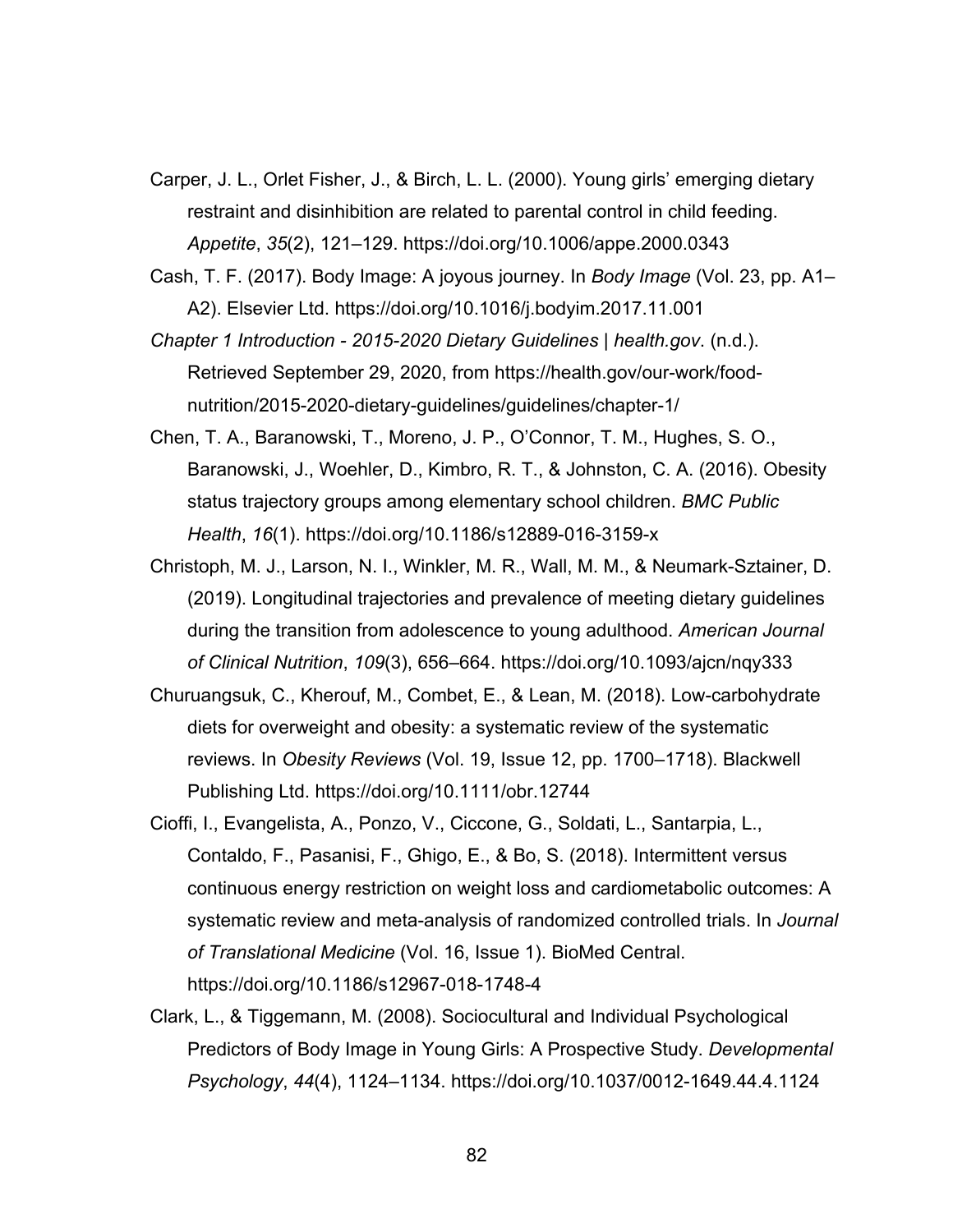Carper, J. L., Orlet Fisher, J., & Birch, L. L. (2000). Young girls' emerging dietary restraint and disinhibition are related to parental control in child feeding. *Appetite*, *35*(2), 121–129. https://doi.org/10.1006/appe.2000.0343

Cash, T. F. (2017). Body Image: A joyous journey. In *Body Image* (Vol. 23, pp. A1–A2). Elsevier Ltd. https://doi.org/10.1016/j.bodyim.2017.11.001

*Chapter 1 Introduction - 2015-2020 Dietary Guidelines | health.gov*. (n.d.). Retrieved September 29, 2020, from https://health.gov/our-work/food-nutrition/2015-2020-dietary-guidelines/guidelines/chapter-1/

Chen, T. A., Baranowski, T., Moreno, J. P., O'Connor, T. M., Hughes, S. O., Baranowski, J., Woehler, D., Kimbro, R. T., & Johnston, C. A. (2016). Obesity status trajectory groups among elementary school children. *BMC Public Health*, *16*(1). https://doi.org/10.1186/s12889-016-3159-x

Christoph, M. J., Larson, N. I., Winkler, M. R., Wall, M. M., & Neumark-Sztainer, D. (2019). Longitudinal trajectories and prevalence of meeting dietary guidelines during the transition from adolescence to young adulthood. *American Journal of Clinical Nutrition*, *109*(3), 656–664. https://doi.org/10.1093/ajcn/nqy333

Churuangsuk, C., Kherouf, M., Combet, E., & Lean, M. (2018). Low-carbohydrate diets for overweight and obesity: a systematic review of the systematic reviews. In *Obesity Reviews* (Vol. 19, Issue 12, pp. 1700–1718). Blackwell Publishing Ltd. https://doi.org/10.1111/obr.12744

Cioffi, I., Evangelista, A., Ponzo, V., Ciccone, G., Soldati, L., Santarpia, L., Contaldo, F., Pasanisi, F., Ghigo, E., & Bo, S. (2018). Intermittent versus continuous energy restriction on weight loss and cardiometabolic outcomes: A systematic review and meta-analysis of randomized controlled trials. In *Journal of Translational Medicine* (Vol. 16, Issue 1). BioMed Central. https://doi.org/10.1186/s12967-018-1748-4

Clark, L., & Tiggemann, M. (2008). Sociocultural and Individual Psychological Predictors of Body Image in Young Girls: A Prospective Study. *Developmental Psychology*, *44*(4), 1124–1134. https://doi.org/10.1037/0012-1649.44.4.1124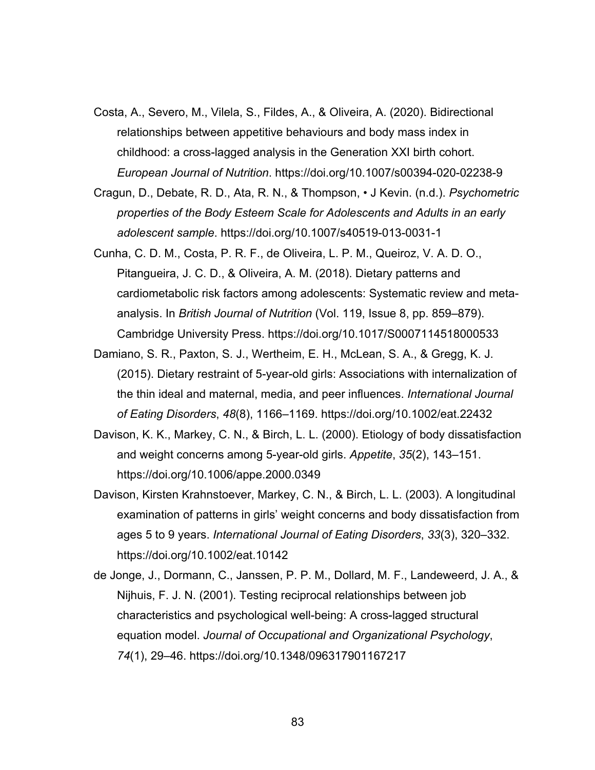Costa, A., Severo, M., Vilela, S., Fildes, A., & Oliveira, A. (2020). Bidirectional relationships between appetitive behaviours and body mass index in childhood: a cross-lagged analysis in the Generation XXI birth cohort. *European Journal of Nutrition*. https://doi.org/10.1007/s00394-020-02238-9

Cragun, D., Debate, R. D., Ata, R. N., & Thompson, • J Kevin. (n.d.). *Psychometric properties of the Body Esteem Scale for Adolescents and Adults in an early adolescent sample*. https://doi.org/10.1007/s40519-013-0031-1

Cunha, C. D. M., Costa, P. R. F., de Oliveira, L. P. M., Queiroz, V. A. D. O., Pitangueira, J. C. D., & Oliveira, A. M. (2018). Dietary patterns and cardiometabolic risk factors among adolescents: Systematic review and meta-analysis. In *British Journal of Nutrition* (Vol. 119, Issue 8, pp. 859–879). Cambridge University Press. https://doi.org/10.1017/S0007114518000533

Damiano, S. R., Paxton, S. J., Wertheim, E. H., McLean, S. A., & Gregg, K. J. (2015). Dietary restraint of 5-year-old girls: Associations with internalization of the thin ideal and maternal, media, and peer influences. *International Journal of Eating Disorders*, *48*(8), 1166–1169. https://doi.org/10.1002/eat.22432

Davison, K. K., Markey, C. N., & Birch, L. L. (2000). Etiology of body dissatisfaction and weight concerns among 5-year-old girls. *Appetite*, *35*(2), 143–151. https://doi.org/10.1006/appe.2000.0349

Davison, Kirsten Krahnstoever, Markey, C. N., & Birch, L. L. (2003). A longitudinal examination of patterns in girls' weight concerns and body dissatisfaction from ages 5 to 9 years. *International Journal of Eating Disorders*, *33*(3), 320–332. https://doi.org/10.1002/eat.10142

de Jonge, J., Dormann, C., Janssen, P. P. M., Dollard, M. F., Landeweerd, J. A., & Nijhuis, F. J. N. (2001). Testing reciprocal relationships between job characteristics and psychological well-being: A cross-lagged structural equation model. *Journal of Occupational and Organizational Psychology*, *74*(1), 29–46. https://doi.org/10.1348/096317901167217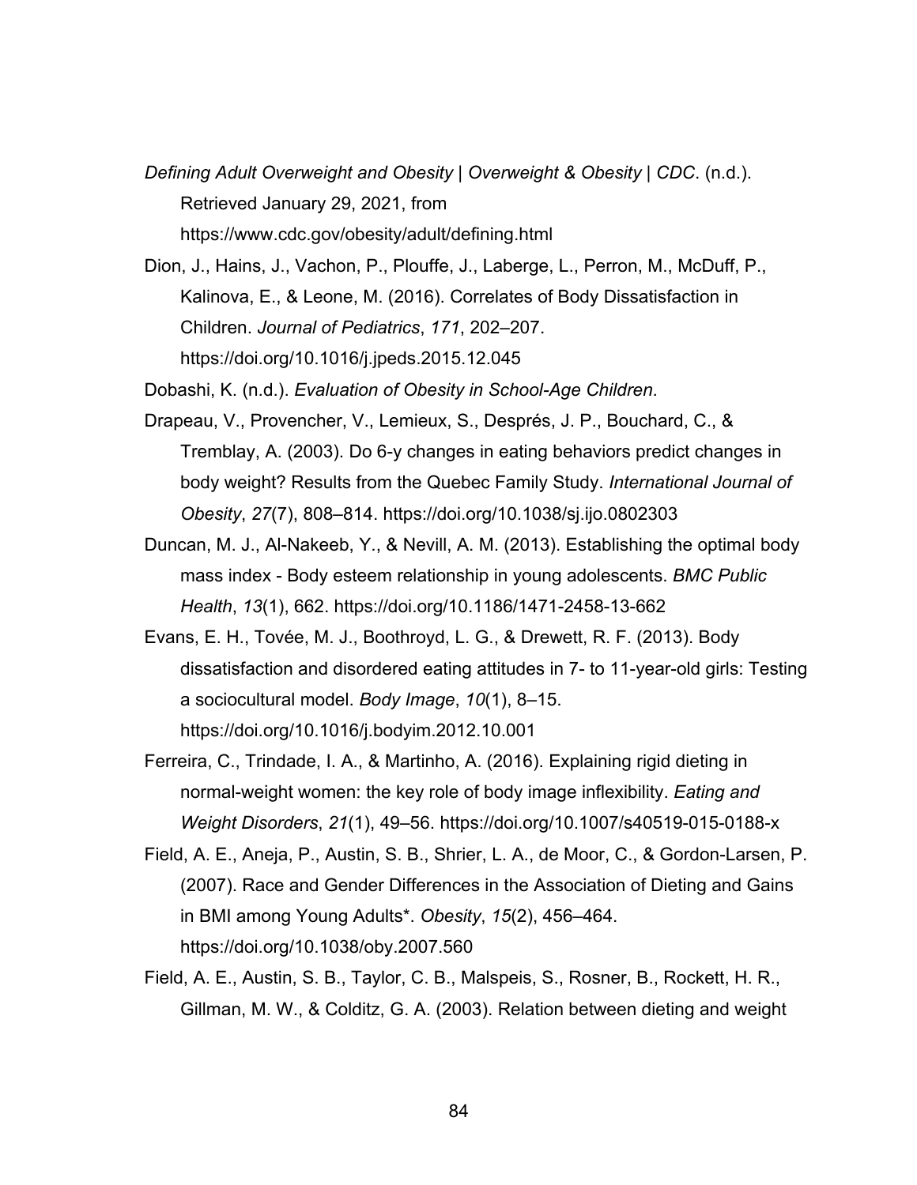*Defining Adult Overweight and Obesity | Overweight & Obesity | CDC*. (n.d.). Retrieved January 29, 2021, from https://www.cdc.gov/obesity/adult/defining.html

Dion, J., Hains, J., Vachon, P., Plouffe, J., Laberge, L., Perron, M., McDuff, P., Kalinova, E., & Leone, M. (2016). Correlates of Body Dissatisfaction in Children. *Journal of Pediatrics*, *171*, 202–207. https://doi.org/10.1016/j.jpeds.2015.12.045

Dobashi, K. (n.d.). *Evaluation of Obesity in School-Age Children*.

Drapeau, V., Provencher, V., Lemieux, S., Després, J. P., Bouchard, C., & Tremblay, A. (2003). Do 6-y changes in eating behaviors predict changes in body weight? Results from the Quebec Family Study. *International Journal of Obesity*, *27*(7), 808–814. https://doi.org/10.1038/sj.ijo.0802303

Duncan, M. J., Al-Nakeeb, Y., & Nevill, A. M. (2013). Establishing the optimal body mass index - Body esteem relationship in young adolescents. *BMC Public Health*, *13*(1), 662. https://doi.org/10.1186/1471-2458-13-662

Evans, E. H., Tovée, M. J., Boothroyd, L. G., & Drewett, R. F. (2013). Body dissatisfaction and disordered eating attitudes in 7- to 11-year-old girls: Testing a sociocultural model. *Body Image*, *10*(1), 8–15. https://doi.org/10.1016/j.bodyim.2012.10.001

Ferreira, C., Trindade, I. A., & Martinho, A. (2016). Explaining rigid dieting in normal-weight women: the key role of body image inflexibility. *Eating and Weight Disorders*, *21*(1), 49–56. https://doi.org/10.1007/s40519-015-0188-x

Field, A. E., Aneja, P., Austin, S. B., Shrier, L. A., de Moor, C., & Gordon-Larsen, P. (2007). Race and Gender Differences in the Association of Dieting and Gains in BMI among Young Adults*. *Obesity*, *15*(2), 456–464. https://doi.org/10.1038/oby.2007.560

Field, A. E., Austin, S. B., Taylor, C. B., Malspeis, S., Rosner, B., Rockett, H. R., Gillman, M. W., & Colditz, G. A. (2003). Relation between dieting and weight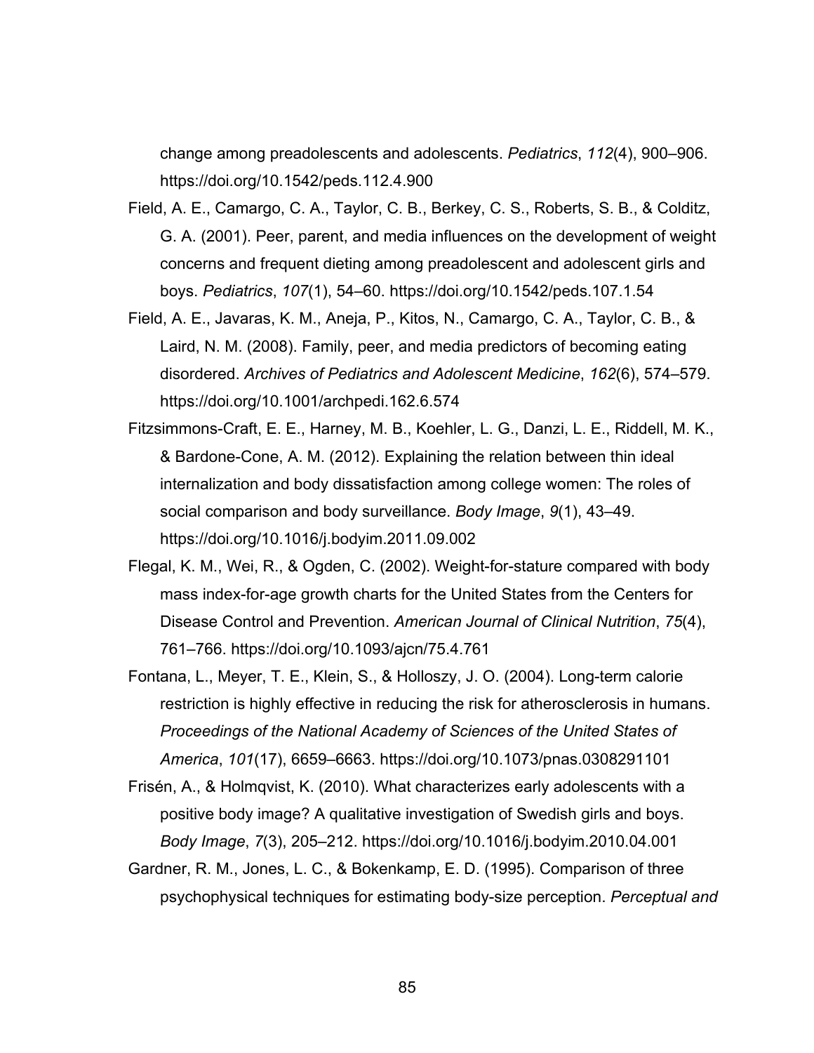change among preadolescents and adolescents. *Pediatrics*, *112*(4), 900–906. https://doi.org/10.1542/peds.112.4.900

Field, A. E., Camargo, C. A., Taylor, C. B., Berkey, C. S., Roberts, S. B., & Colditz, G. A. (2001). Peer, parent, and media influences on the development of weight concerns and frequent dieting among preadolescent and adolescent girls and boys. *Pediatrics*, *107*(1), 54–60. https://doi.org/10.1542/peds.107.1.54

Field, A. E., Javaras, K. M., Aneja, P., Kitos, N., Camargo, C. A., Taylor, C. B., & Laird, N. M. (2008). Family, peer, and media predictors of becoming eating disordered. *Archives of Pediatrics and Adolescent Medicine*, *162*(6), 574–579. https://doi.org/10.1001/archpedi.162.6.574

Fitzsimmons-Craft, E. E., Harney, M. B., Koehler, L. G., Danzi, L. E., Riddell, M. K., & Bardone-Cone, A. M. (2012). Explaining the relation between thin ideal internalization and body dissatisfaction among college women: The roles of social comparison and body surveillance. *Body Image*, *9*(1), 43–49. https://doi.org/10.1016/j.bodyim.2011.09.002

Flegal, K. M., Wei, R., & Ogden, C. (2002). Weight-for-stature compared with body mass index-for-age growth charts for the United States from the Centers for Disease Control and Prevention. *American Journal of Clinical Nutrition*, *75*(4), 761–766. https://doi.org/10.1093/ajcn/75.4.761

Fontana, L., Meyer, T. E., Klein, S., & Holloszy, J. O. (2004). Long-term calorie restriction is highly effective in reducing the risk for atherosclerosis in humans. *Proceedings of the National Academy of Sciences of the United States of America*, *101*(17), 6659–6663. https://doi.org/10.1073/pnas.0308291101

Frisén, A., & Holmqvist, K. (2010). What characterizes early adolescents with a positive body image? A qualitative investigation of Swedish girls and boys. *Body Image*, *7*(3), 205–212. https://doi.org/10.1016/j.bodyim.2010.04.001

Gardner, R. M., Jones, L. C., & Bokenkamp, E. D. (1995). Comparison of three psychophysical techniques for estimating body-size perception. *Perceptual and*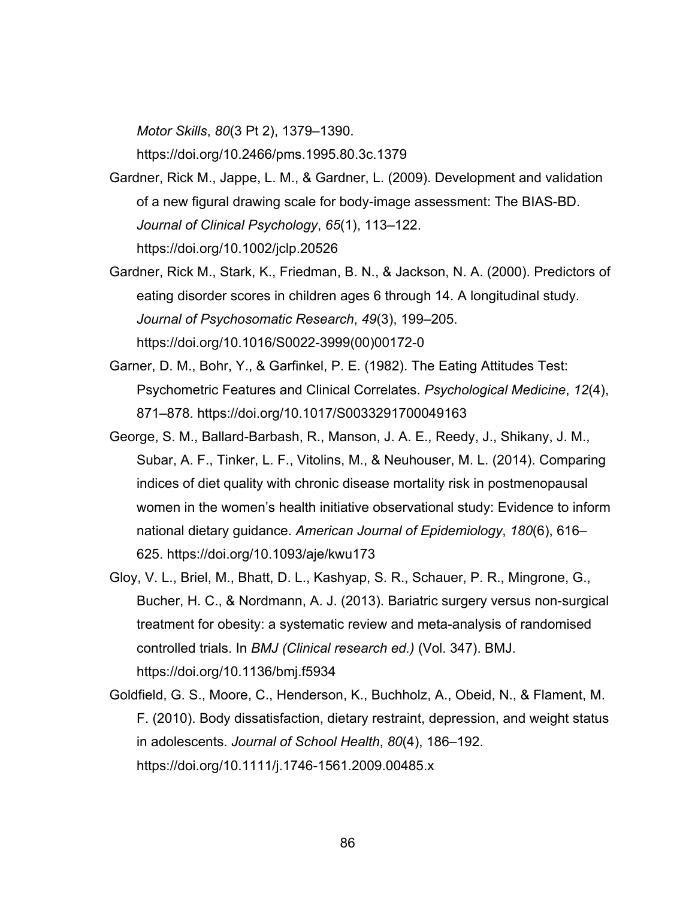*Motor Skills*, *80*(3 Pt 2), 1379–1390. https://doi.org/10.2466/pms.1995.80.3c.1379

Gardner, Rick M., Jappe, L. M., & Gardner, L. (2009). Development and validation of a new figural drawing scale for body-image assessment: The BIAS-BD. *Journal of Clinical Psychology*, *65*(1), 113–122. https://doi.org/10.1002/jclp.20526

Gardner, Rick M., Stark, K., Friedman, B. N., & Jackson, N. A. (2000). Predictors of eating disorder scores in children ages 6 through 14. A longitudinal study. *Journal of Psychosomatic Research*, *49*(3), 199–205. https://doi.org/10.1016/S0022-3999(00)00172-0

Garner, D. M., Bohr, Y., & Garfinkel, P. E. (1982). The Eating Attitudes Test: Psychometric Features and Clinical Correlates. *Psychological Medicine*, *12*(4), 871–878. https://doi.org/10.1017/S0033291700049163

George, S. M., Ballard-Barbash, R., Manson, J. A. E., Reedy, J., Shikany, J. M., Subar, A. F., Tinker, L. F., Vitolins, M., & Neuhouser, M. L. (2014). Comparing indices of diet quality with chronic disease mortality risk in postmenopausal women in the women's health initiative observational study: Evidence to inform national dietary guidance. *American Journal of Epidemiology*, *180*(6), 616–625. https://doi.org/10.1093/aje/kwu173

Gloy, V. L., Briel, M., Bhatt, D. L., Kashyap, S. R., Schauer, P. R., Mingrone, G., Bucher, H. C., & Nordmann, A. J. (2013). Bariatric surgery versus non-surgical treatment for obesity: a systematic review and meta-analysis of randomised controlled trials. In *BMJ (Clinical research ed.)* (Vol. 347). BMJ. https://doi.org/10.1136/bmj.f5934

Goldfield, G. S., Moore, C., Henderson, K., Buchholz, A., Obeid, N., & Flament, M. F. (2010). Body dissatisfaction, dietary restraint, depression, and weight status in adolescents. *Journal of School Health*, *80*(4), 186–192. https://doi.org/10.1111/j.1746-1561.2009.00485.x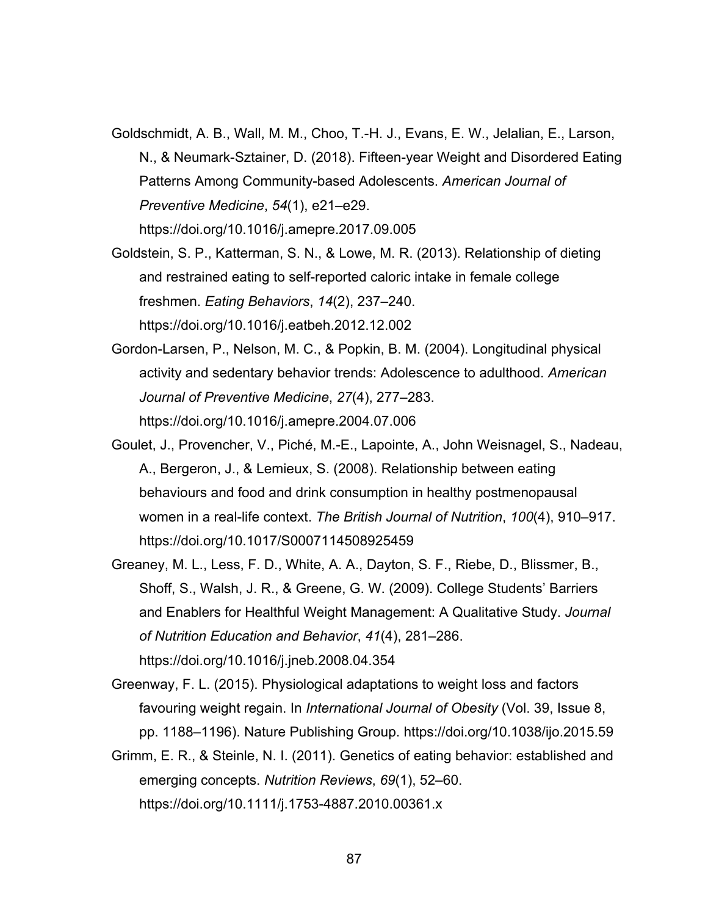Goldschmidt, A. B., Wall, M. M., Choo, T.-H. J., Evans, E. W., Jelalian, E., Larson, N., & Neumark-Sztainer, D. (2018). Fifteen-year Weight and Disordered Eating Patterns Among Community-based Adolescents. *American Journal of Preventive Medicine*, *54*(1), e21–e29. https://doi.org/10.1016/j.amepre.2017.09.005

Goldstein, S. P., Katterman, S. N., & Lowe, M. R. (2013). Relationship of dieting and restrained eating to self-reported caloric intake in female college freshmen. *Eating Behaviors*, *14*(2), 237–240. https://doi.org/10.1016/j.eatbeh.2012.12.002

Gordon-Larsen, P., Nelson, M. C., & Popkin, B. M. (2004). Longitudinal physical activity and sedentary behavior trends: Adolescence to adulthood. *American Journal of Preventive Medicine*, *27*(4), 277–283. https://doi.org/10.1016/j.amepre.2004.07.006

Goulet, J., Provencher, V., Piché, M.-E., Lapointe, A., John Weisnagel, S., Nadeau, A., Bergeron, J., & Lemieux, S. (2008). Relationship between eating behaviours and food and drink consumption in healthy postmenopausal women in a real-life context. *The British Journal of Nutrition*, *100*(4), 910–917. https://doi.org/10.1017/S0007114508925459

Greaney, M. L., Less, F. D., White, A. A., Dayton, S. F., Riebe, D., Blissmer, B., Shoff, S., Walsh, J. R., & Greene, G. W. (2009). College Students' Barriers and Enablers for Healthful Weight Management: A Qualitative Study. *Journal of Nutrition Education and Behavior*, *41*(4), 281–286. https://doi.org/10.1016/j.jneb.2008.04.354

Greenway, F. L. (2015). Physiological adaptations to weight loss and factors favouring weight regain. In *International Journal of Obesity* (Vol. 39, Issue 8, pp. 1188–1196). Nature Publishing Group. https://doi.org/10.1038/ijo.2015.59

Grimm, E. R., & Steinle, N. I. (2011). Genetics of eating behavior: established and emerging concepts. *Nutrition Reviews*, *69*(1), 52–60. https://doi.org/10.1111/j.1753-4887.2010.00361.x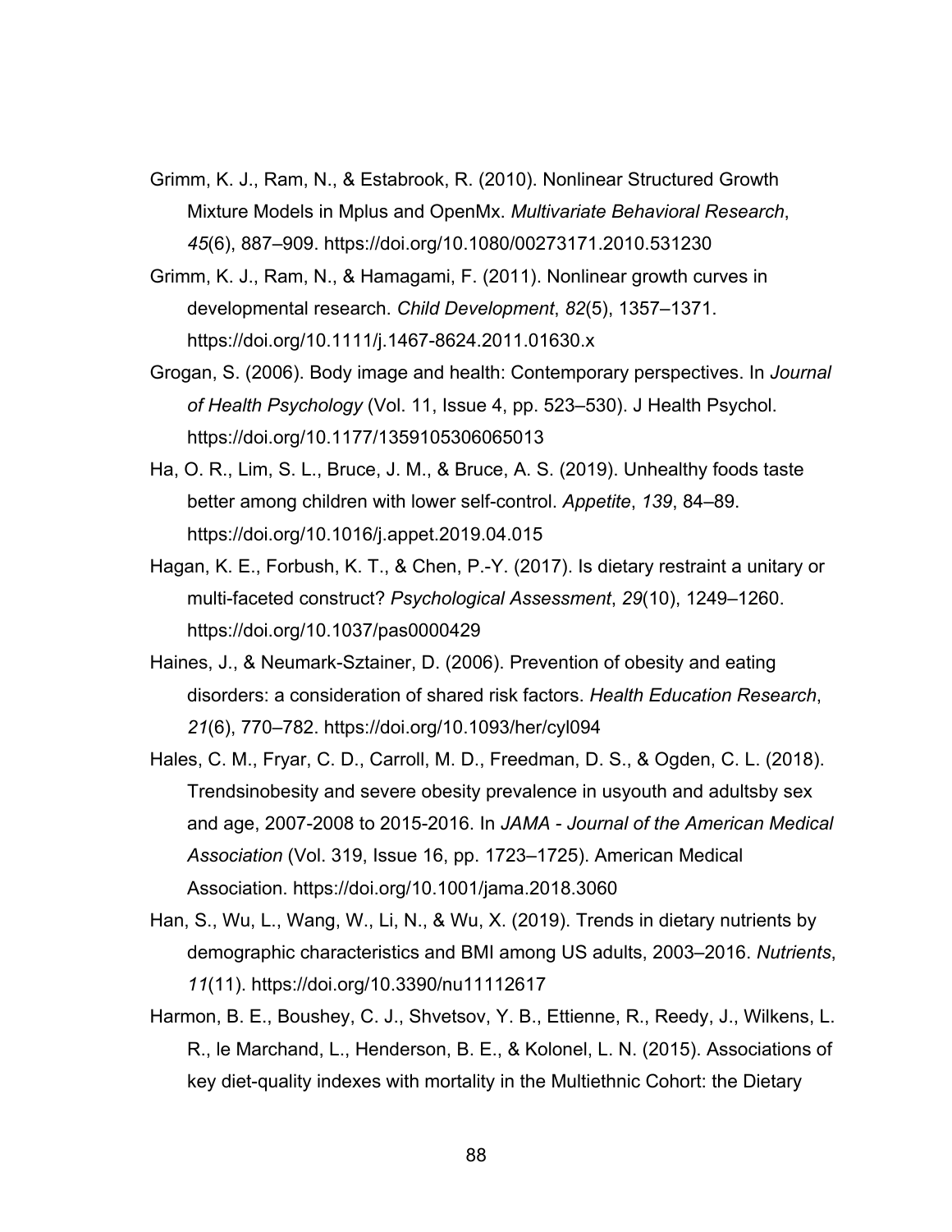Grimm, K. J., Ram, N., & Estabrook, R. (2010). Nonlinear Structured Growth Mixture Models in Mplus and OpenMx. *Multivariate Behavioral Research*, *45*(6), 887–909. https://doi.org/10.1080/00273171.2010.531230

Grimm, K. J., Ram, N., & Hamagami, F. (2011). Nonlinear growth curves in developmental research. *Child Development*, *82*(5), 1357–1371. https://doi.org/10.1111/j.1467-8624.2011.01630.x

Grogan, S. (2006). Body image and health: Contemporary perspectives. In *Journal of Health Psychology* (Vol. 11, Issue 4, pp. 523–530). J Health Psychol. https://doi.org/10.1177/1359105306065013

Ha, O. R., Lim, S. L., Bruce, J. M., & Bruce, A. S. (2019). Unhealthy foods taste better among children with lower self-control. *Appetite*, *139*, 84–89. https://doi.org/10.1016/j.appet.2019.04.015

Hagan, K. E., Forbush, K. T., & Chen, P.-Y. (2017). Is dietary restraint a unitary or multi-faceted construct? *Psychological Assessment*, *29*(10), 1249–1260. https://doi.org/10.1037/pas0000429

Haines, J., & Neumark-Sztainer, D. (2006). Prevention of obesity and eating disorders: a consideration of shared risk factors. *Health Education Research*, *21*(6), 770–782. https://doi.org/10.1093/her/cyl094

Hales, C. M., Fryar, C. D., Carroll, M. D., Freedman, D. S., & Ogden, C. L. (2018). Trendsinobesity and severe obesity prevalence in usyouth and adultsby sex and age, 2007-2008 to 2015-2016. In *JAMA - Journal of the American Medical Association* (Vol. 319, Issue 16, pp. 1723–1725). American Medical Association. https://doi.org/10.1001/jama.2018.3060

Han, S., Wu, L., Wang, W., Li, N., & Wu, X. (2019). Trends in dietary nutrients by demographic characteristics and BMI among US adults, 2003–2016. *Nutrients*, *11*(11). https://doi.org/10.3390/nu11112617

Harmon, B. E., Boushey, C. J., Shvetsov, Y. B., Ettienne, R., Reedy, J., Wilkens, L. R., le Marchand, L., Henderson, B. E., & Kolonel, L. N. (2015). Associations of key diet-quality indexes with mortality in the Multiethnic Cohort: the Dietary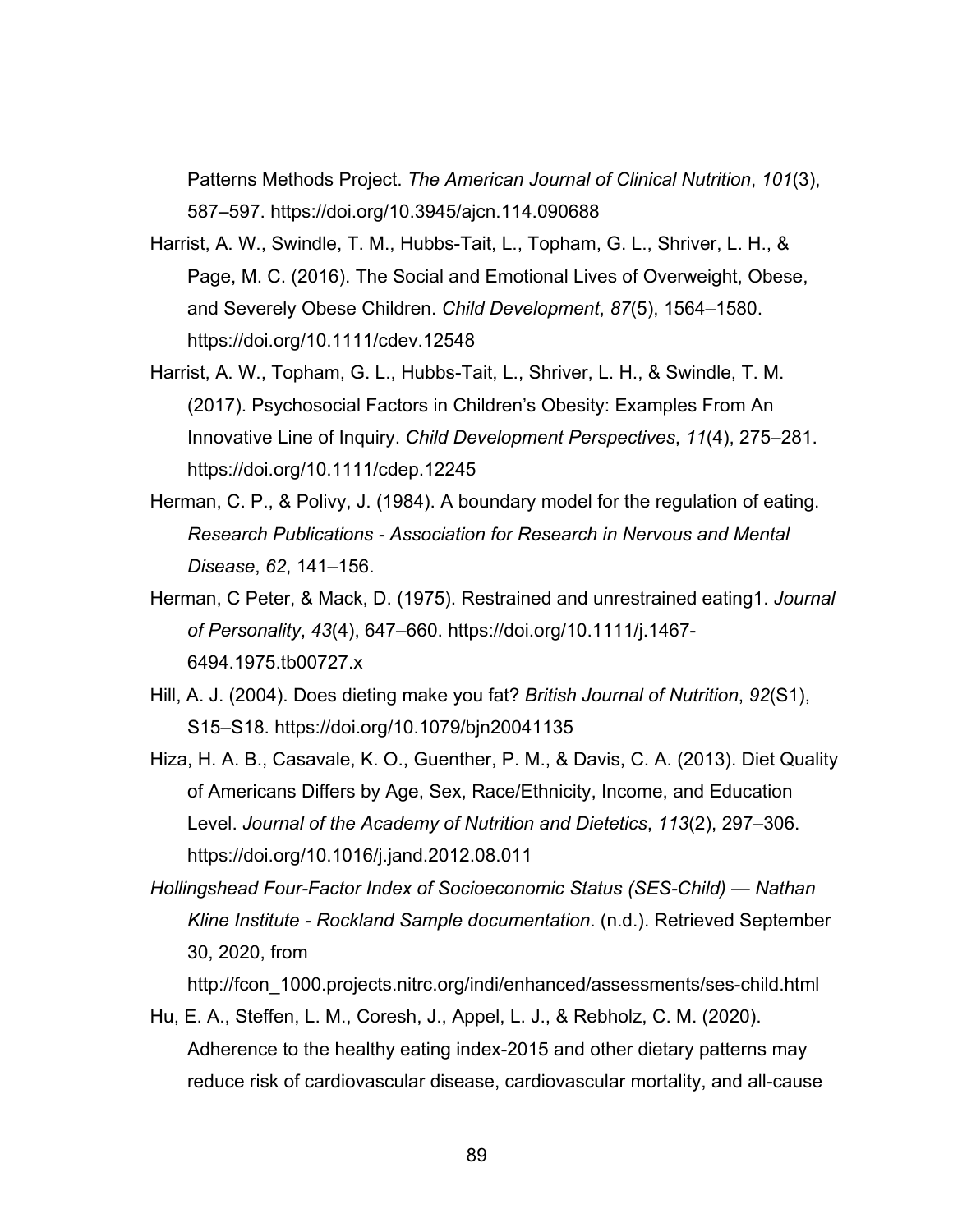Patterns Methods Project. *The American Journal of Clinical Nutrition*, *101*(3), 587–597. https://doi.org/10.3945/ajcn.114.090688

Harrist, A. W., Swindle, T. M., Hubbs-Tait, L., Topham, G. L., Shriver, L. H., & Page, M. C. (2016). The Social and Emotional Lives of Overweight, Obese, and Severely Obese Children. *Child Development*, *87*(5), 1564–1580. https://doi.org/10.1111/cdev.12548

Harrist, A. W., Topham, G. L., Hubbs-Tait, L., Shriver, L. H., & Swindle, T. M. (2017). Psychosocial Factors in Children's Obesity: Examples From An Innovative Line of Inquiry. *Child Development Perspectives*, *11*(4), 275–281. https://doi.org/10.1111/cdep.12245

Herman, C. P., & Polivy, J. (1984). A boundary model for the regulation of eating. *Research Publications - Association for Research in Nervous and Mental Disease*, *62*, 141–156.

Herman, C Peter, & Mack, D. (1975). Restrained and unrestrained eating1. *Journal of Personality*, *43*(4), 647–660. https://doi.org/10.1111/j.1467-6494.1975.tb00727.x

Hill, A. J. (2004). Does dieting make you fat? *British Journal of Nutrition*, *92*(S1), S15–S18. https://doi.org/10.1079/bjn20041135

Hiza, H. A. B., Casavale, K. O., Guenther, P. M., & Davis, C. A. (2013). Diet Quality of Americans Differs by Age, Sex, Race/Ethnicity, Income, and Education Level. *Journal of the Academy of Nutrition and Dietetics*, *113*(2), 297–306. https://doi.org/10.1016/j.jand.2012.08.011

*Hollingshead Four-Factor Index of Socioeconomic Status (SES-Child) — Nathan Kline Institute - Rockland Sample documentation*. (n.d.). Retrieved September 30, 2020, from http://fcon_1000.projects.nitrc.org/indi/enhanced/assessments/ses-child.html

Hu, E. A., Steffen, L. M., Coresh, J., Appel, L. J., & Rebholz, C. M. (2020). Adherence to the healthy eating index-2015 and other dietary patterns may reduce risk of cardiovascular disease, cardiovascular mortality, and all-cause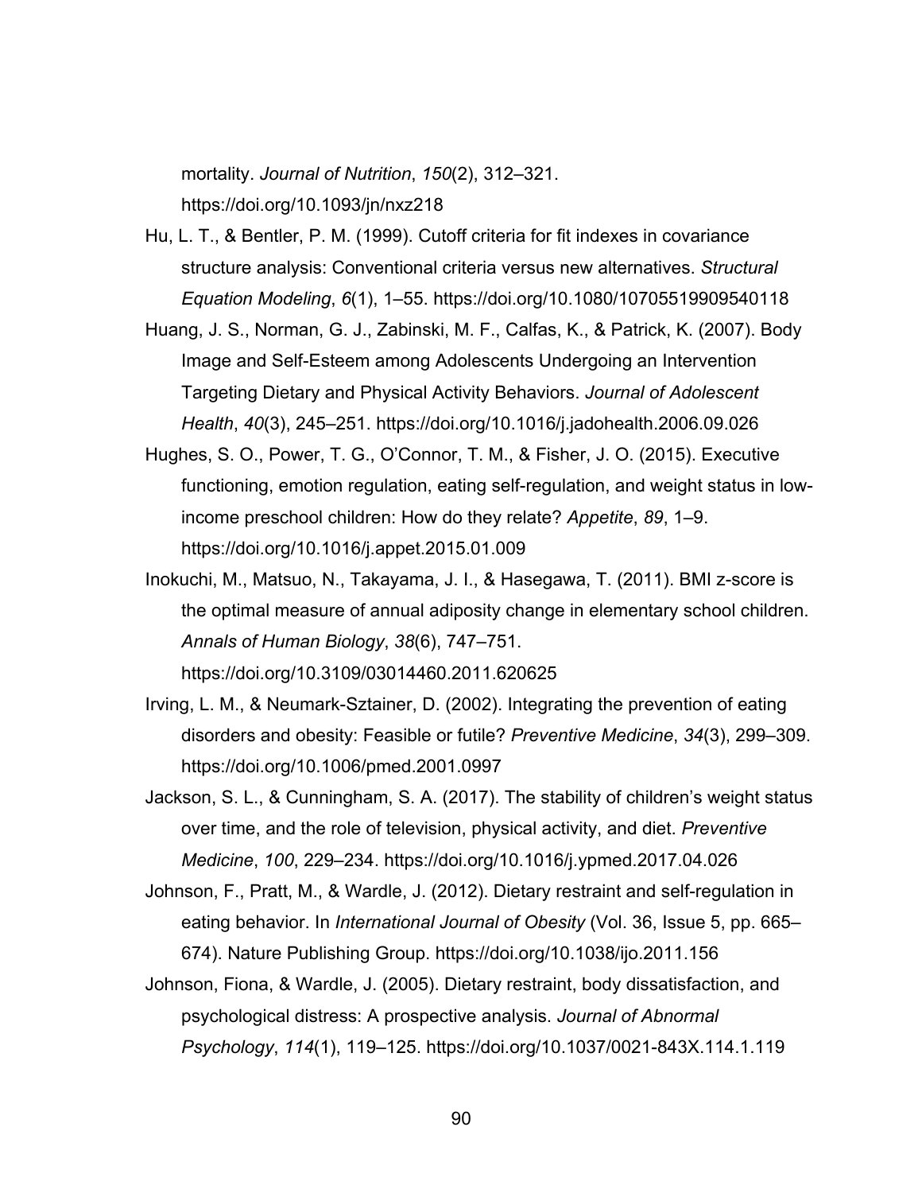mortality. *Journal of Nutrition*, *150*(2), 312–321. https://doi.org/10.1093/jn/nxz218

Hu, L. T., & Bentler, P. M. (1999). Cutoff criteria for fit indexes in covariance structure analysis: Conventional criteria versus new alternatives. *Structural Equation Modeling*, *6*(1), 1–55. https://doi.org/10.1080/10705519909540118

Huang, J. S., Norman, G. J., Zabinski, M. F., Calfas, K., & Patrick, K. (2007). Body Image and Self-Esteem among Adolescents Undergoing an Intervention Targeting Dietary and Physical Activity Behaviors. *Journal of Adolescent Health*, *40*(3), 245–251. https://doi.org/10.1016/j.jadohealth.2006.09.026

Hughes, S. O., Power, T. G., O'Connor, T. M., & Fisher, J. O. (2015). Executive functioning, emotion regulation, eating self-regulation, and weight status in low-income preschool children: How do they relate? *Appetite*, *89*, 1–9. https://doi.org/10.1016/j.appet.2015.01.009

Inokuchi, M., Matsuo, N., Takayama, J. I., & Hasegawa, T. (2011). BMI z-score is the optimal measure of annual adiposity change in elementary school children. *Annals of Human Biology*, *38*(6), 747–751. https://doi.org/10.3109/03014460.2011.620625

Irving, L. M., & Neumark-Sztainer, D. (2002). Integrating the prevention of eating disorders and obesity: Feasible or futile? *Preventive Medicine*, *34*(3), 299–309. https://doi.org/10.1006/pmed.2001.0997

Jackson, S. L., & Cunningham, S. A. (2017). The stability of children's weight status over time, and the role of television, physical activity, and diet. *Preventive Medicine*, *100*, 229–234. https://doi.org/10.1016/j.ypmed.2017.04.026

Johnson, F., Pratt, M., & Wardle, J. (2012). Dietary restraint and self-regulation in eating behavior. In *International Journal of Obesity* (Vol. 36, Issue 5, pp. 665–674). Nature Publishing Group. https://doi.org/10.1038/ijo.2011.156

Johnson, Fiona, & Wardle, J. (2005). Dietary restraint, body dissatisfaction, and psychological distress: A prospective analysis. *Journal of Abnormal Psychology*, *114*(1), 119–125. https://doi.org/10.1037/0021-843X.114.1.119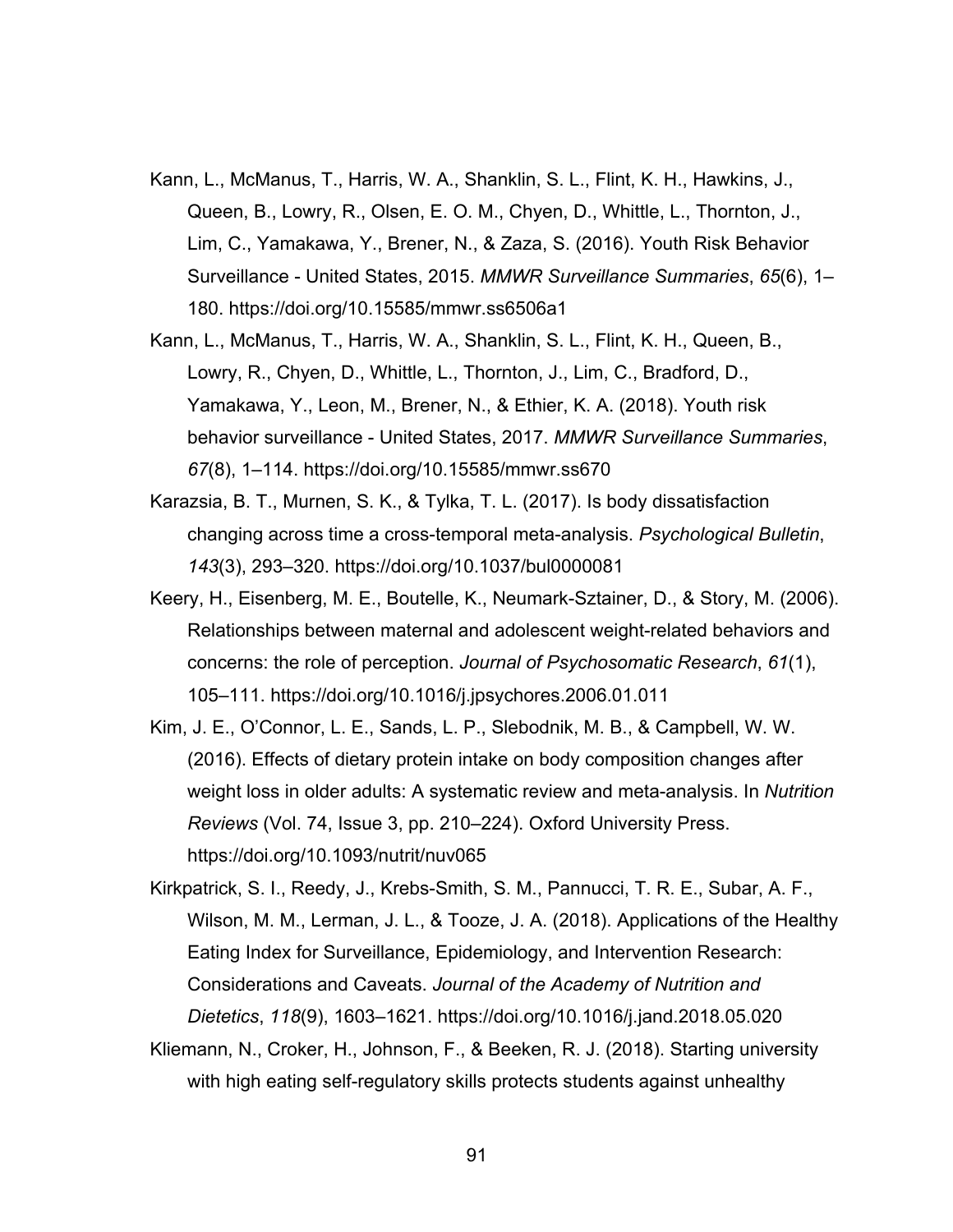Kann, L., McManus, T., Harris, W. A., Shanklin, S. L., Flint, K. H., Hawkins, J., Queen, B., Lowry, R., Olsen, E. O. M., Chyen, D., Whittle, L., Thornton, J., Lim, C., Yamakawa, Y., Brener, N., & Zaza, S. (2016). Youth Risk Behavior Surveillance - United States, 2015. *MMWR Surveillance Summaries*, *65*(6), 1–180. https://doi.org/10.15585/mmwr.ss6506a1

Kann, L., McManus, T., Harris, W. A., Shanklin, S. L., Flint, K. H., Queen, B., Lowry, R., Chyen, D., Whittle, L., Thornton, J., Lim, C., Bradford, D., Yamakawa, Y., Leon, M., Brener, N., & Ethier, K. A. (2018). Youth risk behavior surveillance - United States, 2017. *MMWR Surveillance Summaries*, *67*(8), 1–114. https://doi.org/10.15585/mmwr.ss670

Karazsia, B. T., Murnen, S. K., & Tylka, T. L. (2017). Is body dissatisfaction changing across time a cross-temporal meta-analysis. *Psychological Bulletin*, *143*(3), 293–320. https://doi.org/10.1037/bul0000081

Keery, H., Eisenberg, M. E., Boutelle, K., Neumark-Sztainer, D., & Story, M. (2006). Relationships between maternal and adolescent weight-related behaviors and concerns: the role of perception. *Journal of Psychosomatic Research*, *61*(1), 105–111. https://doi.org/10.1016/j.jpsychores.2006.01.011

Kim, J. E., O'Connor, L. E., Sands, L. P., Slebodnik, M. B., & Campbell, W. W. (2016). Effects of dietary protein intake on body composition changes after weight loss in older adults: A systematic review and meta-analysis. In *Nutrition Reviews* (Vol. 74, Issue 3, pp. 210–224). Oxford University Press. https://doi.org/10.1093/nutrit/nuv065

Kirkpatrick, S. I., Reedy, J., Krebs-Smith, S. M., Pannucci, T. R. E., Subar, A. F., Wilson, M. M., Lerman, J. L., & Tooze, J. A. (2018). Applications of the Healthy Eating Index for Surveillance, Epidemiology, and Intervention Research: Considerations and Caveats. *Journal of the Academy of Nutrition and Dietetics*, *118*(9), 1603–1621. https://doi.org/10.1016/j.jand.2018.05.020

Kliemann, N., Croker, H., Johnson, F., & Beeken, R. J. (2018). Starting university with high eating self-regulatory skills protects students against unhealthy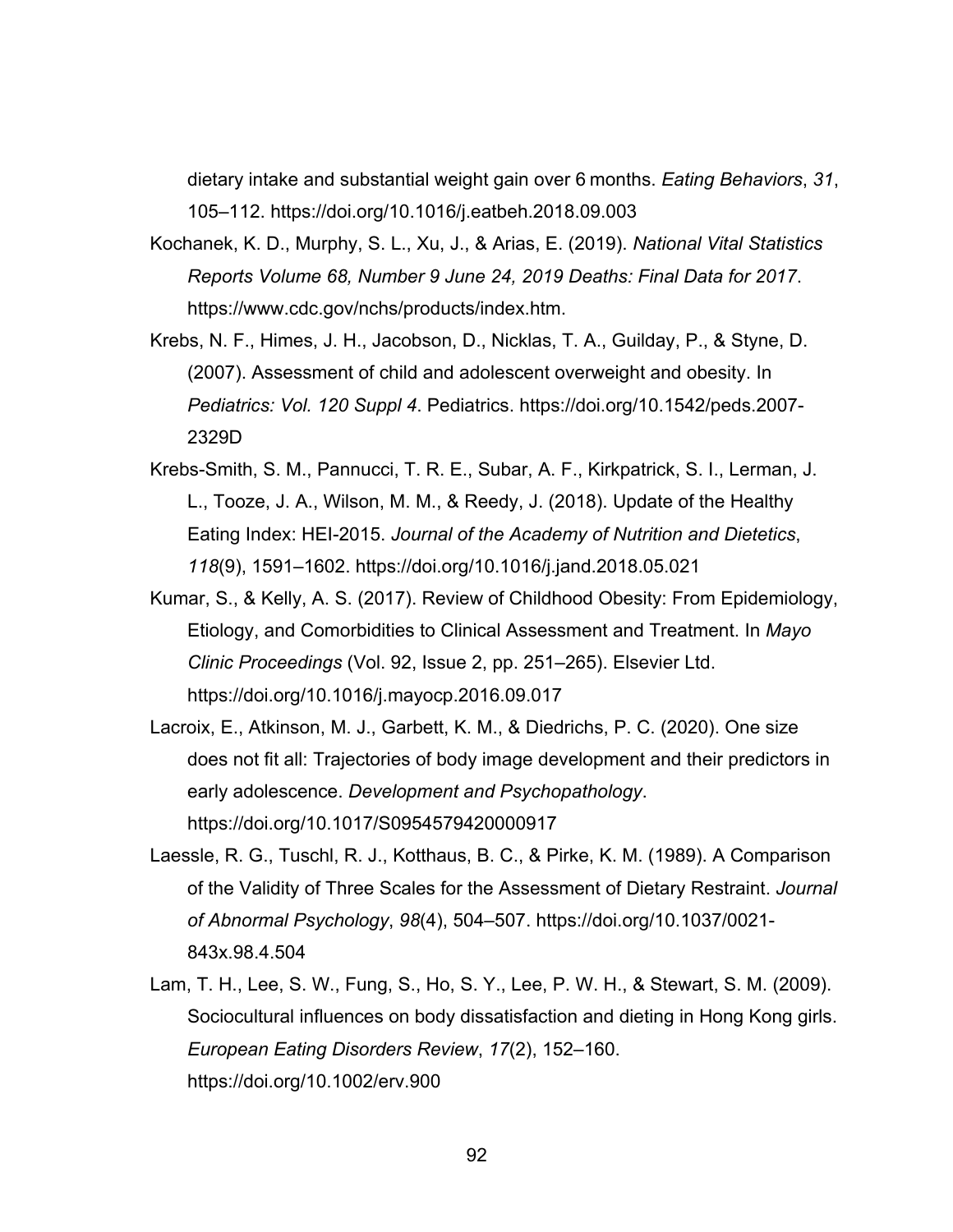dietary intake and substantial weight gain over 6 months. *Eating Behaviors*, *31*, 105–112. https://doi.org/10.1016/j.eatbeh.2018.09.003

Kochanek, K. D., Murphy, S. L., Xu, J., & Arias, E. (2019). *National Vital Statistics Reports Volume 68, Number 9 June 24, 2019 Deaths: Final Data for 2017*. https://www.cdc.gov/nchs/products/index.htm.

Krebs, N. F., Himes, J. H., Jacobson, D., Nicklas, T. A., Guilday, P., & Styne, D. (2007). Assessment of child and adolescent overweight and obesity. In *Pediatrics: Vol. 120 Suppl 4*. Pediatrics. https://doi.org/10.1542/peds.2007-2329D

Krebs-Smith, S. M., Pannucci, T. R. E., Subar, A. F., Kirkpatrick, S. I., Lerman, J. L., Tooze, J. A., Wilson, M. M., & Reedy, J. (2018). Update of the Healthy Eating Index: HEI-2015. *Journal of the Academy of Nutrition and Dietetics*, *118*(9), 1591–1602. https://doi.org/10.1016/j.jand.2018.05.021

Kumar, S., & Kelly, A. S. (2017). Review of Childhood Obesity: From Epidemiology, Etiology, and Comorbidities to Clinical Assessment and Treatment. In *Mayo Clinic Proceedings* (Vol. 92, Issue 2, pp. 251–265). Elsevier Ltd. https://doi.org/10.1016/j.mayocp.2016.09.017

Lacroix, E., Atkinson, M. J., Garbett, K. M., & Diedrichs, P. C. (2020). One size does not fit all: Trajectories of body image development and their predictors in early adolescence. *Development and Psychopathology*. https://doi.org/10.1017/S0954579420000917

Laessle, R. G., Tuschl, R. J., Kotthaus, B. C., & Pirke, K. M. (1989). A Comparison of the Validity of Three Scales for the Assessment of Dietary Restraint. *Journal of Abnormal Psychology*, *98*(4), 504–507. https://doi.org/10.1037/0021-843x.98.4.504

Lam, T. H., Lee, S. W., Fung, S., Ho, S. Y., Lee, P. W. H., & Stewart, S. M. (2009). Sociocultural influences on body dissatisfaction and dieting in Hong Kong girls. *European Eating Disorders Review*, *17*(2), 152–160. https://doi.org/10.1002/erv.900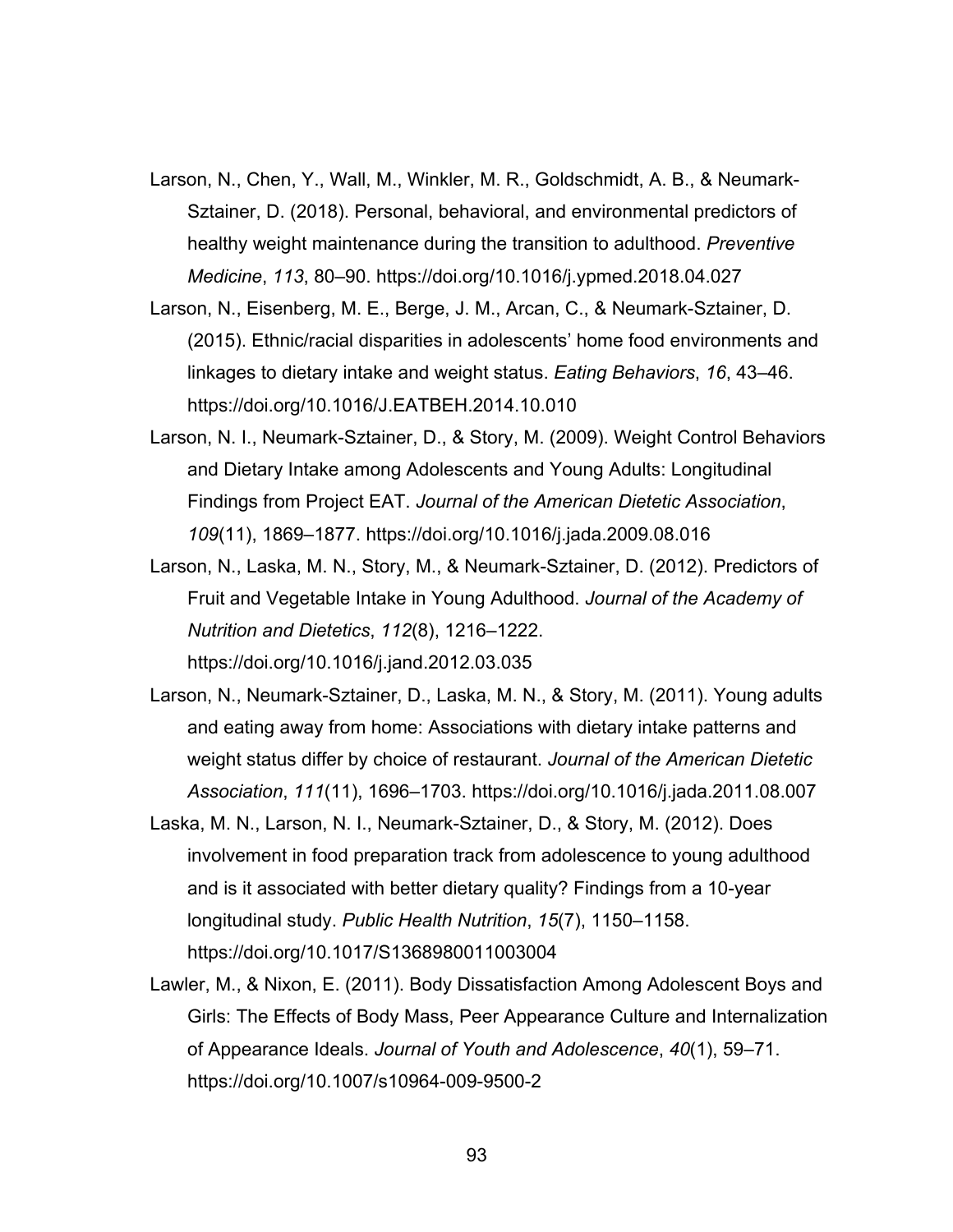Larson, N., Chen, Y., Wall, M., Winkler, M. R., Goldschmidt, A. B., & Neumark-Sztainer, D. (2018). Personal, behavioral, and environmental predictors of healthy weight maintenance during the transition to adulthood. *Preventive Medicine*, *113*, 80–90. https://doi.org/10.1016/j.ypmed.2018.04.027

Larson, N., Eisenberg, M. E., Berge, J. M., Arcan, C., & Neumark-Sztainer, D. (2015). Ethnic/racial disparities in adolescents' home food environments and linkages to dietary intake and weight status. *Eating Behaviors*, *16*, 43–46. https://doi.org/10.1016/J.EATBEH.2014.10.010

Larson, N. I., Neumark-Sztainer, D., & Story, M. (2009). Weight Control Behaviors and Dietary Intake among Adolescents and Young Adults: Longitudinal Findings from Project EAT. *Journal of the American Dietetic Association*, *109*(11), 1869–1877. https://doi.org/10.1016/j.jada.2009.08.016

Larson, N., Laska, M. N., Story, M., & Neumark-Sztainer, D. (2012). Predictors of Fruit and Vegetable Intake in Young Adulthood. *Journal of the Academy of Nutrition and Dietetics*, *112*(8), 1216–1222. https://doi.org/10.1016/j.jand.2012.03.035

Larson, N., Neumark-Sztainer, D., Laska, M. N., & Story, M. (2011). Young adults and eating away from home: Associations with dietary intake patterns and weight status differ by choice of restaurant. *Journal of the American Dietetic Association*, *111*(11), 1696–1703. https://doi.org/10.1016/j.jada.2011.08.007

Laska, M. N., Larson, N. I., Neumark-Sztainer, D., & Story, M. (2012). Does involvement in food preparation track from adolescence to young adulthood and is it associated with better dietary quality? Findings from a 10-year longitudinal study. *Public Health Nutrition*, *15*(7), 1150–1158. https://doi.org/10.1017/S1368980011003004

Lawler, M., & Nixon, E. (2011). Body Dissatisfaction Among Adolescent Boys and Girls: The Effects of Body Mass, Peer Appearance Culture and Internalization of Appearance Ideals. *Journal of Youth and Adolescence*, *40*(1), 59–71. https://doi.org/10.1007/s10964-009-9500-2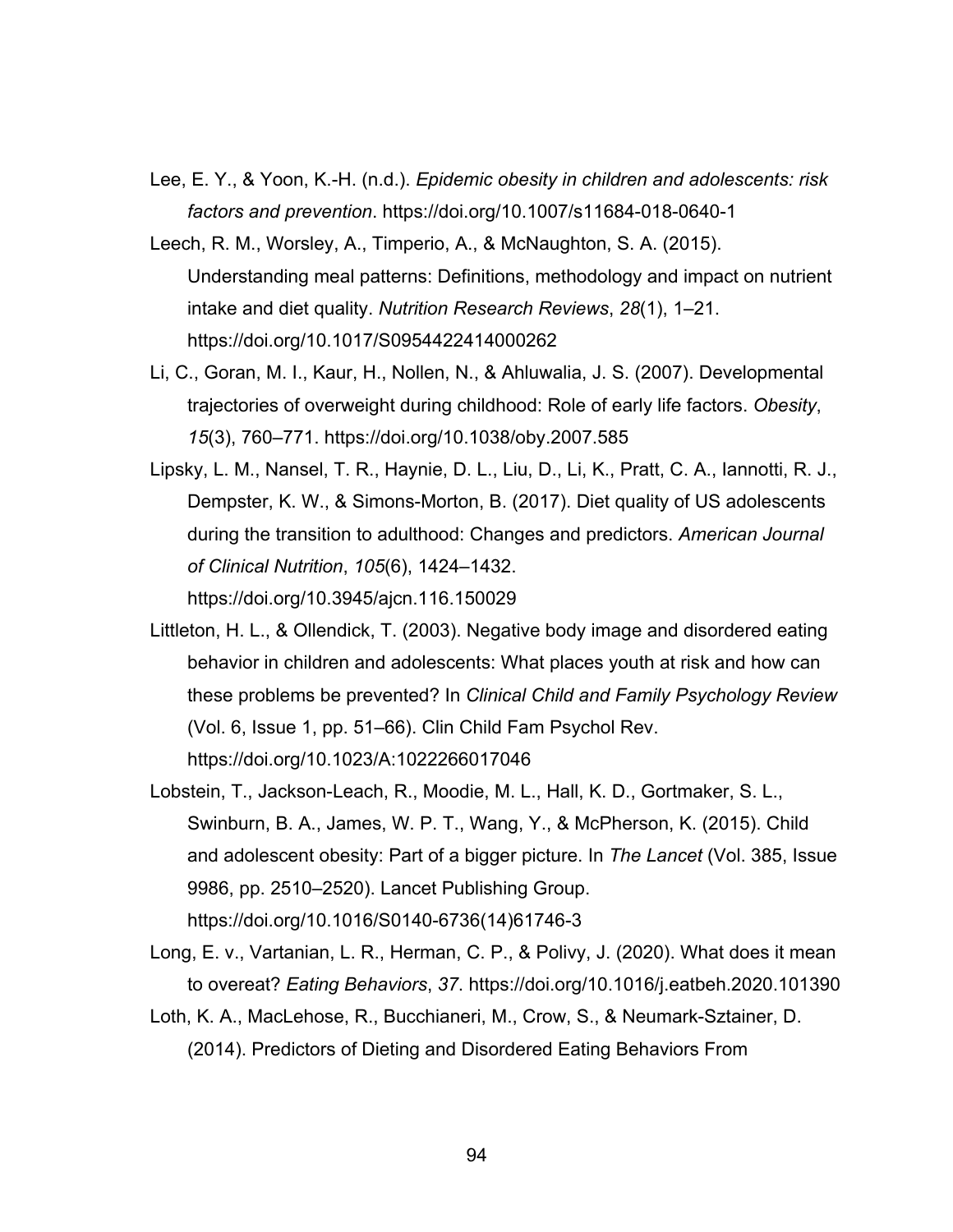Lee, E. Y., & Yoon, K.-H. (n.d.). *Epidemic obesity in children and adolescents: risk factors and prevention*. https://doi.org/10.1007/s11684-018-0640-1

Leech, R. M., Worsley, A., Timperio, A., & McNaughton, S. A. (2015). Understanding meal patterns: Definitions, methodology and impact on nutrient intake and diet quality. *Nutrition Research Reviews*, *28*(1), 1–21. https://doi.org/10.1017/S0954422414000262

Li, C., Goran, M. I., Kaur, H., Nollen, N., & Ahluwalia, J. S. (2007). Developmental trajectories of overweight during childhood: Role of early life factors. *Obesity*, *15*(3), 760–771. https://doi.org/10.1038/oby.2007.585

Lipsky, L. M., Nansel, T. R., Haynie, D. L., Liu, D., Li, K., Pratt, C. A., Iannotti, R. J., Dempster, K. W., & Simons-Morton, B. (2017). Diet quality of US adolescents during the transition to adulthood: Changes and predictors. *American Journal of Clinical Nutrition*, *105*(6), 1424–1432. https://doi.org/10.3945/ajcn.116.150029

Littleton, H. L., & Ollendick, T. (2003). Negative body image and disordered eating behavior in children and adolescents: What places youth at risk and how can these problems be prevented? In *Clinical Child and Family Psychology Review* (Vol. 6, Issue 1, pp. 51–66). Clin Child Fam Psychol Rev. https://doi.org/10.1023/A:1022266017046

Lobstein, T., Jackson-Leach, R., Moodie, M. L., Hall, K. D., Gortmaker, S. L., Swinburn, B. A., James, W. P. T., Wang, Y., & McPherson, K. (2015). Child and adolescent obesity: Part of a bigger picture. In *The Lancet* (Vol. 385, Issue 9986, pp. 2510–2520). Lancet Publishing Group. https://doi.org/10.1016/S0140-6736(14)61746-3

Long, E. v., Vartanian, L. R., Herman, C. P., & Polivy, J. (2020). What does it mean to overeat? *Eating Behaviors*, *37*. https://doi.org/10.1016/j.eatbeh.2020.101390

Loth, K. A., MacLehose, R., Bucchianeri, M., Crow, S., & Neumark-Sztainer, D. (2014). Predictors of Dieting and Disordered Eating Behaviors From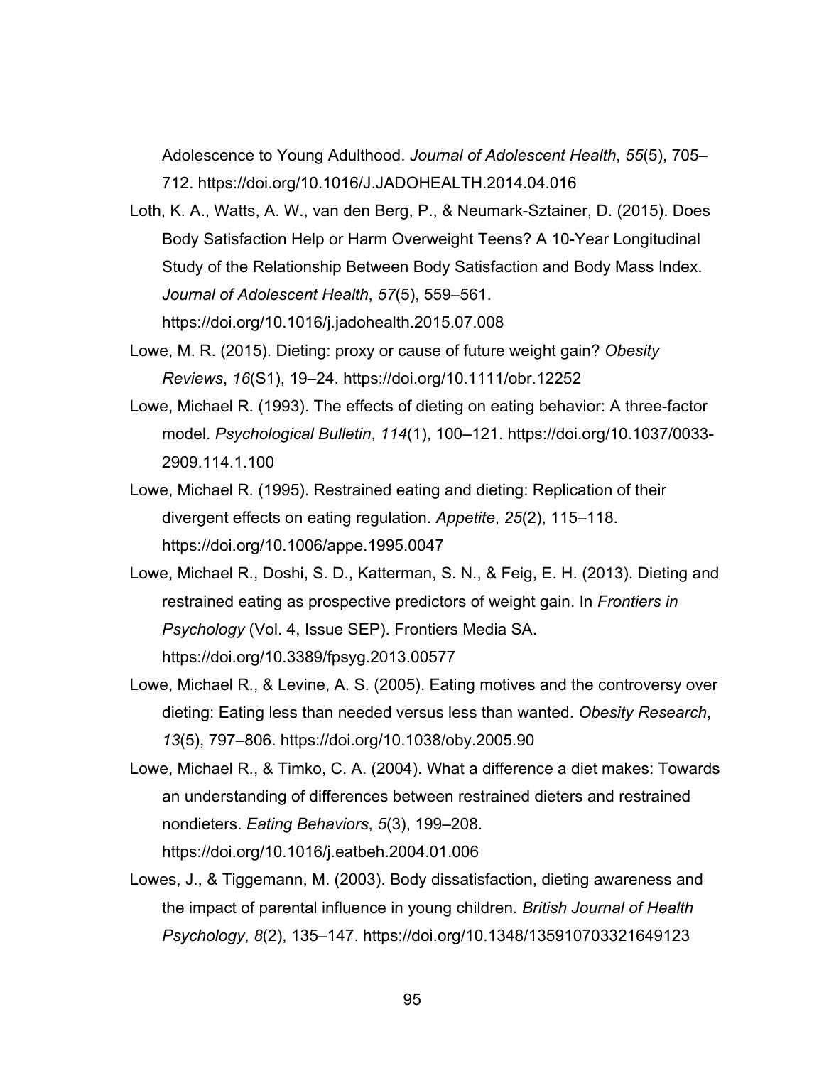Adolescence to Young Adulthood. *Journal of Adolescent Health*, *55*(5), 705–712. https://doi.org/10.1016/J.JADOHEALTH.2014.04.016

Loth, K. A., Watts, A. W., van den Berg, P., & Neumark-Sztainer, D. (2015). Does Body Satisfaction Help or Harm Overweight Teens? A 10-Year Longitudinal Study of the Relationship Between Body Satisfaction and Body Mass Index. *Journal of Adolescent Health*, *57*(5), 559–561. https://doi.org/10.1016/j.jadohealth.2015.07.008

Lowe, M. R. (2015). Dieting: proxy or cause of future weight gain? *Obesity Reviews*, *16*(S1), 19–24. https://doi.org/10.1111/obr.12252

Lowe, Michael R. (1993). The effects of dieting on eating behavior: A three-factor model. *Psychological Bulletin*, *114*(1), 100–121. https://doi.org/10.1037/0033-2909.114.1.100

Lowe, Michael R. (1995). Restrained eating and dieting: Replication of their divergent effects on eating regulation. *Appetite*, *25*(2), 115–118. https://doi.org/10.1006/appe.1995.0047

Lowe, Michael R., Doshi, S. D., Katterman, S. N., & Feig, E. H. (2013). Dieting and restrained eating as prospective predictors of weight gain. In *Frontiers in Psychology* (Vol. 4, Issue SEP). Frontiers Media SA. https://doi.org/10.3389/fpsyg.2013.00577

Lowe, Michael R., & Levine, A. S. (2005). Eating motives and the controversy over dieting: Eating less than needed versus less than wanted. *Obesity Research*, *13*(5), 797–806. https://doi.org/10.1038/oby.2005.90

Lowe, Michael R., & Timko, C. A. (2004). What a difference a diet makes: Towards an understanding of differences between restrained dieters and restrained nondieters. *Eating Behaviors*, *5*(3), 199–208. https://doi.org/10.1016/j.eatbeh.2004.01.006

Lowes, J., & Tiggemann, M. (2003). Body dissatisfaction, dieting awareness and the impact of parental influence in young children. *British Journal of Health Psychology*, *8*(2), 135–147. https://doi.org/10.1348/135910703321649123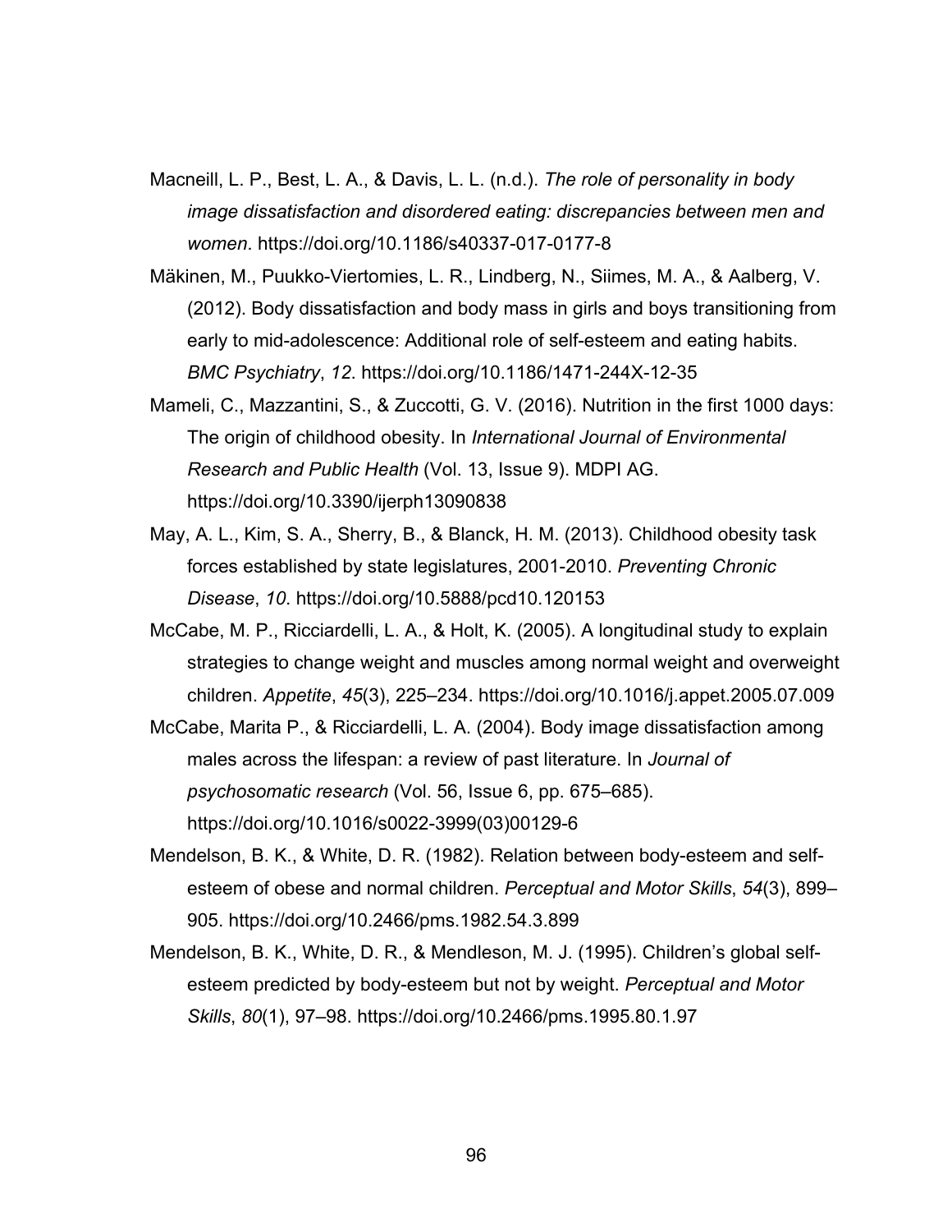Macneill, L. P., Best, L. A., & Davis, L. L. (n.d.). *The role of personality in body image dissatisfaction and disordered eating: discrepancies between men and women*. https://doi.org/10.1186/s40337-017-0177-8

Mäkinen, M., Puukko-Viertomies, L. R., Lindberg, N., Siimes, M. A., & Aalberg, V. (2012). Body dissatisfaction and body mass in girls and boys transitioning from early to mid-adolescence: Additional role of self-esteem and eating habits. *BMC Psychiatry*, *12*. https://doi.org/10.1186/1471-244X-12-35

Mameli, C., Mazzantini, S., & Zuccotti, G. V. (2016). Nutrition in the first 1000 days: The origin of childhood obesity. In *International Journal of Environmental Research and Public Health* (Vol. 13, Issue 9). MDPI AG. https://doi.org/10.3390/ijerph13090838

May, A. L., Kim, S. A., Sherry, B., & Blanck, H. M. (2013). Childhood obesity task forces established by state legislatures, 2001-2010. *Preventing Chronic Disease*, *10*. https://doi.org/10.5888/pcd10.120153

McCabe, M. P., Ricciardelli, L. A., & Holt, K. (2005). A longitudinal study to explain strategies to change weight and muscles among normal weight and overweight children. *Appetite*, *45*(3), 225–234. https://doi.org/10.1016/j.appet.2005.07.009

McCabe, Marita P., & Ricciardelli, L. A. (2004). Body image dissatisfaction among males across the lifespan: a review of past literature. In *Journal of psychosomatic research* (Vol. 56, Issue 6, pp. 675–685). https://doi.org/10.1016/s0022-3999(03)00129-6

Mendelson, B. K., & White, D. R. (1982). Relation between body-esteem and self-esteem of obese and normal children. *Perceptual and Motor Skills*, *54*(3), 899–905. https://doi.org/10.2466/pms.1982.54.3.899

Mendelson, B. K., White, D. R., & Mendleson, M. J. (1995). Children's global self-esteem predicted by body-esteem but not by weight. *Perceptual and Motor Skills*, *80*(1), 97–98. https://doi.org/10.2466/pms.1995.80.1.97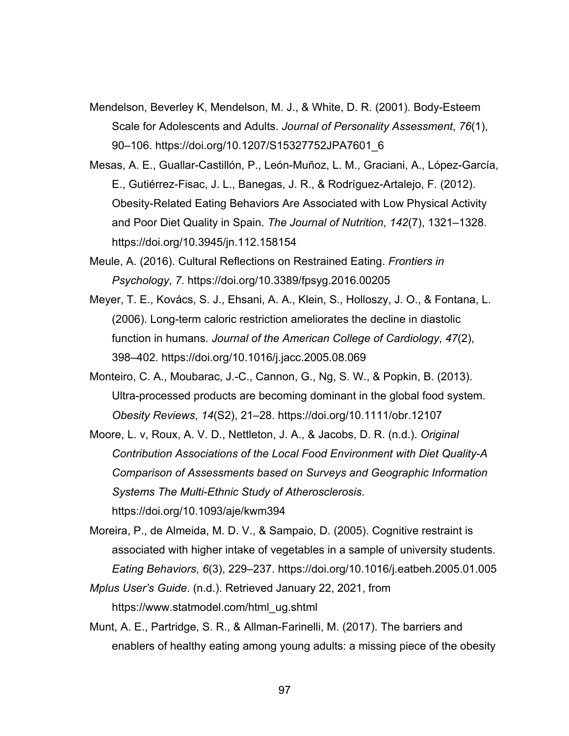Mendelson, Beverley K, Mendelson, M. J., & White, D. R. (2001). Body-Esteem Scale for Adolescents and Adults. *Journal of Personality Assessment*, *76*(1), 90–106. https://doi.org/10.1207/S15327752JPA7601_6

Mesas, A. E., Guallar-Castillón, P., León-Muñoz, L. M., Graciani, A., López-García, E., Gutiérrez-Fisac, J. L., Banegas, J. R., & Rodríguez-Artalejo, F. (2012). Obesity-Related Eating Behaviors Are Associated with Low Physical Activity and Poor Diet Quality in Spain. *The Journal of Nutrition*, *142*(7), 1321–1328. https://doi.org/10.3945/jn.112.158154

Meule, A. (2016). Cultural Reflections on Restrained Eating. *Frontiers in Psychology*, *7*. https://doi.org/10.3389/fpsyg.2016.00205

Meyer, T. E., Kovács, S. J., Ehsani, A. A., Klein, S., Holloszy, J. O., & Fontana, L. (2006). Long-term caloric restriction ameliorates the decline in diastolic function in humans. *Journal of the American College of Cardiology*, *47*(2), 398–402. https://doi.org/10.1016/j.jacc.2005.08.069

Monteiro, C. A., Moubarac, J.-C., Cannon, G., Ng, S. W., & Popkin, B. (2013). Ultra-processed products are becoming dominant in the global food system. *Obesity Reviews*, *14*(S2), 21–28. https://doi.org/10.1111/obr.12107

Moore, L. v, Roux, A. V. D., Nettleton, J. A., & Jacobs, D. R. (n.d.). *Original Contribution Associations of the Local Food Environment with Diet Quality-A Comparison of Assessments based on Surveys and Geographic Information Systems The Multi-Ethnic Study of Atherosclerosis*. https://doi.org/10.1093/aje/kwm394

Moreira, P., de Almeida, M. D. V., & Sampaio, D. (2005). Cognitive restraint is associated with higher intake of vegetables in a sample of university students. *Eating Behaviors*, *6*(3), 229–237. https://doi.org/10.1016/j.eatbeh.2005.01.005

*Mplus User's Guide*. (n.d.). Retrieved January 22, 2021, from https://www.statmodel.com/html_ug.shtml

Munt, A. E., Partridge, S. R., & Allman-Farinelli, M. (2017). The barriers and enablers of healthy eating among young adults: a missing piece of the obesity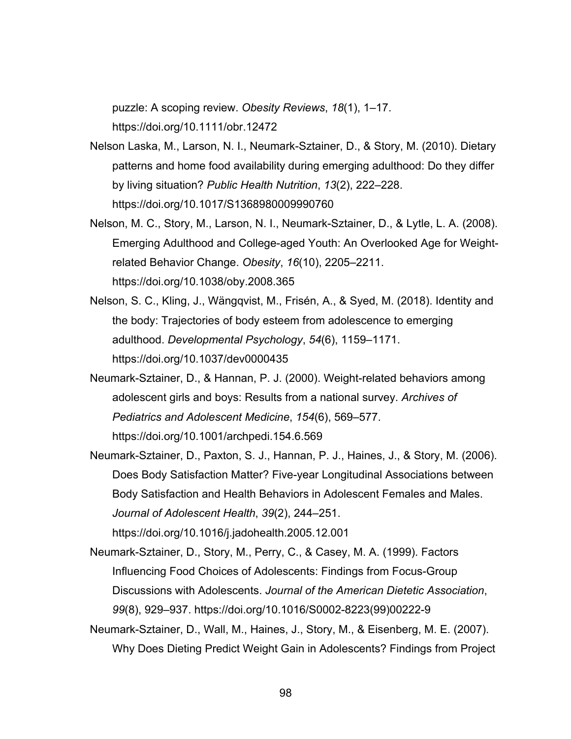puzzle: A scoping review. *Obesity Reviews*, *18*(1), 1–17. https://doi.org/10.1111/obr.12472

Nelson Laska, M., Larson, N. I., Neumark-Sztainer, D., & Story, M. (2010). Dietary patterns and home food availability during emerging adulthood: Do they differ by living situation? *Public Health Nutrition*, *13*(2), 222–228. https://doi.org/10.1017/S1368980009990760

Nelson, M. C., Story, M., Larson, N. I., Neumark-Sztainer, D., & Lytle, L. A. (2008). Emerging Adulthood and College-aged Youth: An Overlooked Age for Weight-related Behavior Change. *Obesity*, *16*(10), 2205–2211. https://doi.org/10.1038/oby.2008.365

Nelson, S. C., Kling, J., Wängqvist, M., Frisén, A., & Syed, M. (2018). Identity and the body: Trajectories of body esteem from adolescence to emerging adulthood. *Developmental Psychology*, *54*(6), 1159–1171. https://doi.org/10.1037/dev0000435

Neumark-Sztainer, D., & Hannan, P. J. (2000). Weight-related behaviors among adolescent girls and boys: Results from a national survey. *Archives of Pediatrics and Adolescent Medicine*, *154*(6), 569–577. https://doi.org/10.1001/archpedi.154.6.569

Neumark-Sztainer, D., Paxton, S. J., Hannan, P. J., Haines, J., & Story, M. (2006). Does Body Satisfaction Matter? Five-year Longitudinal Associations between Body Satisfaction and Health Behaviors in Adolescent Females and Males. *Journal of Adolescent Health*, *39*(2), 244–251. https://doi.org/10.1016/j.jadohealth.2005.12.001

Neumark-Sztainer, D., Story, M., Perry, C., & Casey, M. A. (1999). Factors Influencing Food Choices of Adolescents: Findings from Focus-Group Discussions with Adolescents. *Journal of the American Dietetic Association*, *99*(8), 929–937. https://doi.org/10.1016/S0002-8223(99)00222-9

Neumark-Sztainer, D., Wall, M., Haines, J., Story, M., & Eisenberg, M. E. (2007). Why Does Dieting Predict Weight Gain in Adolescents? Findings from Project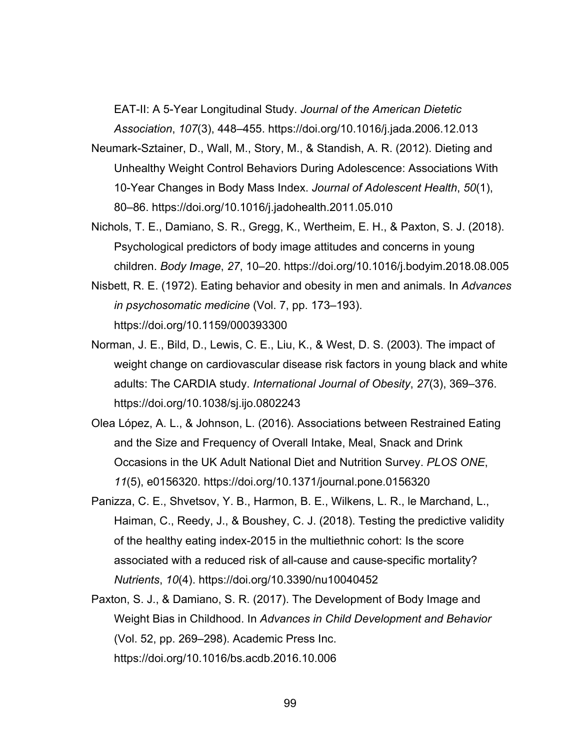EAT-II: A 5-Year Longitudinal Study. *Journal of the American Dietetic Association*, *107*(3), 448–455. https://doi.org/10.1016/j.jada.2006.12.013

Neumark-Sztainer, D., Wall, M., Story, M., & Standish, A. R. (2012). Dieting and Unhealthy Weight Control Behaviors During Adolescence: Associations With 10-Year Changes in Body Mass Index. *Journal of Adolescent Health*, *50*(1), 80–86. https://doi.org/10.1016/j.jadohealth.2011.05.010

Nichols, T. E., Damiano, S. R., Gregg, K., Wertheim, E. H., & Paxton, S. J. (2018). Psychological predictors of body image attitudes and concerns in young children. *Body Image*, *27*, 10–20. https://doi.org/10.1016/j.bodyim.2018.08.005

Nisbett, R. E. (1972). Eating behavior and obesity in men and animals. In *Advances in psychosomatic medicine* (Vol. 7, pp. 173–193). https://doi.org/10.1159/000393300

Norman, J. E., Bild, D., Lewis, C. E., Liu, K., & West, D. S. (2003). The impact of weight change on cardiovascular disease risk factors in young black and white adults: The CARDIA study. *International Journal of Obesity*, *27*(3), 369–376. https://doi.org/10.1038/sj.ijo.0802243

Olea López, A. L., & Johnson, L. (2016). Associations between Restrained Eating and the Size and Frequency of Overall Intake, Meal, Snack and Drink Occasions in the UK Adult National Diet and Nutrition Survey. *PLOS ONE*, *11*(5), e0156320. https://doi.org/10.1371/journal.pone.0156320

Panizza, C. E., Shvetsov, Y. B., Harmon, B. E., Wilkens, L. R., le Marchand, L., Haiman, C., Reedy, J., & Boushey, C. J. (2018). Testing the predictive validity of the healthy eating index-2015 in the multiethnic cohort: Is the score associated with a reduced risk of all-cause and cause-specific mortality? *Nutrients*, *10*(4). https://doi.org/10.3390/nu10040452

Paxton, S. J., & Damiano, S. R. (2017). The Development of Body Image and Weight Bias in Childhood. In *Advances in Child Development and Behavior* (Vol. 52, pp. 269–298). Academic Press Inc. https://doi.org/10.1016/bs.acdb.2016.10.006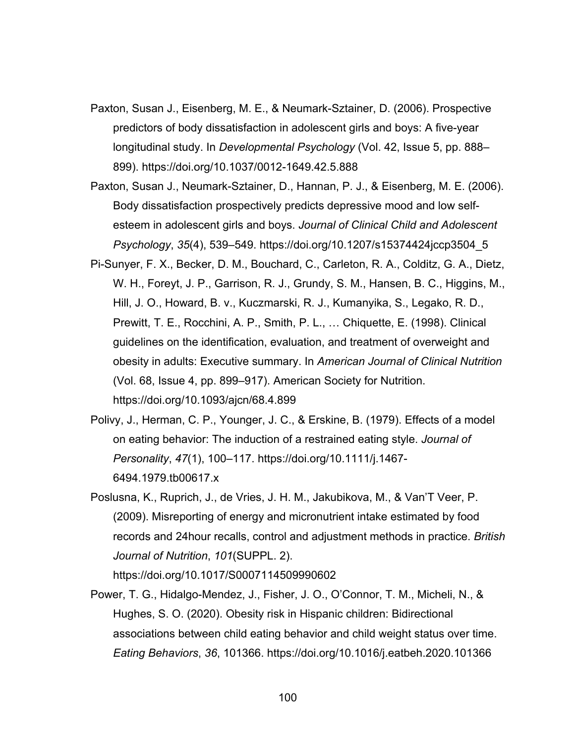Paxton, Susan J., Eisenberg, M. E., & Neumark-Sztainer, D. (2006). Prospective predictors of body dissatisfaction in adolescent girls and boys: A five-year longitudinal study. In *Developmental Psychology* (Vol. 42, Issue 5, pp. 888–899). https://doi.org/10.1037/0012-1649.42.5.888

Paxton, Susan J., Neumark-Sztainer, D., Hannan, P. J., & Eisenberg, M. E. (2006). Body dissatisfaction prospectively predicts depressive mood and low self-esteem in adolescent girls and boys. *Journal of Clinical Child and Adolescent Psychology*, *35*(4), 539–549. https://doi.org/10.1207/s15374424jccp3504_5

Pi-Sunyer, F. X., Becker, D. M., Bouchard, C., Carleton, R. A., Colditz, G. A., Dietz, W. H., Foreyt, J. P., Garrison, R. J., Grundy, S. M., Hansen, B. C., Higgins, M., Hill, J. O., Howard, B. v., Kuczmarski, R. J., Kumanyika, S., Legako, R. D., Prewitt, T. E., Rocchini, A. P., Smith, P. L., … Chiquette, E. (1998). Clinical guidelines on the identification, evaluation, and treatment of overweight and obesity in adults: Executive summary. In *American Journal of Clinical Nutrition* (Vol. 68, Issue 4, pp. 899–917). American Society for Nutrition. https://doi.org/10.1093/ajcn/68.4.899

Polivy, J., Herman, C. P., Younger, J. C., & Erskine, B. (1979). Effects of a model on eating behavior: The induction of a restrained eating style. *Journal of Personality*, *47*(1), 100–117. https://doi.org/10.1111/j.1467-6494.1979.tb00617.x

Poslusna, K., Ruprich, J., de Vries, J. H. M., Jakubikova, M., & Van'T Veer, P. (2009). Misreporting of energy and micronutrient intake estimated by food records and 24hour recalls, control and adjustment methods in practice. *British Journal of Nutrition*, *101*(SUPPL. 2). https://doi.org/10.1017/S0007114509990602

Power, T. G., Hidalgo-Mendez, J., Fisher, J. O., O'Connor, T. M., Micheli, N., & Hughes, S. O. (2020). Obesity risk in Hispanic children: Bidirectional associations between child eating behavior and child weight status over time. *Eating Behaviors*, *36*, 101366. https://doi.org/10.1016/j.eatbeh.2020.101366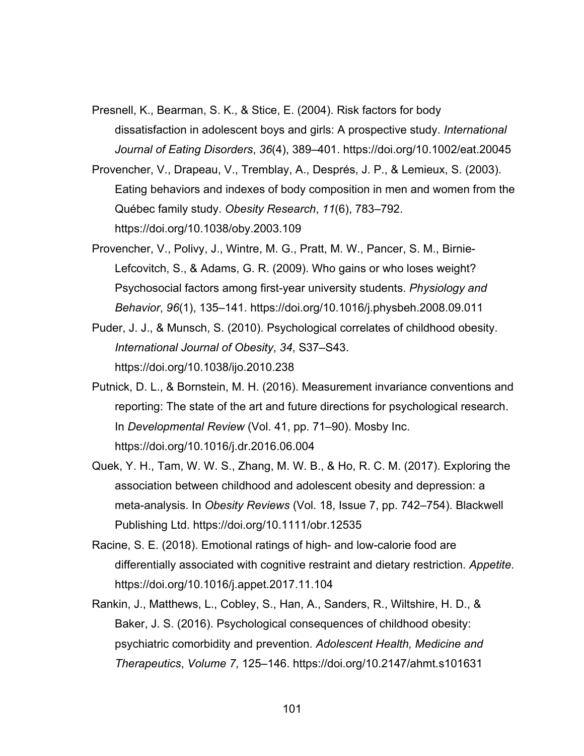Presnell, K., Bearman, S. K., & Stice, E. (2004). Risk factors for body dissatisfaction in adolescent boys and girls: A prospective study. *International Journal of Eating Disorders*, *36*(4), 389–401. https://doi.org/10.1002/eat.20045

Provencher, V., Drapeau, V., Tremblay, A., Després, J. P., & Lemieux, S. (2003). Eating behaviors and indexes of body composition in men and women from the Québec family study. *Obesity Research*, *11*(6), 783–792. https://doi.org/10.1038/oby.2003.109

Provencher, V., Polivy, J., Wintre, M. G., Pratt, M. W., Pancer, S. M., Birnie-Lefcovitch, S., & Adams, G. R. (2009). Who gains or who loses weight? Psychosocial factors among first-year university students. *Physiology and Behavior*, *96*(1), 135–141. https://doi.org/10.1016/j.physbeh.2008.09.011

Puder, J. J., & Munsch, S. (2010). Psychological correlates of childhood obesity. *International Journal of Obesity*, *34*, S37–S43. https://doi.org/10.1038/ijo.2010.238

Putnick, D. L., & Bornstein, M. H. (2016). Measurement invariance conventions and reporting: The state of the art and future directions for psychological research. In *Developmental Review* (Vol. 41, pp. 71–90). Mosby Inc. https://doi.org/10.1016/j.dr.2016.06.004

Quek, Y. H., Tam, W. W. S., Zhang, M. W. B., & Ho, R. C. M. (2017). Exploring the association between childhood and adolescent obesity and depression: a meta-analysis. In *Obesity Reviews* (Vol. 18, Issue 7, pp. 742–754). Blackwell Publishing Ltd. https://doi.org/10.1111/obr.12535

Racine, S. E. (2018). Emotional ratings of high- and low-calorie food are differentially associated with cognitive restraint and dietary restriction. *Appetite*. https://doi.org/10.1016/j.appet.2017.11.104

Rankin, J., Matthews, L., Cobley, S., Han, A., Sanders, R., Wiltshire, H. D., & Baker, J. S. (2016). Psychological consequences of childhood obesity: psychiatric comorbidity and prevention. *Adolescent Health, Medicine and Therapeutics*, *Volume 7*, 125–146. https://doi.org/10.2147/ahmt.s101631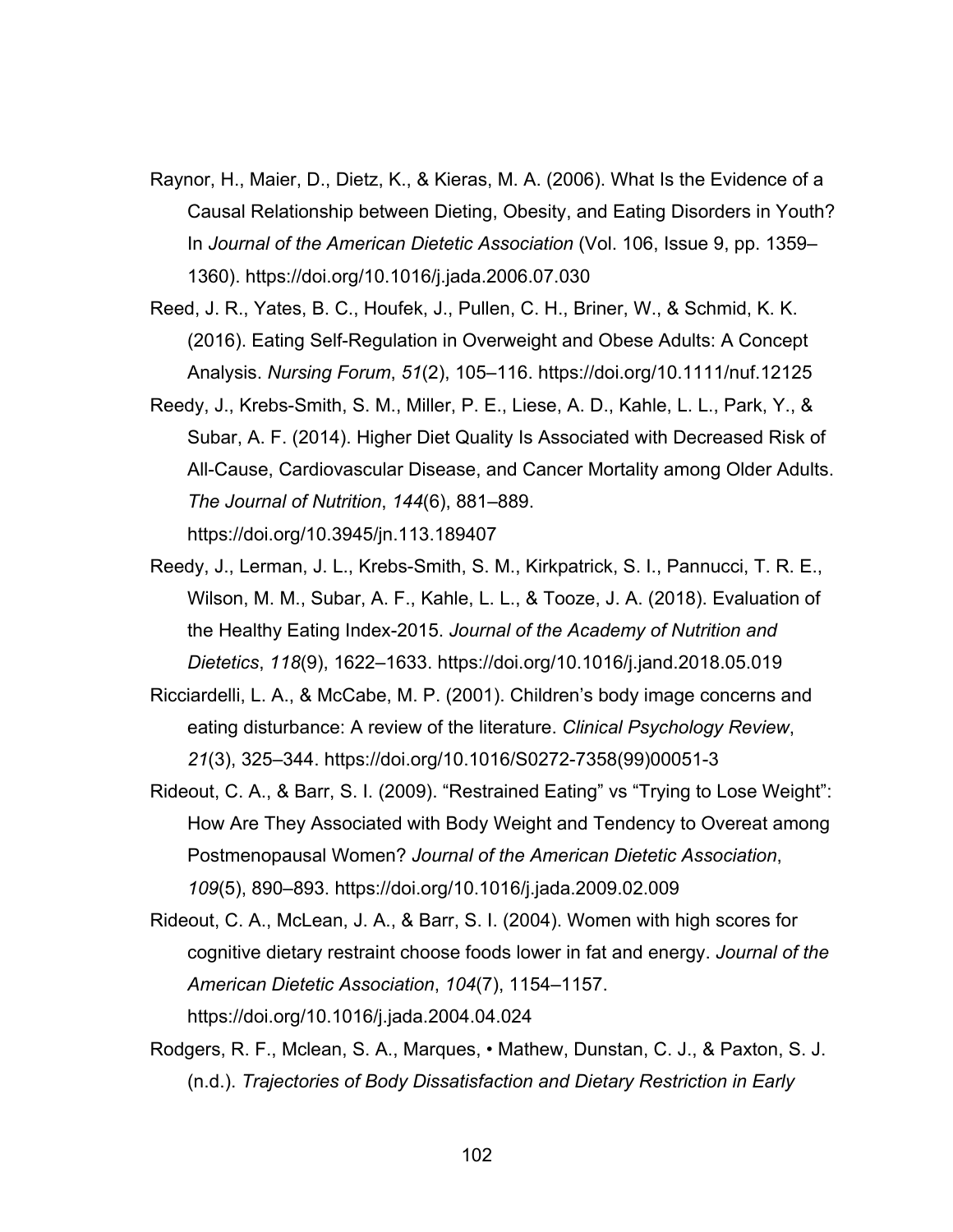Raynor, H., Maier, D., Dietz, K., & Kieras, M. A. (2006). What Is the Evidence of a Causal Relationship between Dieting, Obesity, and Eating Disorders in Youth? In *Journal of the American Dietetic Association* (Vol. 106, Issue 9, pp. 1359–1360). https://doi.org/10.1016/j.jada.2006.07.030

Reed, J. R., Yates, B. C., Houfek, J., Pullen, C. H., Briner, W., & Schmid, K. K. (2016). Eating Self-Regulation in Overweight and Obese Adults: A Concept Analysis. *Nursing Forum*, *51*(2), 105–116. https://doi.org/10.1111/nuf.12125

Reedy, J., Krebs-Smith, S. M., Miller, P. E., Liese, A. D., Kahle, L. L., Park, Y., & Subar, A. F. (2014). Higher Diet Quality Is Associated with Decreased Risk of All-Cause, Cardiovascular Disease, and Cancer Mortality among Older Adults. *The Journal of Nutrition*, *144*(6), 881–889. https://doi.org/10.3945/jn.113.189407

Reedy, J., Lerman, J. L., Krebs-Smith, S. M., Kirkpatrick, S. I., Pannucci, T. R. E., Wilson, M. M., Subar, A. F., Kahle, L. L., & Tooze, J. A. (2018). Evaluation of the Healthy Eating Index-2015. *Journal of the Academy of Nutrition and Dietetics*, *118*(9), 1622–1633. https://doi.org/10.1016/j.jand.2018.05.019

Ricciardelli, L. A., & McCabe, M. P. (2001). Children's body image concerns and eating disturbance: A review of the literature. *Clinical Psychology Review*, *21*(3), 325–344. https://doi.org/10.1016/S0272-7358(99)00051-3

Rideout, C. A., & Barr, S. I. (2009). "Restrained Eating" vs "Trying to Lose Weight": How Are They Associated with Body Weight and Tendency to Overeat among Postmenopausal Women? *Journal of the American Dietetic Association*, *109*(5), 890–893. https://doi.org/10.1016/j.jada.2009.02.009

Rideout, C. A., McLean, J. A., & Barr, S. I. (2004). Women with high scores for cognitive dietary restraint choose foods lower in fat and energy. *Journal of the American Dietetic Association*, *104*(7), 1154–1157. https://doi.org/10.1016/j.jada.2004.04.024

Rodgers, R. F., Mclean, S. A., Marques, • Mathew, Dunstan, C. J., & Paxton, S. J. (n.d.). *Trajectories of Body Dissatisfaction and Dietary Restriction in Early*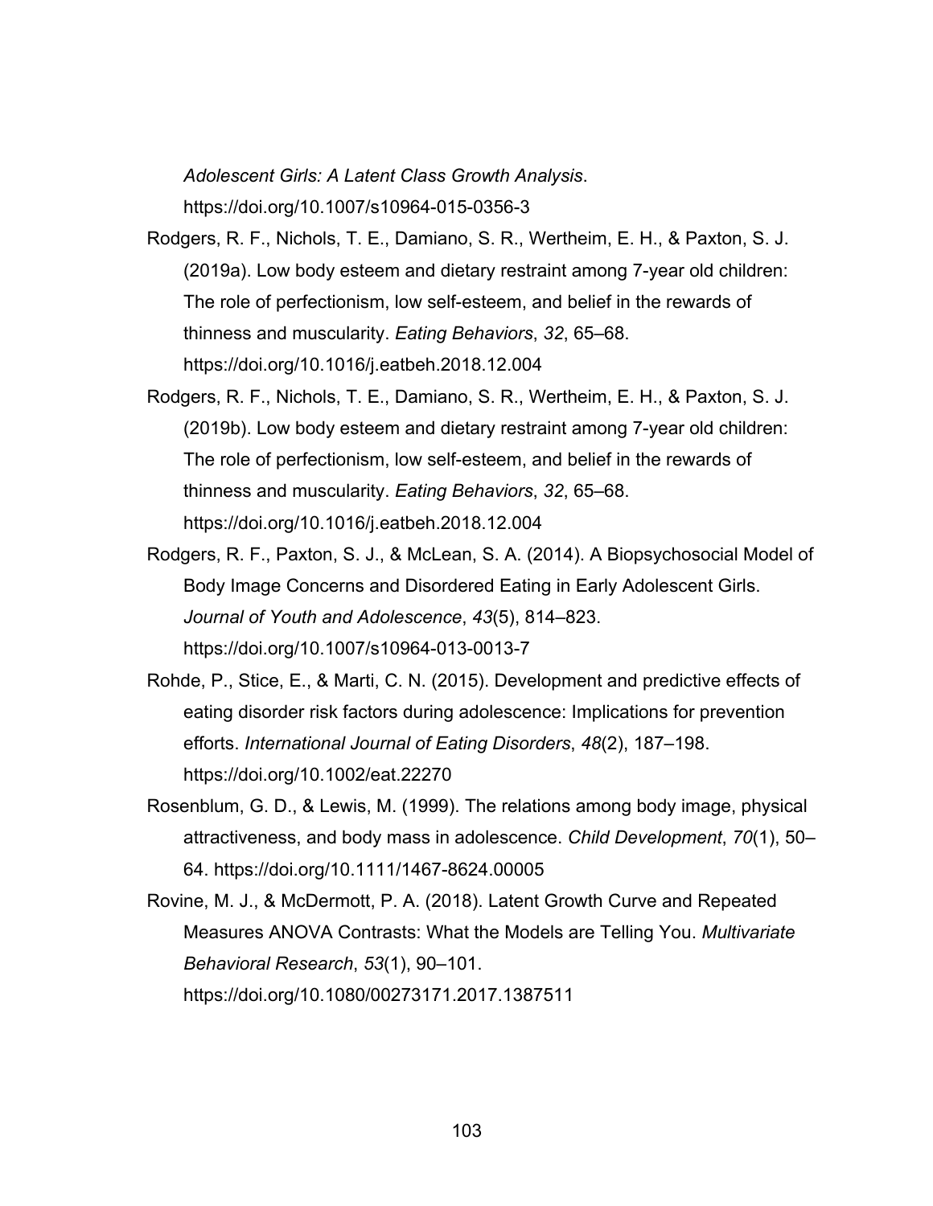*Adolescent Girls: A Latent Class Growth Analysis*. https://doi.org/10.1007/s10964-015-0356-3

Rodgers, R. F., Nichols, T. E., Damiano, S. R., Wertheim, E. H., & Paxton, S. J. (2019a). Low body esteem and dietary restraint among 7-year old children: The role of perfectionism, low self-esteem, and belief in the rewards of thinness and muscularity. *Eating Behaviors*, *32*, 65–68. https://doi.org/10.1016/j.eatbeh.2018.12.004

Rodgers, R. F., Nichols, T. E., Damiano, S. R., Wertheim, E. H., & Paxton, S. J. (2019b). Low body esteem and dietary restraint among 7-year old children: The role of perfectionism, low self-esteem, and belief in the rewards of thinness and muscularity. *Eating Behaviors*, *32*, 65–68. https://doi.org/10.1016/j.eatbeh.2018.12.004

Rodgers, R. F., Paxton, S. J., & McLean, S. A. (2014). A Biopsychosocial Model of Body Image Concerns and Disordered Eating in Early Adolescent Girls. *Journal of Youth and Adolescence*, *43*(5), 814–823. https://doi.org/10.1007/s10964-013-0013-7

Rohde, P., Stice, E., & Marti, C. N. (2015). Development and predictive effects of eating disorder risk factors during adolescence: Implications for prevention efforts. *International Journal of Eating Disorders*, *48*(2), 187–198. https://doi.org/10.1002/eat.22270

Rosenblum, G. D., & Lewis, M. (1999). The relations among body image, physical attractiveness, and body mass in adolescence. *Child Development*, *70*(1), 50–64. https://doi.org/10.1111/1467-8624.00005

Rovine, M. J., & McDermott, P. A. (2018). Latent Growth Curve and Repeated Measures ANOVA Contrasts: What the Models are Telling You. *Multivariate Behavioral Research*, *53*(1), 90–101. https://doi.org/10.1080/00273171.2017.1387511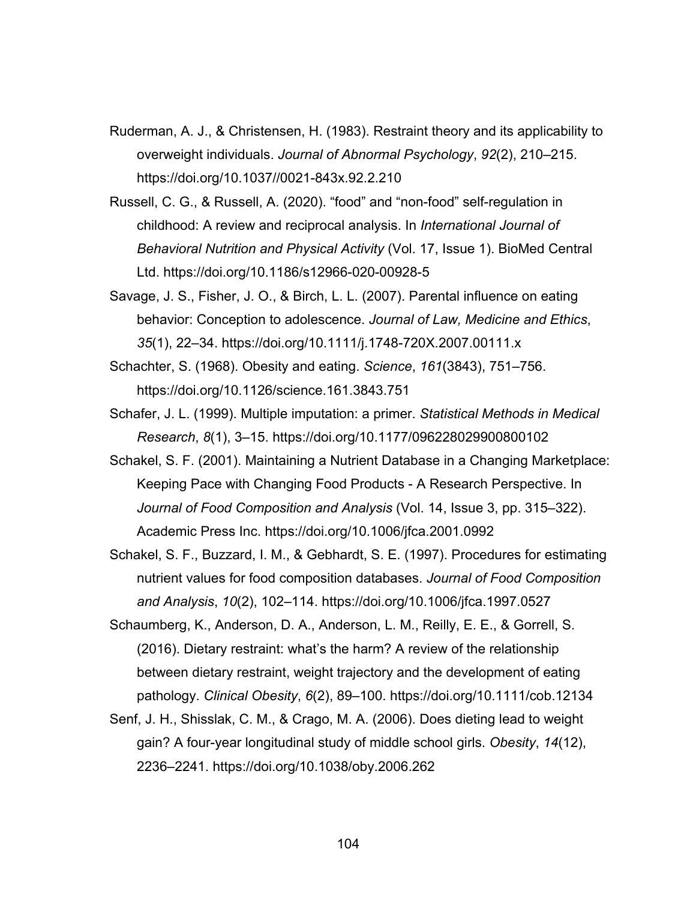Ruderman, A. J., & Christensen, H. (1983). Restraint theory and its applicability to overweight individuals. *Journal of Abnormal Psychology*, *92*(2), 210–215. https://doi.org/10.1037//0021-843x.92.2.210

Russell, C. G., & Russell, A. (2020). “food” and “non-food” self-regulation in childhood: A review and reciprocal analysis. In *International Journal of Behavioral Nutrition and Physical Activity* (Vol. 17, Issue 1). BioMed Central Ltd. https://doi.org/10.1186/s12966-020-00928-5

Savage, J. S., Fisher, J. O., & Birch, L. L. (2007). Parental influence on eating behavior: Conception to adolescence. *Journal of Law, Medicine and Ethics*, *35*(1), 22–34. https://doi.org/10.1111/j.1748-720X.2007.00111.x

Schachter, S. (1968). Obesity and eating. *Science*, *161*(3843), 751–756. https://doi.org/10.1126/science.161.3843.751

Schafer, J. L. (1999). Multiple imputation: a primer. *Statistical Methods in Medical Research*, *8*(1), 3–15. https://doi.org/10.1177/096228029900800102

Schakel, S. F. (2001). Maintaining a Nutrient Database in a Changing Marketplace: Keeping Pace with Changing Food Products - A Research Perspective. In *Journal of Food Composition and Analysis* (Vol. 14, Issue 3, pp. 315–322). Academic Press Inc. https://doi.org/10.1006/jfca.2001.0992

Schakel, S. F., Buzzard, I. M., & Gebhardt, S. E. (1997). Procedures for estimating nutrient values for food composition databases. *Journal of Food Composition and Analysis*, *10*(2), 102–114. https://doi.org/10.1006/jfca.1997.0527

Schaumberg, K., Anderson, D. A., Anderson, L. M., Reilly, E. E., & Gorrell, S. (2016). Dietary restraint: what’s the harm? A review of the relationship between dietary restraint, weight trajectory and the development of eating pathology. *Clinical Obesity*, *6*(2), 89–100. https://doi.org/10.1111/cob.12134

Senf, J. H., Shisslak, C. M., & Crago, M. A. (2006). Does dieting lead to weight gain? A four-year longitudinal study of middle school girls. *Obesity*, *14*(12), 2236–2241. https://doi.org/10.1038/oby.2006.262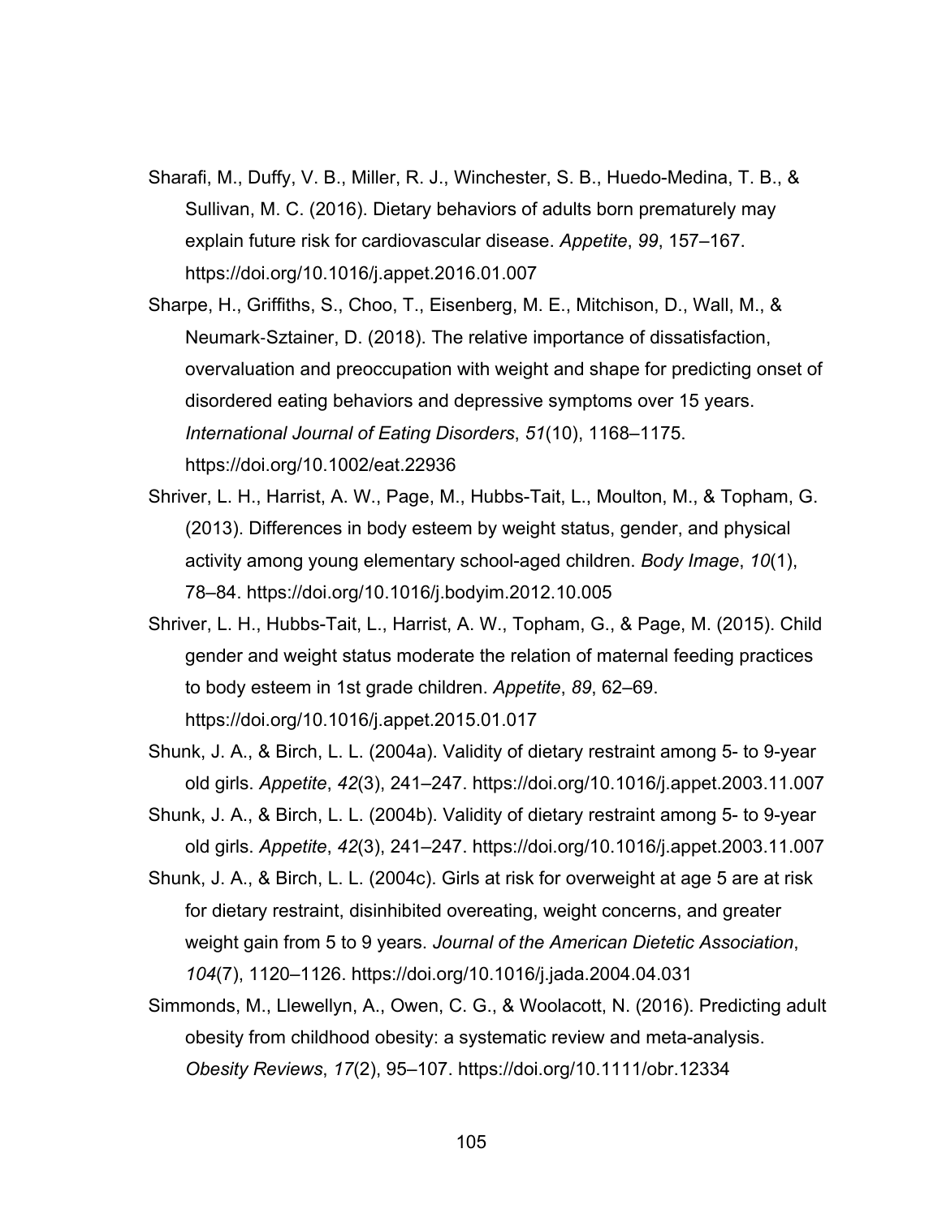Sharafi, M., Duffy, V. B., Miller, R. J., Winchester, S. B., Huedo-Medina, T. B., & Sullivan, M. C. (2016). Dietary behaviors of adults born prematurely may explain future risk for cardiovascular disease. *Appetite*, *99*, 157–167. https://doi.org/10.1016/j.appet.2016.01.007

Sharpe, H., Griffiths, S., Choo, T., Eisenberg, M. E., Mitchison, D., Wall, M., & Neumark-Sztainer, D. (2018). The relative importance of dissatisfaction, overvaluation and preoccupation with weight and shape for predicting onset of disordered eating behaviors and depressive symptoms over 15 years. *International Journal of Eating Disorders*, *51*(10), 1168–1175. https://doi.org/10.1002/eat.22936

Shriver, L. H., Harrist, A. W., Page, M., Hubbs-Tait, L., Moulton, M., & Topham, G. (2013). Differences in body esteem by weight status, gender, and physical activity among young elementary school-aged children. *Body Image*, *10*(1), 78–84. https://doi.org/10.1016/j.bodyim.2012.10.005

Shriver, L. H., Hubbs-Tait, L., Harrist, A. W., Topham, G., & Page, M. (2015). Child gender and weight status moderate the relation of maternal feeding practices to body esteem in 1st grade children. *Appetite*, *89*, 62–69. https://doi.org/10.1016/j.appet.2015.01.017

Shunk, J. A., & Birch, L. L. (2004a). Validity of dietary restraint among 5- to 9-year old girls. *Appetite*, *42*(3), 241–247. https://doi.org/10.1016/j.appet.2003.11.007

Shunk, J. A., & Birch, L. L. (2004b). Validity of dietary restraint among 5- to 9-year old girls. *Appetite*, *42*(3), 241–247. https://doi.org/10.1016/j.appet.2003.11.007

Shunk, J. A., & Birch, L. L. (2004c). Girls at risk for overweight at age 5 are at risk for dietary restraint, disinhibited overeating, weight concerns, and greater weight gain from 5 to 9 years. *Journal of the American Dietetic Association*, *104*(7), 1120–1126. https://doi.org/10.1016/j.jada.2004.04.031

Simmonds, M., Llewellyn, A., Owen, C. G., & Woolacott, N. (2016). Predicting adult obesity from childhood obesity: a systematic review and meta-analysis. *Obesity Reviews*, *17*(2), 95–107. https://doi.org/10.1111/obr.12334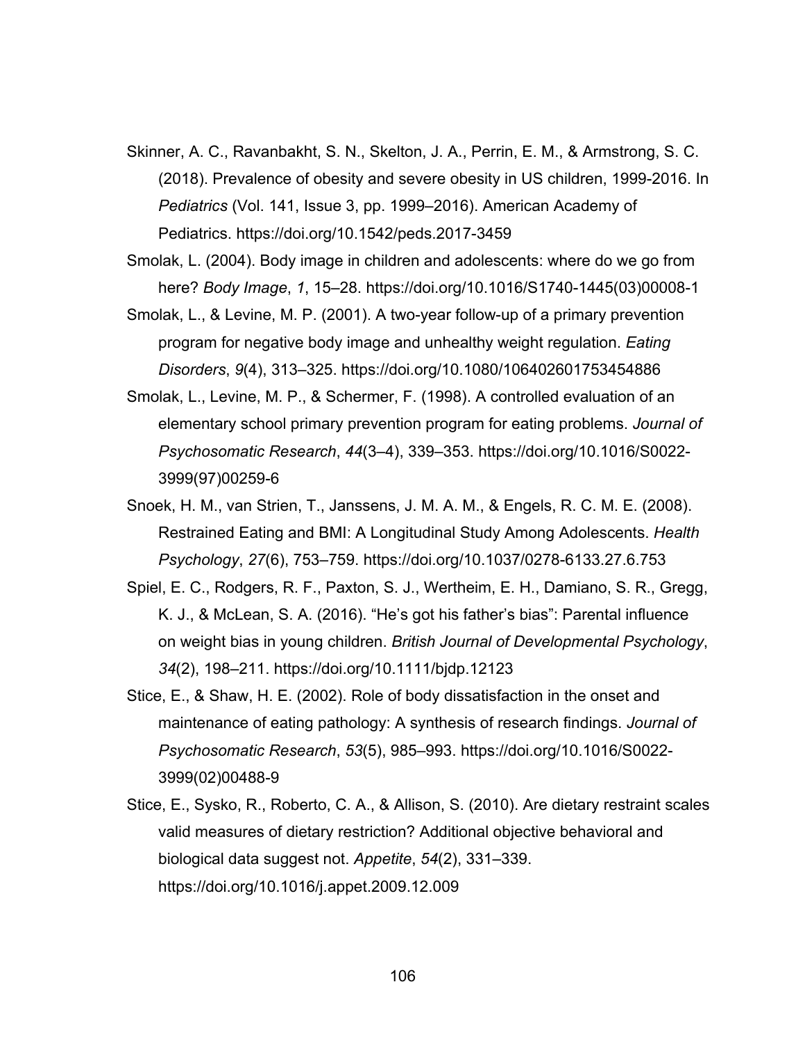Skinner, A. C., Ravanbakht, S. N., Skelton, J. A., Perrin, E. M., & Armstrong, S. C. (2018). Prevalence of obesity and severe obesity in US children, 1999-2016. In *Pediatrics* (Vol. 141, Issue 3, pp. 1999–2016). American Academy of Pediatrics. https://doi.org/10.1542/peds.2017-3459

Smolak, L. (2004). Body image in children and adolescents: where do we go from here? *Body Image*, *1*, 15–28. https://doi.org/10.1016/S1740-1445(03)00008-1

Smolak, L., & Levine, M. P. (2001). A two-year follow-up of a primary prevention program for negative body image and unhealthy weight regulation. *Eating Disorders*, *9*(4), 313–325. https://doi.org/10.1080/106402601753454886

Smolak, L., Levine, M. P., & Schermer, F. (1998). A controlled evaluation of an elementary school primary prevention program for eating problems. *Journal of Psychosomatic Research*, *44*(3–4), 339–353. https://doi.org/10.1016/S0022-3999(97)00259-6

Snoek, H. M., van Strien, T., Janssens, J. M. A. M., & Engels, R. C. M. E. (2008). Restrained Eating and BMI: A Longitudinal Study Among Adolescents. *Health Psychology*, *27*(6), 753–759. https://doi.org/10.1037/0278-6133.27.6.753

Spiel, E. C., Rodgers, R. F., Paxton, S. J., Wertheim, E. H., Damiano, S. R., Gregg, K. J., & McLean, S. A. (2016). "He's got his father's bias": Parental influence on weight bias in young children. *British Journal of Developmental Psychology*, *34*(2), 198–211. https://doi.org/10.1111/bjdp.12123

Stice, E., & Shaw, H. E. (2002). Role of body dissatisfaction in the onset and maintenance of eating pathology: A synthesis of research findings. *Journal of Psychosomatic Research*, *53*(5), 985–993. https://doi.org/10.1016/S0022-3999(02)00488-9

Stice, E., Sysko, R., Roberto, C. A., & Allison, S. (2010). Are dietary restraint scales valid measures of dietary restriction? Additional objective behavioral and biological data suggest not. *Appetite*, *54*(2), 331–339. https://doi.org/10.1016/j.appet.2009.12.009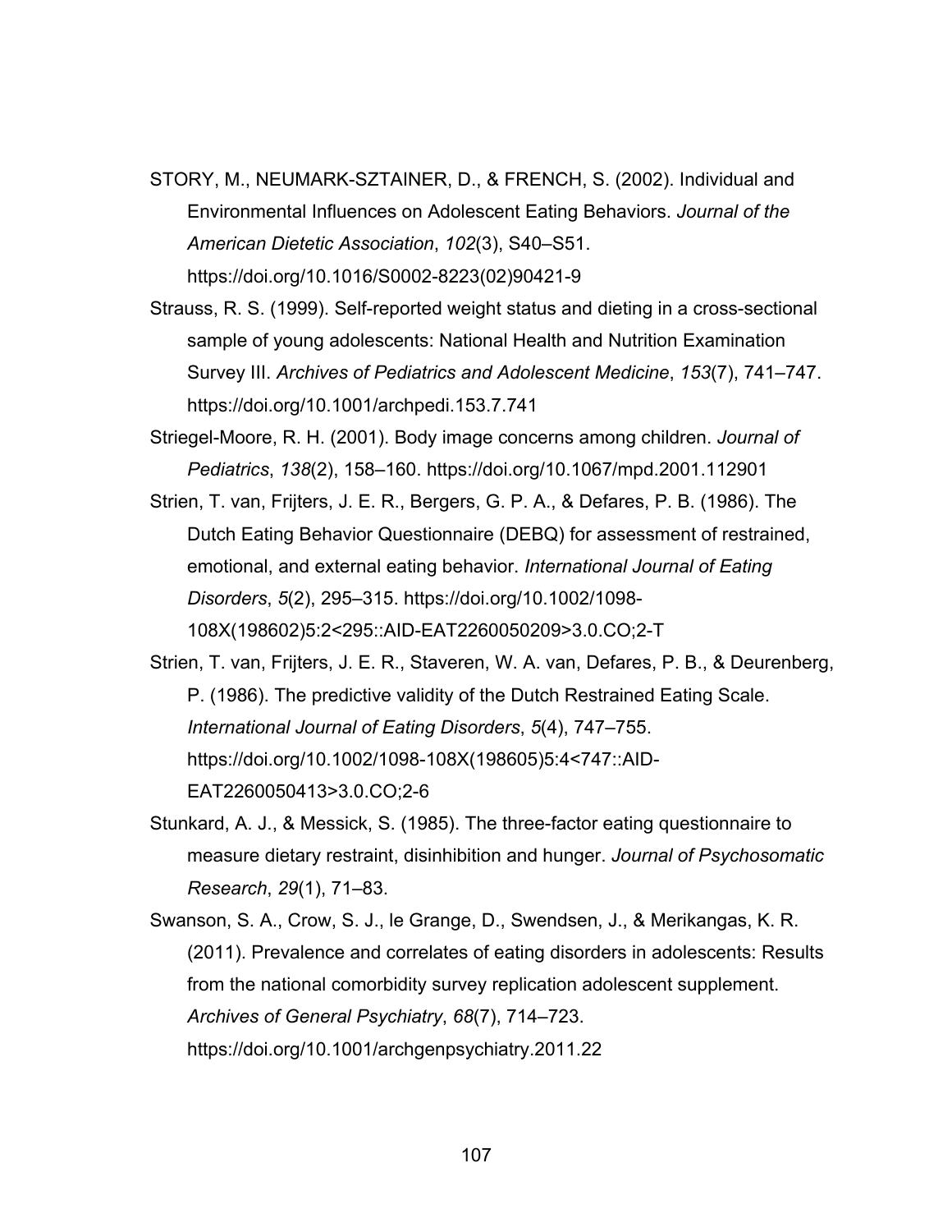STORY, M., NEUMARK-SZTAINER, D., & FRENCH, S. (2002). Individual and Environmental Influences on Adolescent Eating Behaviors. *Journal of the American Dietetic Association*, *102*(3), S40–S51. https://doi.org/10.1016/S0002-8223(02)90421-9

Strauss, R. S. (1999). Self-reported weight status and dieting in a cross-sectional sample of young adolescents: National Health and Nutrition Examination Survey III. *Archives of Pediatrics and Adolescent Medicine*, *153*(7), 741–747. https://doi.org/10.1001/archpedi.153.7.741

Striegel-Moore, R. H. (2001). Body image concerns among children. *Journal of Pediatrics*, *138*(2), 158–160. https://doi.org/10.1067/mpd.2001.112901

Strien, T. van, Frijters, J. E. R., Bergers, G. P. A., & Defares, P. B. (1986). The Dutch Eating Behavior Questionnaire (DEBQ) for assessment of restrained, emotional, and external eating behavior. *International Journal of Eating Disorders*, *5*(2), 295–315. https://doi.org/10.1002/1098-108X(198602)5:2<295::AID-EAT2260050209>3.0.CO;2-T

Strien, T. van, Frijters, J. E. R., Staveren, W. A. van, Defares, P. B., & Deurenberg, P. (1986). The predictive validity of the Dutch Restrained Eating Scale. *International Journal of Eating Disorders*, *5*(4), 747–755. https://doi.org/10.1002/1098-108X(198605)5:4<747::AID-EAT2260050413>3.0.CO;2-6

Stunkard, A. J., & Messick, S. (1985). The three-factor eating questionnaire to measure dietary restraint, disinhibition and hunger. *Journal of Psychosomatic Research*, *29*(1), 71–83.

Swanson, S. A., Crow, S. J., le Grange, D., Swendsen, J., & Merikangas, K. R. (2011). Prevalence and correlates of eating disorders in adolescents: Results from the national comorbidity survey replication adolescent supplement. *Archives of General Psychiatry*, *68*(7), 714–723. https://doi.org/10.1001/archgenpsychiatry.2011.22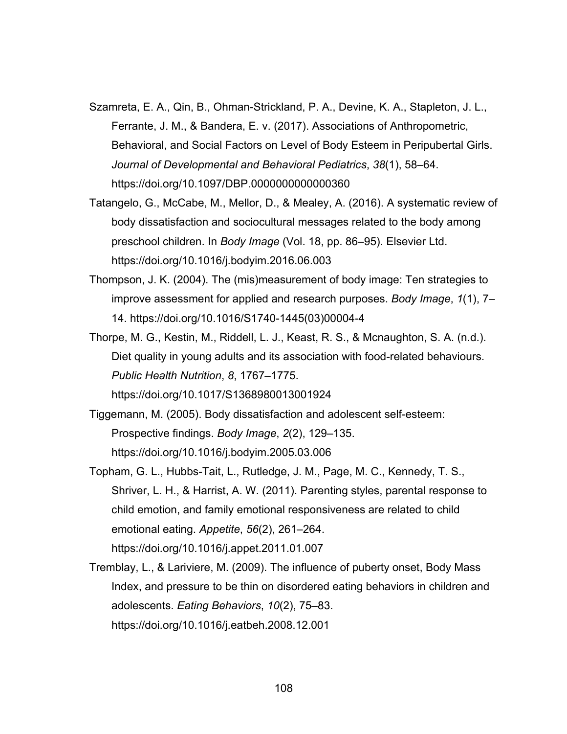Szamreta, E. A., Qin, B., Ohman-Strickland, P. A., Devine, K. A., Stapleton, J. L., Ferrante, J. M., & Bandera, E. v. (2017). Associations of Anthropometric, Behavioral, and Social Factors on Level of Body Esteem in Peripubertal Girls. *Journal of Developmental and Behavioral Pediatrics*, *38*(1), 58–64. https://doi.org/10.1097/DBP.0000000000000360

Tatangelo, G., McCabe, M., Mellor, D., & Mealey, A. (2016). A systematic review of body dissatisfaction and sociocultural messages related to the body among preschool children. In *Body Image* (Vol. 18, pp. 86–95). Elsevier Ltd. https://doi.org/10.1016/j.bodyim.2016.06.003

Thompson, J. K. (2004). The (mis)measurement of body image: Ten strategies to improve assessment for applied and research purposes. *Body Image*, *1*(1), 7–14. https://doi.org/10.1016/S1740-1445(03)00004-4

Thorpe, M. G., Kestin, M., Riddell, L. J., Keast, R. S., & Mcnaughton, S. A. (n.d.). Diet quality in young adults and its association with food-related behaviours. *Public Health Nutrition*, *8*, 1767–1775. https://doi.org/10.1017/S1368980013001924

Tiggemann, M. (2005). Body dissatisfaction and adolescent self-esteem: Prospective findings. *Body Image*, *2*(2), 129–135. https://doi.org/10.1016/j.bodyim.2005.03.006

Topham, G. L., Hubbs-Tait, L., Rutledge, J. M., Page, M. C., Kennedy, T. S., Shriver, L. H., & Harrist, A. W. (2011). Parenting styles, parental response to child emotion, and family emotional responsiveness are related to child emotional eating. *Appetite*, *56*(2), 261–264. https://doi.org/10.1016/j.appet.2011.01.007

Tremblay, L., & Lariviere, M. (2009). The influence of puberty onset, Body Mass Index, and pressure to be thin on disordered eating behaviors in children and adolescents. *Eating Behaviors*, *10*(2), 75–83. https://doi.org/10.1016/j.eatbeh.2008.12.001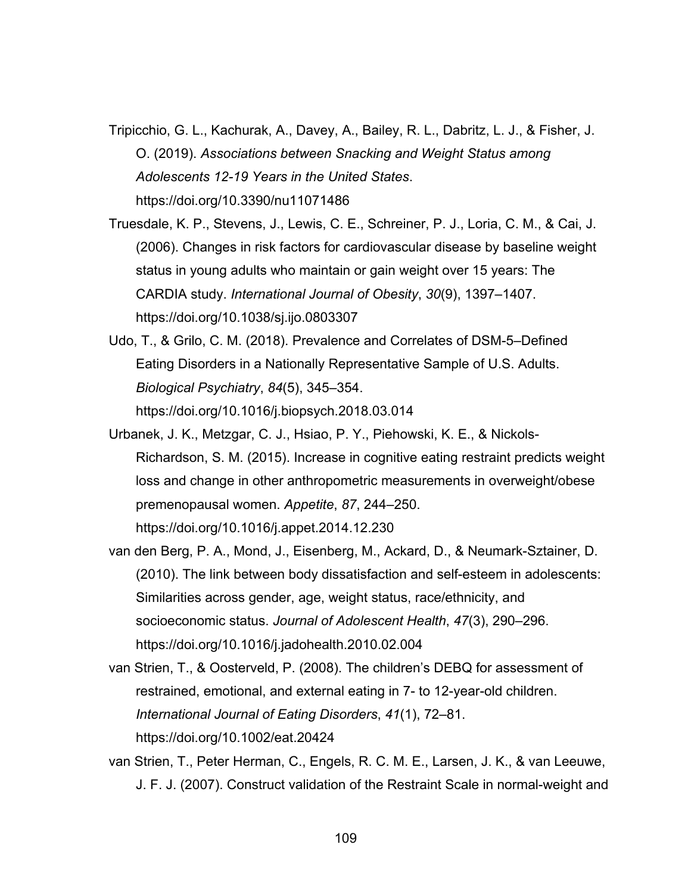Tripicchio, G. L., Kachurak, A., Davey, A., Bailey, R. L., Dabritz, L. J., & Fisher, J. O. (2019). *Associations between Snacking and Weight Status among Adolescents 12-19 Years in the United States*. https://doi.org/10.3390/nu11071486

Truesdale, K. P., Stevens, J., Lewis, C. E., Schreiner, P. J., Loria, C. M., & Cai, J. (2006). Changes in risk factors for cardiovascular disease by baseline weight status in young adults who maintain or gain weight over 15 years: The CARDIA study. *International Journal of Obesity*, *30*(9), 1397–1407. https://doi.org/10.1038/sj.ijo.0803307

Udo, T., & Grilo, C. M. (2018). Prevalence and Correlates of DSM-5–Defined Eating Disorders in a Nationally Representative Sample of U.S. Adults. *Biological Psychiatry*, *84*(5), 345–354. https://doi.org/10.1016/j.biopsych.2018.03.014

Urbanek, J. K., Metzgar, C. J., Hsiao, P. Y., Piehowski, K. E., & Nickols-Richardson, S. M. (2015). Increase in cognitive eating restraint predicts weight loss and change in other anthropometric measurements in overweight/obese premenopausal women. *Appetite*, *87*, 244–250. https://doi.org/10.1016/j.appet.2014.12.230

van den Berg, P. A., Mond, J., Eisenberg, M., Ackard, D., & Neumark-Sztainer, D. (2010). The link between body dissatisfaction and self-esteem in adolescents: Similarities across gender, age, weight status, race/ethnicity, and socioeconomic status. *Journal of Adolescent Health*, *47*(3), 290–296. https://doi.org/10.1016/j.jadohealth.2010.02.004

van Strien, T., & Oosterveld, P. (2008). The children's DEBQ for assessment of restrained, emotional, and external eating in 7- to 12-year-old children. *International Journal of Eating Disorders*, *41*(1), 72–81. https://doi.org/10.1002/eat.20424

van Strien, T., Peter Herman, C., Engels, R. C. M. E., Larsen, J. K., & van Leeuwe, J. F. J. (2007). Construct validation of the Restraint Scale in normal-weight and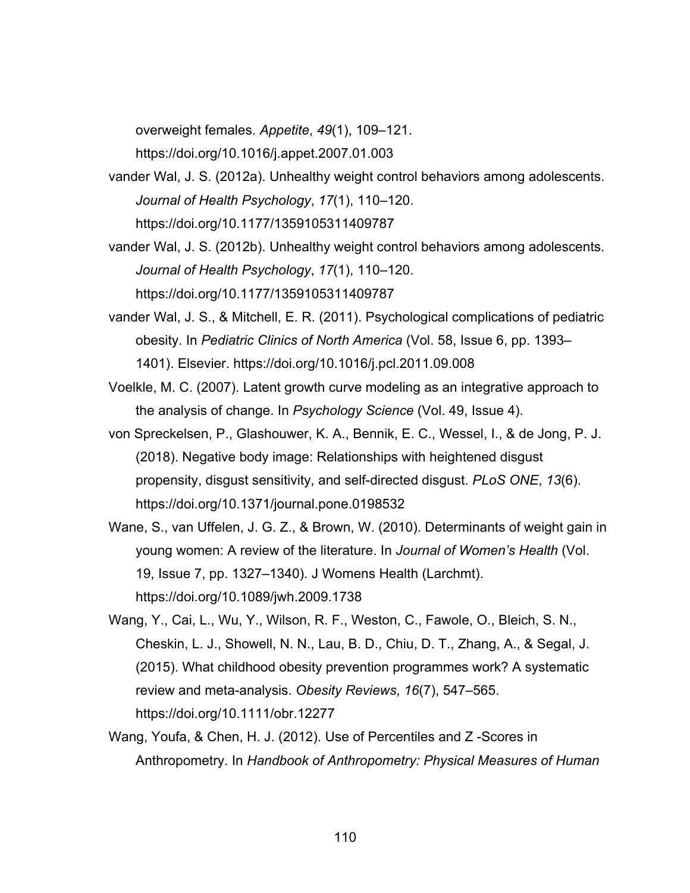overweight females. *Appetite*, *49*(1), 109–121. https://doi.org/10.1016/j.appet.2007.01.003

vander Wal, J. S. (2012a). Unhealthy weight control behaviors among adolescents. *Journal of Health Psychology*, *17*(1), 110–120. https://doi.org/10.1177/1359105311409787

vander Wal, J. S. (2012b). Unhealthy weight control behaviors among adolescents. *Journal of Health Psychology*, *17*(1), 110–120. https://doi.org/10.1177/1359105311409787

vander Wal, J. S., & Mitchell, E. R. (2011). Psychological complications of pediatric obesity. In *Pediatric Clinics of North America* (Vol. 58, Issue 6, pp. 1393–1401). Elsevier. https://doi.org/10.1016/j.pcl.2011.09.008

Voelkle, M. C. (2007). Latent growth curve modeling as an integrative approach to the analysis of change. In *Psychology Science* (Vol. 49, Issue 4).

von Spreckelsen, P., Glashouwer, K. A., Bennik, E. C., Wessel, I., & de Jong, P. J. (2018). Negative body image: Relationships with heightened disgust propensity, disgust sensitivity, and self-directed disgust. *PLoS ONE*, *13*(6). https://doi.org/10.1371/journal.pone.0198532

Wane, S., van Uffelen, J. G. Z., & Brown, W. (2010). Determinants of weight gain in young women: A review of the literature. In *Journal of Women's Health* (Vol. 19, Issue 7, pp. 1327–1340). J Womens Health (Larchmt). https://doi.org/10.1089/jwh.2009.1738

Wang, Y., Cai, L., Wu, Y., Wilson, R. F., Weston, C., Fawole, O., Bleich, S. N., Cheskin, L. J., Showell, N. N., Lau, B. D., Chiu, D. T., Zhang, A., & Segal, J. (2015). What childhood obesity prevention programmes work? A systematic review and meta-analysis. *Obesity Reviews*, *16*(7), 547–565. https://doi.org/10.1111/obr.12277

Wang, Youfa, & Chen, H. J. (2012). Use of Percentiles and Z -Scores in Anthropometry. In *Handbook of Anthropometry: Physical Measures of Human*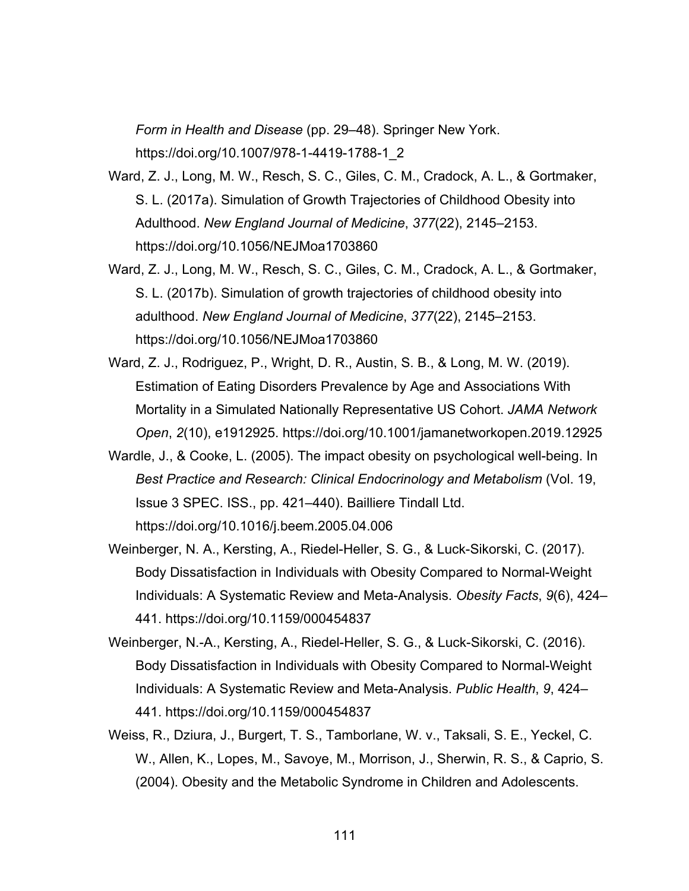*Form in Health and Disease* (pp. 29–48). Springer New York. https://doi.org/10.1007/978-1-4419-1788-1_2

Ward, Z. J., Long, M. W., Resch, S. C., Giles, C. M., Cradock, A. L., & Gortmaker, S. L. (2017a). Simulation of Growth Trajectories of Childhood Obesity into Adulthood. *New England Journal of Medicine*, *377*(22), 2145–2153. https://doi.org/10.1056/NEJMoa1703860

Ward, Z. J., Long, M. W., Resch, S. C., Giles, C. M., Cradock, A. L., & Gortmaker, S. L. (2017b). Simulation of growth trajectories of childhood obesity into adulthood. *New England Journal of Medicine*, *377*(22), 2145–2153. https://doi.org/10.1056/NEJMoa1703860

Ward, Z. J., Rodriguez, P., Wright, D. R., Austin, S. B., & Long, M. W. (2019). Estimation of Eating Disorders Prevalence by Age and Associations With Mortality in a Simulated Nationally Representative US Cohort. *JAMA Network Open*, *2*(10), e1912925. https://doi.org/10.1001/jamanetworkopen.2019.12925

Wardle, J., & Cooke, L. (2005). The impact obesity on psychological well-being. In *Best Practice and Research: Clinical Endocrinology and Metabolism* (Vol. 19, Issue 3 SPEC. ISS., pp. 421–440). Bailliere Tindall Ltd. https://doi.org/10.1016/j.beem.2005.04.006

Weinberger, N. A., Kersting, A., Riedel-Heller, S. G., & Luck-Sikorski, C. (2017). Body Dissatisfaction in Individuals with Obesity Compared to Normal-Weight Individuals: A Systematic Review and Meta-Analysis. *Obesity Facts*, *9*(6), 424–441. https://doi.org/10.1159/000454837

Weinberger, N.-A., Kersting, A., Riedel-Heller, S. G., & Luck-Sikorski, C. (2016). Body Dissatisfaction in Individuals with Obesity Compared to Normal-Weight Individuals: A Systematic Review and Meta-Analysis. *Public Health*, *9*, 424–441. https://doi.org/10.1159/000454837

Weiss, R., Dziura, J., Burgert, T. S., Tamborlane, W. v., Taksali, S. E., Yeckel, C. W., Allen, K., Lopes, M., Savoye, M., Morrison, J., Sherwin, R. S., & Caprio, S. (2004). Obesity and the Metabolic Syndrome in Children and Adolescents.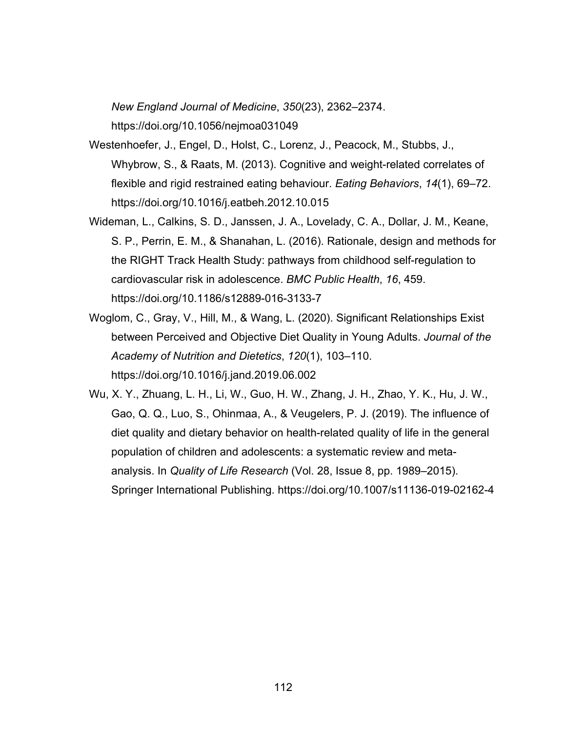*New England Journal of Medicine*, *350*(23), 2362–2374. https://doi.org/10.1056/nejmoa031049

Westenhoefer, J., Engel, D., Holst, C., Lorenz, J., Peacock, M., Stubbs, J., Whybrow, S., & Raats, M. (2013). Cognitive and weight-related correlates of flexible and rigid restrained eating behaviour. *Eating Behaviors*, *14*(1), 69–72. https://doi.org/10.1016/j.eatbeh.2012.10.015

Wideman, L., Calkins, S. D., Janssen, J. A., Lovelady, C. A., Dollar, J. M., Keane, S. P., Perrin, E. M., & Shanahan, L. (2016). Rationale, design and methods for the RIGHT Track Health Study: pathways from childhood self-regulation to cardiovascular risk in adolescence. *BMC Public Health*, *16*, 459. https://doi.org/10.1186/s12889-016-3133-7

Woglom, C., Gray, V., Hill, M., & Wang, L. (2020). Significant Relationships Exist between Perceived and Objective Diet Quality in Young Adults. *Journal of the Academy of Nutrition and Dietetics*, *120*(1), 103–110. https://doi.org/10.1016/j.jand.2019.06.002

Wu, X. Y., Zhuang, L. H., Li, W., Guo, H. W., Zhang, J. H., Zhao, Y. K., Hu, J. W., Gao, Q. Q., Luo, S., Ohinmaa, A., & Veugelers, P. J. (2019). The influence of diet quality and dietary behavior on health-related quality of life in the general population of children and adolescents: a systematic review and meta-analysis. In *Quality of Life Research* (Vol. 28, Issue 8, pp. 1989–2015). Springer International Publishing. https://doi.org/10.1007/s11136-019-02162-4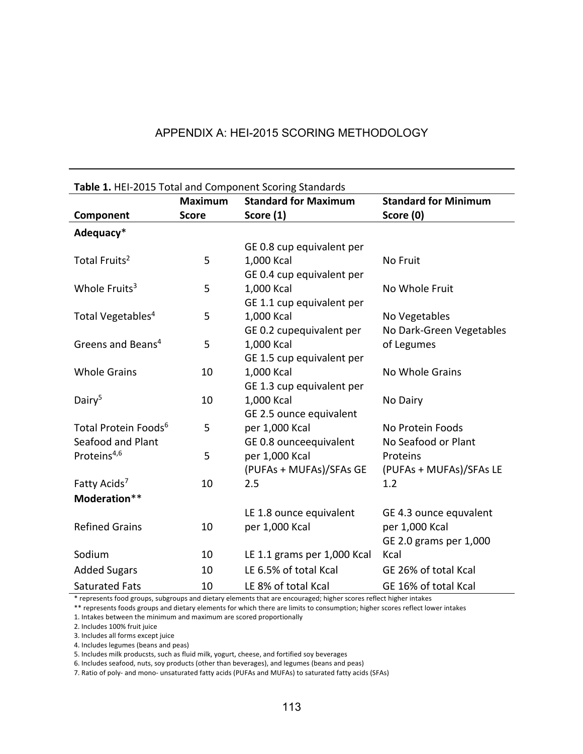## APPENDIX A: HEI-2015 SCORING METHODOLOGY

**Table 1.** HEI-2015 Total and Component Scoring Standards

| Component | Maximum Score | Standard for Maximum Score (1) | Standard for Minimum Score (0) |
|---|---|---|---|
| **Adequacy*** | | | |
| Total Fruits[2] | 5 | GE 0.8 cup equivalent per 1,000 Kcal | No Fruit |
| Whole Fruits[3] | 5 | GE 0.4 cup equivalent per 1,000 Kcal | No Whole Fruit |
| Total Vegetables[4] | 5 | GE 1.1 cup equivalent per 1,000 Kcal | No Vegetables |
| Greens and Beans[4] | 5 | GE 0.2 cupequivalent per 1,000 Kcal | No Dark-Green Vegetables of Legumes |
| Whole Grains | 10 | GE 1.5 cup equivalent per 1,000 Kcal | No Whole Grains |
| Dairy[5] | 10 | GE 1.3 cup equivalent per 1,000 Kcal | No Dairy |
| Total Protein Foods[6] | 5 | GE 2.5 ounce equivalent per 1,000 Kcal | No Protein Foods |
| Seafood and Plant Proteins[4,6] | 5 | GE 0.8 ounceequivalent per 1,000 Kcal | No Seafood or Plant Proteins |
| Fatty Acids[7] | 10 | (PUFAs + MUFAs)/SFAs GE 2.5 | (PUFAs + MUFAs)/SFAs LE 1.2 |
| **Moderation**** | | | |
| Refined Grains | 10 | LE 1.8 ounce equivalent per 1,000 Kcal | GE 4.3 ounce equvalent per 1,000 Kcal |
| Sodium | 10 | LE 1.1 grams per 1,000 Kcal | GE 2.0 grams per 1,000 Kcal |
| Added Sugars | 10 | LE 6.5% of total Kcal | GE 26% of total Kcal |
| Saturated Fats | 10 | LE 8% of total Kcal | GE 16% of total Kcal |

\* represents food groups, subgroups and dietary elements that are encouraged; higher scores reflect higher intakes

\*\* represents foods groups and dietary elements for which there are limits to consumption; higher scores reflect lower intakes

1. Intakes between the minimum and maximum are scored proportionally
2. Includes 100% fruit juice
3. Includes all forms except juice
4. Includes legumes (beans and peas)
5. Includes milk producsts, such as fluid milk, yogurt, cheese, and fortified soy beverages
6. Includes seafood, nuts, soy products (other than beverages), and legumes (beans and peas)
7. Ratio of poly- and mono- unsaturated fatty acids (PUFAs and MUFAs) to saturated fatty acids (SFAs)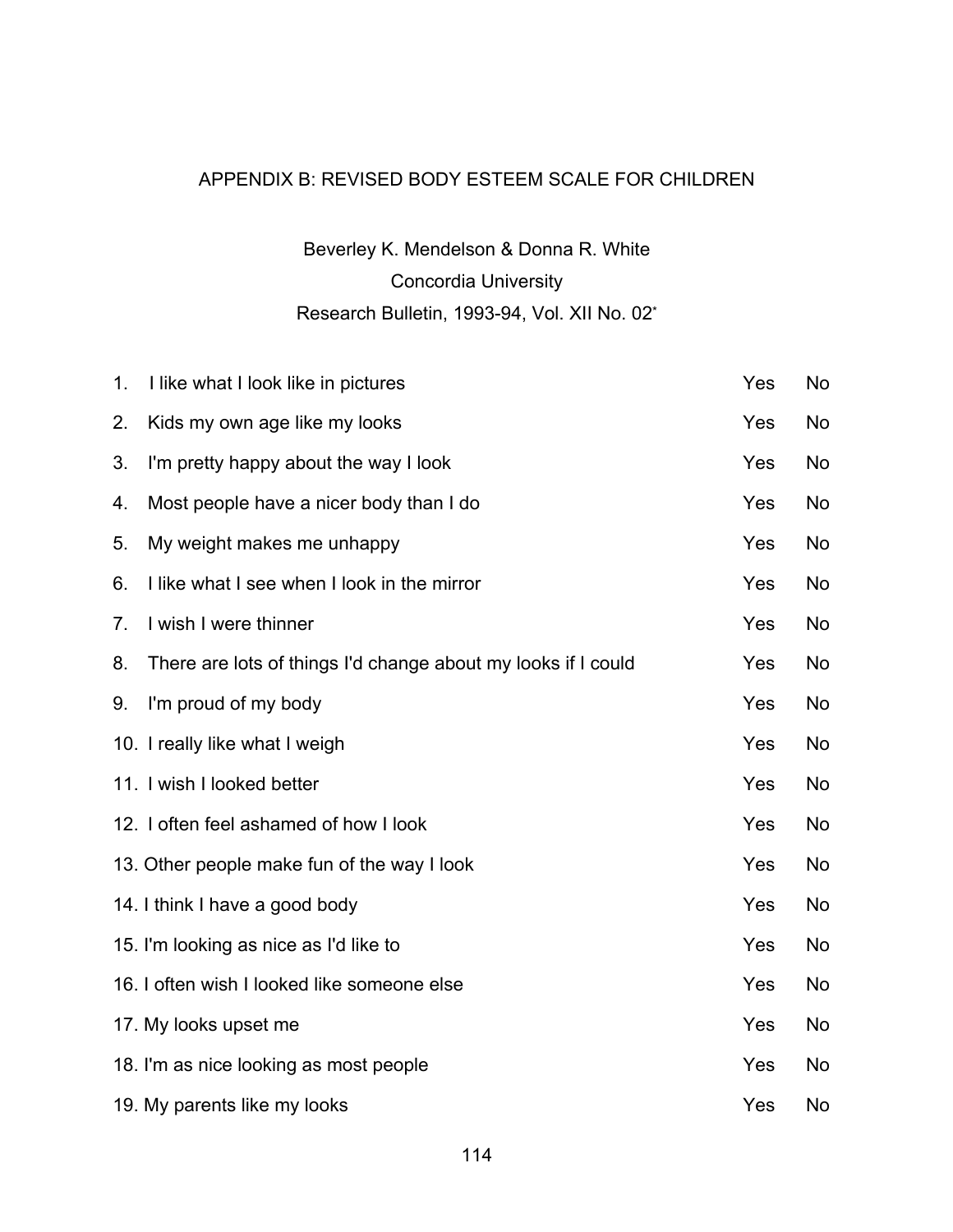# APPENDIX B: REVISED BODY ESTEEM SCALE FOR CHILDREN

Beverley K. Mendelson & Donna R. White
Concordia University
Research Bulletin, 1993-94, Vol. XII No. 02*

| | | | |
|---|---|---|---|
| 1. | I like what I look like in pictures | Yes | No |
| 2. | Kids my own age like my looks | Yes | No |
| 3. | I'm pretty happy about the way I look | Yes | No |
| 4. | Most people have a nicer body than I do | Yes | No |
| 5. | My weight makes me unhappy | Yes | No |
| 6. | I like what I see when I look in the mirror | Yes | No |
| 7. | I wish I were thinner | Yes | No |
| 8. | There are lots of things I'd change about my looks if I could | Yes | No |
| 9. | I'm proud of my body | Yes | No |
| 10. | I really like what I weigh | Yes | No |
| 11. | I wish I looked better | Yes | No |
| 12. | I often feel ashamed of how I look | Yes | No |
| 13. | Other people make fun of the way I look | Yes | No |
| 14. | I think I have a good body | Yes | No |
| 15. | I'm looking as nice as I'd like to | Yes | No |
| 16. | I often wish I looked like someone else | Yes | No |
| 17. | My looks upset me | Yes | No |
| 18. | I'm as nice looking as most people | Yes | No |
| 19. | My parents like my looks | Yes | No |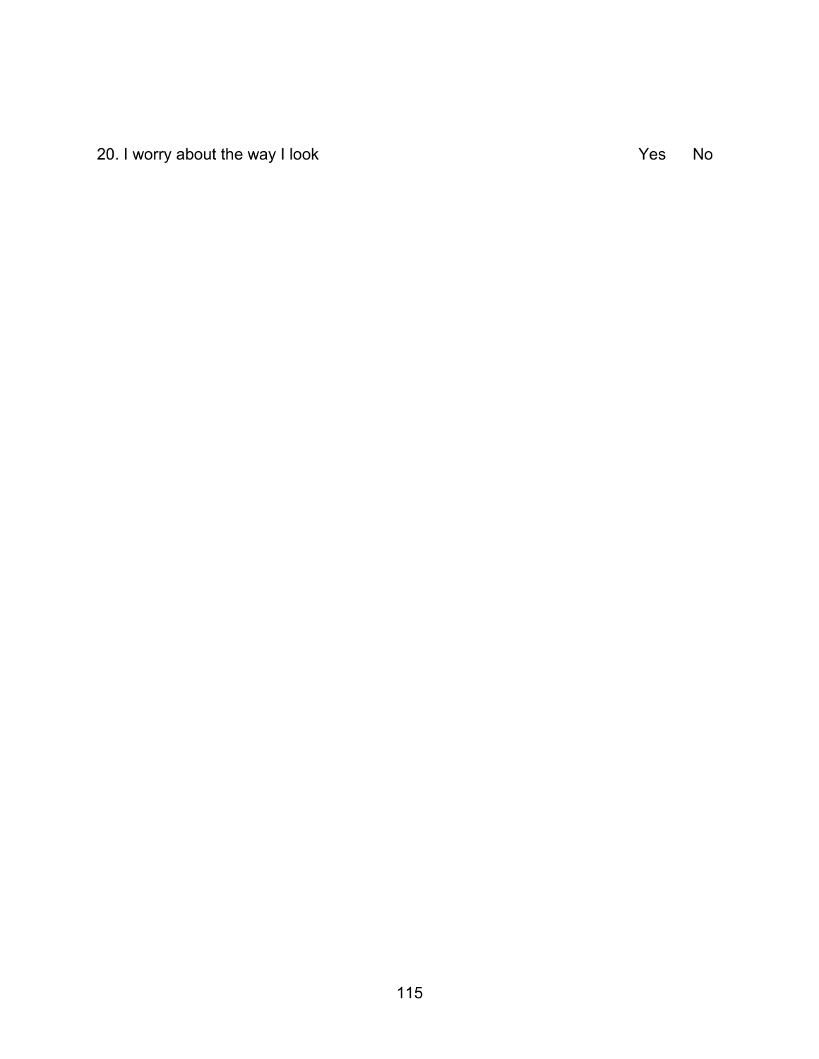20. I worry about the way I look Yes No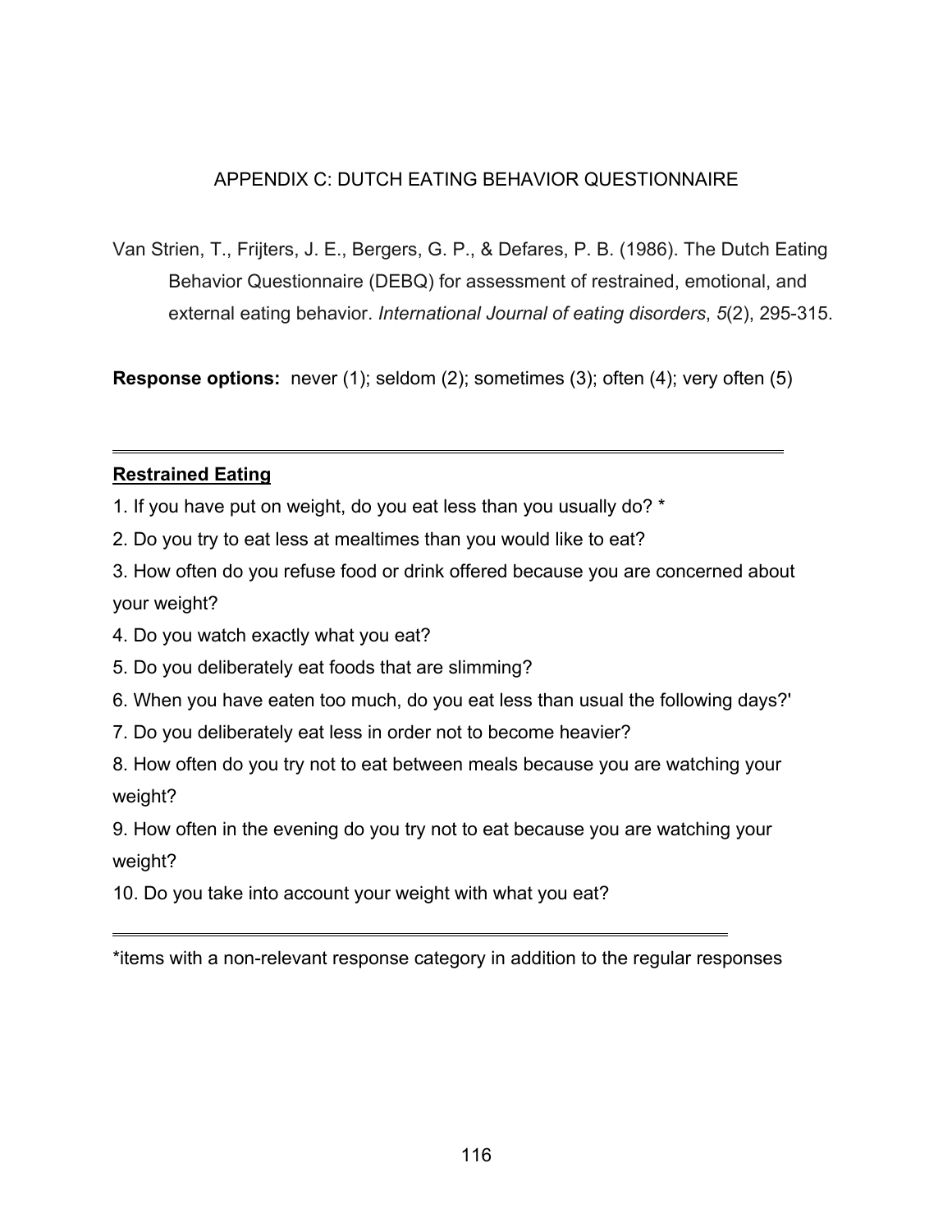# APPENDIX C: DUTCH EATING BEHAVIOR QUESTIONNAIRE

Van Strien, T., Frijters, J. E., Bergers, G. P., & Defares, P. B. (1986). The Dutch Eating Behavior Questionnaire (DEBQ) for assessment of restrained, emotional, and external eating behavior. *International Journal of eating disorders*, *5*(2), 295-315.

**Response options:** never (1); seldom (2); sometimes (3); often (4); very often (5)

---

**Restrained Eating**

1. If you have put on weight, do you eat less than you usually do? *
2. Do you try to eat less at mealtimes than you would like to eat?
3. How often do you refuse food or drink offered because you are concerned about your weight?
4. Do you watch exactly what you eat?
5. Do you deliberately eat foods that are slimming?
6. When you have eaten too much, do you eat less than usual the following days?'
7. Do you deliberately eat less in order not to become heavier?
8. How often do you try not to eat between meals because you are watching your weight?
9. How often in the evening do you try not to eat because you are watching your weight?
10. Do you take into account your weight with what you eat?

---

*items with a non-relevant response category in addition to the regular responses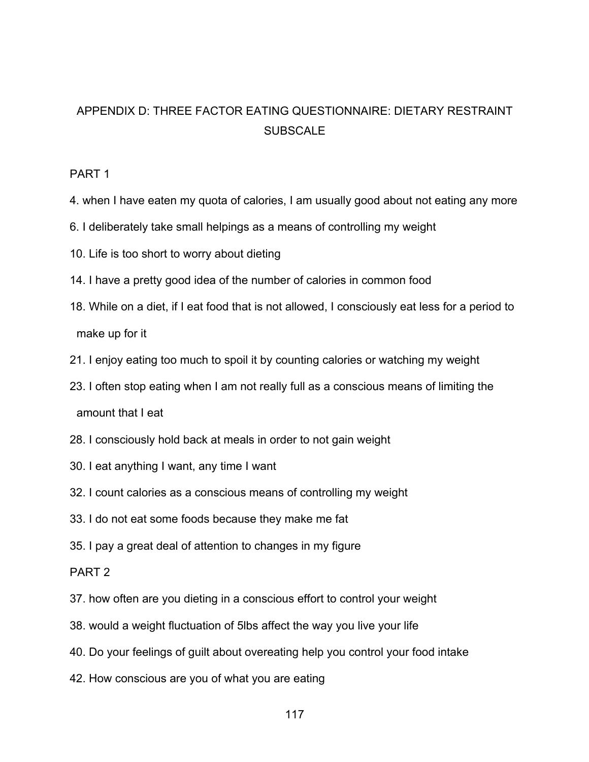# APPENDIX D: THREE FACTOR EATING QUESTIONNAIRE: DIETARY RESTRAINT SUBSCALE

PART 1

4. when I have eaten my quota of calories, I am usually good about not eating any more
6. I deliberately take small helpings as a means of controlling my weight
10. Life is too short to worry about dieting
14. I have a pretty good idea of the number of calories in common food
18. While on a diet, if I eat food that is not allowed, I consciously eat less for a period to make up for it
21. I enjoy eating too much to spoil it by counting calories or watching my weight
23. I often stop eating when I am not really full as a conscious means of limiting the amount that I eat
28. I consciously hold back at meals in order to not gain weight
30. I eat anything I want, any time I want
32. I count calories as a conscious means of controlling my weight
33. I do not eat some foods because they make me fat
35. I pay a great deal of attention to changes in my figure

PART 2

37. how often are you dieting in a conscious effort to control your weight
38. would a weight fluctuation of 5lbs affect the way you live your life
40. Do your feelings of guilt about overeating help you control your food intake
42. How conscious are you of what you are eating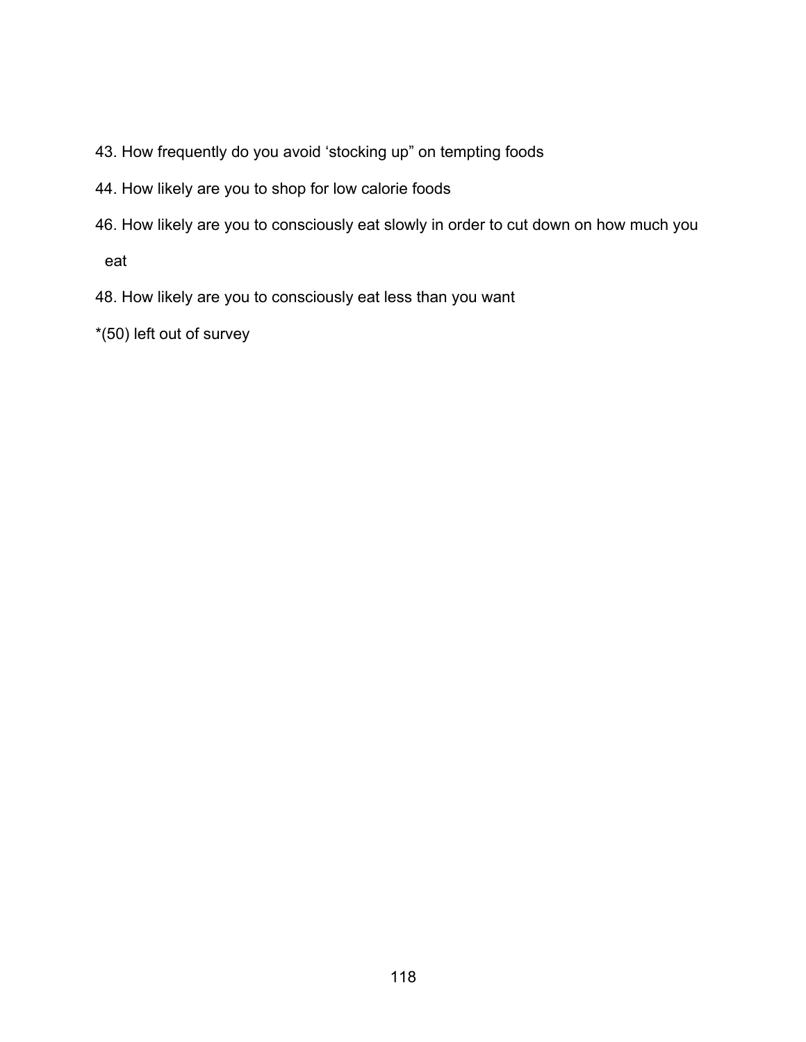43. How frequently do you avoid ‘stocking up” on tempting foods

44. How likely are you to shop for low calorie foods

46. How likely are you to consciously eat slowly in order to cut down on how much you eat

48. How likely are you to consciously eat less than you want

*(50) left out of survey